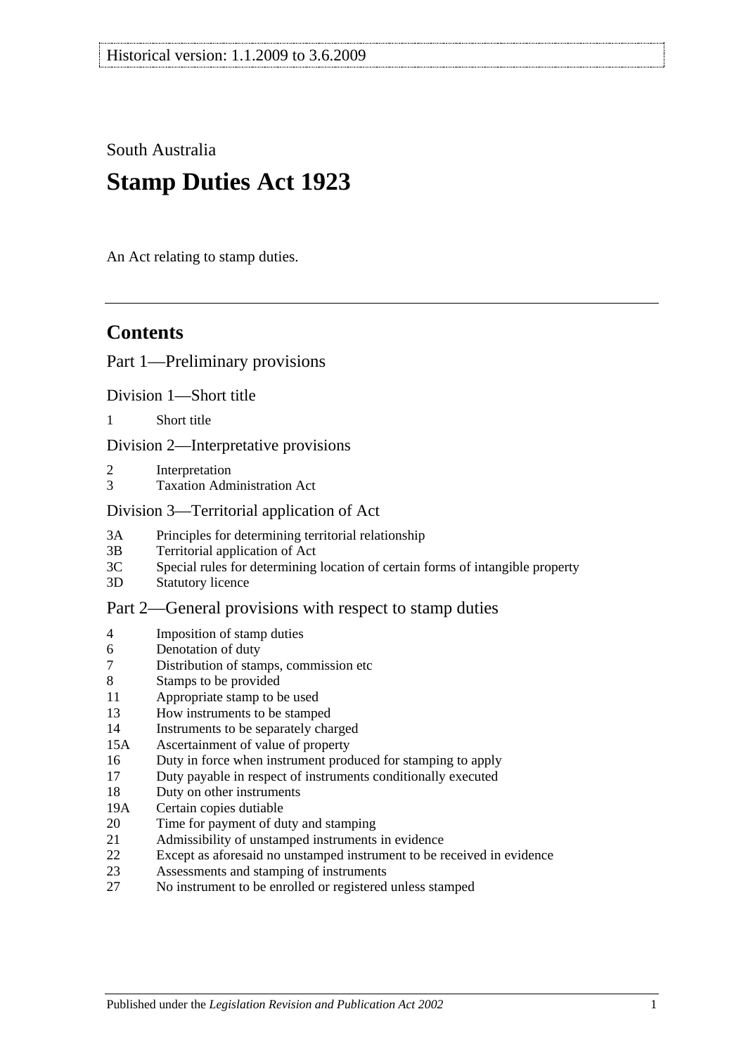Historical version: 1.1.2009 to 3.6.2009

South Australia

# Stamp Duties Act 1923

An Act relating to stamp duties.

## Contents

Part 1—Preliminary provisions

Division 1—Short title

1 Short title

Division 2—Interpretative provisions

2 Interpretation
3 Taxation Administration Act

Division 3—Territorial application of Act

3A Principles for determining territorial relationship
3B Territorial application of Act
3C Special rules for determining location of certain forms of intangible property
3D Statutory licence

Part 2—General provisions with respect to stamp duties

4 Imposition of stamp duties
6 Denotation of duty
7 Distribution of stamps, commission etc
8 Stamps to be provided
11 Appropriate stamp to be used
13 How instruments to be stamped
14 Instruments to be separately charged
15A Ascertainment of value of property
16 Duty in force when instrument produced for stamping to apply
17 Duty payable in respect of instruments conditionally executed
18 Duty on other instruments
19A Certain copies dutiable
20 Time for payment of duty and stamping
21 Admissibility of unstamped instruments in evidence
22 Except as aforesaid no unstamped instrument to be received in evidence
23 Assessments and stamping of instruments
27 No instrument to be enrolled or registered unless stamped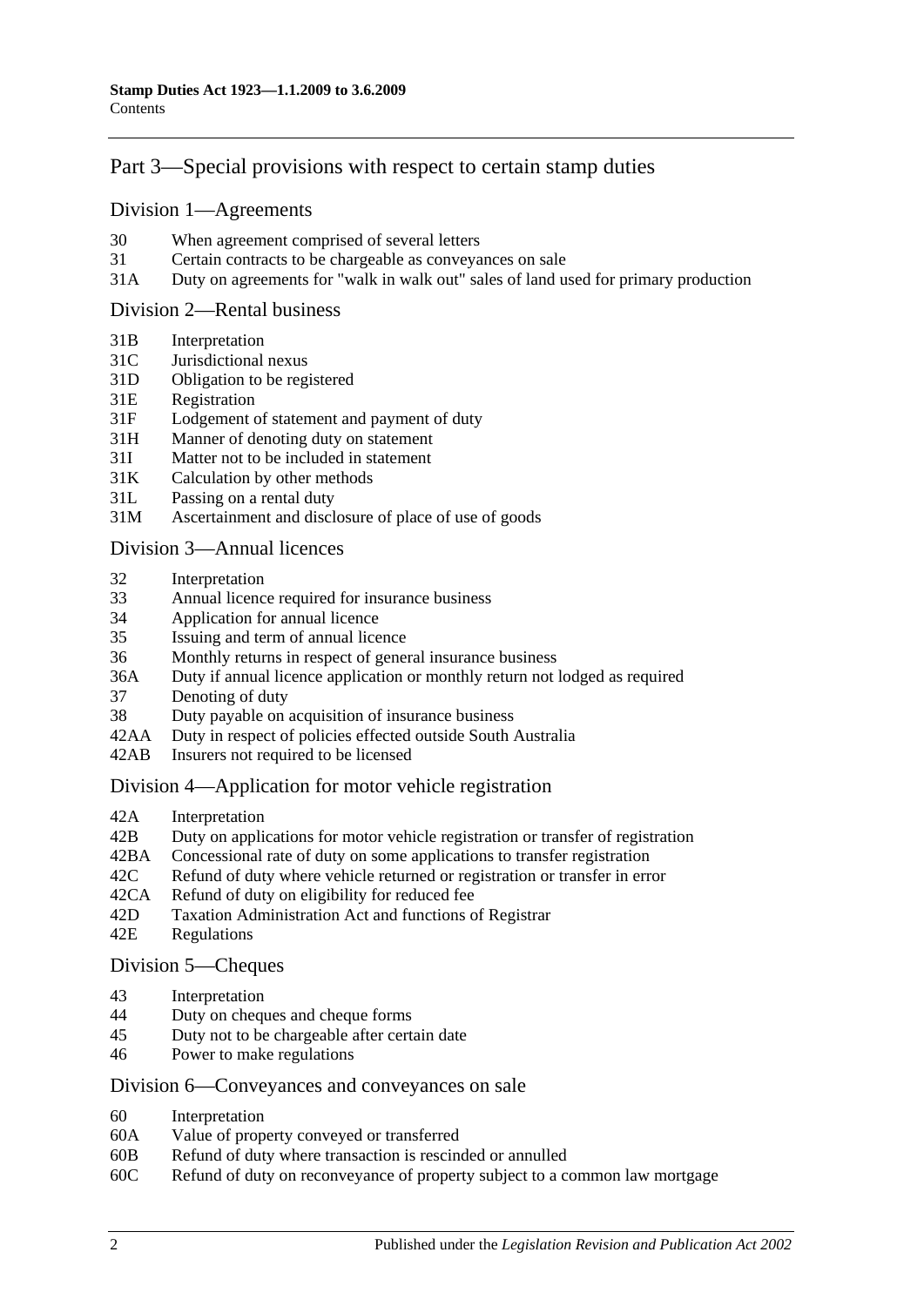## Part 3—Special provisions with respect to certain stamp duties

### Division 1—Agreements

30 When agreement comprised of several letters
31 Certain contracts to be chargeable as conveyances on sale
31A Duty on agreements for "walk in walk out" sales of land used for primary production

### Division 2—Rental business

31B Interpretation
31C Jurisdictional nexus
31D Obligation to be registered
31E Registration
31F Lodgement of statement and payment of duty
31H Manner of denoting duty on statement
31I Matter not to be included in statement
31K Calculation by other methods
31L Passing on a rental duty
31M Ascertainment and disclosure of place of use of goods

### Division 3—Annual licences

32 Interpretation
33 Annual licence required for insurance business
34 Application for annual licence
35 Issuing and term of annual licence
36 Monthly returns in respect of general insurance business
36A Duty if annual licence application or monthly return not lodged as required
37 Denoting of duty
38 Duty payable on acquisition of insurance business
42AA Duty in respect of policies effected outside South Australia
42AB Insurers not required to be licensed

### Division 4—Application for motor vehicle registration

42A Interpretation
42B Duty on applications for motor vehicle registration or transfer of registration
42BA Concessional rate of duty on some applications to transfer registration
42C Refund of duty where vehicle returned or registration or transfer in error
42CA Refund of duty on eligibility for reduced fee
42D Taxation Administration Act and functions of Registrar
42E Regulations

### Division 5—Cheques

43 Interpretation
44 Duty on cheques and cheque forms
45 Duty not to be chargeable after certain date
46 Power to make regulations

### Division 6—Conveyances and conveyances on sale

60 Interpretation
60A Value of property conveyed or transferred
60B Refund of duty where transaction is rescinded or annulled
60C Refund of duty on reconveyance of property subject to a common law mortgage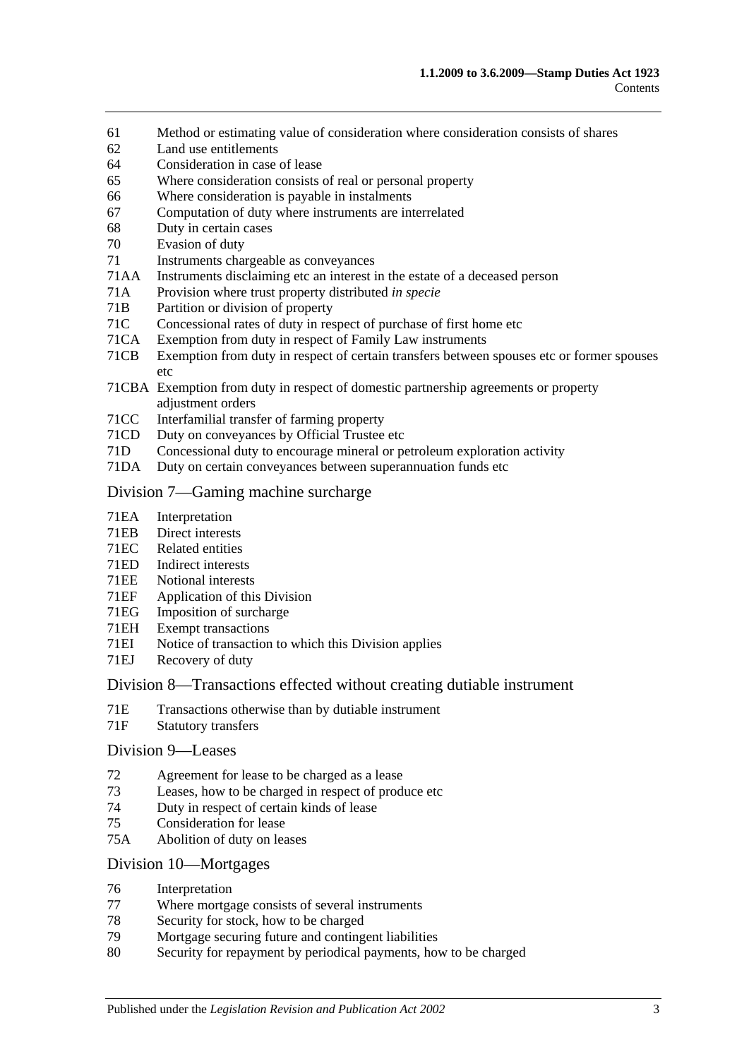61 Method or estimating value of consideration where consideration consists of shares
62 Land use entitlements
64 Consideration in case of lease
65 Where consideration consists of real or personal property
66 Where consideration is payable in instalments
67 Computation of duty where instruments are interrelated
68 Duty in certain cases
70 Evasion of duty
71 Instruments chargeable as conveyances
71AA Instruments disclaiming etc an interest in the estate of a deceased person
71A Provision where trust property distributed *in specie*
71B Partition or division of property
71C Concessional rates of duty in respect of purchase of first home etc
71CA Exemption from duty in respect of Family Law instruments
71CB Exemption from duty in respect of certain transfers between spouses etc or former spouses etc
71CBA Exemption from duty in respect of domestic partnership agreements or property adjustment orders
71CC Interfamilial transfer of farming property
71CD Duty on conveyances by Official Trustee etc
71D Concessional duty to encourage mineral or petroleum exploration activity
71DA Duty on certain conveyances between superannuation funds etc

## Division 7—Gaming machine surcharge

71EA Interpretation
71EB Direct interests
71EC Related entities
71ED Indirect interests
71EE Notional interests
71EF Application of this Division
71EG Imposition of surcharge
71EH Exempt transactions
71EI Notice of transaction to which this Division applies
71EJ Recovery of duty

## Division 8—Transactions effected without creating dutiable instrument

71E Transactions otherwise than by dutiable instrument
71F Statutory transfers

## Division 9—Leases

72 Agreement for lease to be charged as a lease
73 Leases, how to be charged in respect of produce etc
74 Duty in respect of certain kinds of lease
75 Consideration for lease
75A Abolition of duty on leases

## Division 10—Mortgages

76 Interpretation
77 Where mortgage consists of several instruments
78 Security for stock, how to be charged
79 Mortgage securing future and contingent liabilities
80 Security for repayment by periodical payments, how to be charged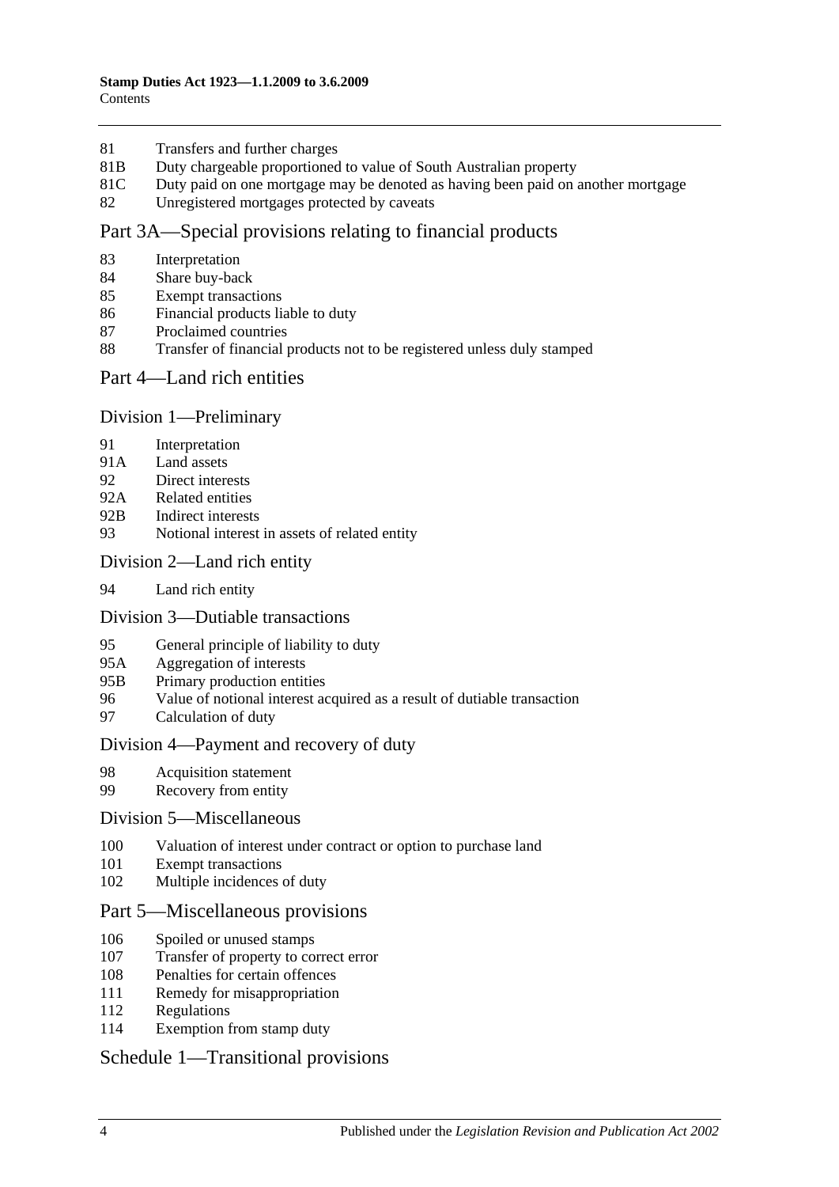81 Transfers and further charges
81B Duty chargeable proportioned to value of South Australian property
81C Duty paid on one mortgage may be denoted as having been paid on another mortgage
82 Unregistered mortgages protected by caveats

## Part 3A—Special provisions relating to financial products

83 Interpretation
84 Share buy-back
85 Exempt transactions
86 Financial products liable to duty
87 Proclaimed countries
88 Transfer of financial products not to be registered unless duly stamped

## Part 4—Land rich entities

### Division 1—Preliminary

91 Interpretation
91A Land assets
92 Direct interests
92A Related entities
92B Indirect interests
93 Notional interest in assets of related entity

### Division 2—Land rich entity

94 Land rich entity

### Division 3—Dutiable transactions

95 General principle of liability to duty
95A Aggregation of interests
95B Primary production entities
96 Value of notional interest acquired as a result of dutiable transaction
97 Calculation of duty

### Division 4—Payment and recovery of duty

98 Acquisition statement
99 Recovery from entity

### Division 5—Miscellaneous

100 Valuation of interest under contract or option to purchase land
101 Exempt transactions
102 Multiple incidences of duty

## Part 5—Miscellaneous provisions

106 Spoiled or unused stamps
107 Transfer of property to correct error
108 Penalties for certain offences
111 Remedy for misappropriation
112 Regulations
114 Exemption from stamp duty

## Schedule 1—Transitional provisions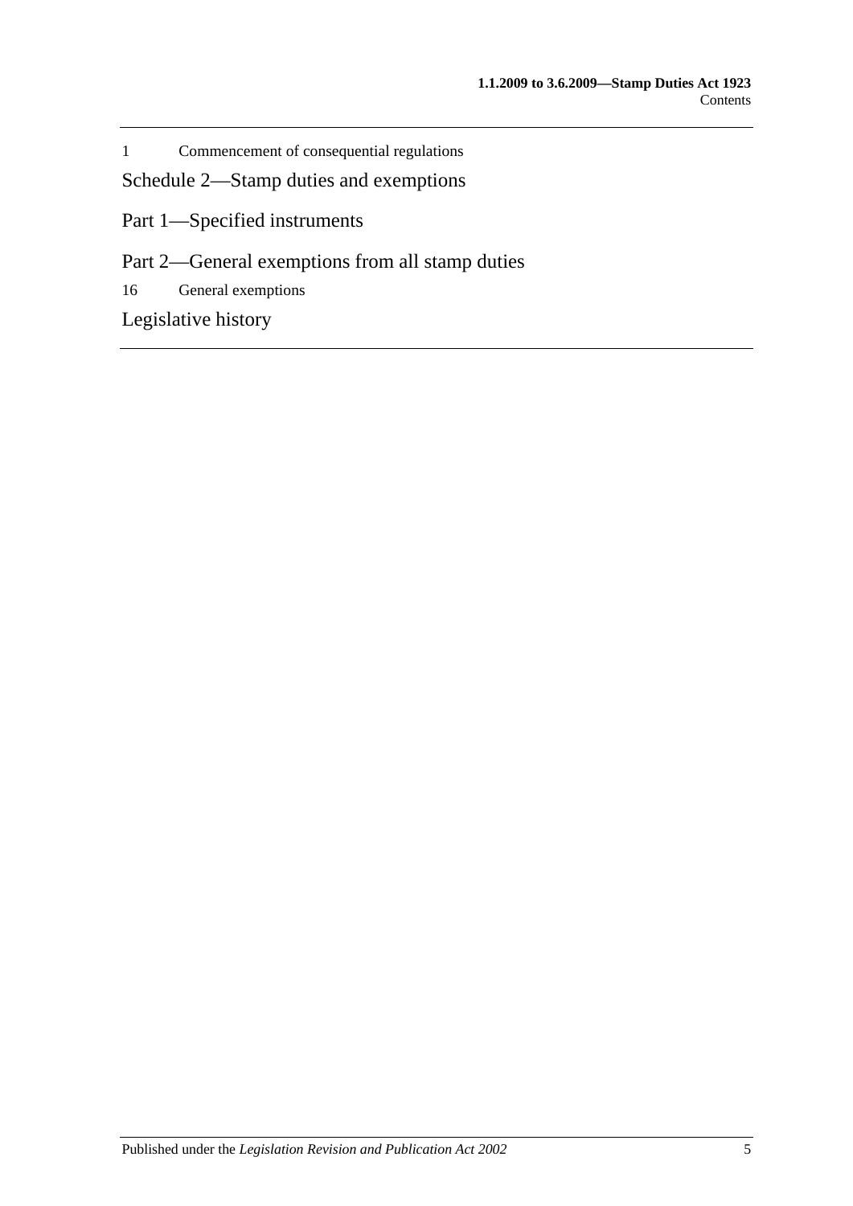1 Commencement of consequential regulations

Schedule 2—Stamp duties and exemptions

Part 1—Specified instruments

Part 2—General exemptions from all stamp duties

16 General exemptions

Legislative history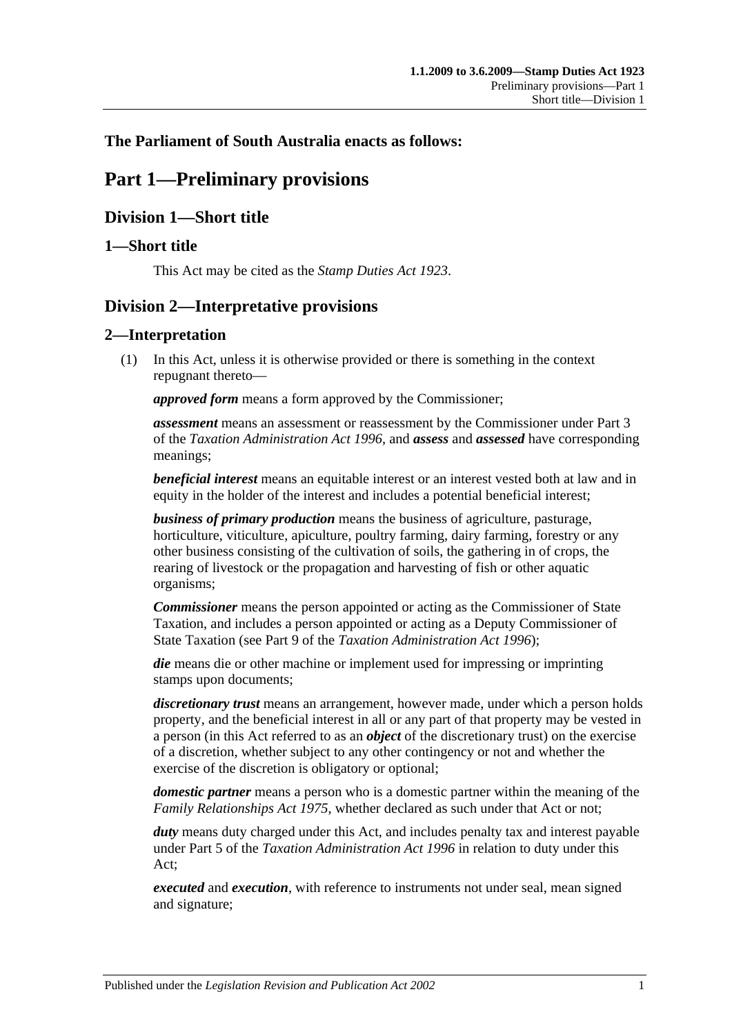**The Parliament of South Australia enacts as follows:**

# Part 1—Preliminary provisions

## Division 1—Short title

### 1—Short title

This Act may be cited as the *Stamp Duties Act 1923*.

## Division 2—Interpretative provisions

### 2—Interpretation

(1) In this Act, unless it is otherwise provided or there is something in the context repugnant thereto—

***approved form*** means a form approved by the Commissioner;

***assessment*** means an assessment or reassessment by the Commissioner under Part 3 of the *Taxation Administration Act 1996*, and ***assess*** and ***assessed*** have corresponding meanings;

***beneficial interest*** means an equitable interest or an interest vested both at law and in equity in the holder of the interest and includes a potential beneficial interest;

***business of primary production*** means the business of agriculture, pasturage, horticulture, viticulture, apiculture, poultry farming, dairy farming, forestry or any other business consisting of the cultivation of soils, the gathering in of crops, the rearing of livestock or the propagation and harvesting of fish or other aquatic organisms;

***Commissioner*** means the person appointed or acting as the Commissioner of State Taxation, and includes a person appointed or acting as a Deputy Commissioner of State Taxation (see Part 9 of the *Taxation Administration Act 1996*);

***die*** means die or other machine or implement used for impressing or imprinting stamps upon documents;

***discretionary trust*** means an arrangement, however made, under which a person holds property, and the beneficial interest in all or any part of that property may be vested in a person (in this Act referred to as an ***object*** of the discretionary trust) on the exercise of a discretion, whether subject to any other contingency or not and whether the exercise of the discretion is obligatory or optional;

***domestic partner*** means a person who is a domestic partner within the meaning of the *Family Relationships Act 1975*, whether declared as such under that Act or not;

***duty*** means duty charged under this Act, and includes penalty tax and interest payable under Part 5 of the *Taxation Administration Act 1996* in relation to duty under this Act;

***executed*** and ***execution***, with reference to instruments not under seal, mean signed and signature;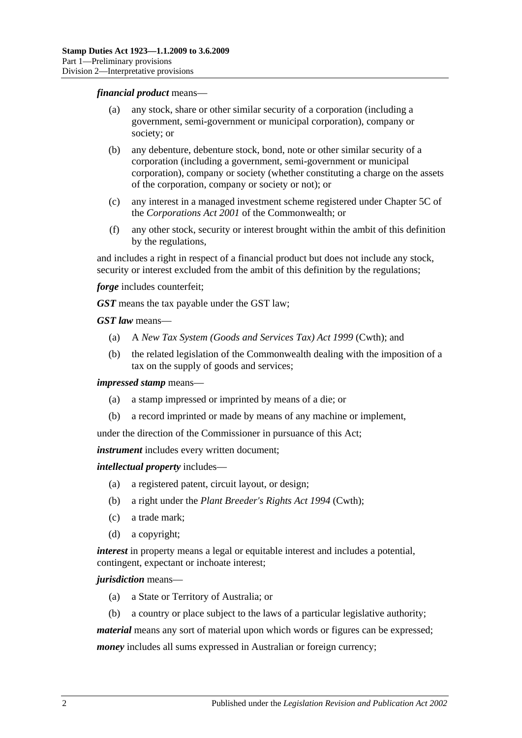***financial product*** means—

(a) any stock, share or other similar security of a corporation (including a government, semi-government or municipal corporation), company or society; or

(b) any debenture, debenture stock, bond, note or other similar security of a corporation (including a government, semi-government or municipal corporation), company or society (whether constituting a charge on the assets of the corporation, company or society or not); or

(c) any interest in a managed investment scheme registered under Chapter 5C of the *Corporations Act 2001* of the Commonwealth; or

(f) any other stock, security or interest brought within the ambit of this definition by the regulations,

and includes a right in respect of a financial product but does not include any stock, security or interest excluded from the ambit of this definition by the regulations;

***forge*** includes counterfeit;

***GST*** means the tax payable under the GST law;

***GST law*** means—

(a) A *New Tax System (Goods and Services Tax) Act 1999* (Cwth); and

(b) the related legislation of the Commonwealth dealing with the imposition of a tax on the supply of goods and services;

***impressed stamp*** means—

(a) a stamp impressed or imprinted by means of a die; or

(b) a record imprinted or made by means of any machine or implement,

under the direction of the Commissioner in pursuance of this Act;

***instrument*** includes every written document;

***intellectual property*** includes—

(a) a registered patent, circuit layout, or design;

(b) a right under the *Plant Breeder's Rights Act 1994* (Cwth);

(c) a trade mark;

(d) a copyright;

***interest*** in property means a legal or equitable interest and includes a potential, contingent, expectant or inchoate interest;

***jurisdiction*** means—

(a) a State or Territory of Australia; or

(b) a country or place subject to the laws of a particular legislative authority;

***material*** means any sort of material upon which words or figures can be expressed;

***money*** includes all sums expressed in Australian or foreign currency;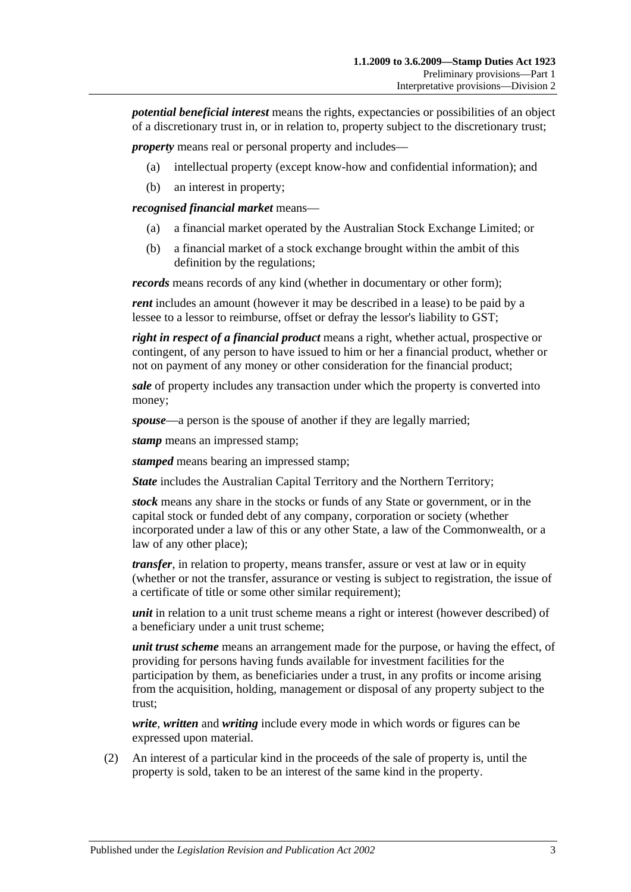***potential beneficial interest*** means the rights, expectancies or possibilities of an object of a discretionary trust in, or in relation to, property subject to the discretionary trust;

***property*** means real or personal property and includes—

- (a) intellectual property (except know-how and confidential information); and
- (b) an interest in property;

***recognised financial market*** means—

- (a) a financial market operated by the Australian Stock Exchange Limited; or
- (b) a financial market of a stock exchange brought within the ambit of this definition by the regulations;

***records*** means records of any kind (whether in documentary or other form);

***rent*** includes an amount (however it may be described in a lease) to be paid by a lessee to a lessor to reimburse, offset or defray the lessor's liability to GST;

***right in respect of a financial product*** means a right, whether actual, prospective or contingent, of any person to have issued to him or her a financial product, whether or not on payment of any money or other consideration for the financial product;

***sale*** of property includes any transaction under which the property is converted into money;

***spouse***—a person is the spouse of another if they are legally married;

***stamp*** means an impressed stamp;

***stamped*** means bearing an impressed stamp;

***State*** includes the Australian Capital Territory and the Northern Territory;

***stock*** means any share in the stocks or funds of any State or government, or in the capital stock or funded debt of any company, corporation or society (whether incorporated under a law of this or any other State, a law of the Commonwealth, or a law of any other place);

***transfer***, in relation to property, means transfer, assure or vest at law or in equity (whether or not the transfer, assurance or vesting is subject to registration, the issue of a certificate of title or some other similar requirement);

***unit*** in relation to a unit trust scheme means a right or interest (however described) of a beneficiary under a unit trust scheme;

***unit trust scheme*** means an arrangement made for the purpose, or having the effect, of providing for persons having funds available for investment facilities for the participation by them, as beneficiaries under a trust, in any profits or income arising from the acquisition, holding, management or disposal of any property subject to the trust;

***write***, ***written*** and ***writing*** include every mode in which words or figures can be expressed upon material.

(2) An interest of a particular kind in the proceeds of the sale of property is, until the property is sold, taken to be an interest of the same kind in the property.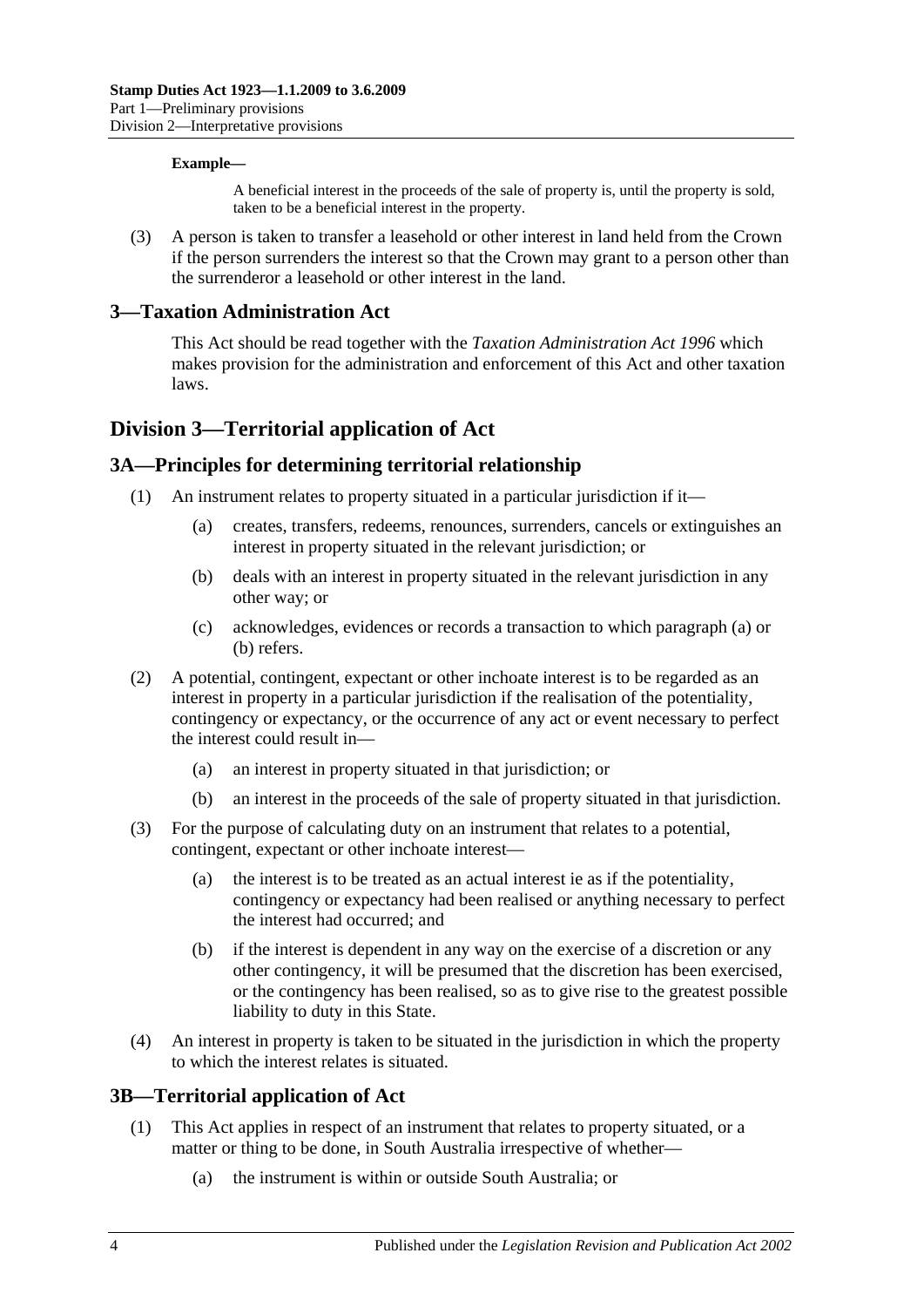**Example—**

A beneficial interest in the proceeds of the sale of property is, until the property is sold, taken to be a beneficial interest in the property.

(3) A person is taken to transfer a leasehold or other interest in land held from the Crown if the person surrenders the interest so that the Crown may grant to a person other than the surrenderor a leasehold or other interest in the land.

## 3—Taxation Administration Act

This Act should be read together with the *Taxation Administration Act 1996* which makes provision for the administration and enforcement of this Act and other taxation laws.

# Division 3—Territorial application of Act

## 3A—Principles for determining territorial relationship

(1) An instrument relates to property situated in a particular jurisdiction if it—

(a) creates, transfers, redeems, renounces, surrenders, cancels or extinguishes an interest in property situated in the relevant jurisdiction; or

(b) deals with an interest in property situated in the relevant jurisdiction in any other way; or

(c) acknowledges, evidences or records a transaction to which paragraph (a) or (b) refers.

(2) A potential, contingent, expectant or other inchoate interest is to be regarded as an interest in property in a particular jurisdiction if the realisation of the potentiality, contingency or expectancy, or the occurrence of any act or event necessary to perfect the interest could result in—

(a) an interest in property situated in that jurisdiction; or

(b) an interest in the proceeds of the sale of property situated in that jurisdiction.

(3) For the purpose of calculating duty on an instrument that relates to a potential, contingent, expectant or other inchoate interest—

(a) the interest is to be treated as an actual interest ie as if the potentiality, contingency or expectancy had been realised or anything necessary to perfect the interest had occurred; and

(b) if the interest is dependent in any way on the exercise of a discretion or any other contingency, it will be presumed that the discretion has been exercised, or the contingency has been realised, so as to give rise to the greatest possible liability to duty in this State.

(4) An interest in property is taken to be situated in the jurisdiction in which the property to which the interest relates is situated.

## 3B—Territorial application of Act

(1) This Act applies in respect of an instrument that relates to property situated, or a matter or thing to be done, in South Australia irrespective of whether—

(a) the instrument is within or outside South Australia; or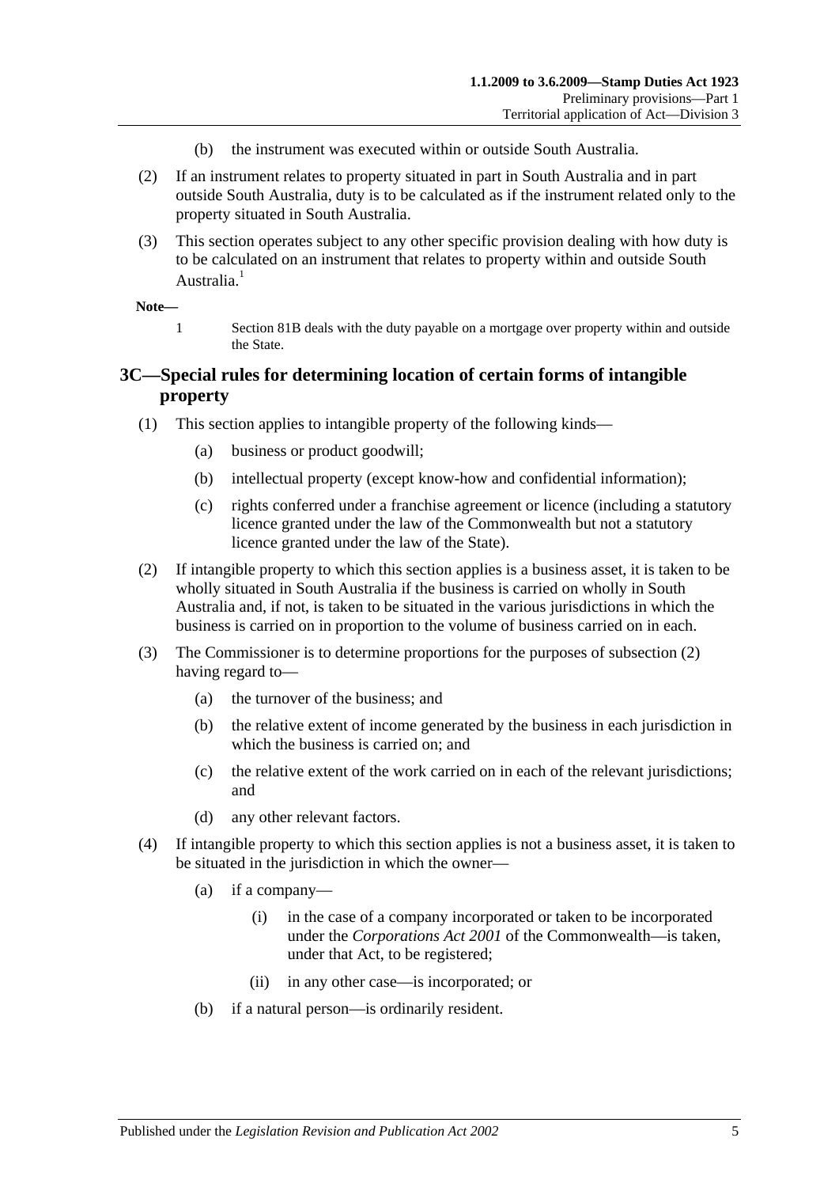(b) the instrument was executed within or outside South Australia.

(2) If an instrument relates to property situated in part in South Australia and in part outside South Australia, duty is to be calculated as if the instrument related only to the property situated in South Australia.

(3) This section operates subject to any other specific provision dealing with how duty is to be calculated on an instrument that relates to property within and outside South Australia.[1]

**Note—**

1 Section 81B deals with the duty payable on a mortgage over property within and outside the State.

## 3C—Special rules for determining location of certain forms of intangible property

(1) This section applies to intangible property of the following kinds—

(a) business or product goodwill;

(b) intellectual property (except know-how and confidential information);

(c) rights conferred under a franchise agreement or licence (including a statutory licence granted under the law of the Commonwealth but not a statutory licence granted under the law of the State).

(2) If intangible property to which this section applies is a business asset, it is taken to be wholly situated in South Australia if the business is carried on wholly in South Australia and, if not, is taken to be situated in the various jurisdictions in which the business is carried on in proportion to the volume of business carried on in each.

(3) The Commissioner is to determine proportions for the purposes of subsection (2) having regard to—

(a) the turnover of the business; and

(b) the relative extent of income generated by the business in each jurisdiction in which the business is carried on; and

(c) the relative extent of the work carried on in each of the relevant jurisdictions; and

(d) any other relevant factors.

(4) If intangible property to which this section applies is not a business asset, it is taken to be situated in the jurisdiction in which the owner—

(a) if a company—

(i) in the case of a company incorporated or taken to be incorporated under the *Corporations Act 2001* of the Commonwealth—is taken, under that Act, to be registered;

(ii) in any other case—is incorporated; or

(b) if a natural person—is ordinarily resident.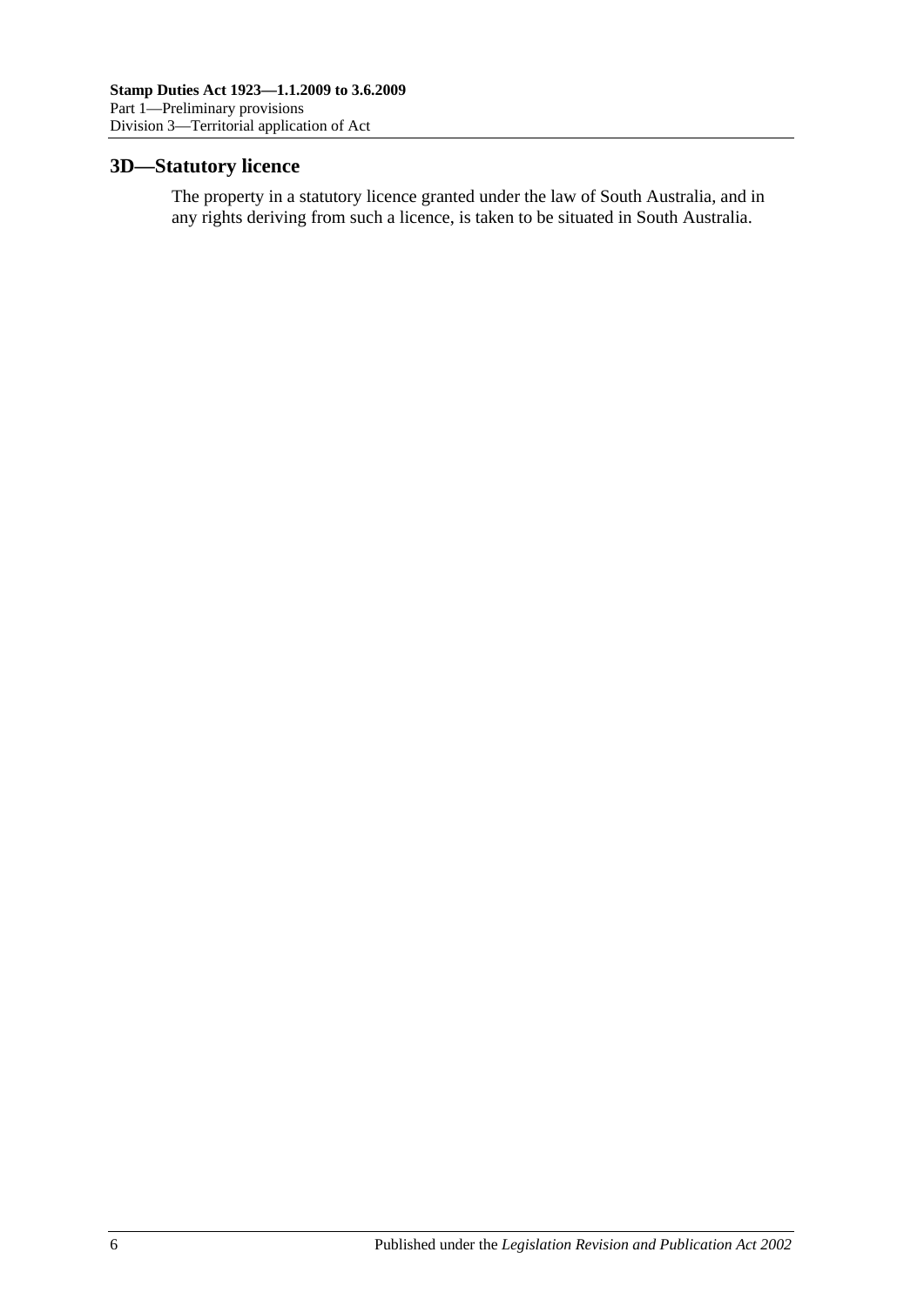## 3D—Statutory licence

The property in a statutory licence granted under the law of South Australia, and in any rights deriving from such a licence, is taken to be situated in South Australia.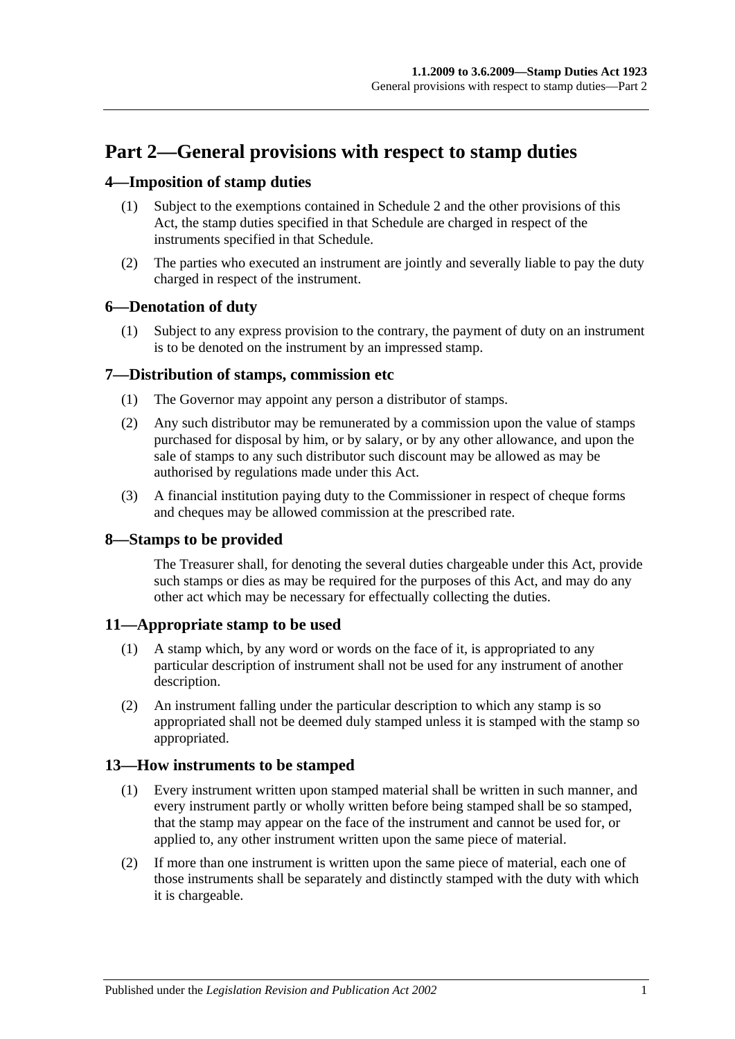# Part 2—General provisions with respect to stamp duties

## 4—Imposition of stamp duties

(1) Subject to the exemptions contained in Schedule 2 and the other provisions of this Act, the stamp duties specified in that Schedule are charged in respect of the instruments specified in that Schedule.

(2) The parties who executed an instrument are jointly and severally liable to pay the duty charged in respect of the instrument.

## 6—Denotation of duty

(1) Subject to any express provision to the contrary, the payment of duty on an instrument is to be denoted on the instrument by an impressed stamp.

## 7—Distribution of stamps, commission etc

(1) The Governor may appoint any person a distributor of stamps.

(2) Any such distributor may be remunerated by a commission upon the value of stamps purchased for disposal by him, or by salary, or by any other allowance, and upon the sale of stamps to any such distributor such discount may be allowed as may be authorised by regulations made under this Act.

(3) A financial institution paying duty to the Commissioner in respect of cheque forms and cheques may be allowed commission at the prescribed rate.

## 8—Stamps to be provided

The Treasurer shall, for denoting the several duties chargeable under this Act, provide such stamps or dies as may be required for the purposes of this Act, and may do any other act which may be necessary for effectually collecting the duties.

## 11—Appropriate stamp to be used

(1) A stamp which, by any word or words on the face of it, is appropriated to any particular description of instrument shall not be used for any instrument of another description.

(2) An instrument falling under the particular description to which any stamp is so appropriated shall not be deemed duly stamped unless it is stamped with the stamp so appropriated.

## 13—How instruments to be stamped

(1) Every instrument written upon stamped material shall be written in such manner, and every instrument partly or wholly written before being stamped shall be so stamped, that the stamp may appear on the face of the instrument and cannot be used for, or applied to, any other instrument written upon the same piece of material.

(2) If more than one instrument is written upon the same piece of material, each one of those instruments shall be separately and distinctly stamped with the duty with which it is chargeable.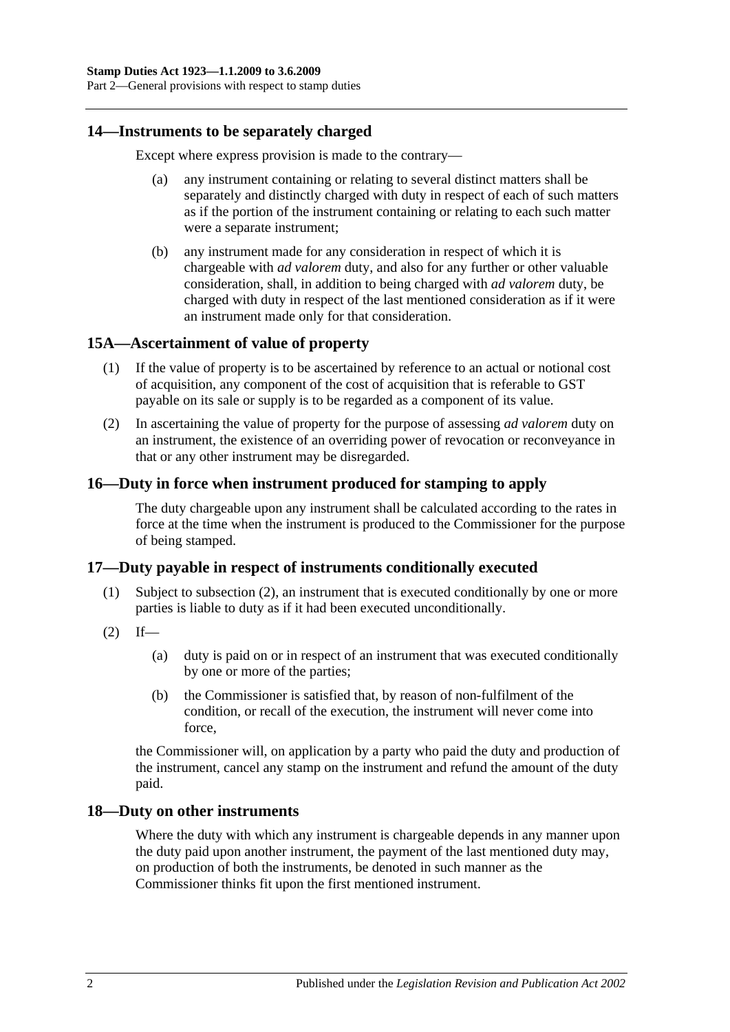## 14—Instruments to be separately charged

Except where express provision is made to the contrary—

(a) any instrument containing or relating to several distinct matters shall be separately and distinctly charged with duty in respect of each of such matters as if the portion of the instrument containing or relating to each such matter were a separate instrument;

(b) any instrument made for any consideration in respect of which it is chargeable with *ad valorem* duty, and also for any further or other valuable consideration, shall, in addition to being charged with *ad valorem* duty, be charged with duty in respect of the last mentioned consideration as if it were an instrument made only for that consideration.

## 15A—Ascertainment of value of property

(1) If the value of property is to be ascertained by reference to an actual or notional cost of acquisition, any component of the cost of acquisition that is referable to GST payable on its sale or supply is to be regarded as a component of its value.

(2) In ascertaining the value of property for the purpose of assessing *ad valorem* duty on an instrument, the existence of an overriding power of revocation or reconveyance in that or any other instrument may be disregarded.

## 16—Duty in force when instrument produced for stamping to apply

The duty chargeable upon any instrument shall be calculated according to the rates in force at the time when the instrument is produced to the Commissioner for the purpose of being stamped.

## 17—Duty payable in respect of instruments conditionally executed

(1) Subject to subsection (2), an instrument that is executed conditionally by one or more parties is liable to duty as if it had been executed unconditionally.

(2) If—

(a) duty is paid on or in respect of an instrument that was executed conditionally by one or more of the parties;

(b) the Commissioner is satisfied that, by reason of non-fulfilment of the condition, or recall of the execution, the instrument will never come into force,

the Commissioner will, on application by a party who paid the duty and production of the instrument, cancel any stamp on the instrument and refund the amount of the duty paid.

## 18—Duty on other instruments

Where the duty with which any instrument is chargeable depends in any manner upon the duty paid upon another instrument, the payment of the last mentioned duty may, on production of both the instruments, be denoted in such manner as the Commissioner thinks fit upon the first mentioned instrument.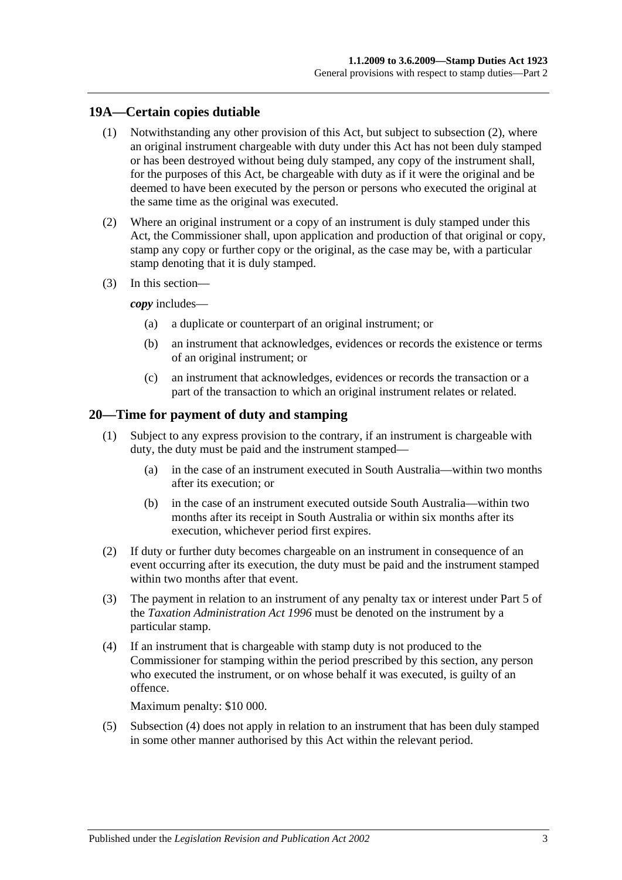## 19A—Certain copies dutiable

(1) Notwithstanding any other provision of this Act, but subject to subsection (2), where an original instrument chargeable with duty under this Act has not been duly stamped or has been destroyed without being duly stamped, any copy of the instrument shall, for the purposes of this Act, be chargeable with duty as if it were the original and be deemed to have been executed by the person or persons who executed the original at the same time as the original was executed.

(2) Where an original instrument or a copy of an instrument is duly stamped under this Act, the Commissioner shall, upon application and production of that original or copy, stamp any copy or further copy or the original, as the case may be, with a particular stamp denoting that it is duly stamped.

(3) In this section—

***copy*** includes—

- (a) a duplicate or counterpart of an original instrument; or
- (b) an instrument that acknowledges, evidences or records the existence or terms of an original instrument; or
- (c) an instrument that acknowledges, evidences or records the transaction or a part of the transaction to which an original instrument relates or related.

## 20—Time for payment of duty and stamping

(1) Subject to any express provision to the contrary, if an instrument is chargeable with duty, the duty must be paid and the instrument stamped—

- (a) in the case of an instrument executed in South Australia—within two months after its execution; or
- (b) in the case of an instrument executed outside South Australia—within two months after its receipt in South Australia or within six months after its execution, whichever period first expires.

(2) If duty or further duty becomes chargeable on an instrument in consequence of an event occurring after its execution, the duty must be paid and the instrument stamped within two months after that event.

(3) The payment in relation to an instrument of any penalty tax or interest under Part 5 of the *Taxation Administration Act 1996* must be denoted on the instrument by a particular stamp.

(4) If an instrument that is chargeable with stamp duty is not produced to the Commissioner for stamping within the period prescribed by this section, any person who executed the instrument, or on whose behalf it was executed, is guilty of an offence.

Maximum penalty: $10 000.

(5) Subsection (4) does not apply in relation to an instrument that has been duly stamped in some other manner authorised by this Act within the relevant period.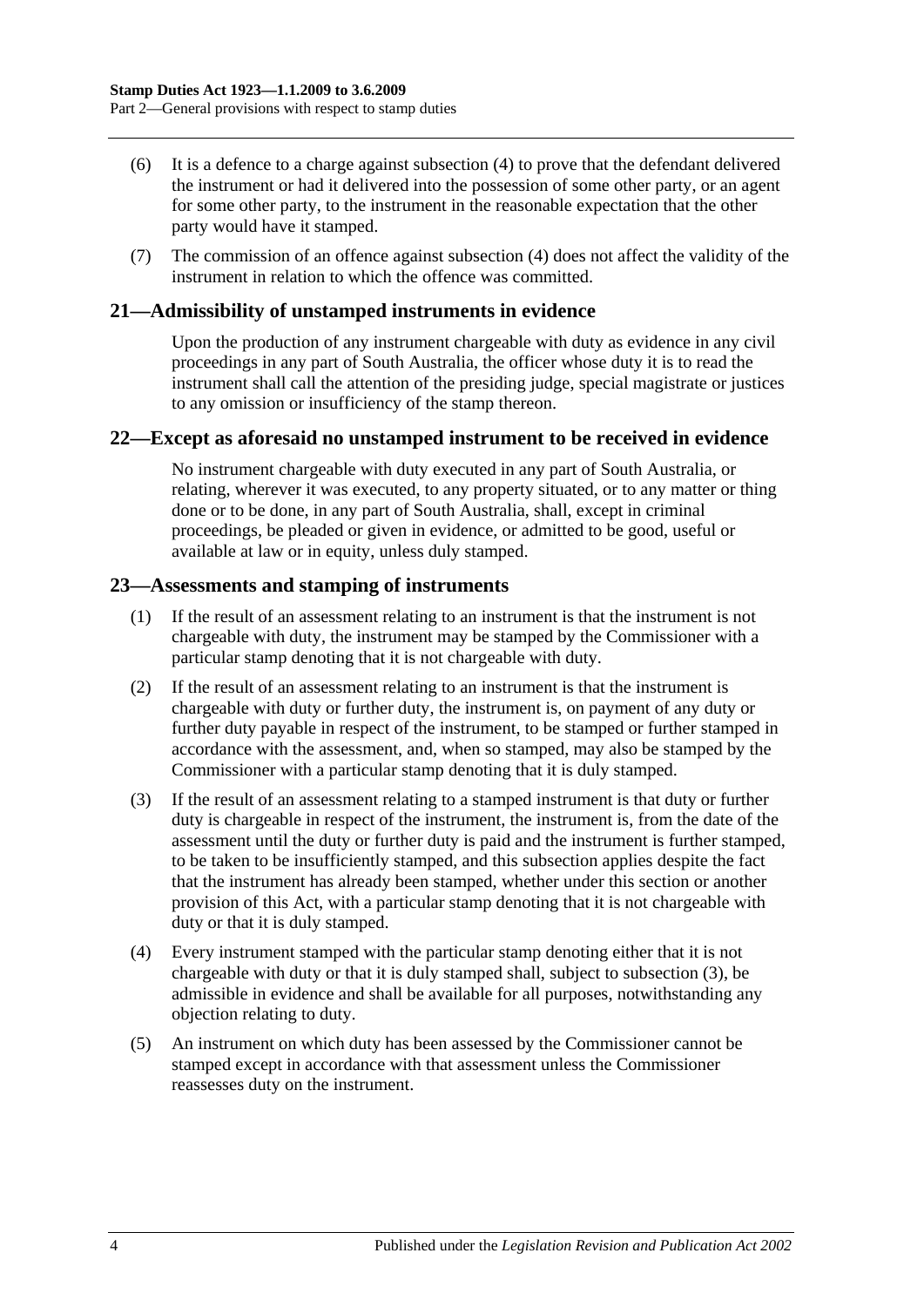(6) It is a defence to a charge against subsection (4) to prove that the defendant delivered the instrument or had it delivered into the possession of some other party, or an agent for some other party, to the instrument in the reasonable expectation that the other party would have it stamped.

(7) The commission of an offence against subsection (4) does not affect the validity of the instrument in relation to which the offence was committed.

## 21—Admissibility of unstamped instruments in evidence

Upon the production of any instrument chargeable with duty as evidence in any civil proceedings in any part of South Australia, the officer whose duty it is to read the instrument shall call the attention of the presiding judge, special magistrate or justices to any omission or insufficiency of the stamp thereon.

## 22—Except as aforesaid no unstamped instrument to be received in evidence

No instrument chargeable with duty executed in any part of South Australia, or relating, wherever it was executed, to any property situated, or to any matter or thing done or to be done, in any part of South Australia, shall, except in criminal proceedings, be pleaded or given in evidence, or admitted to be good, useful or available at law or in equity, unless duly stamped.

## 23—Assessments and stamping of instruments

(1) If the result of an assessment relating to an instrument is that the instrument is not chargeable with duty, the instrument may be stamped by the Commissioner with a particular stamp denoting that it is not chargeable with duty.

(2) If the result of an assessment relating to an instrument is that the instrument is chargeable with duty or further duty, the instrument is, on payment of any duty or further duty payable in respect of the instrument, to be stamped or further stamped in accordance with the assessment, and, when so stamped, may also be stamped by the Commissioner with a particular stamp denoting that it is duly stamped.

(3) If the result of an assessment relating to a stamped instrument is that duty or further duty is chargeable in respect of the instrument, the instrument is, from the date of the assessment until the duty or further duty is paid and the instrument is further stamped, to be taken to be insufficiently stamped, and this subsection applies despite the fact that the instrument has already been stamped, whether under this section or another provision of this Act, with a particular stamp denoting that it is not chargeable with duty or that it is duly stamped.

(4) Every instrument stamped with the particular stamp denoting either that it is not chargeable with duty or that it is duly stamped shall, subject to subsection (3), be admissible in evidence and shall be available for all purposes, notwithstanding any objection relating to duty.

(5) An instrument on which duty has been assessed by the Commissioner cannot be stamped except in accordance with that assessment unless the Commissioner reassesses duty on the instrument.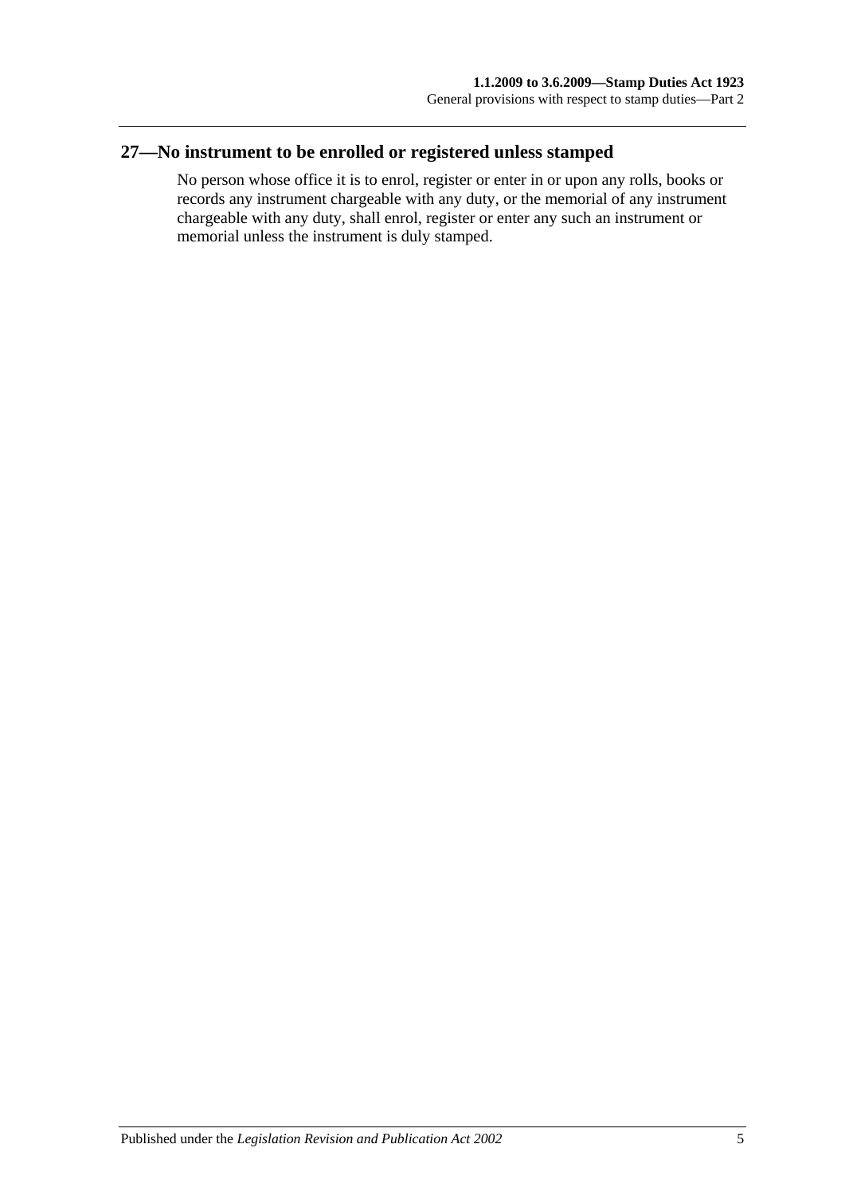## 27—No instrument to be enrolled or registered unless stamped

No person whose office it is to enrol, register or enter in or upon any rolls, books or records any instrument chargeable with any duty, or the memorial of any instrument chargeable with any duty, shall enrol, register or enter any such an instrument or memorial unless the instrument is duly stamped.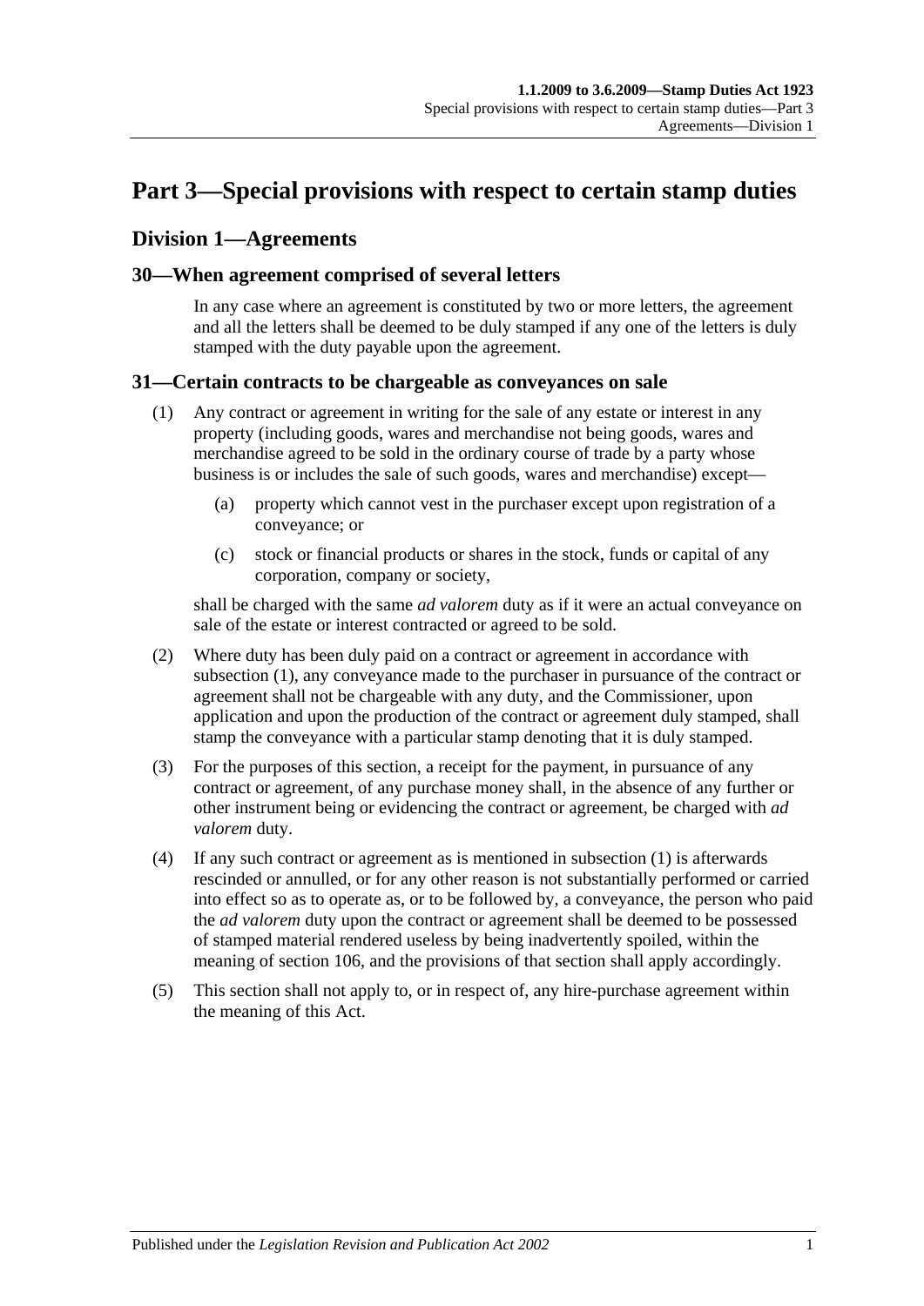# Part 3—Special provisions with respect to certain stamp duties

## Division 1—Agreements

### 30—When agreement comprised of several letters

In any case where an agreement is constituted by two or more letters, the agreement and all the letters shall be deemed to be duly stamped if any one of the letters is duly stamped with the duty payable upon the agreement.

### 31—Certain contracts to be chargeable as conveyances on sale

(1) Any contract or agreement in writing for the sale of any estate or interest in any property (including goods, wares and merchandise not being goods, wares and merchandise agreed to be sold in the ordinary course of trade by a party whose business is or includes the sale of such goods, wares and merchandise) except—

- (a) property which cannot vest in the purchaser except upon registration of a conveyance; or
- (c) stock or financial products or shares in the stock, funds or capital of any corporation, company or society,

shall be charged with the same *ad valorem* duty as if it were an actual conveyance on sale of the estate or interest contracted or agreed to be sold.

(2) Where duty has been duly paid on a contract or agreement in accordance with subsection (1), any conveyance made to the purchaser in pursuance of the contract or agreement shall not be chargeable with any duty, and the Commissioner, upon application and upon the production of the contract or agreement duly stamped, shall stamp the conveyance with a particular stamp denoting that it is duly stamped.

(3) For the purposes of this section, a receipt for the payment, in pursuance of any contract or agreement, of any purchase money shall, in the absence of any further or other instrument being or evidencing the contract or agreement, be charged with *ad valorem* duty.

(4) If any such contract or agreement as is mentioned in subsection (1) is afterwards rescinded or annulled, or for any other reason is not substantially performed or carried into effect so as to operate as, or to be followed by, a conveyance, the person who paid the *ad valorem* duty upon the contract or agreement shall be deemed to be possessed of stamped material rendered useless by being inadvertently spoiled, within the meaning of section 106, and the provisions of that section shall apply accordingly.

(5) This section shall not apply to, or in respect of, any hire-purchase agreement within the meaning of this Act.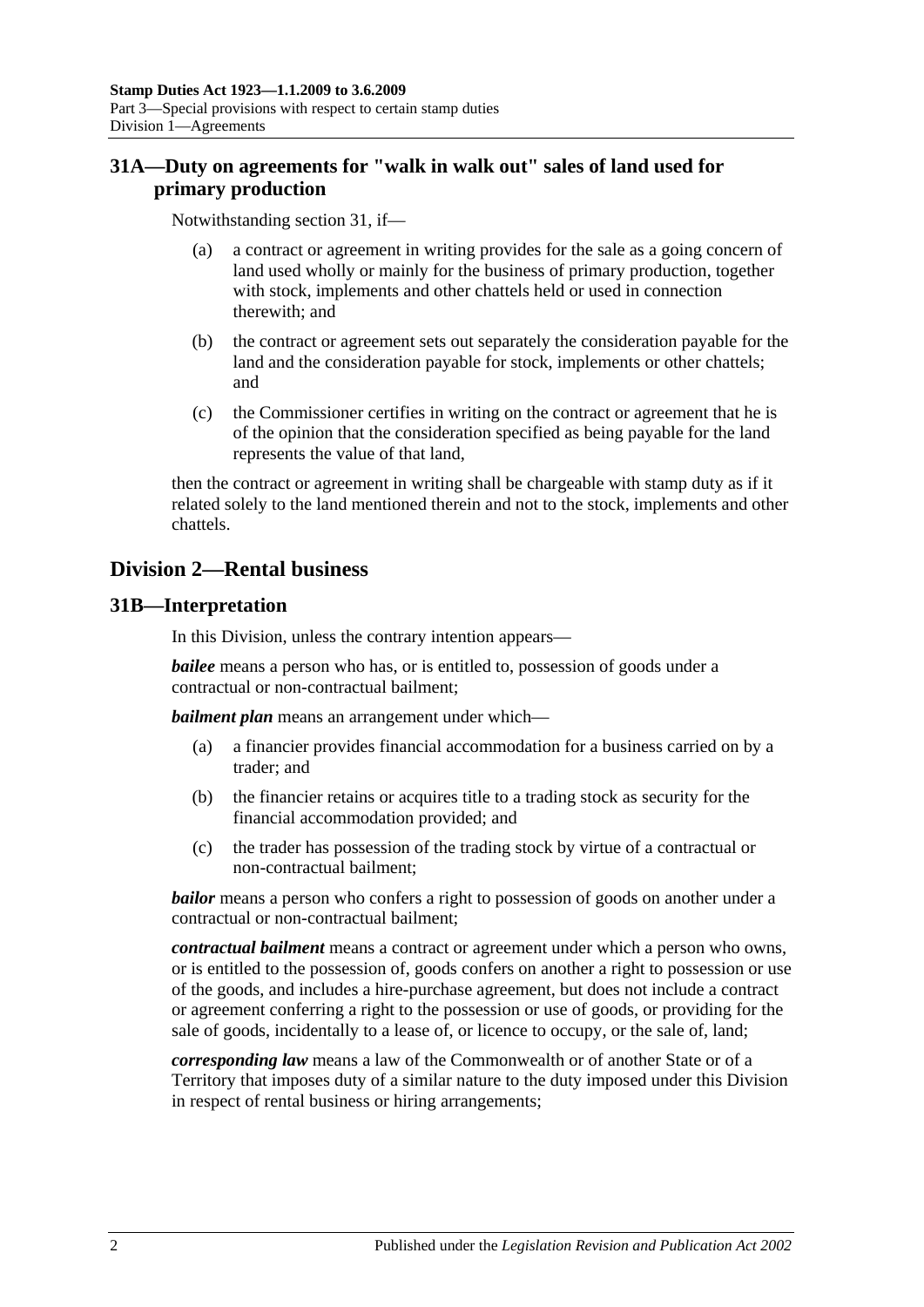## 31A—Duty on agreements for "walk in walk out" sales of land used for primary production

Notwithstanding section 31, if—

(a) a contract or agreement in writing provides for the sale as a going concern of land used wholly or mainly for the business of primary production, together with stock, implements and other chattels held or used in connection therewith; and

(b) the contract or agreement sets out separately the consideration payable for the land and the consideration payable for stock, implements or other chattels; and

(c) the Commissioner certifies in writing on the contract or agreement that he is of the opinion that the consideration specified as being payable for the land represents the value of that land,

then the contract or agreement in writing shall be chargeable with stamp duty as if it related solely to the land mentioned therein and not to the stock, implements and other chattels.

# Division 2—Rental business

## 31B—Interpretation

In this Division, unless the contrary intention appears—

***bailee*** means a person who has, or is entitled to, possession of goods under a contractual or non-contractual bailment;

***bailment plan*** means an arrangement under which—

(a) a financier provides financial accommodation for a business carried on by a trader; and

(b) the financier retains or acquires title to a trading stock as security for the financial accommodation provided; and

(c) the trader has possession of the trading stock by virtue of a contractual or non-contractual bailment;

***bailor*** means a person who confers a right to possession of goods on another under a contractual or non-contractual bailment;

***contractual bailment*** means a contract or agreement under which a person who owns, or is entitled to the possession of, goods confers on another a right to possession or use of the goods, and includes a hire-purchase agreement, but does not include a contract or agreement conferring a right to the possession or use of goods, or providing for the sale of goods, incidentally to a lease of, or licence to occupy, or the sale of, land;

***corresponding law*** means a law of the Commonwealth or of another State or of a Territory that imposes duty of a similar nature to the duty imposed under this Division in respect of rental business or hiring arrangements;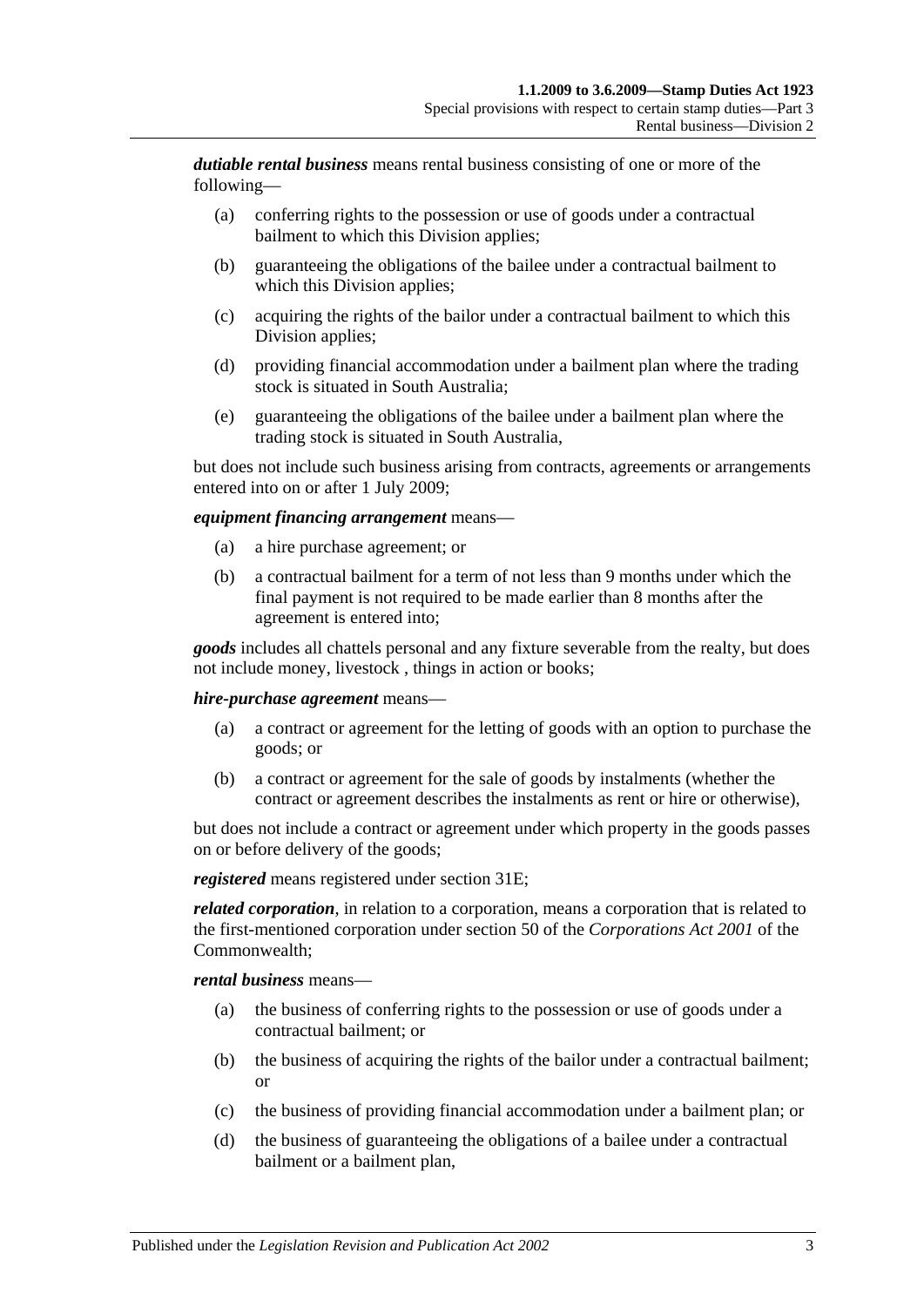***dutiable rental business*** means rental business consisting of one or more of the following—

(a) conferring rights to the possession or use of goods under a contractual bailment to which this Division applies;

(b) guaranteeing the obligations of the bailee under a contractual bailment to which this Division applies;

(c) acquiring the rights of the bailor under a contractual bailment to which this Division applies;

(d) providing financial accommodation under a bailment plan where the trading stock is situated in South Australia;

(e) guaranteeing the obligations of the bailee under a bailment plan where the trading stock is situated in South Australia,

but does not include such business arising from contracts, agreements or arrangements entered into on or after 1 July 2009;

***equipment financing arrangement*** means—

(a) a hire purchase agreement; or

(b) a contractual bailment for a term of not less than 9 months under which the final payment is not required to be made earlier than 8 months after the agreement is entered into;

***goods*** includes all chattels personal and any fixture severable from the realty, but does not include money, livestock , things in action or books;

***hire-purchase agreement*** means—

(a) a contract or agreement for the letting of goods with an option to purchase the goods; or

(b) a contract or agreement for the sale of goods by instalments (whether the contract or agreement describes the instalments as rent or hire or otherwise),

but does not include a contract or agreement under which property in the goods passes on or before delivery of the goods;

***registered*** means registered under section 31E;

***related corporation***, in relation to a corporation, means a corporation that is related to the first-mentioned corporation under section 50 of the *Corporations Act 2001* of the Commonwealth;

***rental business*** means—

(a) the business of conferring rights to the possession or use of goods under a contractual bailment; or

(b) the business of acquiring the rights of the bailor under a contractual bailment; or

(c) the business of providing financial accommodation under a bailment plan; or

(d) the business of guaranteeing the obligations of a bailee under a contractual bailment or a bailment plan,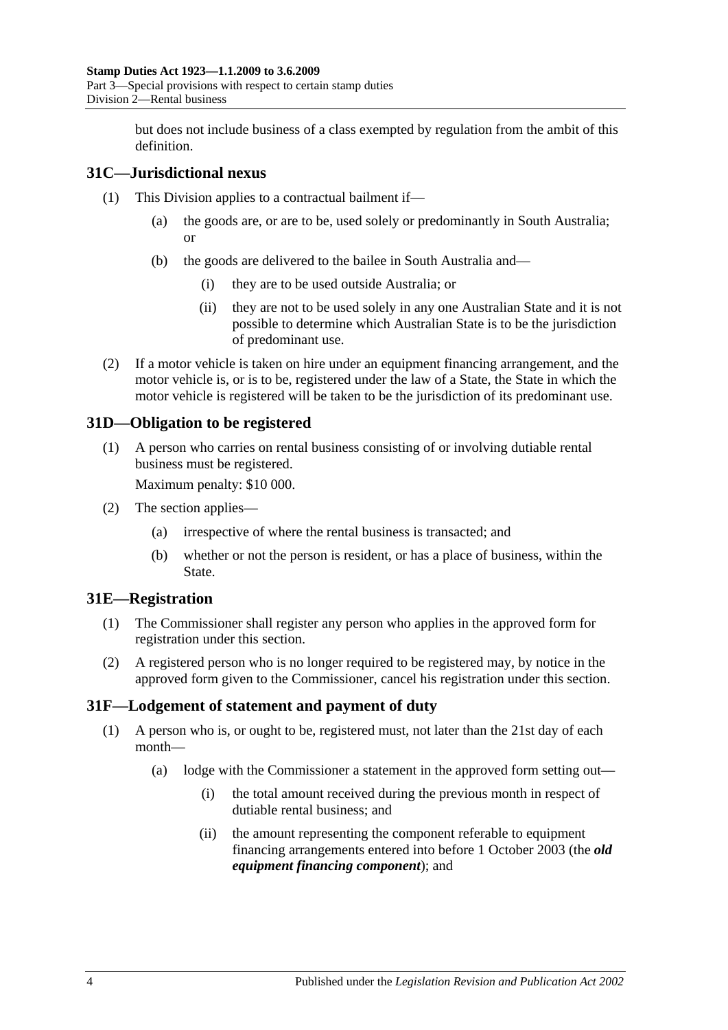but does not include business of a class exempted by regulation from the ambit of this definition.

## 31C—Jurisdictional nexus

(1) This Division applies to a contractual bailment if—

(a) the goods are, or are to be, used solely or predominantly in South Australia; or

(b) the goods are delivered to the bailee in South Australia and—

(i) they are to be used outside Australia; or

(ii) they are not to be used solely in any one Australian State and it is not possible to determine which Australian State is to be the jurisdiction of predominant use.

(2) If a motor vehicle is taken on hire under an equipment financing arrangement, and the motor vehicle is, or is to be, registered under the law of a State, the State in which the motor vehicle is registered will be taken to be the jurisdiction of its predominant use.

## 31D—Obligation to be registered

(1) A person who carries on rental business consisting of or involving dutiable rental business must be registered.

Maximum penalty: $10 000.

(2) The section applies—

(a) irrespective of where the rental business is transacted; and

(b) whether or not the person is resident, or has a place of business, within the State.

## 31E—Registration

(1) The Commissioner shall register any person who applies in the approved form for registration under this section.

(2) A registered person who is no longer required to be registered may, by notice in the approved form given to the Commissioner, cancel his registration under this section.

## 31F—Lodgement of statement and payment of duty

(1) A person who is, or ought to be, registered must, not later than the 21st day of each month—

(a) lodge with the Commissioner a statement in the approved form setting out—

(i) the total amount received during the previous month in respect of dutiable rental business; and

(ii) the amount representing the component referable to equipment financing arrangements entered into before 1 October 2003 (the ***old equipment financing component***); and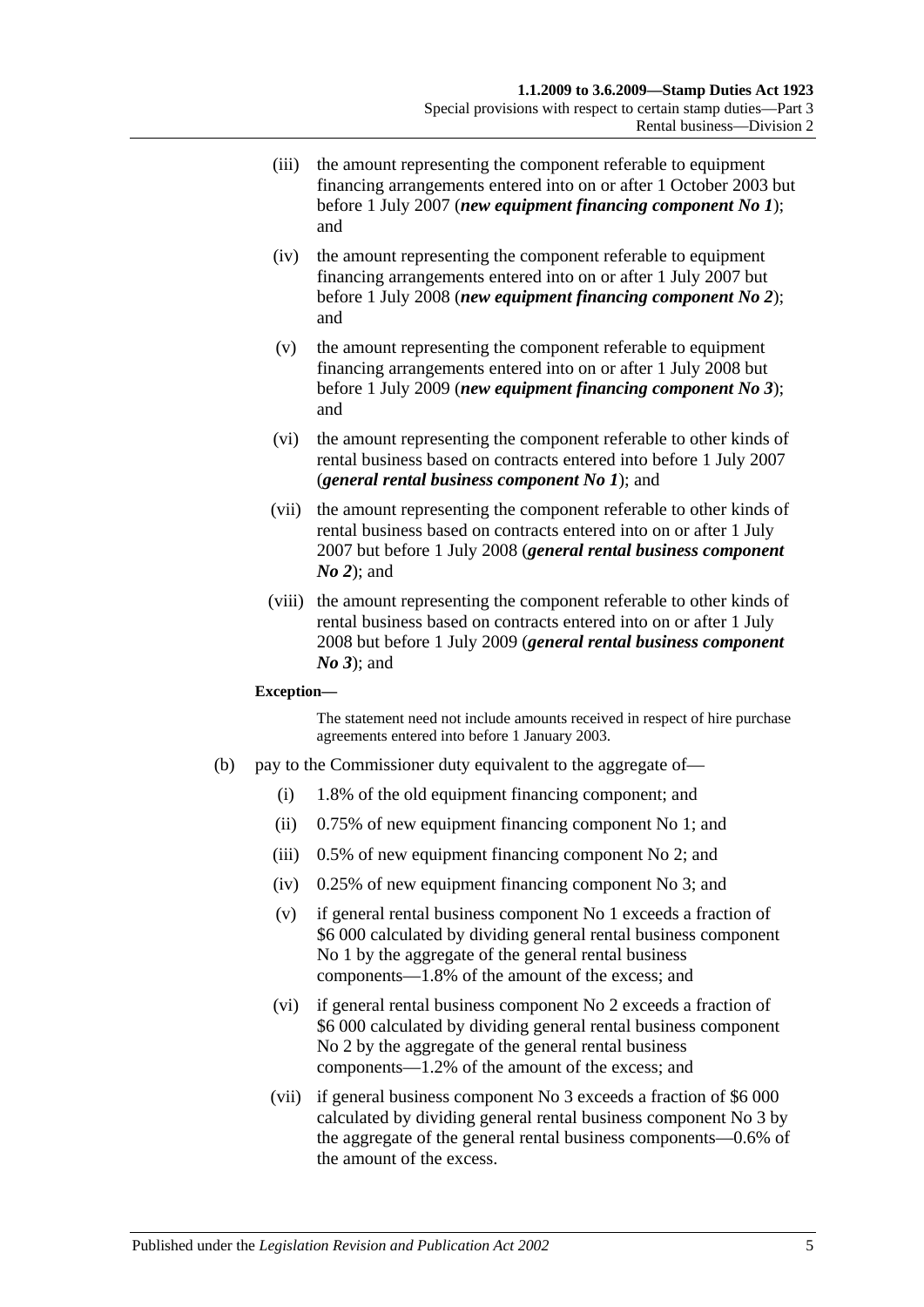- (iii) the amount representing the component referable to equipment financing arrangements entered into on or after 1 October 2003 but before 1 July 2007 (***new equipment financing component No 1***); and
- (iv) the amount representing the component referable to equipment financing arrangements entered into on or after 1 July 2007 but before 1 July 2008 (***new equipment financing component No 2***); and
- (v) the amount representing the component referable to equipment financing arrangements entered into on or after 1 July 2008 but before 1 July 2009 (***new equipment financing component No 3***); and
- (vi) the amount representing the component referable to other kinds of rental business based on contracts entered into before 1 July 2007 (***general rental business component No 1***); and
- (vii) the amount representing the component referable to other kinds of rental business based on contracts entered into on or after 1 July 2007 but before 1 July 2008 (***general rental business component No 2***); and
- (viii) the amount representing the component referable to other kinds of rental business based on contracts entered into on or after 1 July 2008 but before 1 July 2009 (***general rental business component No 3***); and

**Exception—**

The statement need not include amounts received in respect of hire purchase agreements entered into before 1 January 2003.

- (b) pay to the Commissioner duty equivalent to the aggregate of—
  - (i) 1.8% of the old equipment financing component; and
  - (ii) 0.75% of new equipment financing component No 1; and
  - (iii) 0.5% of new equipment financing component No 2; and
  - (iv) 0.25% of new equipment financing component No 3; and
  - (v) if general rental business component No 1 exceeds a fraction of $6 000 calculated by dividing general rental business component No 1 by the aggregate of the general rental business components—1.8% of the amount of the excess; and
  - (vi) if general rental business component No 2 exceeds a fraction of $6 000 calculated by dividing general rental business component No 2 by the aggregate of the general rental business components—1.2% of the amount of the excess; and
  - (vii) if general business component No 3 exceeds a fraction of $6 000 calculated by dividing general rental business component No 3 by the aggregate of the general rental business components—0.6% of the amount of the excess.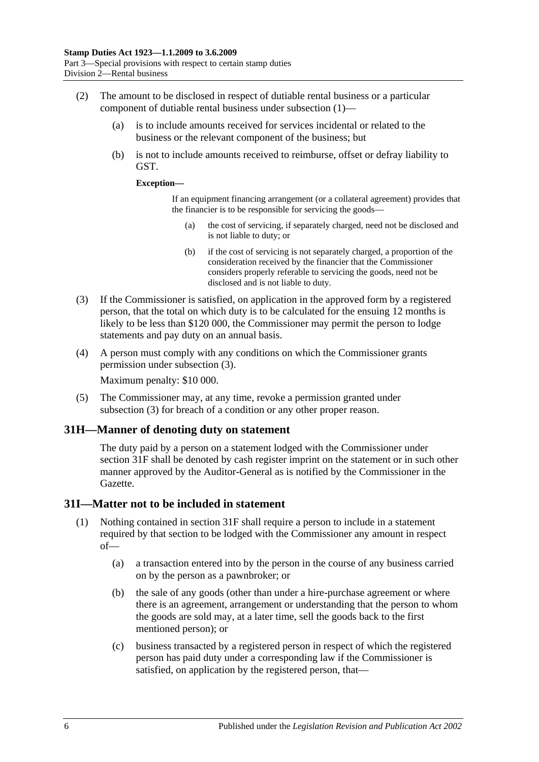(2) The amount to be disclosed in respect of dutiable rental business or a particular component of dutiable rental business under subsection (1)—

(a) is to include amounts received for services incidental or related to the business or the relevant component of the business; but

(b) is not to include amounts received to reimburse, offset or defray liability to GST.

**Exception—**

If an equipment financing arrangement (or a collateral agreement) provides that the financier is to be responsible for servicing the goods—

(a) the cost of servicing, if separately charged, need not be disclosed and is not liable to duty; or

(b) if the cost of servicing is not separately charged, a proportion of the consideration received by the financier that the Commissioner considers properly referable to servicing the goods, need not be disclosed and is not liable to duty.

(3) If the Commissioner is satisfied, on application in the approved form by a registered person, that the total on which duty is to be calculated for the ensuing 12 months is likely to be less than $120 000, the Commissioner may permit the person to lodge statements and pay duty on an annual basis.

(4) A person must comply with any conditions on which the Commissioner grants permission under subsection (3).

Maximum penalty: $10 000.

(5) The Commissioner may, at any time, revoke a permission granted under subsection (3) for breach of a condition or any other proper reason.

## 31H—Manner of denoting duty on statement

The duty paid by a person on a statement lodged with the Commissioner under section 31F shall be denoted by cash register imprint on the statement or in such other manner approved by the Auditor-General as is notified by the Commissioner in the Gazette.

## 31I—Matter not to be included in statement

(1) Nothing contained in section 31F shall require a person to include in a statement required by that section to be lodged with the Commissioner any amount in respect of—

(a) a transaction entered into by the person in the course of any business carried on by the person as a pawnbroker; or

(b) the sale of any goods (other than under a hire-purchase agreement or where there is an agreement, arrangement or understanding that the person to whom the goods are sold may, at a later time, sell the goods back to the first mentioned person); or

(c) business transacted by a registered person in respect of which the registered person has paid duty under a corresponding law if the Commissioner is satisfied, on application by the registered person, that—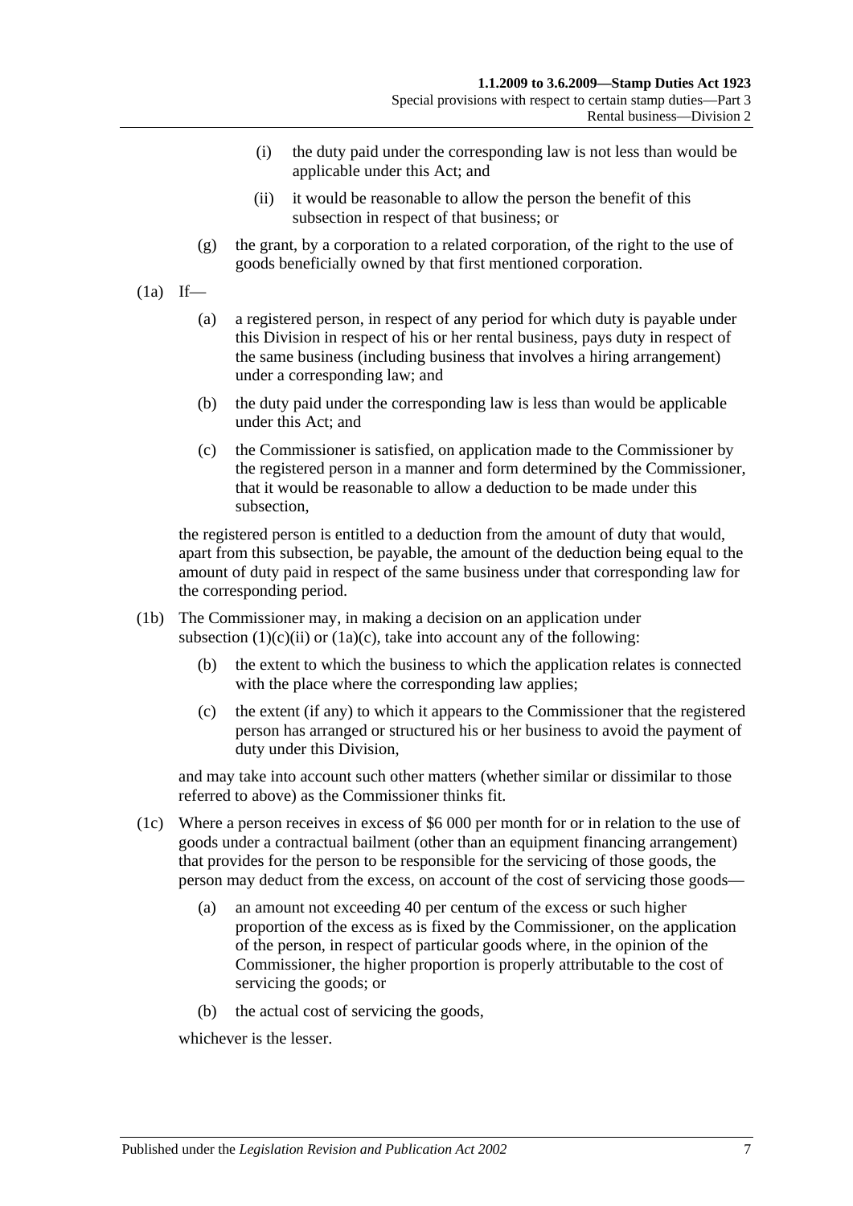(i) the duty paid under the corresponding law is not less than would be applicable under this Act; and

(ii) it would be reasonable to allow the person the benefit of this subsection in respect of that business; or

(g) the grant, by a corporation to a related corporation, of the right to the use of goods beneficially owned by that first mentioned corporation.

(1a) If—

(a) a registered person, in respect of any period for which duty is payable under this Division in respect of his or her rental business, pays duty in respect of the same business (including business that involves a hiring arrangement) under a corresponding law; and

(b) the duty paid under the corresponding law is less than would be applicable under this Act; and

(c) the Commissioner is satisfied, on application made to the Commissioner by the registered person in a manner and form determined by the Commissioner, that it would be reasonable to allow a deduction to be made under this subsection,

the registered person is entitled to a deduction from the amount of duty that would, apart from this subsection, be payable, the amount of the deduction being equal to the amount of duty paid in respect of the same business under that corresponding law for the corresponding period.

(1b) The Commissioner may, in making a decision on an application under subsection (1)(c)(ii) or (1a)(c), take into account any of the following:

(b) the extent to which the business to which the application relates is connected with the place where the corresponding law applies;

(c) the extent (if any) to which it appears to the Commissioner that the registered person has arranged or structured his or her business to avoid the payment of duty under this Division,

and may take into account such other matters (whether similar or dissimilar to those referred to above) as the Commissioner thinks fit.

(1c) Where a person receives in excess of $6 000 per month for or in relation to the use of goods under a contractual bailment (other than an equipment financing arrangement) that provides for the person to be responsible for the servicing of those goods, the person may deduct from the excess, on account of the cost of servicing those goods—

(a) an amount not exceeding 40 per centum of the excess or such higher proportion of the excess as is fixed by the Commissioner, on the application of the person, in respect of particular goods where, in the opinion of the Commissioner, the higher proportion is properly attributable to the cost of servicing the goods; or

(b) the actual cost of servicing the goods,

whichever is the lesser.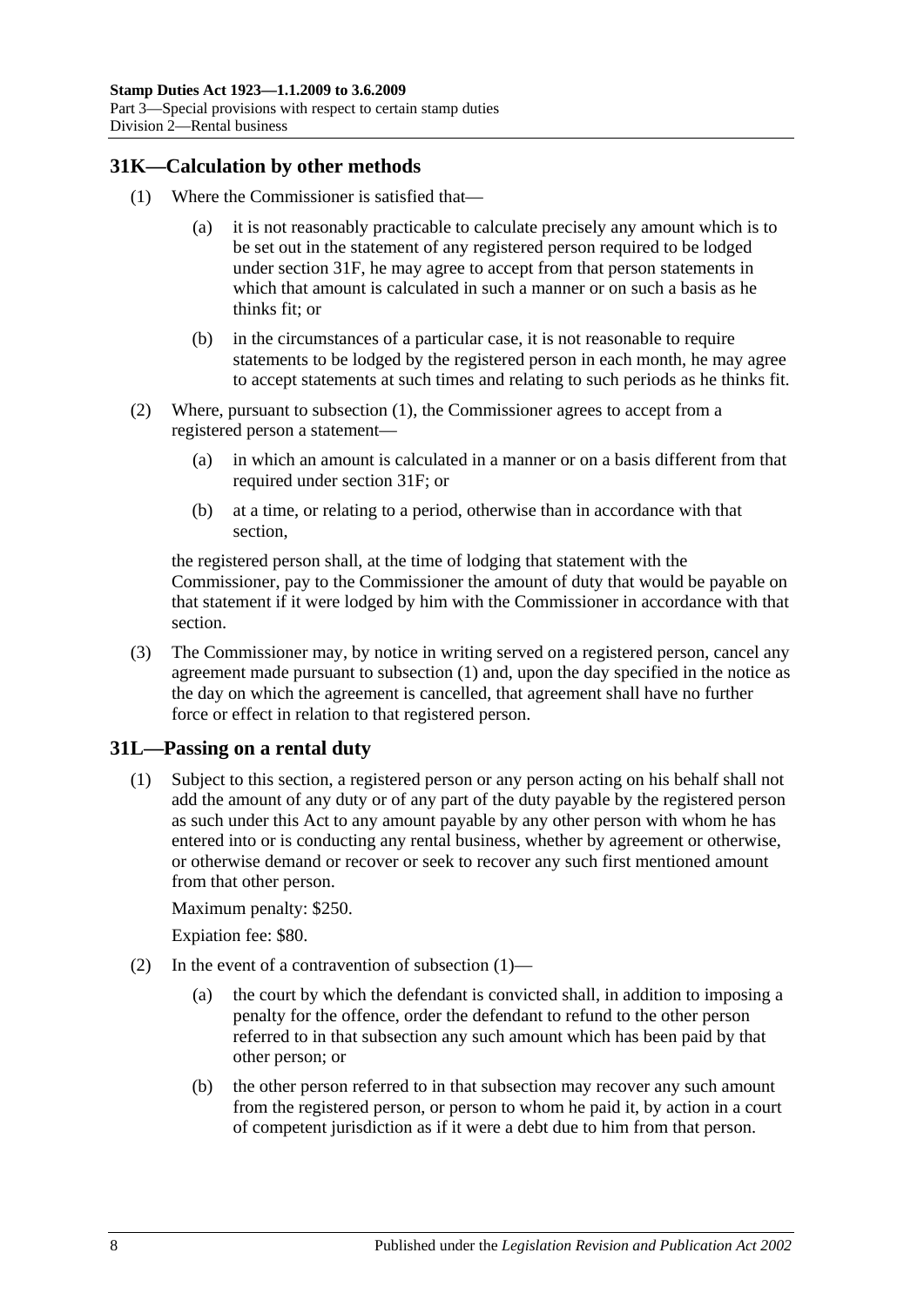## 31K—Calculation by other methods

(1) Where the Commissioner is satisfied that—

(a) it is not reasonably practicable to calculate precisely any amount which is to be set out in the statement of any registered person required to be lodged under section 31F, he may agree to accept from that person statements in which that amount is calculated in such a manner or on such a basis as he thinks fit; or

(b) in the circumstances of a particular case, it is not reasonable to require statements to be lodged by the registered person in each month, he may agree to accept statements at such times and relating to such periods as he thinks fit.

(2) Where, pursuant to subsection (1), the Commissioner agrees to accept from a registered person a statement—

(a) in which an amount is calculated in a manner or on a basis different from that required under section 31F; or

(b) at a time, or relating to a period, otherwise than in accordance with that section,

the registered person shall, at the time of lodging that statement with the Commissioner, pay to the Commissioner the amount of duty that would be payable on that statement if it were lodged by him with the Commissioner in accordance with that section.

(3) The Commissioner may, by notice in writing served on a registered person, cancel any agreement made pursuant to subsection (1) and, upon the day specified in the notice as the day on which the agreement is cancelled, that agreement shall have no further force or effect in relation to that registered person.

## 31L—Passing on a rental duty

(1) Subject to this section, a registered person or any person acting on his behalf shall not add the amount of any duty or of any part of the duty payable by the registered person as such under this Act to any amount payable by any other person with whom he has entered into or is conducting any rental business, whether by agreement or otherwise, or otherwise demand or recover or seek to recover any such first mentioned amount from that other person.

Maximum penalty: $250.

Expiation fee: $80.

(2) In the event of a contravention of subsection (1)—

(a) the court by which the defendant is convicted shall, in addition to imposing a penalty for the offence, order the defendant to refund to the other person referred to in that subsection any such amount which has been paid by that other person; or

(b) the other person referred to in that subsection may recover any such amount from the registered person, or person to whom he paid it, by action in a court of competent jurisdiction as if it were a debt due to him from that person.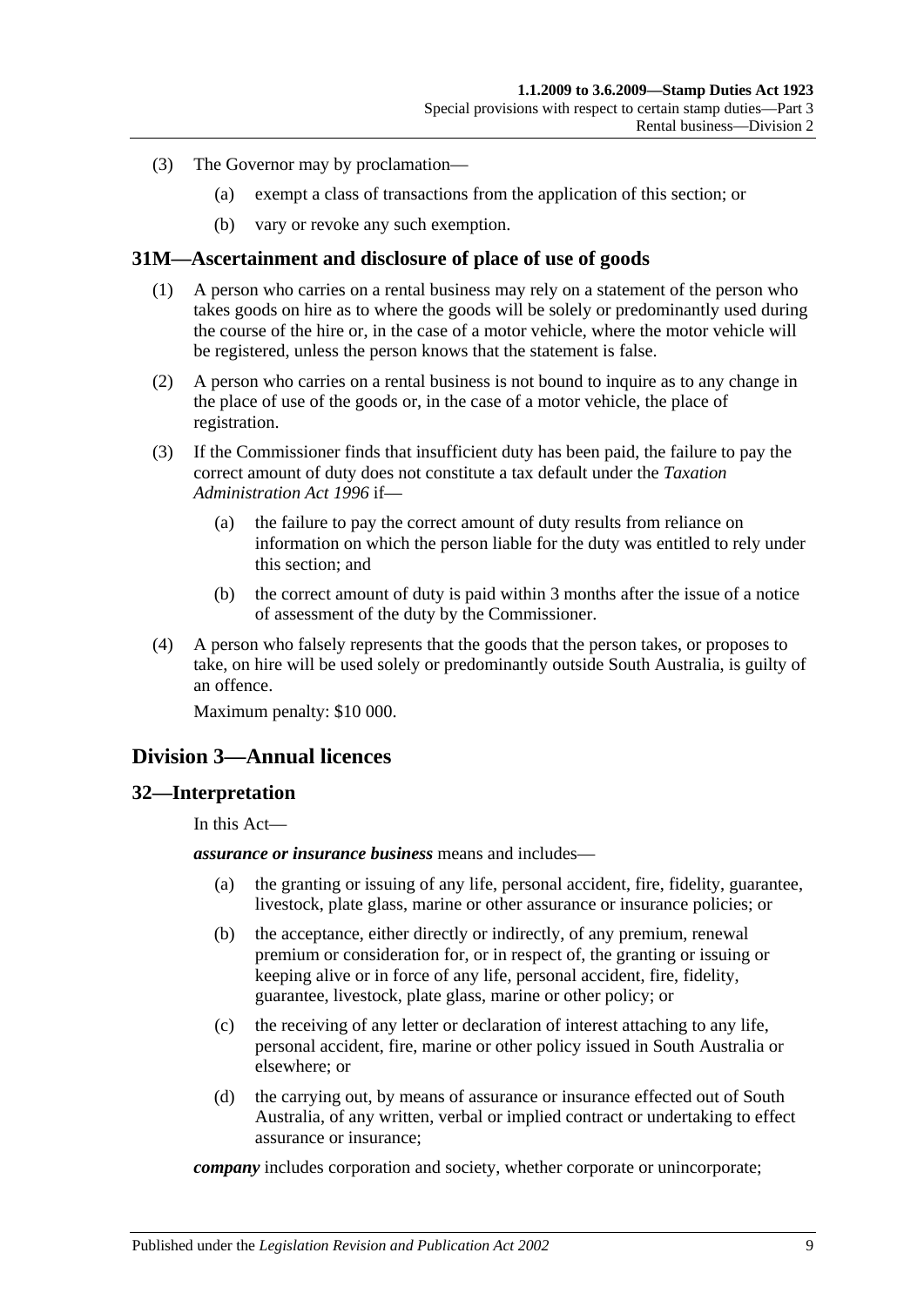(3) The Governor may by proclamation—

(a) exempt a class of transactions from the application of this section; or

(b) vary or revoke any such exemption.

## 31M—Ascertainment and disclosure of place of use of goods

(1) A person who carries on a rental business may rely on a statement of the person who takes goods on hire as to where the goods will be solely or predominantly used during the course of the hire or, in the case of a motor vehicle, where the motor vehicle will be registered, unless the person knows that the statement is false.

(2) A person who carries on a rental business is not bound to inquire as to any change in the place of use of the goods or, in the case of a motor vehicle, the place of registration.

(3) If the Commissioner finds that insufficient duty has been paid, the failure to pay the correct amount of duty does not constitute a tax default under the *Taxation Administration Act 1996* if—

(a) the failure to pay the correct amount of duty results from reliance on information on which the person liable for the duty was entitled to rely under this section; and

(b) the correct amount of duty is paid within 3 months after the issue of a notice of assessment of the duty by the Commissioner.

(4) A person who falsely represents that the goods that the person takes, or proposes to take, on hire will be used solely or predominantly outside South Australia, is guilty of an offence.

Maximum penalty: $10 000.

# Division 3—Annual licences

## 32—Interpretation

In this Act—

***assurance or insurance business*** means and includes—

(a) the granting or issuing of any life, personal accident, fire, fidelity, guarantee, livestock, plate glass, marine or other assurance or insurance policies; or

(b) the acceptance, either directly or indirectly, of any premium, renewal premium or consideration for, or in respect of, the granting or issuing or keeping alive or in force of any life, personal accident, fire, fidelity, guarantee, livestock, plate glass, marine or other policy; or

(c) the receiving of any letter or declaration of interest attaching to any life, personal accident, fire, marine or other policy issued in South Australia or elsewhere; or

(d) the carrying out, by means of assurance or insurance effected out of South Australia, of any written, verbal or implied contract or undertaking to effect assurance or insurance;

***company*** includes corporation and society, whether corporate or unincorporate;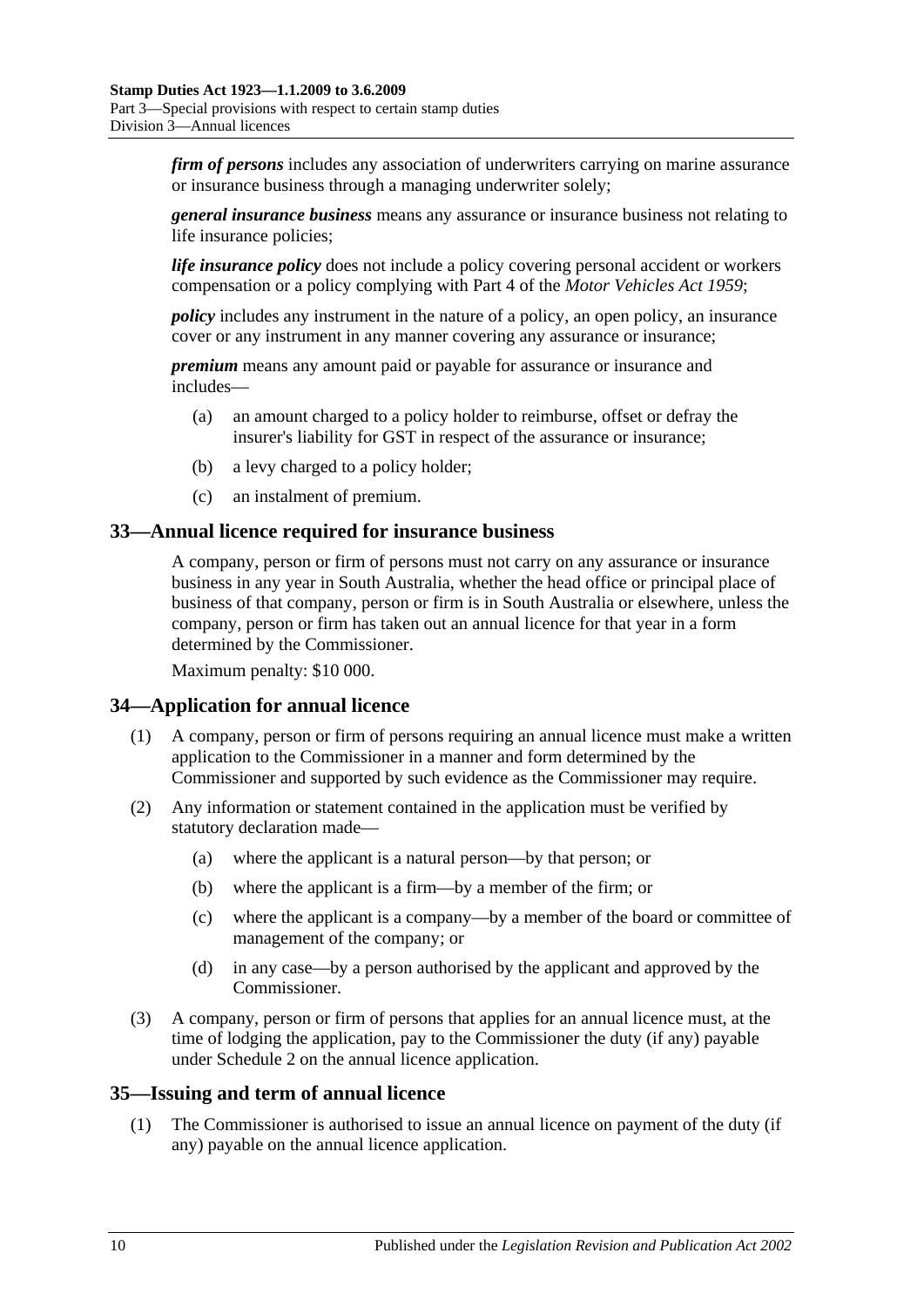***firm of persons*** includes any association of underwriters carrying on marine assurance or insurance business through a managing underwriter solely;

***general insurance business*** means any assurance or insurance business not relating to life insurance policies;

***life insurance policy*** does not include a policy covering personal accident or workers compensation or a policy complying with Part 4 of the *Motor Vehicles Act 1959*;

***policy*** includes any instrument in the nature of a policy, an open policy, an insurance cover or any instrument in any manner covering any assurance or insurance;

***premium*** means any amount paid or payable for assurance or insurance and includes—

(a) an amount charged to a policy holder to reimburse, offset or defray the insurer's liability for GST in respect of the assurance or insurance;

(b) a levy charged to a policy holder;

(c) an instalment of premium.

## 33—Annual licence required for insurance business

A company, person or firm of persons must not carry on any assurance or insurance business in any year in South Australia, whether the head office or principal place of business of that company, person or firm is in South Australia or elsewhere, unless the company, person or firm has taken out an annual licence for that year in a form determined by the Commissioner.

Maximum penalty: $10 000.

## 34—Application for annual licence

(1) A company, person or firm of persons requiring an annual licence must make a written application to the Commissioner in a manner and form determined by the Commissioner and supported by such evidence as the Commissioner may require.

(2) Any information or statement contained in the application must be verified by statutory declaration made—

(a) where the applicant is a natural person—by that person; or

(b) where the applicant is a firm—by a member of the firm; or

(c) where the applicant is a company—by a member of the board or committee of management of the company; or

(d) in any case—by a person authorised by the applicant and approved by the Commissioner.

(3) A company, person or firm of persons that applies for an annual licence must, at the time of lodging the application, pay to the Commissioner the duty (if any) payable under Schedule 2 on the annual licence application.

## 35—Issuing and term of annual licence

(1) The Commissioner is authorised to issue an annual licence on payment of the duty (if any) payable on the annual licence application.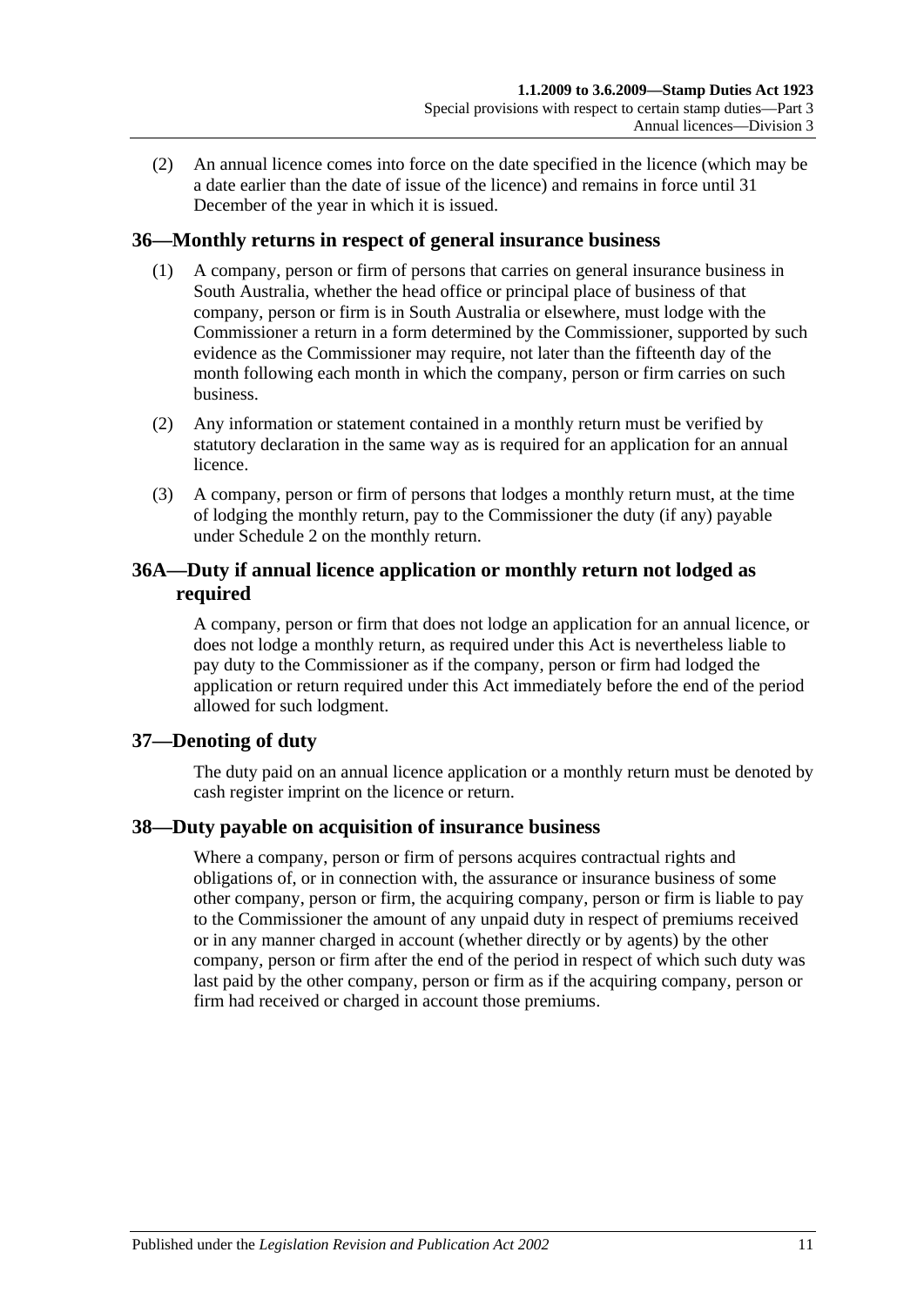(2) An annual licence comes into force on the date specified in the licence (which may be a date earlier than the date of issue of the licence) and remains in force until 31 December of the year in which it is issued.

## 36—Monthly returns in respect of general insurance business

(1) A company, person or firm of persons that carries on general insurance business in South Australia, whether the head office or principal place of business of that company, person or firm is in South Australia or elsewhere, must lodge with the Commissioner a return in a form determined by the Commissioner, supported by such evidence as the Commissioner may require, not later than the fifteenth day of the month following each month in which the company, person or firm carries on such business.

(2) Any information or statement contained in a monthly return must be verified by statutory declaration in the same way as is required for an application for an annual licence.

(3) A company, person or firm of persons that lodges a monthly return must, at the time of lodging the monthly return, pay to the Commissioner the duty (if any) payable under Schedule 2 on the monthly return.

## 36A—Duty if annual licence application or monthly return not lodged as required

A company, person or firm that does not lodge an application for an annual licence, or does not lodge a monthly return, as required under this Act is nevertheless liable to pay duty to the Commissioner as if the company, person or firm had lodged the application or return required under this Act immediately before the end of the period allowed for such lodgment.

## 37—Denoting of duty

The duty paid on an annual licence application or a monthly return must be denoted by cash register imprint on the licence or return.

## 38—Duty payable on acquisition of insurance business

Where a company, person or firm of persons acquires contractual rights and obligations of, or in connection with, the assurance or insurance business of some other company, person or firm, the acquiring company, person or firm is liable to pay to the Commissioner the amount of any unpaid duty in respect of premiums received or in any manner charged in account (whether directly or by agents) by the other company, person or firm after the end of the period in respect of which such duty was last paid by the other company, person or firm as if the acquiring company, person or firm had received or charged in account those premiums.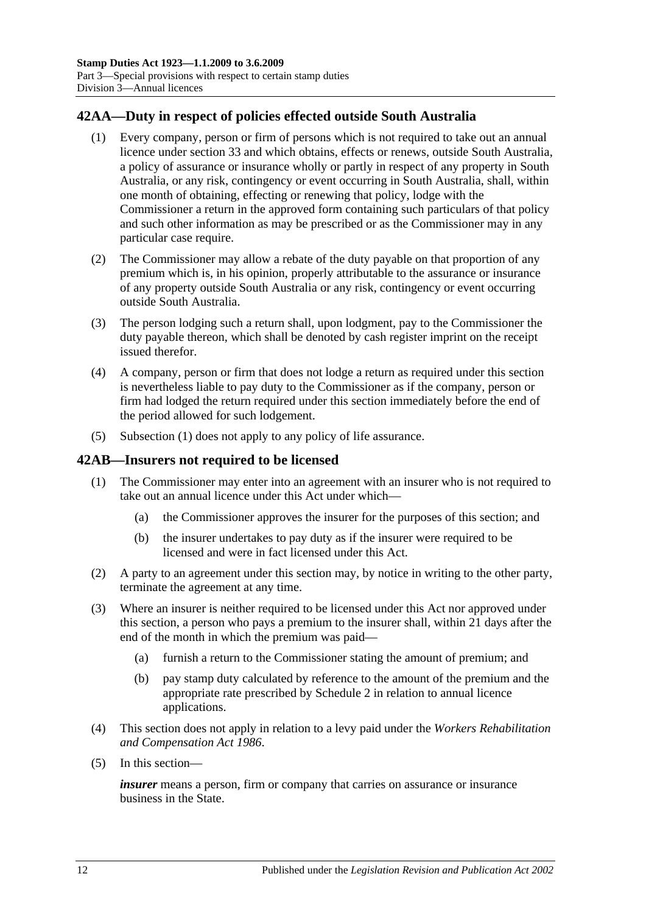## 42AA—Duty in respect of policies effected outside South Australia

(1) Every company, person or firm of persons which is not required to take out an annual licence under section 33 and which obtains, effects or renews, outside South Australia, a policy of assurance or insurance wholly or partly in respect of any property in South Australia, or any risk, contingency or event occurring in South Australia, shall, within one month of obtaining, effecting or renewing that policy, lodge with the Commissioner a return in the approved form containing such particulars of that policy and such other information as may be prescribed or as the Commissioner may in any particular case require.

(2) The Commissioner may allow a rebate of the duty payable on that proportion of any premium which is, in his opinion, properly attributable to the assurance or insurance of any property outside South Australia or any risk, contingency or event occurring outside South Australia.

(3) The person lodging such a return shall, upon lodgment, pay to the Commissioner the duty payable thereon, which shall be denoted by cash register imprint on the receipt issued therefor.

(4) A company, person or firm that does not lodge a return as required under this section is nevertheless liable to pay duty to the Commissioner as if the company, person or firm had lodged the return required under this section immediately before the end of the period allowed for such lodgement.

(5) Subsection (1) does not apply to any policy of life assurance.

## 42AB—Insurers not required to be licensed

(1) The Commissioner may enter into an agreement with an insurer who is not required to take out an annual licence under this Act under which—

(a) the Commissioner approves the insurer for the purposes of this section; and

(b) the insurer undertakes to pay duty as if the insurer were required to be licensed and were in fact licensed under this Act.

(2) A party to an agreement under this section may, by notice in writing to the other party, terminate the agreement at any time.

(3) Where an insurer is neither required to be licensed under this Act nor approved under this section, a person who pays a premium to the insurer shall, within 21 days after the end of the month in which the premium was paid—

(a) furnish a return to the Commissioner stating the amount of premium; and

(b) pay stamp duty calculated by reference to the amount of the premium and the appropriate rate prescribed by Schedule 2 in relation to annual licence applications.

(4) This section does not apply in relation to a levy paid under the *Workers Rehabilitation and Compensation Act 1986*.

(5) In this section—

***insurer*** means a person, firm or company that carries on assurance or insurance business in the State.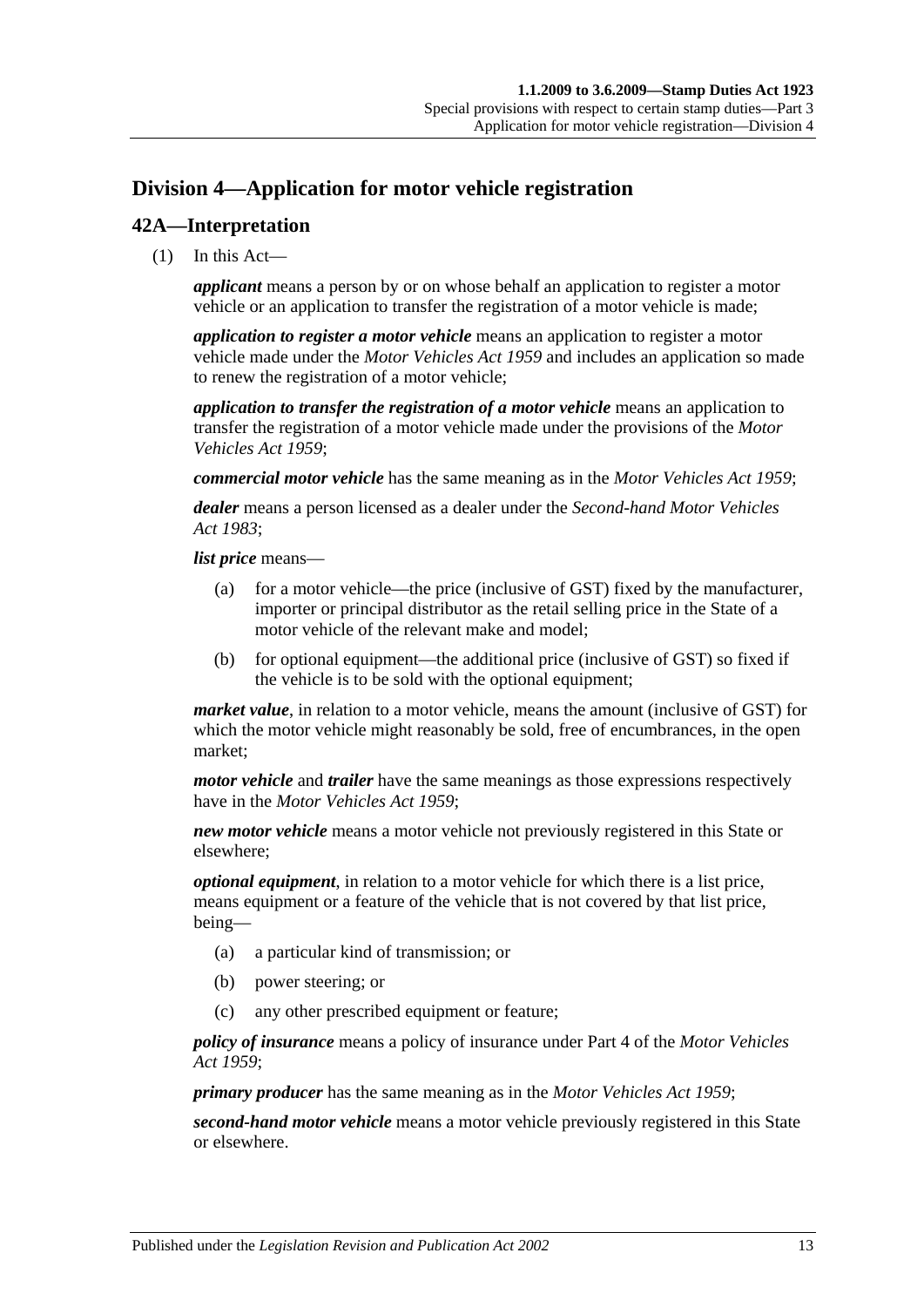## Division 4—Application for motor vehicle registration

### 42A—Interpretation

(1) In this Act—

***applicant*** means a person by or on whose behalf an application to register a motor vehicle or an application to transfer the registration of a motor vehicle is made;

***application to register a motor vehicle*** means an application to register a motor vehicle made under the *Motor Vehicles Act 1959* and includes an application so made to renew the registration of a motor vehicle;

***application to transfer the registration of a motor vehicle*** means an application to transfer the registration of a motor vehicle made under the provisions of the *Motor Vehicles Act 1959*;

***commercial motor vehicle*** has the same meaning as in the *Motor Vehicles Act 1959*;

***dealer*** means a person licensed as a dealer under the *Second-hand Motor Vehicles Act 1983*;

***list price*** means—

(a) for a motor vehicle—the price (inclusive of GST) fixed by the manufacturer, importer or principal distributor as the retail selling price in the State of a motor vehicle of the relevant make and model;

(b) for optional equipment—the additional price (inclusive of GST) so fixed if the vehicle is to be sold with the optional equipment;

***market value***, in relation to a motor vehicle, means the amount (inclusive of GST) for which the motor vehicle might reasonably be sold, free of encumbrances, in the open market;

***motor vehicle*** and ***trailer*** have the same meanings as those expressions respectively have in the *Motor Vehicles Act 1959*;

***new motor vehicle*** means a motor vehicle not previously registered in this State or elsewhere;

***optional equipment***, in relation to a motor vehicle for which there is a list price, means equipment or a feature of the vehicle that is not covered by that list price, being—

(a) a particular kind of transmission; or

(b) power steering; or

(c) any other prescribed equipment or feature;

***policy of insurance*** means a policy of insurance under Part 4 of the *Motor Vehicles Act 1959*;

***primary producer*** has the same meaning as in the *Motor Vehicles Act 1959*;

***second-hand motor vehicle*** means a motor vehicle previously registered in this State or elsewhere.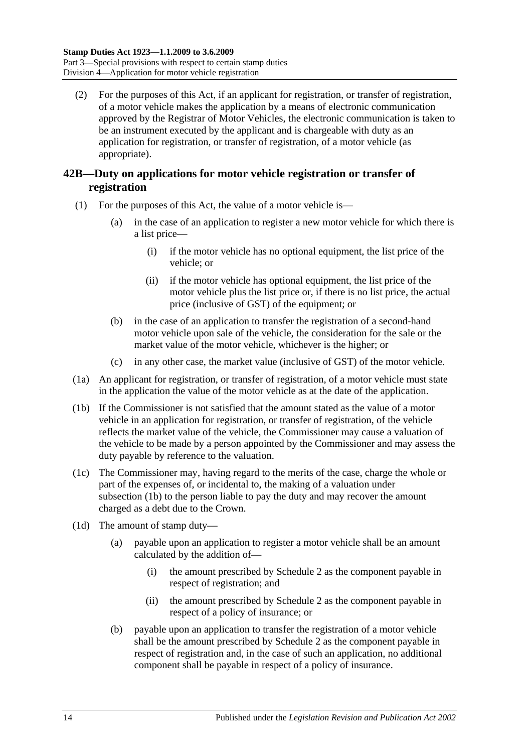(2) For the purposes of this Act, if an applicant for registration, or transfer of registration, of a motor vehicle makes the application by a means of electronic communication approved by the Registrar of Motor Vehicles, the electronic communication is taken to be an instrument executed by the applicant and is chargeable with duty as an application for registration, or transfer of registration, of a motor vehicle (as appropriate).

## 42B—Duty on applications for motor vehicle registration or transfer of registration

(1) For the purposes of this Act, the value of a motor vehicle is—

(a) in the case of an application to register a new motor vehicle for which there is a list price—

(i) if the motor vehicle has no optional equipment, the list price of the vehicle; or

(ii) if the motor vehicle has optional equipment, the list price of the motor vehicle plus the list price or, if there is no list price, the actual price (inclusive of GST) of the equipment; or

(b) in the case of an application to transfer the registration of a second-hand motor vehicle upon sale of the vehicle, the consideration for the sale or the market value of the motor vehicle, whichever is the higher; or

(c) in any other case, the market value (inclusive of GST) of the motor vehicle.

(1a) An applicant for registration, or transfer of registration, of a motor vehicle must state in the application the value of the motor vehicle as at the date of the application.

(1b) If the Commissioner is not satisfied that the amount stated as the value of a motor vehicle in an application for registration, or transfer of registration, of the vehicle reflects the market value of the vehicle, the Commissioner may cause a valuation of the vehicle to be made by a person appointed by the Commissioner and may assess the duty payable by reference to the valuation.

(1c) The Commissioner may, having regard to the merits of the case, charge the whole or part of the expenses of, or incidental to, the making of a valuation under subsection (1b) to the person liable to pay the duty and may recover the amount charged as a debt due to the Crown.

(1d) The amount of stamp duty—

(a) payable upon an application to register a motor vehicle shall be an amount calculated by the addition of—

(i) the amount prescribed by Schedule 2 as the component payable in respect of registration; and

(ii) the amount prescribed by Schedule 2 as the component payable in respect of a policy of insurance; or

(b) payable upon an application to transfer the registration of a motor vehicle shall be the amount prescribed by Schedule 2 as the component payable in respect of registration and, in the case of such an application, no additional component shall be payable in respect of a policy of insurance.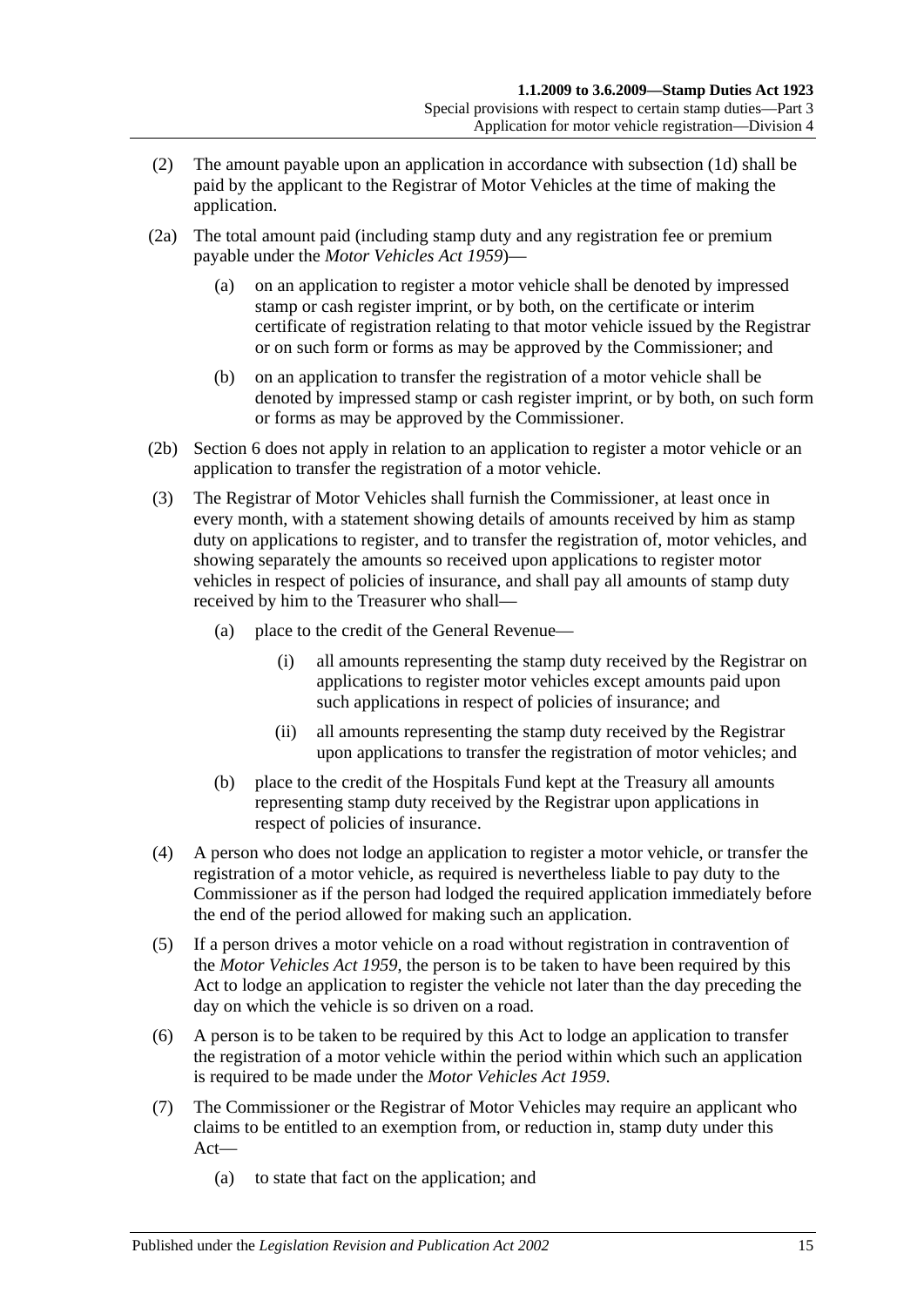(2) The amount payable upon an application in accordance with subsection (1d) shall be paid by the applicant to the Registrar of Motor Vehicles at the time of making the application.

(2a) The total amount paid (including stamp duty and any registration fee or premium payable under the *Motor Vehicles Act 1959*)—

(a) on an application to register a motor vehicle shall be denoted by impressed stamp or cash register imprint, or by both, on the certificate or interim certificate of registration relating to that motor vehicle issued by the Registrar or on such form or forms as may be approved by the Commissioner; and

(b) on an application to transfer the registration of a motor vehicle shall be denoted by impressed stamp or cash register imprint, or by both, on such form or forms as may be approved by the Commissioner.

(2b) Section 6 does not apply in relation to an application to register a motor vehicle or an application to transfer the registration of a motor vehicle.

(3) The Registrar of Motor Vehicles shall furnish the Commissioner, at least once in every month, with a statement showing details of amounts received by him as stamp duty on applications to register, and to transfer the registration of, motor vehicles, and showing separately the amounts so received upon applications to register motor vehicles in respect of policies of insurance, and shall pay all amounts of stamp duty received by him to the Treasurer who shall—

(a) place to the credit of the General Revenue—

(i) all amounts representing the stamp duty received by the Registrar on applications to register motor vehicles except amounts paid upon such applications in respect of policies of insurance; and

(ii) all amounts representing the stamp duty received by the Registrar upon applications to transfer the registration of motor vehicles; and

(b) place to the credit of the Hospitals Fund kept at the Treasury all amounts representing stamp duty received by the Registrar upon applications in respect of policies of insurance.

(4) A person who does not lodge an application to register a motor vehicle, or transfer the registration of a motor vehicle, as required is nevertheless liable to pay duty to the Commissioner as if the person had lodged the required application immediately before the end of the period allowed for making such an application.

(5) If a person drives a motor vehicle on a road without registration in contravention of the *Motor Vehicles Act 1959*, the person is to be taken to have been required by this Act to lodge an application to register the vehicle not later than the day preceding the day on which the vehicle is so driven on a road.

(6) A person is to be taken to be required by this Act to lodge an application to transfer the registration of a motor vehicle within the period within which such an application is required to be made under the *Motor Vehicles Act 1959*.

(7) The Commissioner or the Registrar of Motor Vehicles may require an applicant who claims to be entitled to an exemption from, or reduction in, stamp duty under this Act—

(a) to state that fact on the application; and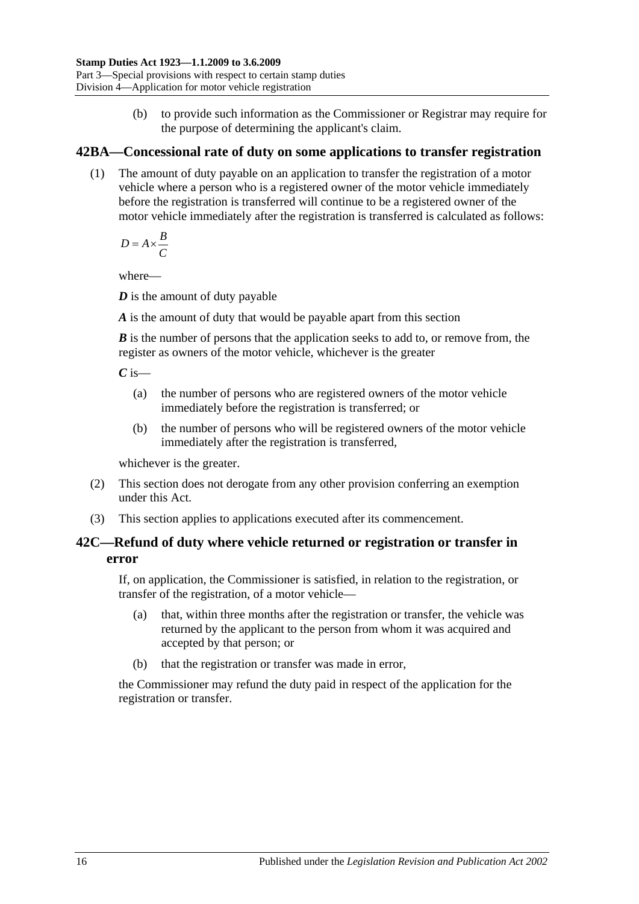(b) to provide such information as the Commissioner or Registrar may require for the purpose of determining the applicant's claim.

## 42BA—Concessional rate of duty on some applications to transfer registration

(1) The amount of duty payable on an application to transfer the registration of a motor vehicle where a person who is a registered owner of the motor vehicle immediately before the registration is transferred will continue to be a registered owner of the motor vehicle immediately after the registration is transferred is calculated as follows:

$$D = A \times \frac{B}{C}$$

where—

***D*** is the amount of duty payable

***A*** is the amount of duty that would be payable apart from this section

***B*** is the number of persons that the application seeks to add to, or remove from, the register as owners of the motor vehicle, whichever is the greater

***C*** is—

(a) the number of persons who are registered owners of the motor vehicle immediately before the registration is transferred; or

(b) the number of persons who will be registered owners of the motor vehicle immediately after the registration is transferred,

whichever is the greater.

(2) This section does not derogate from any other provision conferring an exemption under this Act.

(3) This section applies to applications executed after its commencement.

## 42C—Refund of duty where vehicle returned or registration or transfer in error

If, on application, the Commissioner is satisfied, in relation to the registration, or transfer of the registration, of a motor vehicle—

(a) that, within three months after the registration or transfer, the vehicle was returned by the applicant to the person from whom it was acquired and accepted by that person; or

(b) that the registration or transfer was made in error,

the Commissioner may refund the duty paid in respect of the application for the registration or transfer.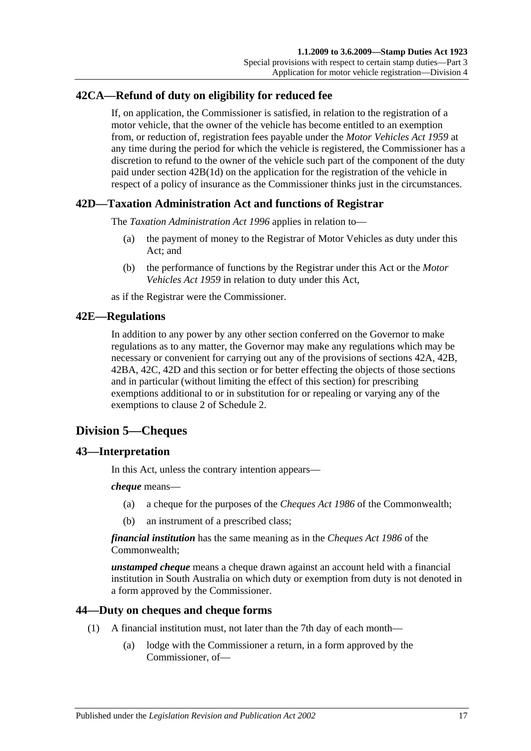## 42CA—Refund of duty on eligibility for reduced fee

If, on application, the Commissioner is satisfied, in relation to the registration of a motor vehicle, that the owner of the vehicle has become entitled to an exemption from, or reduction of, registration fees payable under the *Motor Vehicles Act 1959* at any time during the period for which the vehicle is registered, the Commissioner has a discretion to refund to the owner of the vehicle such part of the component of the duty paid under section 42B(1d) on the application for the registration of the vehicle in respect of a policy of insurance as the Commissioner thinks just in the circumstances.

## 42D—Taxation Administration Act and functions of Registrar

The *Taxation Administration Act 1996* applies in relation to—

(a) the payment of money to the Registrar of Motor Vehicles as duty under this Act; and

(b) the performance of functions by the Registrar under this Act or the *Motor Vehicles Act 1959* in relation to duty under this Act,

as if the Registrar were the Commissioner.

## 42E—Regulations

In addition to any power by any other section conferred on the Governor to make regulations as to any matter, the Governor may make any regulations which may be necessary or convenient for carrying out any of the provisions of sections 42A, 42B, 42BA, 42C, 42D and this section or for better effecting the objects of those sections and in particular (without limiting the effect of this section) for prescribing exemptions additional to or in substitution for or repealing or varying any of the exemptions to clause 2 of Schedule 2.

# Division 5—Cheques

## 43—Interpretation

In this Act, unless the contrary intention appears—

***cheque*** means—

(a) a cheque for the purposes of the *Cheques Act 1986* of the Commonwealth;

(b) an instrument of a prescribed class;

***financial institution*** has the same meaning as in the *Cheques Act 1986* of the Commonwealth;

***unstamped cheque*** means a cheque drawn against an account held with a financial institution in South Australia on which duty or exemption from duty is not denoted in a form approved by the Commissioner.

## 44—Duty on cheques and cheque forms

(1) A financial institution must, not later than the 7th day of each month—

(a) lodge with the Commissioner a return, in a form approved by the Commissioner, of—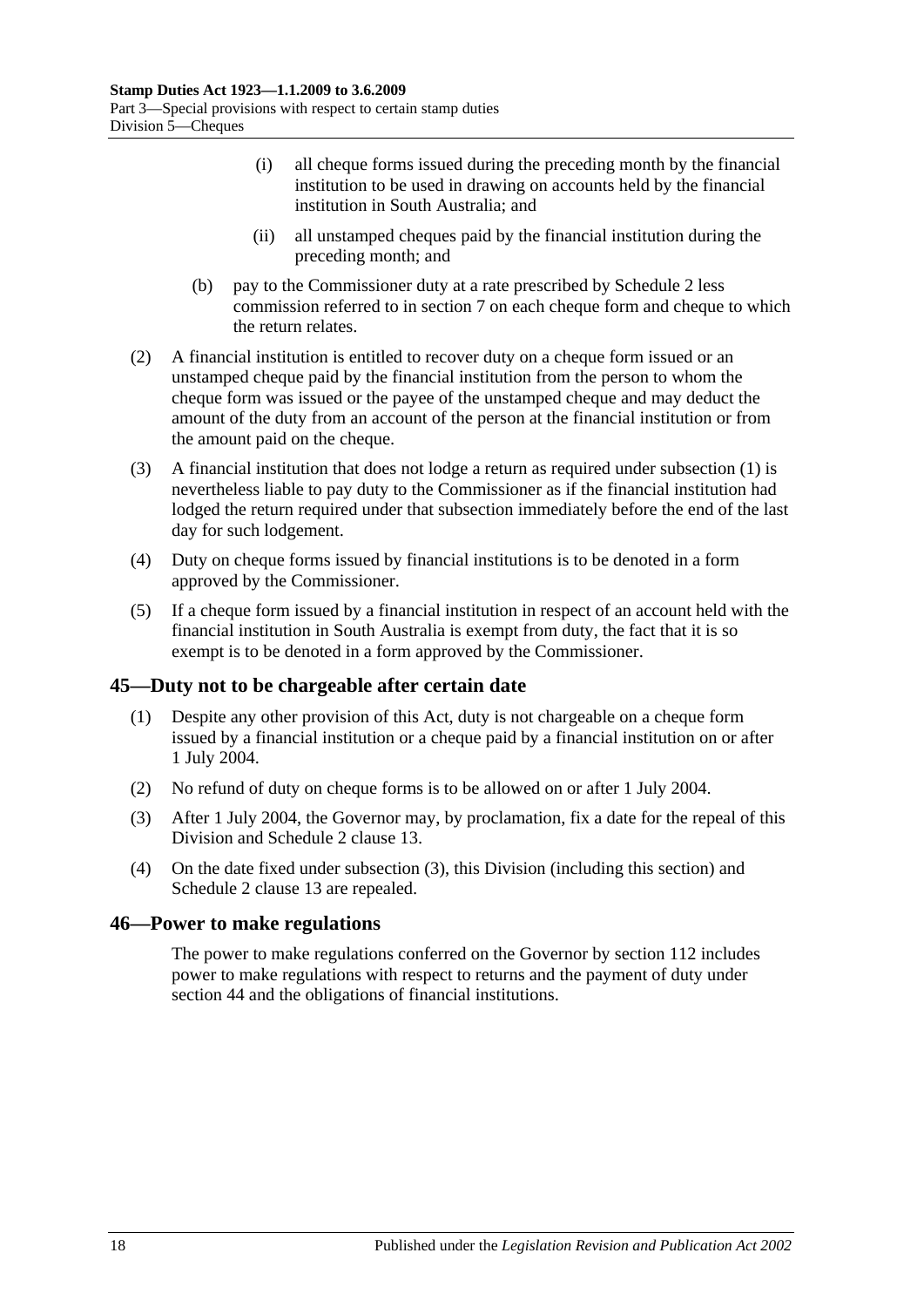(i) all cheque forms issued during the preceding month by the financial institution to be used in drawing on accounts held by the financial institution in South Australia; and

(ii) all unstamped cheques paid by the financial institution during the preceding month; and

(b) pay to the Commissioner duty at a rate prescribed by Schedule 2 less commission referred to in section 7 on each cheque form and cheque to which the return relates.

(2) A financial institution is entitled to recover duty on a cheque form issued or an unstamped cheque paid by the financial institution from the person to whom the cheque form was issued or the payee of the unstamped cheque and may deduct the amount of the duty from an account of the person at the financial institution or from the amount paid on the cheque.

(3) A financial institution that does not lodge a return as required under subsection (1) is nevertheless liable to pay duty to the Commissioner as if the financial institution had lodged the return required under that subsection immediately before the end of the last day for such lodgement.

(4) Duty on cheque forms issued by financial institutions is to be denoted in a form approved by the Commissioner.

(5) If a cheque form issued by a financial institution in respect of an account held with the financial institution in South Australia is exempt from duty, the fact that it is so exempt is to be denoted in a form approved by the Commissioner.

## 45—Duty not to be chargeable after certain date

(1) Despite any other provision of this Act, duty is not chargeable on a cheque form issued by a financial institution or a cheque paid by a financial institution on or after 1 July 2004.

(2) No refund of duty on cheque forms is to be allowed on or after 1 July 2004.

(3) After 1 July 2004, the Governor may, by proclamation, fix a date for the repeal of this Division and Schedule 2 clause 13.

(4) On the date fixed under subsection (3), this Division (including this section) and Schedule 2 clause 13 are repealed.

## 46—Power to make regulations

The power to make regulations conferred on the Governor by section 112 includes power to make regulations with respect to returns and the payment of duty under section 44 and the obligations of financial institutions.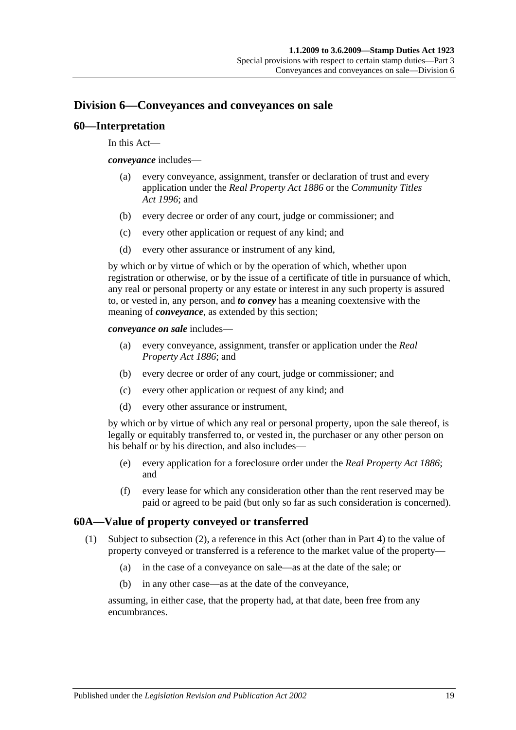## Division 6—Conveyances and conveyances on sale

### 60—Interpretation

In this Act—

***conveyance*** includes—

(a) every conveyance, assignment, transfer or declaration of trust and every application under the *Real Property Act 1886* or the *Community Titles Act 1996*; and

(b) every decree or order of any court, judge or commissioner; and

(c) every other application or request of any kind; and

(d) every other assurance or instrument of any kind,

by which or by virtue of which or by the operation of which, whether upon registration or otherwise, or by the issue of a certificate of title in pursuance of which, any real or personal property or any estate or interest in any such property is assured to, or vested in, any person, and ***to convey*** has a meaning coextensive with the meaning of ***conveyance***, as extended by this section;

***conveyance on sale*** includes—

(a) every conveyance, assignment, transfer or application under the *Real Property Act 1886*; and

(b) every decree or order of any court, judge or commissioner; and

(c) every other application or request of any kind; and

(d) every other assurance or instrument,

by which or by virtue of which any real or personal property, upon the sale thereof, is legally or equitably transferred to, or vested in, the purchaser or any other person on his behalf or by his direction, and also includes—

(e) every application for a foreclosure order under the *Real Property Act 1886*; and

(f) every lease for which any consideration other than the rent reserved may be paid or agreed to be paid (but only so far as such consideration is concerned).

### 60A—Value of property conveyed or transferred

(1) Subject to subsection (2), a reference in this Act (other than in Part 4) to the value of property conveyed or transferred is a reference to the market value of the property—

(a) in the case of a conveyance on sale—as at the date of the sale; or

(b) in any other case—as at the date of the conveyance,

assuming, in either case, that the property had, at that date, been free from any encumbrances.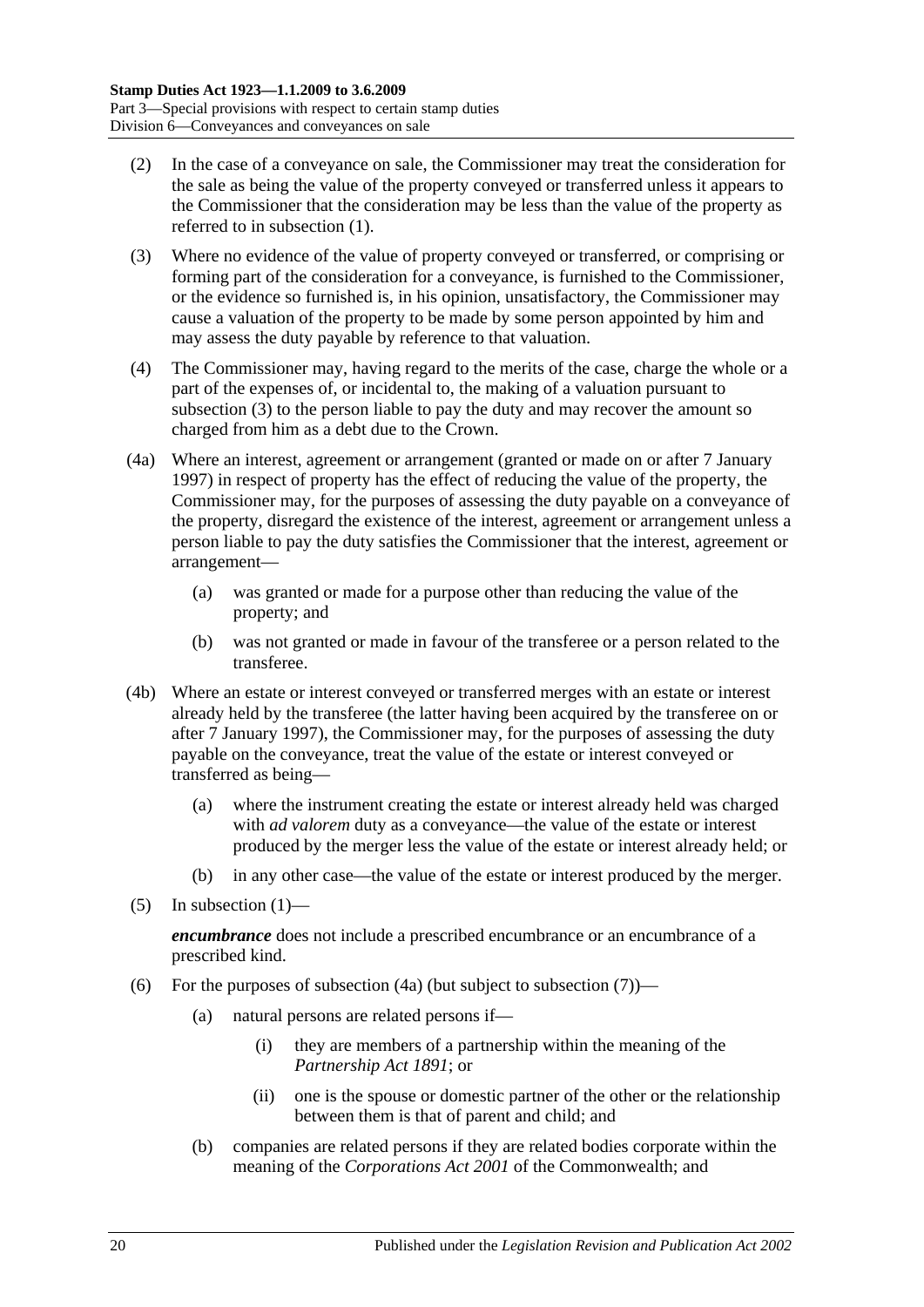(2) In the case of a conveyance on sale, the Commissioner may treat the consideration for the sale as being the value of the property conveyed or transferred unless it appears to the Commissioner that the consideration may be less than the value of the property as referred to in subsection (1).

(3) Where no evidence of the value of property conveyed or transferred, or comprising or forming part of the consideration for a conveyance, is furnished to the Commissioner, or the evidence so furnished is, in his opinion, unsatisfactory, the Commissioner may cause a valuation of the property to be made by some person appointed by him and may assess the duty payable by reference to that valuation.

(4) The Commissioner may, having regard to the merits of the case, charge the whole or a part of the expenses of, or incidental to, the making of a valuation pursuant to subsection (3) to the person liable to pay the duty and may recover the amount so charged from him as a debt due to the Crown.

(4a) Where an interest, agreement or arrangement (granted or made on or after 7 January 1997) in respect of property has the effect of reducing the value of the property, the Commissioner may, for the purposes of assessing the duty payable on a conveyance of the property, disregard the existence of the interest, agreement or arrangement unless a person liable to pay the duty satisfies the Commissioner that the interest, agreement or arrangement—

(a) was granted or made for a purpose other than reducing the value of the property; and

(b) was not granted or made in favour of the transferee or a person related to the transferee.

(4b) Where an estate or interest conveyed or transferred merges with an estate or interest already held by the transferee (the latter having been acquired by the transferee on or after 7 January 1997), the Commissioner may, for the purposes of assessing the duty payable on the conveyance, treat the value of the estate or interest conveyed or transferred as being—

(a) where the instrument creating the estate or interest already held was charged with *ad valorem* duty as a conveyance—the value of the estate or interest produced by the merger less the value of the estate or interest already held; or

(b) in any other case—the value of the estate or interest produced by the merger.

(5) In subsection (1)—

***encumbrance*** does not include a prescribed encumbrance or an encumbrance of a prescribed kind.

(6) For the purposes of subsection (4a) (but subject to subsection (7))—

(a) natural persons are related persons if—

(i) they are members of a partnership within the meaning of the *Partnership Act 1891*; or

(ii) one is the spouse or domestic partner of the other or the relationship between them is that of parent and child; and

(b) companies are related persons if they are related bodies corporate within the meaning of the *Corporations Act 2001* of the Commonwealth; and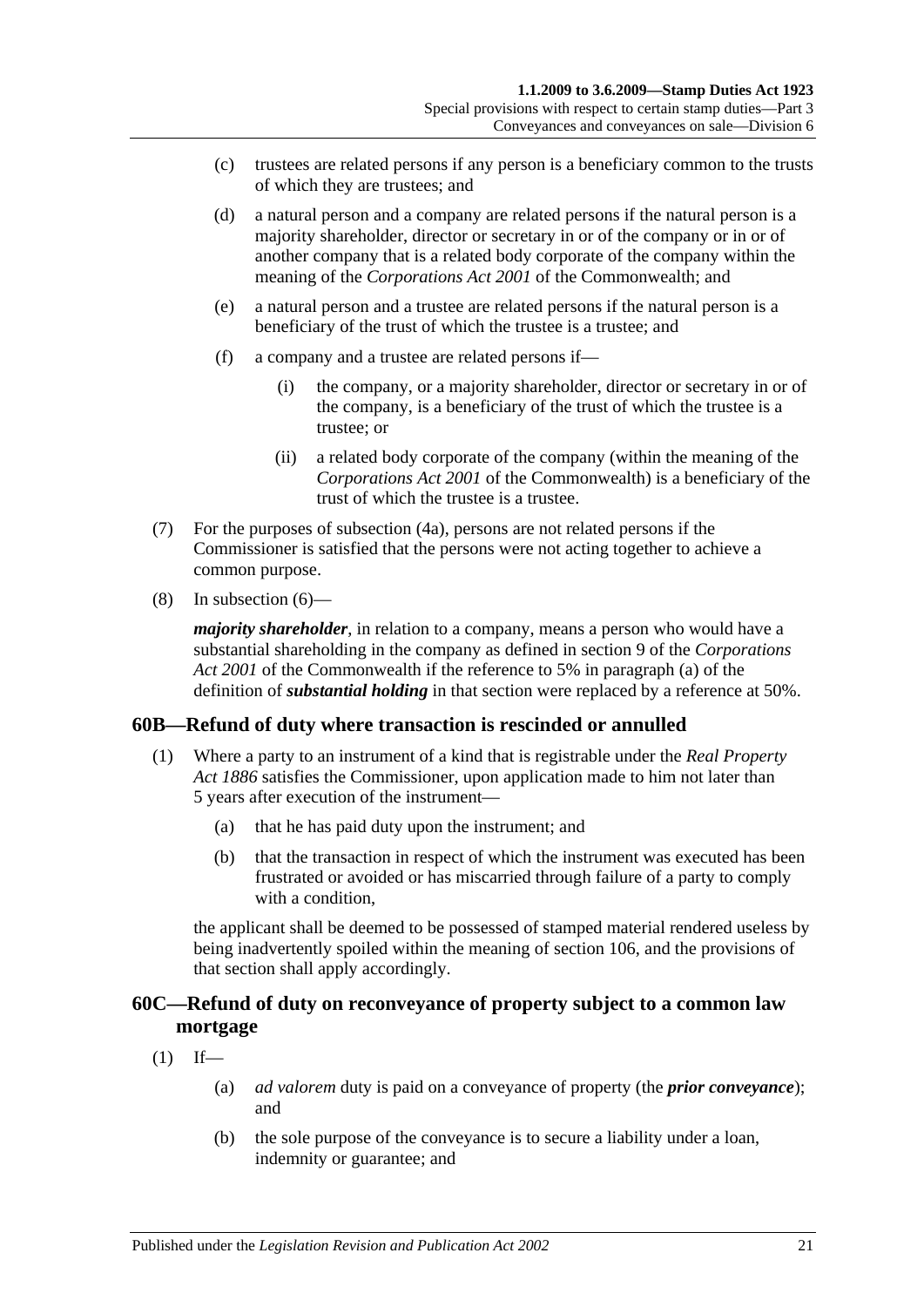(c) trustees are related persons if any person is a beneficiary common to the trusts of which they are trustees; and

(d) a natural person and a company are related persons if the natural person is a majority shareholder, director or secretary in or of the company or in or of another company that is a related body corporate of the company within the meaning of the *Corporations Act 2001* of the Commonwealth; and

(e) a natural person and a trustee are related persons if the natural person is a beneficiary of the trust of which the trustee is a trustee; and

(f) a company and a trustee are related persons if—

(i) the company, or a majority shareholder, director or secretary in or of the company, is a beneficiary of the trust of which the trustee is a trustee; or

(ii) a related body corporate of the company (within the meaning of the *Corporations Act 2001* of the Commonwealth) is a beneficiary of the trust of which the trustee is a trustee.

(7) For the purposes of subsection (4a), persons are not related persons if the Commissioner is satisfied that the persons were not acting together to achieve a common purpose.

(8) In subsection (6)—

***majority shareholder***, in relation to a company, means a person who would have a substantial shareholding in the company as defined in section 9 of the *Corporations Act 2001* of the Commonwealth if the reference to 5% in paragraph (a) of the definition of ***substantial holding*** in that section were replaced by a reference at 50%.

## 60B—Refund of duty where transaction is rescinded or annulled

(1) Where a party to an instrument of a kind that is registrable under the *Real Property Act 1886* satisfies the Commissioner, upon application made to him not later than 5 years after execution of the instrument—

(a) that he has paid duty upon the instrument; and

(b) that the transaction in respect of which the instrument was executed has been frustrated or avoided or has miscarried through failure of a party to comply with a condition,

the applicant shall be deemed to be possessed of stamped material rendered useless by being inadvertently spoiled within the meaning of section 106, and the provisions of that section shall apply accordingly.

## 60C—Refund of duty on reconveyance of property subject to a common law mortgage

(1) If—

(a) *ad valorem* duty is paid on a conveyance of property (the ***prior conveyance***); and

(b) the sole purpose of the conveyance is to secure a liability under a loan, indemnity or guarantee; and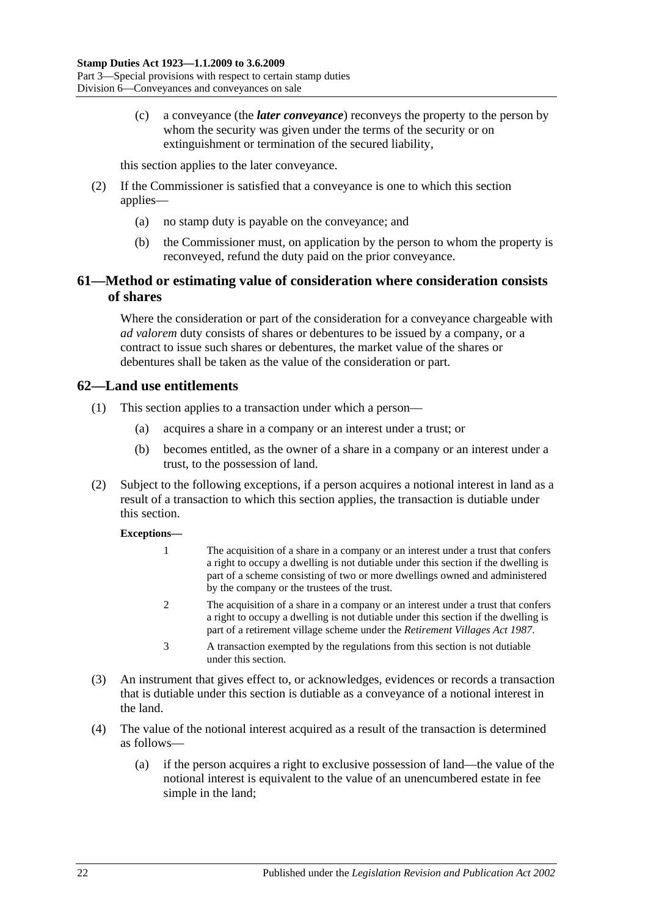(c) a conveyance (the ***later conveyance***) reconveys the property to the person by whom the security was given under the terms of the security or on extinguishment or termination of the secured liability,

this section applies to the later conveyance.

(2) If the Commissioner is satisfied that a conveyance is one to which this section applies—

(a) no stamp duty is payable on the conveyance; and

(b) the Commissioner must, on application by the person to whom the property is reconveyed, refund the duty paid on the prior conveyance.

## 61—Method or estimating value of consideration where consideration consists of shares

Where the consideration or part of the consideration for a conveyance chargeable with *ad valorem* duty consists of shares or debentures to be issued by a company, or a contract to issue such shares or debentures, the market value of the shares or debentures shall be taken as the value of the consideration or part.

## 62—Land use entitlements

(1) This section applies to a transaction under which a person—

(a) acquires a share in a company or an interest under a trust; or

(b) becomes entitled, as the owner of a share in a company or an interest under a trust, to the possession of land.

(2) Subject to the following exceptions, if a person acquires a notional interest in land as a result of a transaction to which this section applies, the transaction is dutiable under this section.

**Exceptions—**

1 The acquisition of a share in a company or an interest under a trust that confers a right to occupy a dwelling is not dutiable under this section if the dwelling is part of a scheme consisting of two or more dwellings owned and administered by the company or the trustees of the trust.

2 The acquisition of a share in a company or an interest under a trust that confers a right to occupy a dwelling is not dutiable under this section if the dwelling is part of a retirement village scheme under the *Retirement Villages Act 1987*.

3 A transaction exempted by the regulations from this section is not dutiable under this section.

(3) An instrument that gives effect to, or acknowledges, evidences or records a transaction that is dutiable under this section is dutiable as a conveyance of a notional interest in the land.

(4) The value of the notional interest acquired as a result of the transaction is determined as follows—

(a) if the person acquires a right to exclusive possession of land—the value of the notional interest is equivalent to the value of an unencumbered estate in fee simple in the land;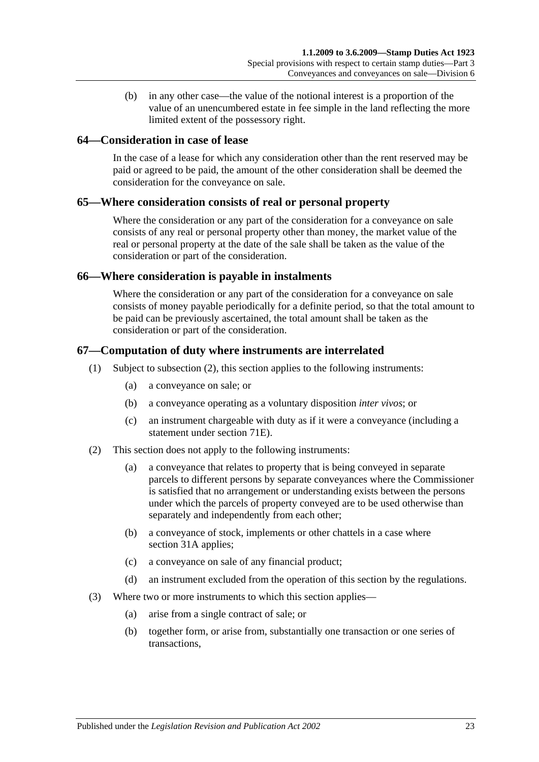(b) in any other case—the value of the notional interest is a proportion of the value of an unencumbered estate in fee simple in the land reflecting the more limited extent of the possessory right.

## 64—Consideration in case of lease

In the case of a lease for which any consideration other than the rent reserved may be paid or agreed to be paid, the amount of the other consideration shall be deemed the consideration for the conveyance on sale.

## 65—Where consideration consists of real or personal property

Where the consideration or any part of the consideration for a conveyance on sale consists of any real or personal property other than money, the market value of the real or personal property at the date of the sale shall be taken as the value of the consideration or part of the consideration.

## 66—Where consideration is payable in instalments

Where the consideration or any part of the consideration for a conveyance on sale consists of money payable periodically for a definite period, so that the total amount to be paid can be previously ascertained, the total amount shall be taken as the consideration or part of the consideration.

## 67—Computation of duty where instruments are interrelated

(1) Subject to subsection (2), this section applies to the following instruments:

(a) a conveyance on sale; or

(b) a conveyance operating as a voluntary disposition *inter vivos*; or

(c) an instrument chargeable with duty as if it were a conveyance (including a statement under section 71E).

(2) This section does not apply to the following instruments:

(a) a conveyance that relates to property that is being conveyed in separate parcels to different persons by separate conveyances where the Commissioner is satisfied that no arrangement or understanding exists between the persons under which the parcels of property conveyed are to be used otherwise than separately and independently from each other;

(b) a conveyance of stock, implements or other chattels in a case where section 31A applies;

(c) a conveyance on sale of any financial product;

(d) an instrument excluded from the operation of this section by the regulations.

(3) Where two or more instruments to which this section applies—

(a) arise from a single contract of sale; or

(b) together form, or arise from, substantially one transaction or one series of transactions,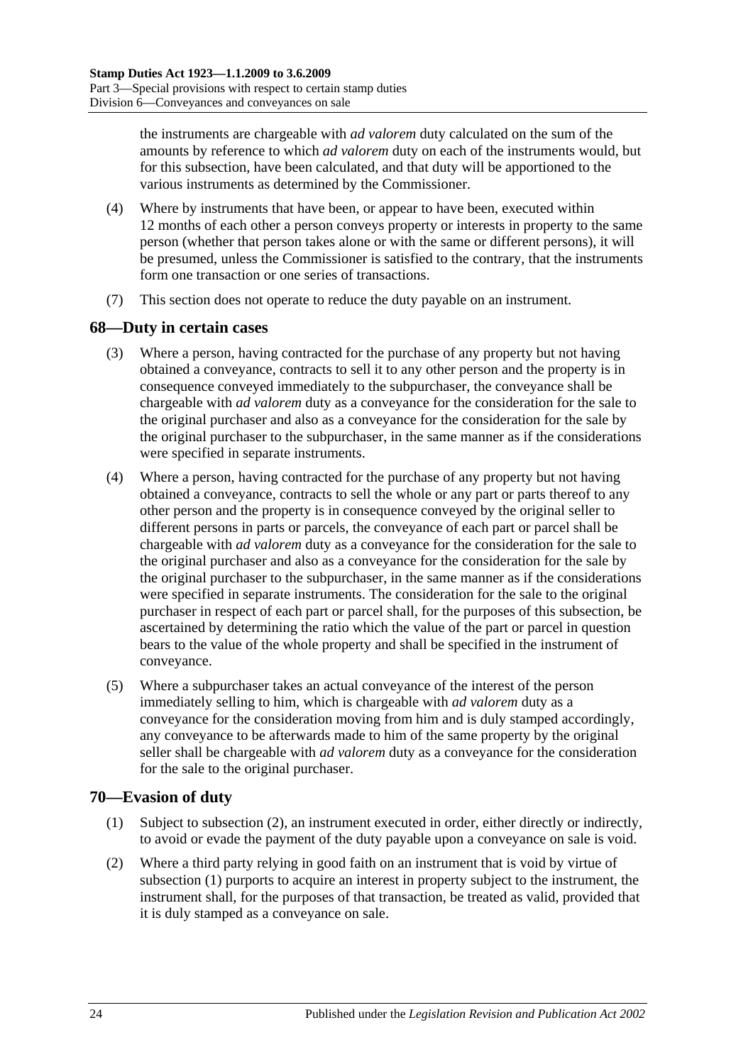the instruments are chargeable with *ad valorem* duty calculated on the sum of the amounts by reference to which *ad valorem* duty on each of the instruments would, but for this subsection, have been calculated, and that duty will be apportioned to the various instruments as determined by the Commissioner.

(4) Where by instruments that have been, or appear to have been, executed within 12 months of each other a person conveys property or interests in property to the same person (whether that person takes alone or with the same or different persons), it will be presumed, unless the Commissioner is satisfied to the contrary, that the instruments form one transaction or one series of transactions.

(7) This section does not operate to reduce the duty payable on an instrument.

## 68—Duty in certain cases

(3) Where a person, having contracted for the purchase of any property but not having obtained a conveyance, contracts to sell it to any other person and the property is in consequence conveyed immediately to the subpurchaser, the conveyance shall be chargeable with *ad valorem* duty as a conveyance for the consideration for the sale to the original purchaser and also as a conveyance for the consideration for the sale by the original purchaser to the subpurchaser, in the same manner as if the considerations were specified in separate instruments.

(4) Where a person, having contracted for the purchase of any property but not having obtained a conveyance, contracts to sell the whole or any part or parts thereof to any other person and the property is in consequence conveyed by the original seller to different persons in parts or parcels, the conveyance of each part or parcel shall be chargeable with *ad valorem* duty as a conveyance for the consideration for the sale to the original purchaser and also as a conveyance for the consideration for the sale by the original purchaser to the subpurchaser, in the same manner as if the considerations were specified in separate instruments. The consideration for the sale to the original purchaser in respect of each part or parcel shall, for the purposes of this subsection, be ascertained by determining the ratio which the value of the part or parcel in question bears to the value of the whole property and shall be specified in the instrument of conveyance.

(5) Where a subpurchaser takes an actual conveyance of the interest of the person immediately selling to him, which is chargeable with *ad valorem* duty as a conveyance for the consideration moving from him and is duly stamped accordingly, any conveyance to be afterwards made to him of the same property by the original seller shall be chargeable with *ad valorem* duty as a conveyance for the consideration for the sale to the original purchaser.

## 70—Evasion of duty

(1) Subject to subsection (2), an instrument executed in order, either directly or indirectly, to avoid or evade the payment of the duty payable upon a conveyance on sale is void.

(2) Where a third party relying in good faith on an instrument that is void by virtue of subsection (1) purports to acquire an interest in property subject to the instrument, the instrument shall, for the purposes of that transaction, be treated as valid, provided that it is duly stamped as a conveyance on sale.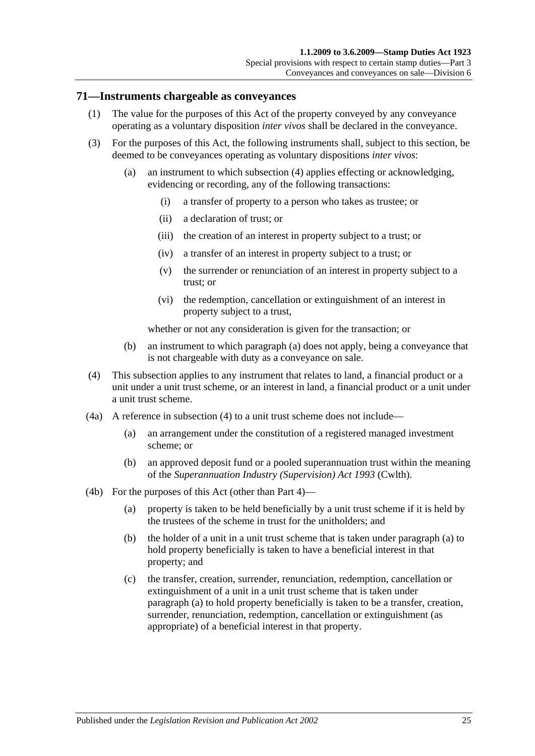## 71—Instruments chargeable as conveyances

(1) The value for the purposes of this Act of the property conveyed by any conveyance operating as a voluntary disposition *inter vivos* shall be declared in the conveyance.

(3) For the purposes of this Act, the following instruments shall, subject to this section, be deemed to be conveyances operating as voluntary dispositions *inter vivos*:

(a) an instrument to which subsection (4) applies effecting or acknowledging, evidencing or recording, any of the following transactions:

(i) a transfer of property to a person who takes as trustee; or

(ii) a declaration of trust; or

(iii) the creation of an interest in property subject to a trust; or

(iv) a transfer of an interest in property subject to a trust; or

(v) the surrender or renunciation of an interest in property subject to a trust; or

(vi) the redemption, cancellation or extinguishment of an interest in property subject to a trust,

whether or not any consideration is given for the transaction; or

(b) an instrument to which paragraph (a) does not apply, being a conveyance that is not chargeable with duty as a conveyance on sale.

(4) This subsection applies to any instrument that relates to land, a financial product or a unit under a unit trust scheme, or an interest in land, a financial product or a unit under a unit trust scheme.

(4a) A reference in subsection (4) to a unit trust scheme does not include—

(a) an arrangement under the constitution of a registered managed investment scheme; or

(b) an approved deposit fund or a pooled superannuation trust within the meaning of the *Superannuation Industry (Supervision) Act 1993* (Cwlth).

(4b) For the purposes of this Act (other than Part 4)—

(a) property is taken to be held beneficially by a unit trust scheme if it is held by the trustees of the scheme in trust for the unitholders; and

(b) the holder of a unit in a unit trust scheme that is taken under paragraph (a) to hold property beneficially is taken to have a beneficial interest in that property; and

(c) the transfer, creation, surrender, renunciation, redemption, cancellation or extinguishment of a unit in a unit trust scheme that is taken under paragraph (a) to hold property beneficially is taken to be a transfer, creation, surrender, renunciation, redemption, cancellation or extinguishment (as appropriate) of a beneficial interest in that property.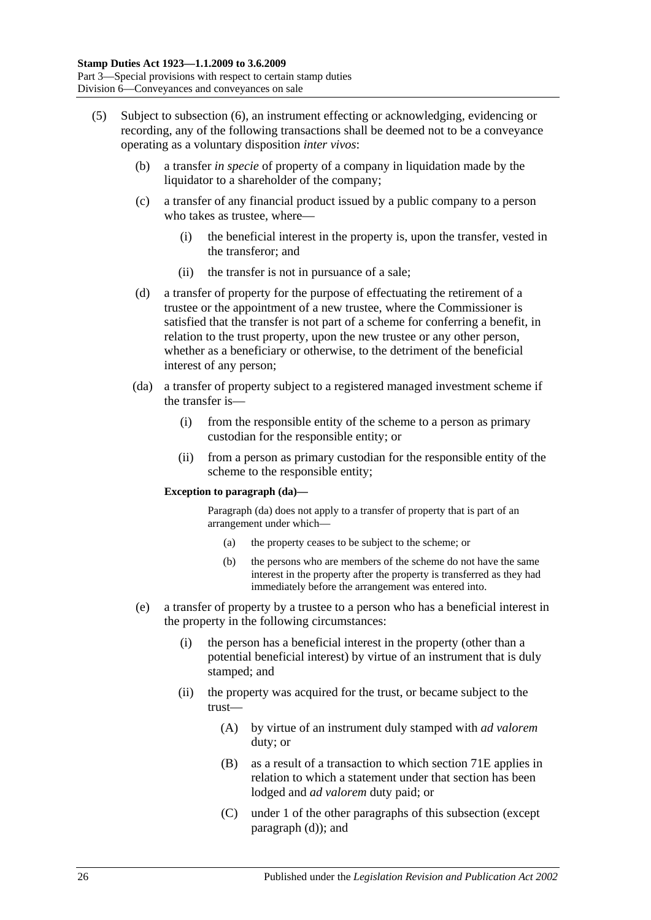(5) Subject to subsection (6), an instrument effecting or acknowledging, evidencing or recording, any of the following transactions shall be deemed not to be a conveyance operating as a voluntary disposition *inter vivos*:

(b) a transfer *in specie* of property of a company in liquidation made by the liquidator to a shareholder of the company;

(c) a transfer of any financial product issued by a public company to a person who takes as trustee, where—

(i) the beneficial interest in the property is, upon the transfer, vested in the transferor; and

(ii) the transfer is not in pursuance of a sale;

(d) a transfer of property for the purpose of effectuating the retirement of a trustee or the appointment of a new trustee, where the Commissioner is satisfied that the transfer is not part of a scheme for conferring a benefit, in relation to the trust property, upon the new trustee or any other person, whether as a beneficiary or otherwise, to the detriment of the beneficial interest of any person;

(da) a transfer of property subject to a registered managed investment scheme if the transfer is—

(i) from the responsible entity of the scheme to a person as primary custodian for the responsible entity; or

(ii) from a person as primary custodian for the responsible entity of the scheme to the responsible entity;

**Exception to paragraph (da)—**

Paragraph (da) does not apply to a transfer of property that is part of an arrangement under which—

(a) the property ceases to be subject to the scheme; or

(b) the persons who are members of the scheme do not have the same interest in the property after the property is transferred as they had immediately before the arrangement was entered into.

(e) a transfer of property by a trustee to a person who has a beneficial interest in the property in the following circumstances:

(i) the person has a beneficial interest in the property (other than a potential beneficial interest) by virtue of an instrument that is duly stamped; and

(ii) the property was acquired for the trust, or became subject to the trust—

(A) by virtue of an instrument duly stamped with *ad valorem* duty; or

(B) as a result of a transaction to which section 71E applies in relation to which a statement under that section has been lodged and *ad valorem* duty paid; or

(C) under 1 of the other paragraphs of this subsection (except paragraph (d)); and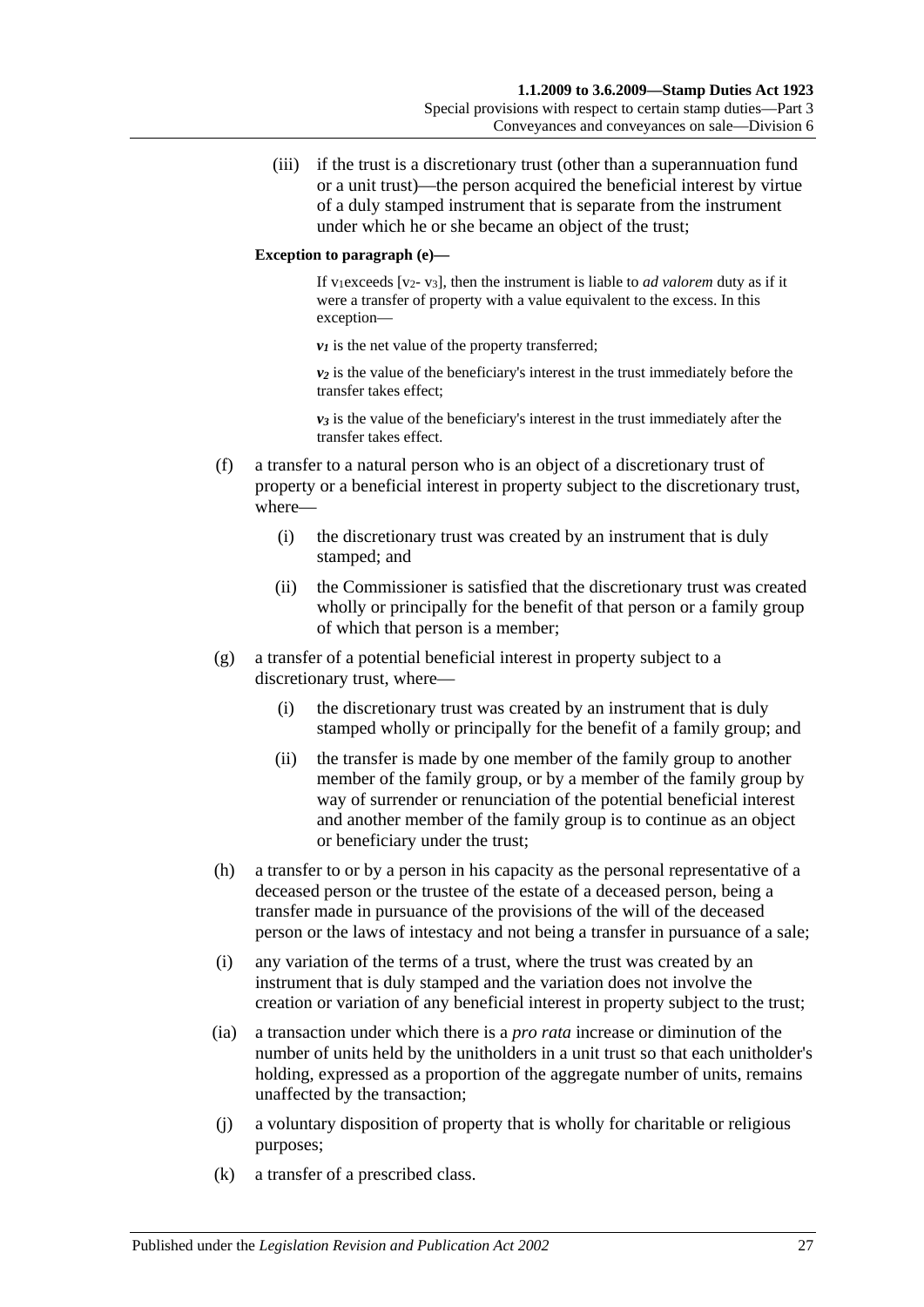(iii) if the trust is a discretionary trust (other than a superannuation fund or a unit trust)—the person acquired the beneficial interest by virtue of a duly stamped instrument that is separate from the instrument under which he or she became an object of the trust;

**Exception to paragraph (e)—**

If $v_1$ exceeds [$v_2$ - $v_3$], then the instrument is liable to *ad valorem* duty as if it were a transfer of property with a value equivalent to the excess. In this exception—

$v_1$ is the net value of the property transferred;

$v_2$ is the value of the beneficiary's interest in the trust immediately before the transfer takes effect;

$v_3$ is the value of the beneficiary's interest in the trust immediately after the transfer takes effect.

(f) a transfer to a natural person who is an object of a discretionary trust of property or a beneficial interest in property subject to the discretionary trust, where—

(i) the discretionary trust was created by an instrument that is duly stamped; and

(ii) the Commissioner is satisfied that the discretionary trust was created wholly or principally for the benefit of that person or a family group of which that person is a member;

(g) a transfer of a potential beneficial interest in property subject to a discretionary trust, where—

(i) the discretionary trust was created by an instrument that is duly stamped wholly or principally for the benefit of a family group; and

(ii) the transfer is made by one member of the family group to another member of the family group, or by a member of the family group by way of surrender or renunciation of the potential beneficial interest and another member of the family group is to continue as an object or beneficiary under the trust;

(h) a transfer to or by a person in his capacity as the personal representative of a deceased person or the trustee of the estate of a deceased person, being a transfer made in pursuance of the provisions of the will of the deceased person or the laws of intestacy and not being a transfer in pursuance of a sale;

(i) any variation of the terms of a trust, where the trust was created by an instrument that is duly stamped and the variation does not involve the creation or variation of any beneficial interest in property subject to the trust;

(ia) a transaction under which there is a *pro rata* increase or diminution of the number of units held by the unitholders in a unit trust so that each unitholder's holding, expressed as a proportion of the aggregate number of units, remains unaffected by the transaction;

(j) a voluntary disposition of property that is wholly for charitable or religious purposes;

(k) a transfer of a prescribed class.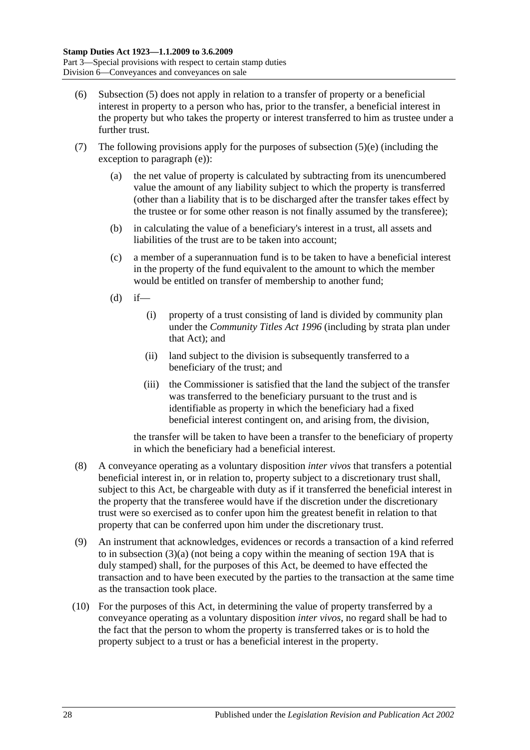(6) Subsection (5) does not apply in relation to a transfer of property or a beneficial interest in property to a person who has, prior to the transfer, a beneficial interest in the property but who takes the property or interest transferred to him as trustee under a further trust.

(7) The following provisions apply for the purposes of subsection (5)(e) (including the exception to paragraph (e)):

(a) the net value of property is calculated by subtracting from its unencumbered value the amount of any liability subject to which the property is transferred (other than a liability that is to be discharged after the transfer takes effect by the trustee or for some other reason is not finally assumed by the transferee);

(b) in calculating the value of a beneficiary's interest in a trust, all assets and liabilities of the trust are to be taken into account;

(c) a member of a superannuation fund is to be taken to have a beneficial interest in the property of the fund equivalent to the amount to which the member would be entitled on transfer of membership to another fund;

(d) if—

(i) property of a trust consisting of land is divided by community plan under the *Community Titles Act 1996* (including by strata plan under that Act); and

(ii) land subject to the division is subsequently transferred to a beneficiary of the trust; and

(iii) the Commissioner is satisfied that the land the subject of the transfer was transferred to the beneficiary pursuant to the trust and is identifiable as property in which the beneficiary had a fixed beneficial interest contingent on, and arising from, the division,

the transfer will be taken to have been a transfer to the beneficiary of property in which the beneficiary had a beneficial interest.

(8) A conveyance operating as a voluntary disposition *inter vivos* that transfers a potential beneficial interest in, or in relation to, property subject to a discretionary trust shall, subject to this Act, be chargeable with duty as if it transferred the beneficial interest in the property that the transferee would have if the discretion under the discretionary trust were so exercised as to confer upon him the greatest benefit in relation to that property that can be conferred upon him under the discretionary trust.

(9) An instrument that acknowledges, evidences or records a transaction of a kind referred to in subsection (3)(a) (not being a copy within the meaning of section 19A that is duly stamped) shall, for the purposes of this Act, be deemed to have effected the transaction and to have been executed by the parties to the transaction at the same time as the transaction took place.

(10) For the purposes of this Act, in determining the value of property transferred by a conveyance operating as a voluntary disposition *inter vivos*, no regard shall be had to the fact that the person to whom the property is transferred takes or is to hold the property subject to a trust or has a beneficial interest in the property.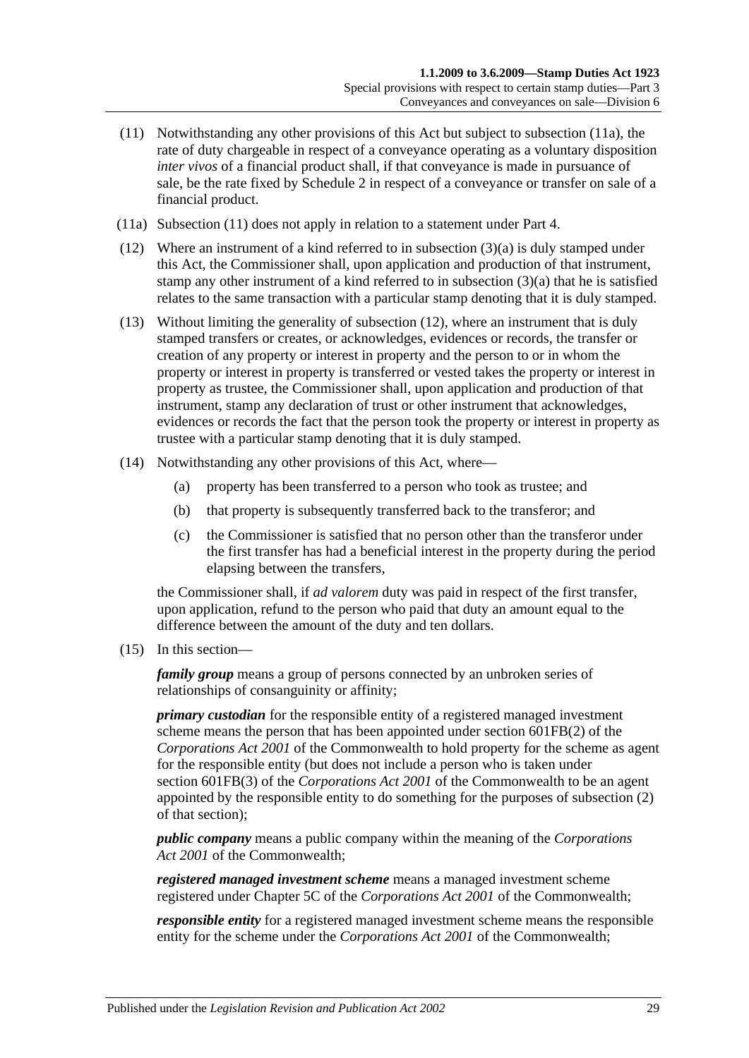(11) Notwithstanding any other provisions of this Act but subject to subsection (11a), the rate of duty chargeable in respect of a conveyance operating as a voluntary disposition *inter vivos* of a financial product shall, if that conveyance is made in pursuance of sale, be the rate fixed by Schedule 2 in respect of a conveyance or transfer on sale of a financial product.

(11a) Subsection (11) does not apply in relation to a statement under Part 4.

(12) Where an instrument of a kind referred to in subsection (3)(a) is duly stamped under this Act, the Commissioner shall, upon application and production of that instrument, stamp any other instrument of a kind referred to in subsection (3)(a) that he is satisfied relates to the same transaction with a particular stamp denoting that it is duly stamped.

(13) Without limiting the generality of subsection (12), where an instrument that is duly stamped transfers or creates, or acknowledges, evidences or records, the transfer or creation of any property or interest in property and the person to or in whom the property or interest in property is transferred or vested takes the property or interest in property as trustee, the Commissioner shall, upon application and production of that instrument, stamp any declaration of trust or other instrument that acknowledges, evidences or records the fact that the person took the property or interest in property as trustee with a particular stamp denoting that it is duly stamped.

(14) Notwithstanding any other provisions of this Act, where—

(a) property has been transferred to a person who took as trustee; and

(b) that property is subsequently transferred back to the transferor; and

(c) the Commissioner is satisfied that no person other than the transferor under the first transfer has had a beneficial interest in the property during the period elapsing between the transfers,

the Commissioner shall, if *ad valorem* duty was paid in respect of the first transfer, upon application, refund to the person who paid that duty an amount equal to the difference between the amount of the duty and ten dollars.

(15) In this section—

***family group*** means a group of persons connected by an unbroken series of relationships of consanguinity or affinity;

***primary custodian*** for the responsible entity of a registered managed investment scheme means the person that has been appointed under section 601FB(2) of the *Corporations Act 2001* of the Commonwealth to hold property for the scheme as agent for the responsible entity (but does not include a person who is taken under section 601FB(3) of the *Corporations Act 2001* of the Commonwealth to be an agent appointed by the responsible entity to do something for the purposes of subsection (2) of that section);

***public company*** means a public company within the meaning of the *Corporations Act 2001* of the Commonwealth;

***registered managed investment scheme*** means a managed investment scheme registered under Chapter 5C of the *Corporations Act 2001* of the Commonwealth;

***responsible entity*** for a registered managed investment scheme means the responsible entity for the scheme under the *Corporations Act 2001* of the Commonwealth;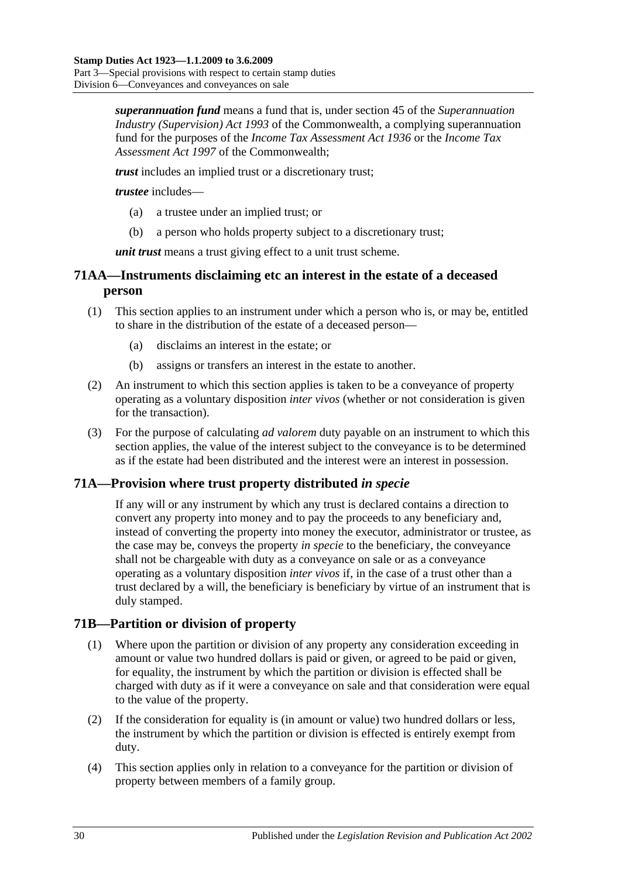***superannuation fund*** means a fund that is, under section 45 of the *Superannuation Industry (Supervision) Act 1993* of the Commonwealth, a complying superannuation fund for the purposes of the *Income Tax Assessment Act 1936* or the *Income Tax Assessment Act 1997* of the Commonwealth;

***trust*** includes an implied trust or a discretionary trust;

***trustee*** includes—

(a) a trustee under an implied trust; or

(b) a person who holds property subject to a discretionary trust;

***unit trust*** means a trust giving effect to a unit trust scheme.

## 71AA—Instruments disclaiming etc an interest in the estate of a deceased person

(1) This section applies to an instrument under which a person who is, or may be, entitled to share in the distribution of the estate of a deceased person—

(a) disclaims an interest in the estate; or

(b) assigns or transfers an interest in the estate to another.

(2) An instrument to which this section applies is taken to be a conveyance of property operating as a voluntary disposition *inter vivos* (whether or not consideration is given for the transaction).

(3) For the purpose of calculating *ad valorem* duty payable on an instrument to which this section applies, the value of the interest subject to the conveyance is to be determined as if the estate had been distributed and the interest were an interest in possession.

## 71A—Provision where trust property distributed *in specie*

If any will or any instrument by which any trust is declared contains a direction to convert any property into money and to pay the proceeds to any beneficiary and, instead of converting the property into money the executor, administrator or trustee, as the case may be, conveys the property *in specie* to the beneficiary, the conveyance shall not be chargeable with duty as a conveyance on sale or as a conveyance operating as a voluntary disposition *inter vivos* if, in the case of a trust other than a trust declared by a will, the beneficiary is beneficiary by virtue of an instrument that is duly stamped.

## 71B—Partition or division of property

(1) Where upon the partition or division of any property any consideration exceeding in amount or value two hundred dollars is paid or given, or agreed to be paid or given, for equality, the instrument by which the partition or division is effected shall be charged with duty as if it were a conveyance on sale and that consideration were equal to the value of the property.

(2) If the consideration for equality is (in amount or value) two hundred dollars or less, the instrument by which the partition or division is effected is entirely exempt from duty.

(4) This section applies only in relation to a conveyance for the partition or division of property between members of a family group.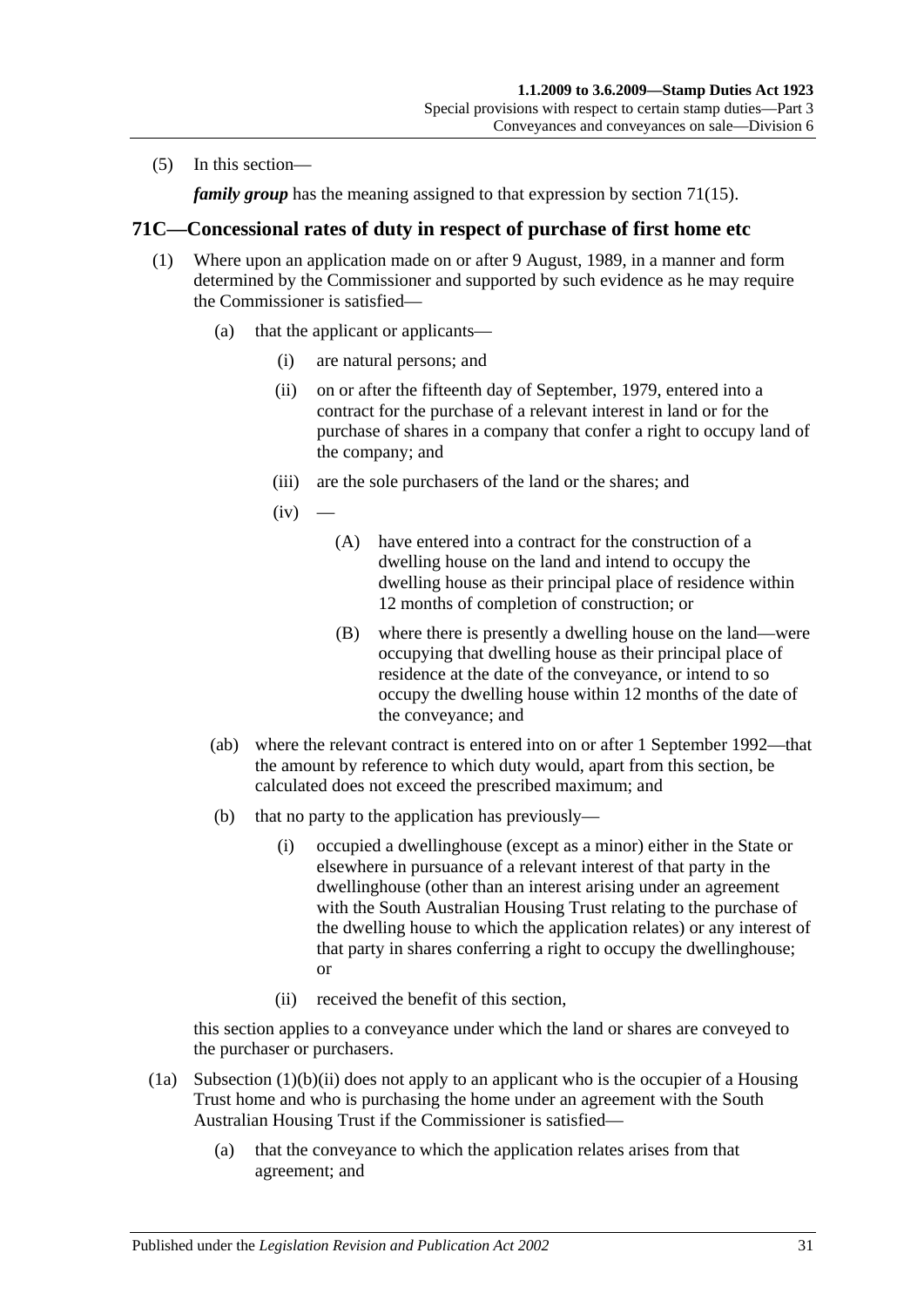(5) In this section—

*family group* has the meaning assigned to that expression by section 71(15).

## 71C—Concessional rates of duty in respect of purchase of first home etc

(1) Where upon an application made on or after 9 August, 1989, in a manner and form determined by the Commissioner and supported by such evidence as he may require the Commissioner is satisfied—

(a) that the applicant or applicants—

(i) are natural persons; and

(ii) on or after the fifteenth day of September, 1979, entered into a contract for the purchase of a relevant interest in land or for the purchase of shares in a company that confer a right to occupy land of the company; and

(iii) are the sole purchasers of the land or the shares; and

(iv) —

(A) have entered into a contract for the construction of a dwelling house on the land and intend to occupy the dwelling house as their principal place of residence within 12 months of completion of construction; or

(B) where there is presently a dwelling house on the land—were occupying that dwelling house as their principal place of residence at the date of the conveyance, or intend to so occupy the dwelling house within 12 months of the date of the conveyance; and

(ab) where the relevant contract is entered into on or after 1 September 1992—that the amount by reference to which duty would, apart from this section, be calculated does not exceed the prescribed maximum; and

(b) that no party to the application has previously—

(i) occupied a dwellinghouse (except as a minor) either in the State or elsewhere in pursuance of a relevant interest of that party in the dwellinghouse (other than an interest arising under an agreement with the South Australian Housing Trust relating to the purchase of the dwelling house to which the application relates) or any interest of that party in shares conferring a right to occupy the dwellinghouse; or

(ii) received the benefit of this section,

this section applies to a conveyance under which the land or shares are conveyed to the purchaser or purchasers.

(1a) Subsection (1)(b)(ii) does not apply to an applicant who is the occupier of a Housing Trust home and who is purchasing the home under an agreement with the South Australian Housing Trust if the Commissioner is satisfied—

(a) that the conveyance to which the application relates arises from that agreement; and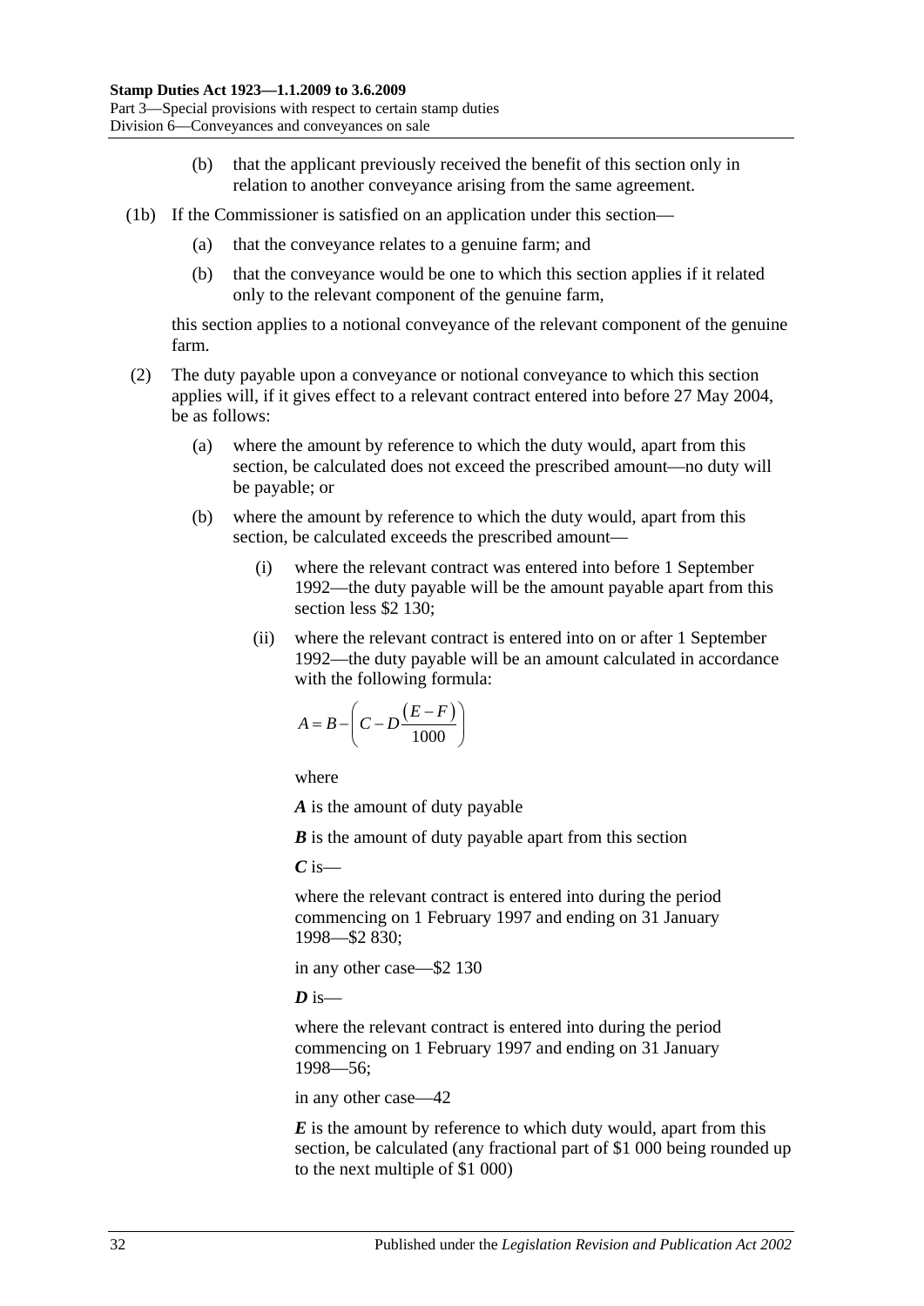(b) that the applicant previously received the benefit of this section only in relation to another conveyance arising from the same agreement.

(1b) If the Commissioner is satisfied on an application under this section—

(a) that the conveyance relates to a genuine farm; and

(b) that the conveyance would be one to which this section applies if it related only to the relevant component of the genuine farm,

this section applies to a notional conveyance of the relevant component of the genuine farm.

(2) The duty payable upon a conveyance or notional conveyance to which this section applies will, if it gives effect to a relevant contract entered into before 27 May 2004, be as follows:

(a) where the amount by reference to which the duty would, apart from this section, be calculated does not exceed the prescribed amount—no duty will be payable; or

(b) where the amount by reference to which the duty would, apart from this section, be calculated exceeds the prescribed amount—

(i) where the relevant contract was entered into before 1 September 1992—the duty payable will be the amount payable apart from this section less $2 130;

(ii) where the relevant contract is entered into on or after 1 September 1992—the duty payable will be an amount calculated in accordance with the following formula:

$$A = B - \left( C - D\frac{(E-F)}{1000} \right)$$

where

***A*** is the amount of duty payable

***B*** is the amount of duty payable apart from this section

***C*** is—

where the relevant contract is entered into during the period commencing on 1 February 1997 and ending on 31 January 1998—$2 830;

in any other case—$2 130

***D*** is—

where the relevant contract is entered into during the period commencing on 1 February 1997 and ending on 31 January 1998—56;

in any other case—42

***E*** is the amount by reference to which duty would, apart from this section, be calculated (any fractional part of $1 000 being rounded up to the next multiple of $1 000)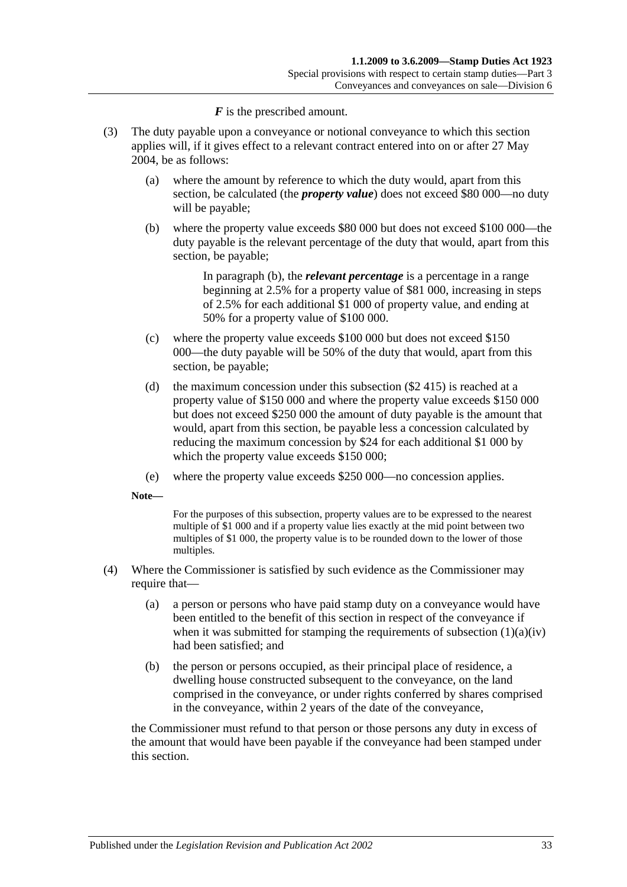***F*** is the prescribed amount.

(3) The duty payable upon a conveyance or notional conveyance to which this section applies will, if it gives effect to a relevant contract entered into on or after 27 May 2004, be as follows:

(a) where the amount by reference to which the duty would, apart from this section, be calculated (the ***property value***) does not exceed $80 000—no duty will be payable;

(b) where the property value exceeds $80 000 but does not exceed $100 000—the duty payable is the relevant percentage of the duty that would, apart from this section, be payable;

In paragraph (b), the ***relevant percentage*** is a percentage in a range beginning at 2.5% for a property value of $81 000, increasing in steps of 2.5% for each additional $1 000 of property value, and ending at 50% for a property value of $100 000.

(c) where the property value exceeds $100 000 but does not exceed $150 000—the duty payable will be 50% of the duty that would, apart from this section, be payable;

(d) the maximum concession under this subsection ($2 415) is reached at a property value of $150 000 and where the property value exceeds $150 000 but does not exceed $250 000 the amount of duty payable is the amount that would, apart from this section, be payable less a concession calculated by reducing the maximum concession by $24 for each additional $1 000 by which the property value exceeds $150 000;

(e) where the property value exceeds $250 000—no concession applies.

**Note—**

For the purposes of this subsection, property values are to be expressed to the nearest multiple of $1 000 and if a property value lies exactly at the mid point between two multiples of $1 000, the property value is to be rounded down to the lower of those multiples.

(4) Where the Commissioner is satisfied by such evidence as the Commissioner may require that—

(a) a person or persons who have paid stamp duty on a conveyance would have been entitled to the benefit of this section in respect of the conveyance if when it was submitted for stamping the requirements of subsection (1)(a)(iv) had been satisfied; and

(b) the person or persons occupied, as their principal place of residence, a dwelling house constructed subsequent to the conveyance, on the land comprised in the conveyance, or under rights conferred by shares comprised in the conveyance, within 2 years of the date of the conveyance,

the Commissioner must refund to that person or those persons any duty in excess of the amount that would have been payable if the conveyance had been stamped under this section.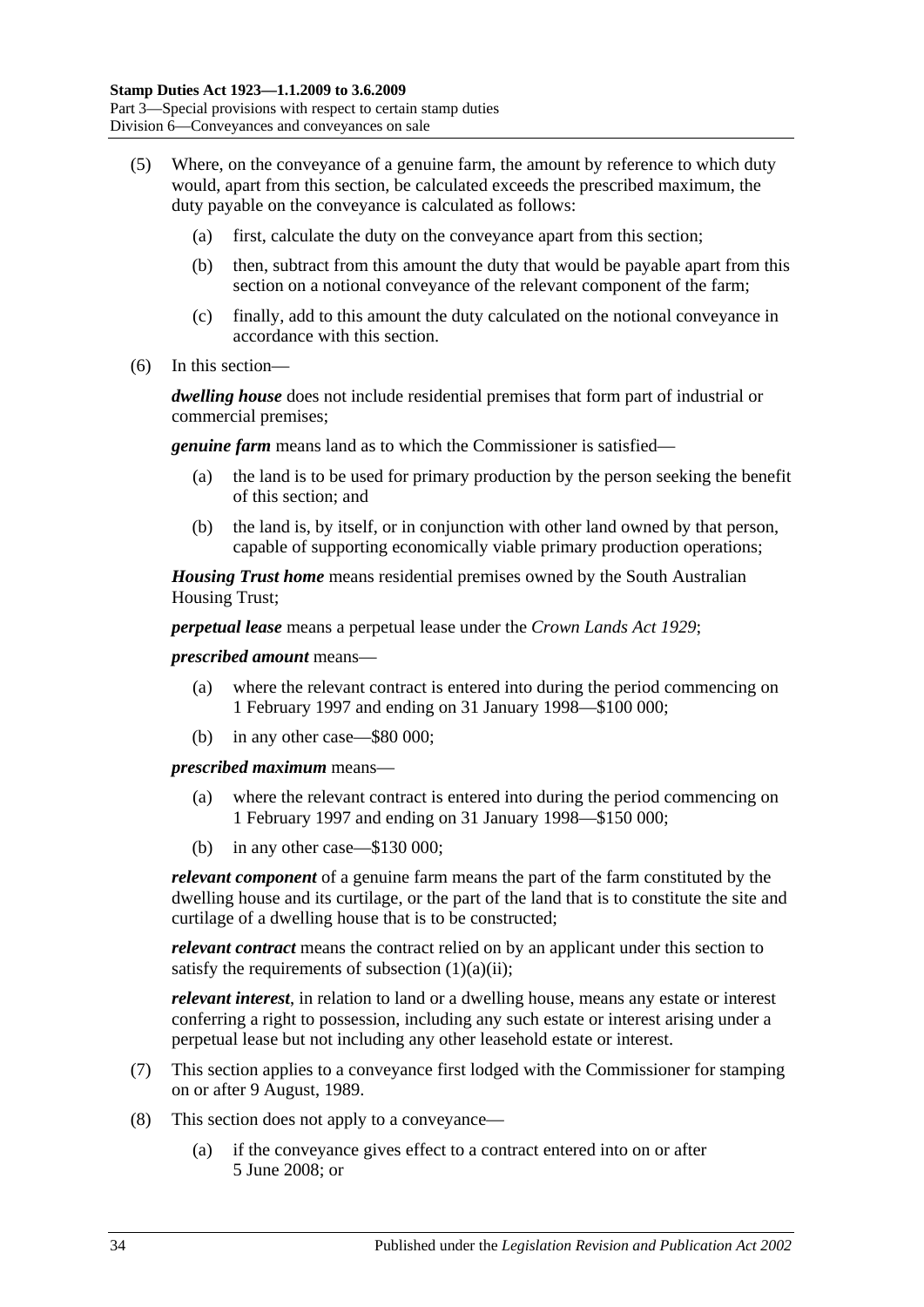(5) Where, on the conveyance of a genuine farm, the amount by reference to which duty would, apart from this section, be calculated exceeds the prescribed maximum, the duty payable on the conveyance is calculated as follows:

(a) first, calculate the duty on the conveyance apart from this section;

(b) then, subtract from this amount the duty that would be payable apart from this section on a notional conveyance of the relevant component of the farm;

(c) finally, add to this amount the duty calculated on the notional conveyance in accordance with this section.

(6) In this section—

***dwelling house*** does not include residential premises that form part of industrial or commercial premises;

***genuine farm*** means land as to which the Commissioner is satisfied—

(a) the land is to be used for primary production by the person seeking the benefit of this section; and

(b) the land is, by itself, or in conjunction with other land owned by that person, capable of supporting economically viable primary production operations;

***Housing Trust home*** means residential premises owned by the South Australian Housing Trust;

***perpetual lease*** means a perpetual lease under the *Crown Lands Act 1929*;

***prescribed amount*** means—

(a) where the relevant contract is entered into during the period commencing on 1 February 1997 and ending on 31 January 1998—$100 000;

(b) in any other case—$80 000;

***prescribed maximum*** means—

(a) where the relevant contract is entered into during the period commencing on 1 February 1997 and ending on 31 January 1998—$150 000;

(b) in any other case—$130 000;

***relevant component*** of a genuine farm means the part of the farm constituted by the dwelling house and its curtilage, or the part of the land that is to constitute the site and curtilage of a dwelling house that is to be constructed;

***relevant contract*** means the contract relied on by an applicant under this section to satisfy the requirements of subsection (1)(a)(ii);

***relevant interest***, in relation to land or a dwelling house, means any estate or interest conferring a right to possession, including any such estate or interest arising under a perpetual lease but not including any other leasehold estate or interest.

(7) This section applies to a conveyance first lodged with the Commissioner for stamping on or after 9 August, 1989.

(8) This section does not apply to a conveyance—

(a) if the conveyance gives effect to a contract entered into on or after 5 June 2008; or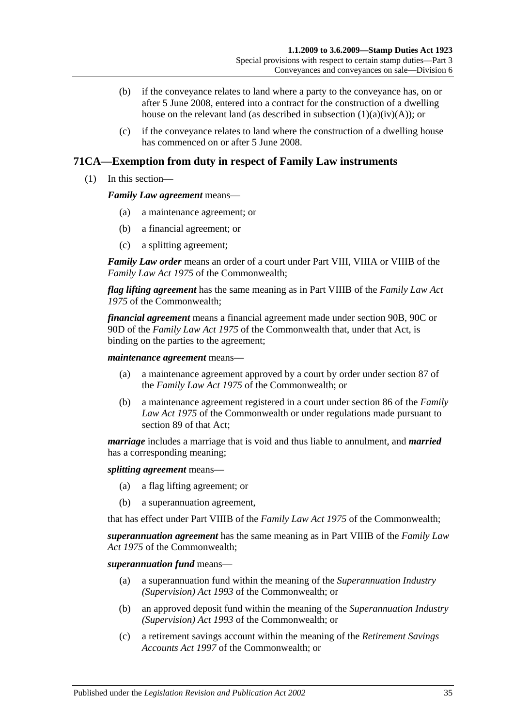(b) if the conveyance relates to land where a party to the conveyance has, on or after 5 June 2008, entered into a contract for the construction of a dwelling house on the relevant land (as described in subsection (1)(a)(iv)(A)); or

(c) if the conveyance relates to land where the construction of a dwelling house has commenced on or after 5 June 2008.

## 71CA—Exemption from duty in respect of Family Law instruments

(1) In this section—

***Family Law agreement*** means—

(a) a maintenance agreement; or

(b) a financial agreement; or

(c) a splitting agreement;

***Family Law order*** means an order of a court under Part VIII, VIIIA or VIIIB of the *Family Law Act 1975* of the Commonwealth;

***flag lifting agreement*** has the same meaning as in Part VIIIB of the *Family Law Act 1975* of the Commonwealth;

***financial agreement*** means a financial agreement made under section 90B, 90C or 90D of the *Family Law Act 1975* of the Commonwealth that, under that Act, is binding on the parties to the agreement;

***maintenance agreement*** means—

(a) a maintenance agreement approved by a court by order under section 87 of the *Family Law Act 1975* of the Commonwealth; or

(b) a maintenance agreement registered in a court under section 86 of the *Family Law Act 1975* of the Commonwealth or under regulations made pursuant to section 89 of that Act;

***marriage*** includes a marriage that is void and thus liable to annulment, and ***married*** has a corresponding meaning;

***splitting agreement*** means—

(a) a flag lifting agreement; or

(b) a superannuation agreement,

that has effect under Part VIIIB of the *Family Law Act 1975* of the Commonwealth;

***superannuation agreement*** has the same meaning as in Part VIIIB of the *Family Law Act 1975* of the Commonwealth;

***superannuation fund*** means—

(a) a superannuation fund within the meaning of the *Superannuation Industry (Supervision) Act 1993* of the Commonwealth; or

(b) an approved deposit fund within the meaning of the *Superannuation Industry (Supervision) Act 1993* of the Commonwealth; or

(c) a retirement savings account within the meaning of the *Retirement Savings Accounts Act 1997* of the Commonwealth; or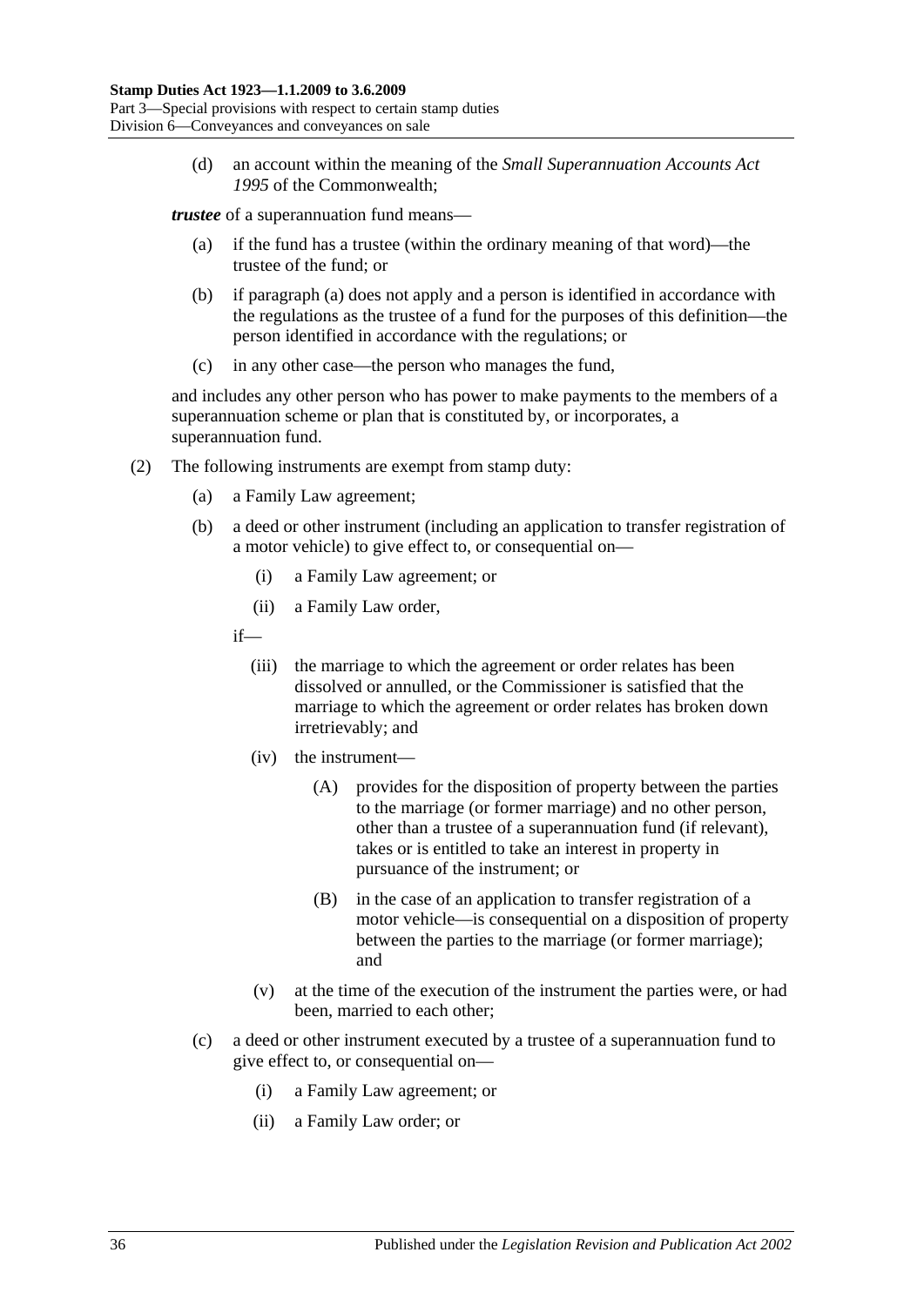(d) an account within the meaning of the *Small Superannuation Accounts Act 1995* of the Commonwealth;

***trustee*** of a superannuation fund means—

(a) if the fund has a trustee (within the ordinary meaning of that word)—the trustee of the fund; or

(b) if paragraph (a) does not apply and a person is identified in accordance with the regulations as the trustee of a fund for the purposes of this definition—the person identified in accordance with the regulations; or

(c) in any other case—the person who manages the fund,

and includes any other person who has power to make payments to the members of a superannuation scheme or plan that is constituted by, or incorporates, a superannuation fund.

(2) The following instruments are exempt from stamp duty:

(a) a Family Law agreement;

(b) a deed or other instrument (including an application to transfer registration of a motor vehicle) to give effect to, or consequential on—

(i) a Family Law agreement; or

(ii) a Family Law order,

if—

(iii) the marriage to which the agreement or order relates has been dissolved or annulled, or the Commissioner is satisfied that the marriage to which the agreement or order relates has broken down irretrievably; and

(iv) the instrument—

(A) provides for the disposition of property between the parties to the marriage (or former marriage) and no other person, other than a trustee of a superannuation fund (if relevant), takes or is entitled to take an interest in property in pursuance of the instrument; or

(B) in the case of an application to transfer registration of a motor vehicle—is consequential on a disposition of property between the parties to the marriage (or former marriage); and

(v) at the time of the execution of the instrument the parties were, or had been, married to each other;

(c) a deed or other instrument executed by a trustee of a superannuation fund to give effect to, or consequential on—

(i) a Family Law agreement; or

(ii) a Family Law order; or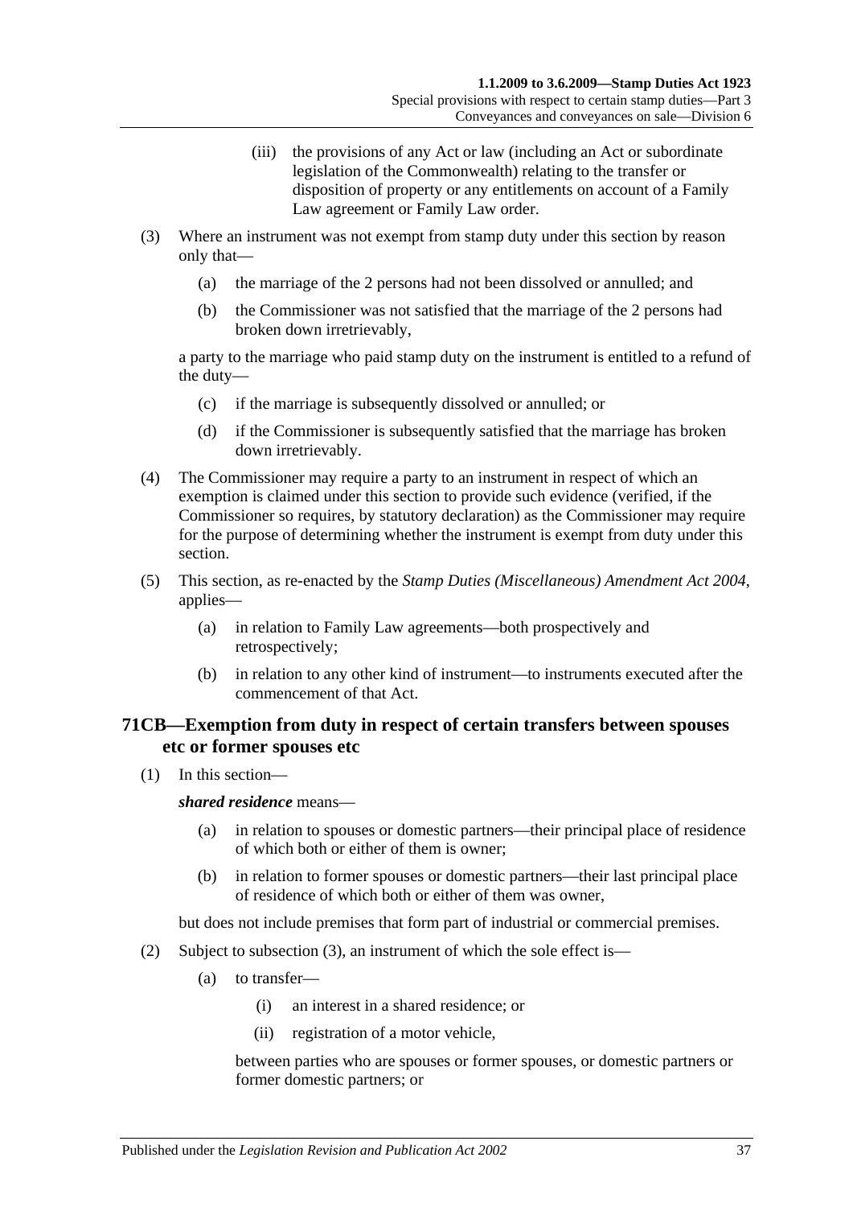(iii) the provisions of any Act or law (including an Act or subordinate legislation of the Commonwealth) relating to the transfer or disposition of property or any entitlements on account of a Family Law agreement or Family Law order.

(3) Where an instrument was not exempt from stamp duty under this section by reason only that—

(a) the marriage of the 2 persons had not been dissolved or annulled; and

(b) the Commissioner was not satisfied that the marriage of the 2 persons had broken down irretrievably,

a party to the marriage who paid stamp duty on the instrument is entitled to a refund of the duty—

(c) if the marriage is subsequently dissolved or annulled; or

(d) if the Commissioner is subsequently satisfied that the marriage has broken down irretrievably.

(4) The Commissioner may require a party to an instrument in respect of which an exemption is claimed under this section to provide such evidence (verified, if the Commissioner so requires, by statutory declaration) as the Commissioner may require for the purpose of determining whether the instrument is exempt from duty under this section.

(5) This section, as re-enacted by the *Stamp Duties (Miscellaneous) Amendment Act 2004*, applies—

(a) in relation to Family Law agreements—both prospectively and retrospectively;

(b) in relation to any other kind of instrument—to instruments executed after the commencement of that Act.

## 71CB—Exemption from duty in respect of certain transfers between spouses etc or former spouses etc

(1) In this section—

***shared residence*** means—

(a) in relation to spouses or domestic partners—their principal place of residence of which both or either of them is owner;

(b) in relation to former spouses or domestic partners—their last principal place of residence of which both or either of them was owner,

but does not include premises that form part of industrial or commercial premises.

(2) Subject to subsection (3), an instrument of which the sole effect is—

(a) to transfer—

(i) an interest in a shared residence; or

(ii) registration of a motor vehicle,

between parties who are spouses or former spouses, or domestic partners or former domestic partners; or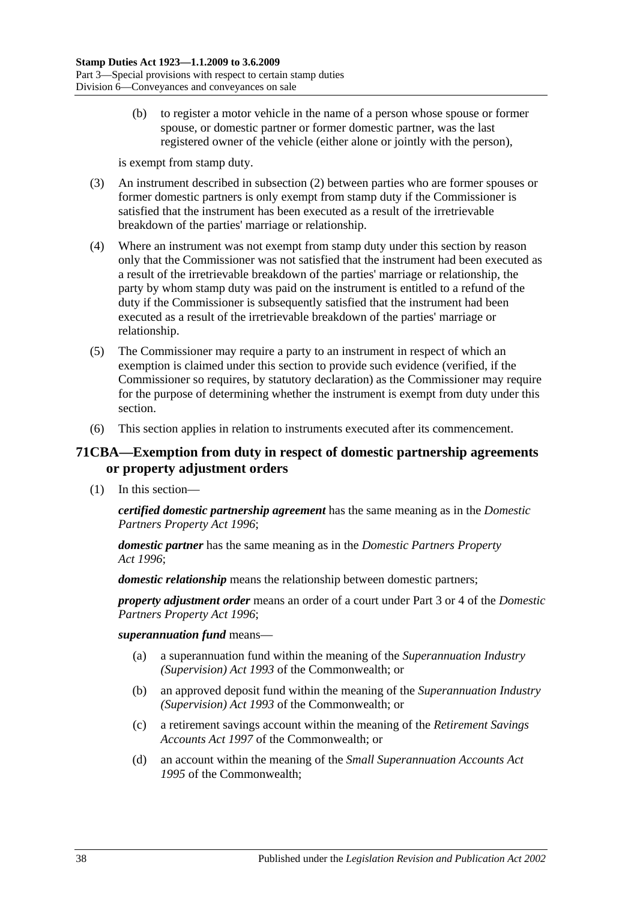(b) to register a motor vehicle in the name of a person whose spouse or former spouse, or domestic partner or former domestic partner, was the last registered owner of the vehicle (either alone or jointly with the person),

is exempt from stamp duty.

(3) An instrument described in subsection (2) between parties who are former spouses or former domestic partners is only exempt from stamp duty if the Commissioner is satisfied that the instrument has been executed as a result of the irretrievable breakdown of the parties' marriage or relationship.

(4) Where an instrument was not exempt from stamp duty under this section by reason only that the Commissioner was not satisfied that the instrument had been executed as a result of the irretrievable breakdown of the parties' marriage or relationship, the party by whom stamp duty was paid on the instrument is entitled to a refund of the duty if the Commissioner is subsequently satisfied that the instrument had been executed as a result of the irretrievable breakdown of the parties' marriage or relationship.

(5) The Commissioner may require a party to an instrument in respect of which an exemption is claimed under this section to provide such evidence (verified, if the Commissioner so requires, by statutory declaration) as the Commissioner may require for the purpose of determining whether the instrument is exempt from duty under this section.

(6) This section applies in relation to instruments executed after its commencement.

## 71CBA—Exemption from duty in respect of domestic partnership agreements or property adjustment orders

(1) In this section—

***certified domestic partnership agreement*** has the same meaning as in the *Domestic Partners Property Act 1996*;

***domestic partner*** has the same meaning as in the *Domestic Partners Property Act 1996*;

***domestic relationship*** means the relationship between domestic partners;

***property adjustment order*** means an order of a court under Part 3 or 4 of the *Domestic Partners Property Act 1996*;

***superannuation fund*** means—

(a) a superannuation fund within the meaning of the *Superannuation Industry (Supervision) Act 1993* of the Commonwealth; or

(b) an approved deposit fund within the meaning of the *Superannuation Industry (Supervision) Act 1993* of the Commonwealth; or

(c) a retirement savings account within the meaning of the *Retirement Savings Accounts Act 1997* of the Commonwealth; or

(d) an account within the meaning of the *Small Superannuation Accounts Act 1995* of the Commonwealth;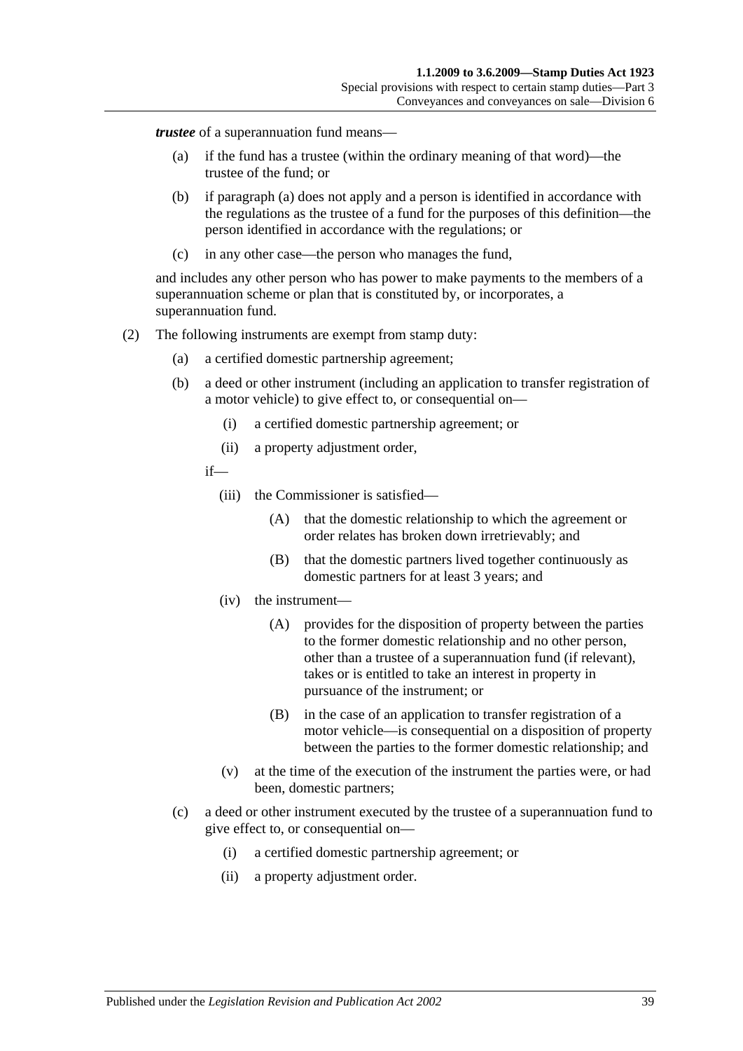***trustee*** of a superannuation fund means—

(a) if the fund has a trustee (within the ordinary meaning of that word)—the trustee of the fund; or

(b) if paragraph (a) does not apply and a person is identified in accordance with the regulations as the trustee of a fund for the purposes of this definition—the person identified in accordance with the regulations; or

(c) in any other case—the person who manages the fund,

and includes any other person who has power to make payments to the members of a superannuation scheme or plan that is constituted by, or incorporates, a superannuation fund.

(2) The following instruments are exempt from stamp duty:

(a) a certified domestic partnership agreement;

(b) a deed or other instrument (including an application to transfer registration of a motor vehicle) to give effect to, or consequential on—

(i) a certified domestic partnership agreement; or

(ii) a property adjustment order,

if—

(iii) the Commissioner is satisfied—

(A) that the domestic relationship to which the agreement or order relates has broken down irretrievably; and

(B) that the domestic partners lived together continuously as domestic partners for at least 3 years; and

(iv) the instrument—

(A) provides for the disposition of property between the parties to the former domestic relationship and no other person, other than a trustee of a superannuation fund (if relevant), takes or is entitled to take an interest in property in pursuance of the instrument; or

(B) in the case of an application to transfer registration of a motor vehicle—is consequential on a disposition of property between the parties to the former domestic relationship; and

(v) at the time of the execution of the instrument the parties were, or had been, domestic partners;

(c) a deed or other instrument executed by the trustee of a superannuation fund to give effect to, or consequential on—

(i) a certified domestic partnership agreement; or

(ii) a property adjustment order.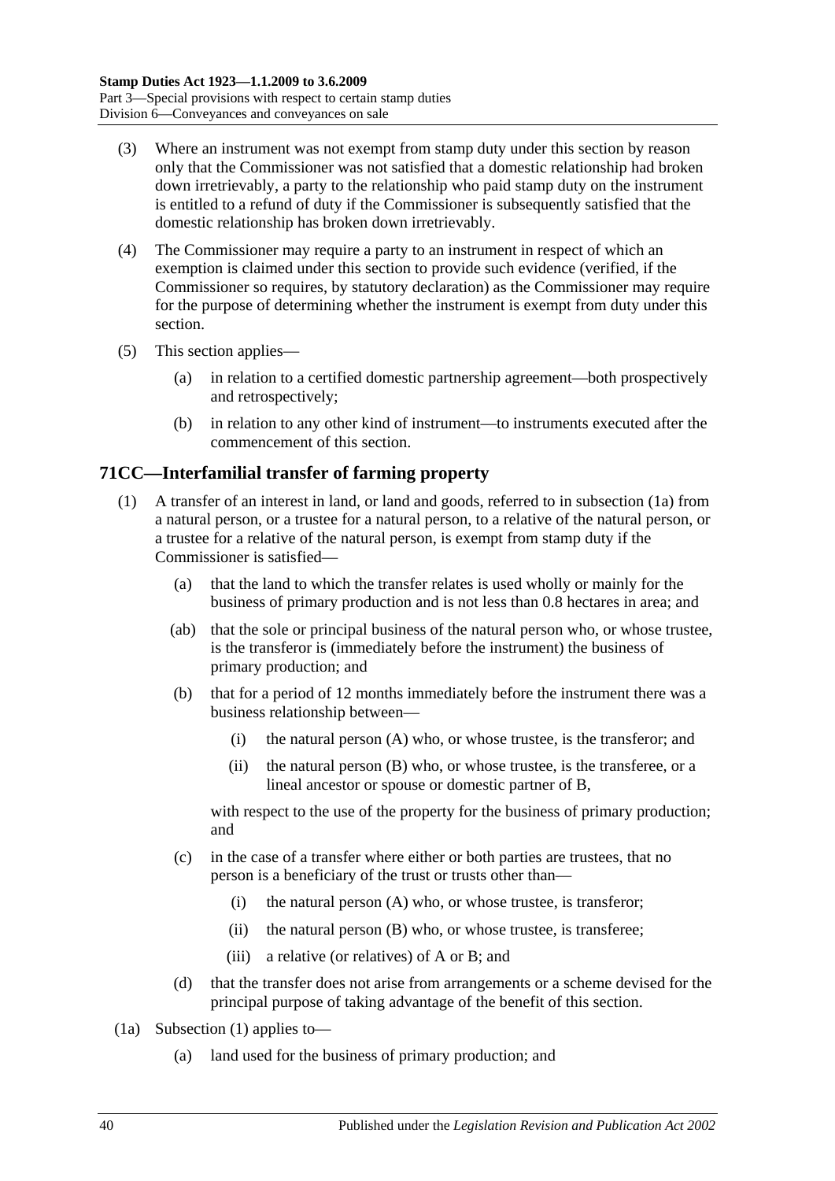(3) Where an instrument was not exempt from stamp duty under this section by reason only that the Commissioner was not satisfied that a domestic relationship had broken down irretrievably, a party to the relationship who paid stamp duty on the instrument is entitled to a refund of duty if the Commissioner is subsequently satisfied that the domestic relationship has broken down irretrievably.

(4) The Commissioner may require a party to an instrument in respect of which an exemption is claimed under this section to provide such evidence (verified, if the Commissioner so requires, by statutory declaration) as the Commissioner may require for the purpose of determining whether the instrument is exempt from duty under this section.

(5) This section applies—

(a) in relation to a certified domestic partnership agreement—both prospectively and retrospectively;

(b) in relation to any other kind of instrument—to instruments executed after the commencement of this section.

## 71CC—Interfamilial transfer of farming property

(1) A transfer of an interest in land, or land and goods, referred to in subsection (1a) from a natural person, or a trustee for a natural person, to a relative of the natural person, or a trustee for a relative of the natural person, is exempt from stamp duty if the Commissioner is satisfied—

(a) that the land to which the transfer relates is used wholly or mainly for the business of primary production and is not less than 0.8 hectares in area; and

(ab) that the sole or principal business of the natural person who, or whose trustee, is the transferor is (immediately before the instrument) the business of primary production; and

(b) that for a period of 12 months immediately before the instrument there was a business relationship between—

(i) the natural person (A) who, or whose trustee, is the transferor; and

(ii) the natural person (B) who, or whose trustee, is the transferee, or a lineal ancestor or spouse or domestic partner of B,

with respect to the use of the property for the business of primary production; and

(c) in the case of a transfer where either or both parties are trustees, that no person is a beneficiary of the trust or trusts other than—

(i) the natural person (A) who, or whose trustee, is transferor;

(ii) the natural person (B) who, or whose trustee, is transferee;

(iii) a relative (or relatives) of A or B; and

(d) that the transfer does not arise from arrangements or a scheme devised for the principal purpose of taking advantage of the benefit of this section.

(1a) Subsection (1) applies to—

(a) land used for the business of primary production; and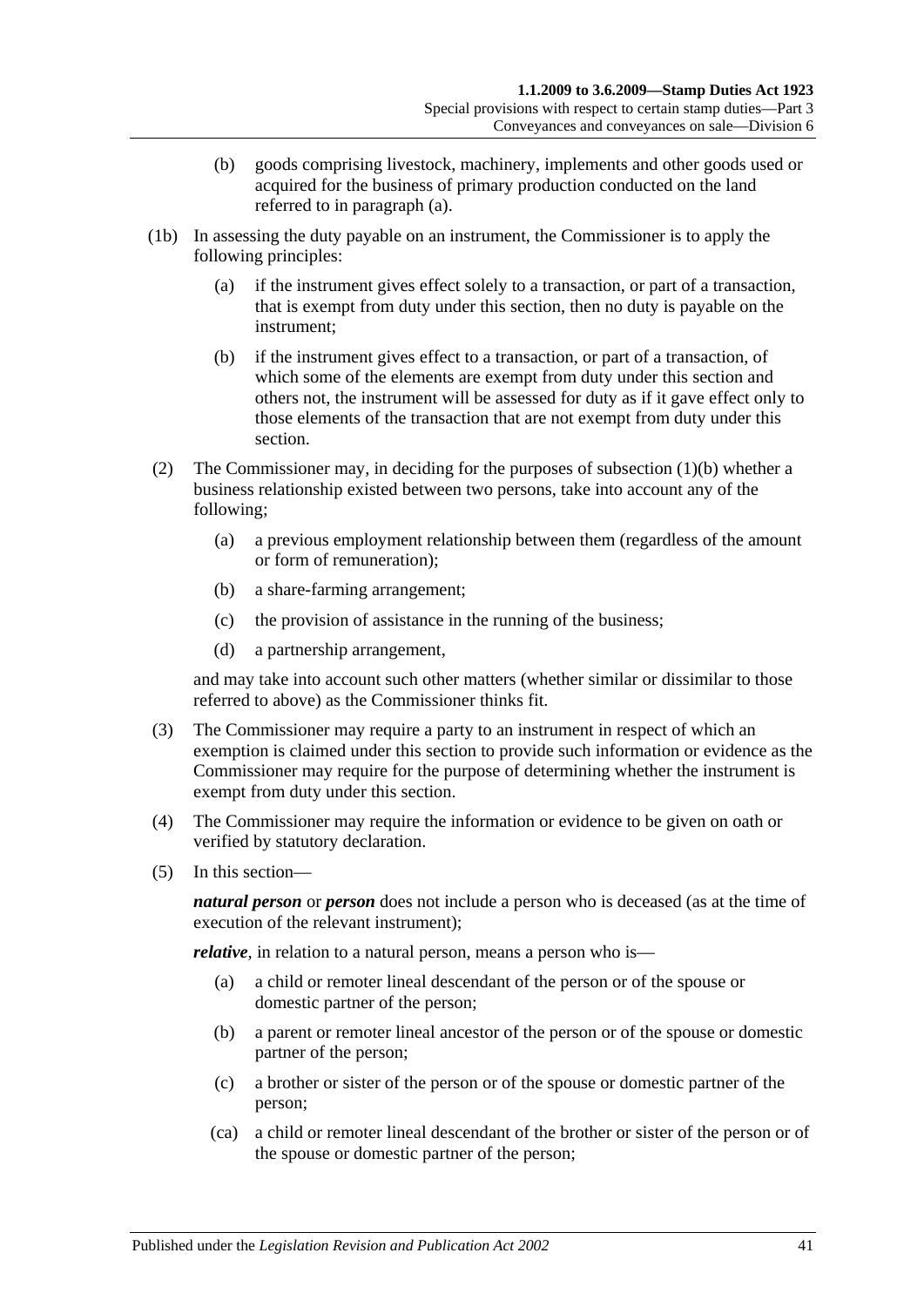(b) goods comprising livestock, machinery, implements and other goods used or acquired for the business of primary production conducted on the land referred to in paragraph (a).

(1b) In assessing the duty payable on an instrument, the Commissioner is to apply the following principles:

(a) if the instrument gives effect solely to a transaction, or part of a transaction, that is exempt from duty under this section, then no duty is payable on the instrument;

(b) if the instrument gives effect to a transaction, or part of a transaction, of which some of the elements are exempt from duty under this section and others not, the instrument will be assessed for duty as if it gave effect only to those elements of the transaction that are not exempt from duty under this section.

(2) The Commissioner may, in deciding for the purposes of subsection (1)(b) whether a business relationship existed between two persons, take into account any of the following;

(a) a previous employment relationship between them (regardless of the amount or form of remuneration);

(b) a share-farming arrangement;

(c) the provision of assistance in the running of the business;

(d) a partnership arrangement,

and may take into account such other matters (whether similar or dissimilar to those referred to above) as the Commissioner thinks fit.

(3) The Commissioner may require a party to an instrument in respect of which an exemption is claimed under this section to provide such information or evidence as the Commissioner may require for the purpose of determining whether the instrument is exempt from duty under this section.

(4) The Commissioner may require the information or evidence to be given on oath or verified by statutory declaration.

(5) In this section—

***natural person*** or ***person*** does not include a person who is deceased (as at the time of execution of the relevant instrument);

***relative***, in relation to a natural person, means a person who is—

(a) a child or remoter lineal descendant of the person or of the spouse or domestic partner of the person;

(b) a parent or remoter lineal ancestor of the person or of the spouse or domestic partner of the person;

(c) a brother or sister of the person or of the spouse or domestic partner of the person;

(ca) a child or remoter lineal descendant of the brother or sister of the person or of the spouse or domestic partner of the person;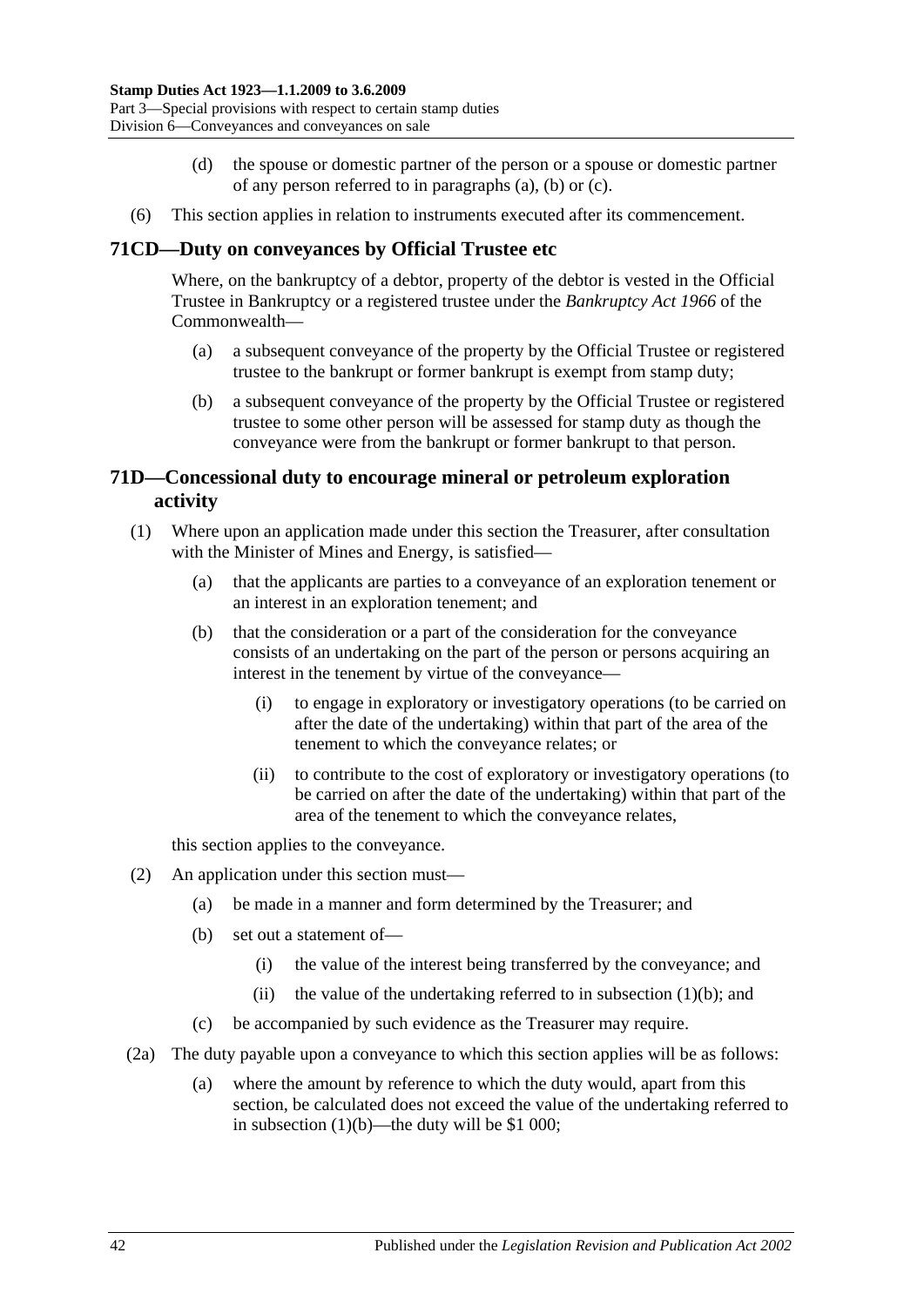(d) the spouse or domestic partner of the person or a spouse or domestic partner of any person referred to in paragraphs (a), (b) or (c).

(6) This section applies in relation to instruments executed after its commencement.

## 71CD—Duty on conveyances by Official Trustee etc

Where, on the bankruptcy of a debtor, property of the debtor is vested in the Official Trustee in Bankruptcy or a registered trustee under the *Bankruptcy Act 1966* of the Commonwealth—

(a) a subsequent conveyance of the property by the Official Trustee or registered trustee to the bankrupt or former bankrupt is exempt from stamp duty;

(b) a subsequent conveyance of the property by the Official Trustee or registered trustee to some other person will be assessed for stamp duty as though the conveyance were from the bankrupt or former bankrupt to that person.

## 71D—Concessional duty to encourage mineral or petroleum exploration activity

(1) Where upon an application made under this section the Treasurer, after consultation with the Minister of Mines and Energy, is satisfied—

(a) that the applicants are parties to a conveyance of an exploration tenement or an interest in an exploration tenement; and

(b) that the consideration or a part of the consideration for the conveyance consists of an undertaking on the part of the person or persons acquiring an interest in the tenement by virtue of the conveyance—

(i) to engage in exploratory or investigatory operations (to be carried on after the date of the undertaking) within that part of the area of the tenement to which the conveyance relates; or

(ii) to contribute to the cost of exploratory or investigatory operations (to be carried on after the date of the undertaking) within that part of the area of the tenement to which the conveyance relates,

this section applies to the conveyance.

(2) An application under this section must—

(a) be made in a manner and form determined by the Treasurer; and

(b) set out a statement of—

(i) the value of the interest being transferred by the conveyance; and

(ii) the value of the undertaking referred to in subsection (1)(b); and

(c) be accompanied by such evidence as the Treasurer may require.

(2a) The duty payable upon a conveyance to which this section applies will be as follows:

(a) where the amount by reference to which the duty would, apart from this section, be calculated does not exceed the value of the undertaking referred to in subsection (1)(b)—the duty will be $1 000;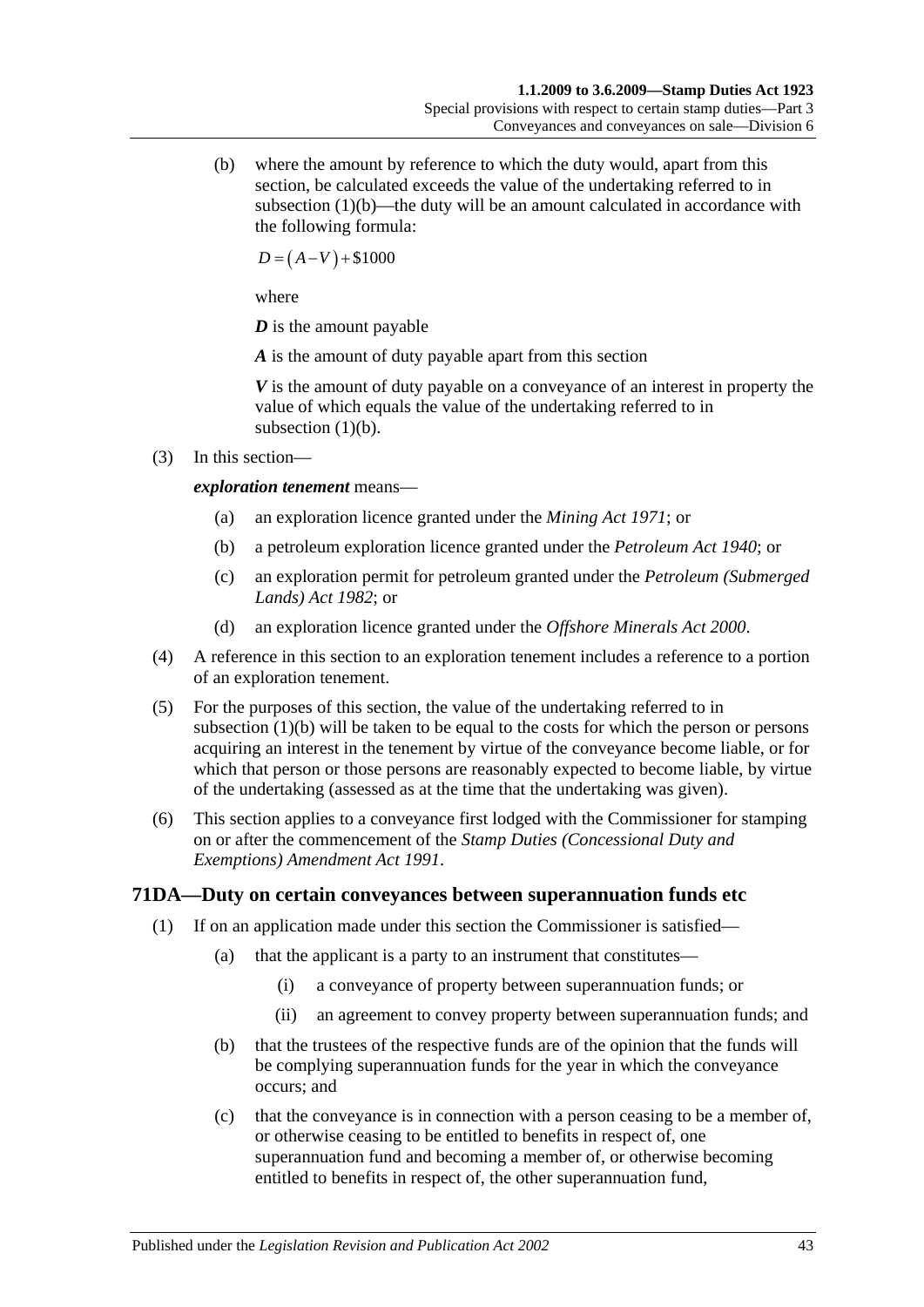(b) where the amount by reference to which the duty would, apart from this section, be calculated exceeds the value of the undertaking referred to in subsection (1)(b)—the duty will be an amount calculated in accordance with the following formula:

$$D = (A - V) + \$1000$$

where

***D*** is the amount payable

***A*** is the amount of duty payable apart from this section

***V*** is the amount of duty payable on a conveyance of an interest in property the value of which equals the value of the undertaking referred to in subsection (1)(b).

(3) In this section—

***exploration tenement*** means—

(a) an exploration licence granted under the *Mining Act 1971*; or

(b) a petroleum exploration licence granted under the *Petroleum Act 1940*; or

(c) an exploration permit for petroleum granted under the *Petroleum (Submerged Lands) Act 1982*; or

(d) an exploration licence granted under the *Offshore Minerals Act 2000*.

(4) A reference in this section to an exploration tenement includes a reference to a portion of an exploration tenement.

(5) For the purposes of this section, the value of the undertaking referred to in subsection (1)(b) will be taken to be equal to the costs for which the person or persons acquiring an interest in the tenement by virtue of the conveyance become liable, or for which that person or those persons are reasonably expected to become liable, by virtue of the undertaking (assessed as at the time that the undertaking was given).

(6) This section applies to a conveyance first lodged with the Commissioner for stamping on or after the commencement of the *Stamp Duties (Concessional Duty and Exemptions) Amendment Act 1991*.

## 71DA—Duty on certain conveyances between superannuation funds etc

(1) If on an application made under this section the Commissioner is satisfied—

(a) that the applicant is a party to an instrument that constitutes—

(i) a conveyance of property between superannuation funds; or

(ii) an agreement to convey property between superannuation funds; and

(b) that the trustees of the respective funds are of the opinion that the funds will be complying superannuation funds for the year in which the conveyance occurs; and

(c) that the conveyance is in connection with a person ceasing to be a member of, or otherwise ceasing to be entitled to benefits in respect of, one superannuation fund and becoming a member of, or otherwise becoming entitled to benefits in respect of, the other superannuation fund,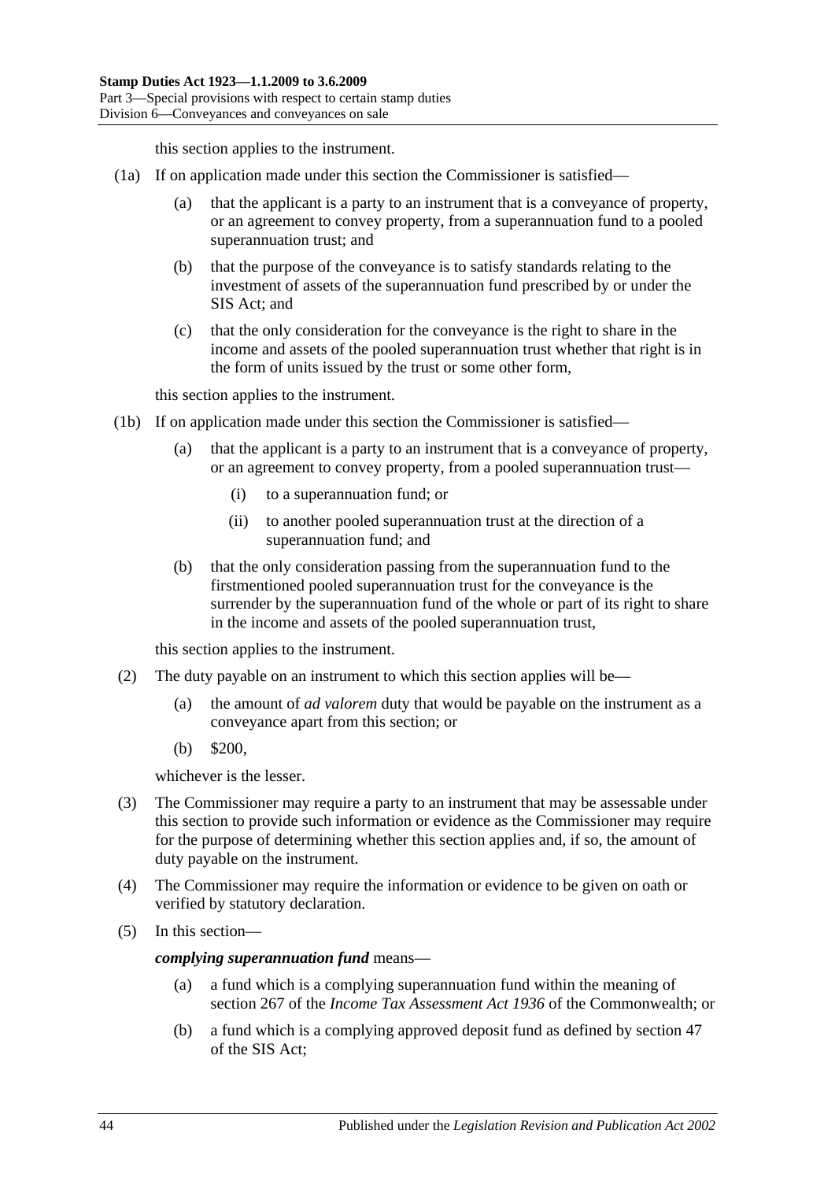this section applies to the instrument.

(1a) If on application made under this section the Commissioner is satisfied—

(a) that the applicant is a party to an instrument that is a conveyance of property, or an agreement to convey property, from a superannuation fund to a pooled superannuation trust; and

(b) that the purpose of the conveyance is to satisfy standards relating to the investment of assets of the superannuation fund prescribed by or under the SIS Act; and

(c) that the only consideration for the conveyance is the right to share in the income and assets of the pooled superannuation trust whether that right is in the form of units issued by the trust or some other form,

this section applies to the instrument.

(1b) If on application made under this section the Commissioner is satisfied—

(a) that the applicant is a party to an instrument that is a conveyance of property, or an agreement to convey property, from a pooled superannuation trust—

(i) to a superannuation fund; or

(ii) to another pooled superannuation trust at the direction of a superannuation fund; and

(b) that the only consideration passing from the superannuation fund to the firstmentioned pooled superannuation trust for the conveyance is the surrender by the superannuation fund of the whole or part of its right to share in the income and assets of the pooled superannuation trust,

this section applies to the instrument.

(2) The duty payable on an instrument to which this section applies will be—

(a) the amount of *ad valorem* duty that would be payable on the instrument as a conveyance apart from this section; or

(b) $200,

whichever is the lesser.

(3) The Commissioner may require a party to an instrument that may be assessable under this section to provide such information or evidence as the Commissioner may require for the purpose of determining whether this section applies and, if so, the amount of duty payable on the instrument.

(4) The Commissioner may require the information or evidence to be given on oath or verified by statutory declaration.

(5) In this section—

***complying superannuation fund*** means—

(a) a fund which is a complying superannuation fund within the meaning of section 267 of the *Income Tax Assessment Act 1936* of the Commonwealth; or

(b) a fund which is a complying approved deposit fund as defined by section 47 of the SIS Act;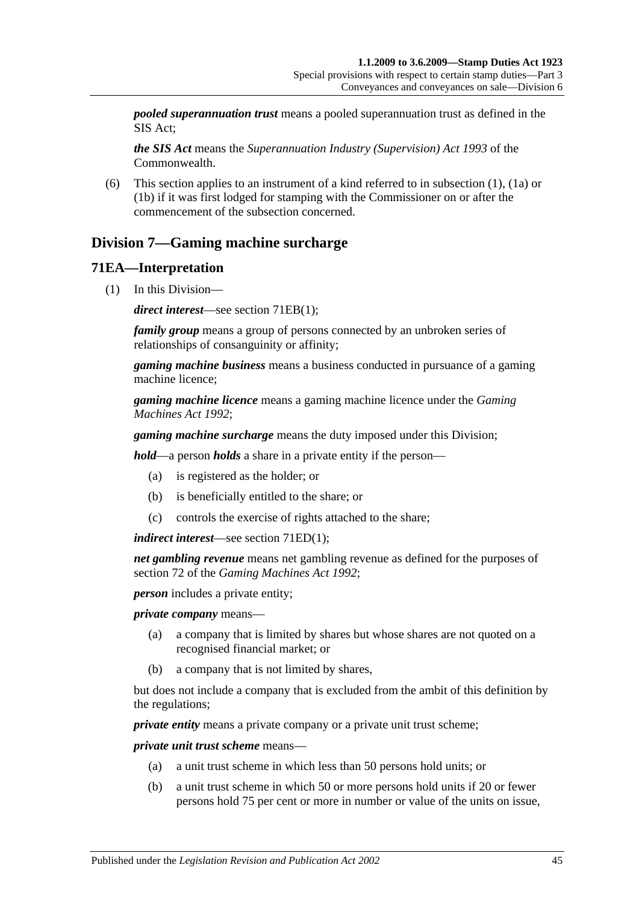***pooled superannuation trust*** means a pooled superannuation trust as defined in the SIS Act;

***the SIS Act*** means the *Superannuation Industry (Supervision) Act 1993* of the Commonwealth.

(6) This section applies to an instrument of a kind referred to in subsection (1), (1a) or (1b) if it was first lodged for stamping with the Commissioner on or after the commencement of the subsection concerned.

## Division 7—Gaming machine surcharge

### 71EA—Interpretation

(1) In this Division—

***direct interest***—see section 71EB(1);

***family group*** means a group of persons connected by an unbroken series of relationships of consanguinity or affinity;

***gaming machine business*** means a business conducted in pursuance of a gaming machine licence;

***gaming machine licence*** means a gaming machine licence under the *Gaming Machines Act 1992*;

***gaming machine surcharge*** means the duty imposed under this Division;

***hold***—a person ***holds*** a share in a private entity if the person—

(a) is registered as the holder; or

(b) is beneficially entitled to the share; or

(c) controls the exercise of rights attached to the share;

***indirect interest***—see section 71ED(1);

***net gambling revenue*** means net gambling revenue as defined for the purposes of section 72 of the *Gaming Machines Act 1992*;

***person*** includes a private entity;

***private company*** means—

(a) a company that is limited by shares but whose shares are not quoted on a recognised financial market; or

(b) a company that is not limited by shares,

but does not include a company that is excluded from the ambit of this definition by the regulations;

***private entity*** means a private company or a private unit trust scheme;

***private unit trust scheme*** means—

(a) a unit trust scheme in which less than 50 persons hold units; or

(b) a unit trust scheme in which 50 or more persons hold units if 20 or fewer persons hold 75 per cent or more in number or value of the units on issue,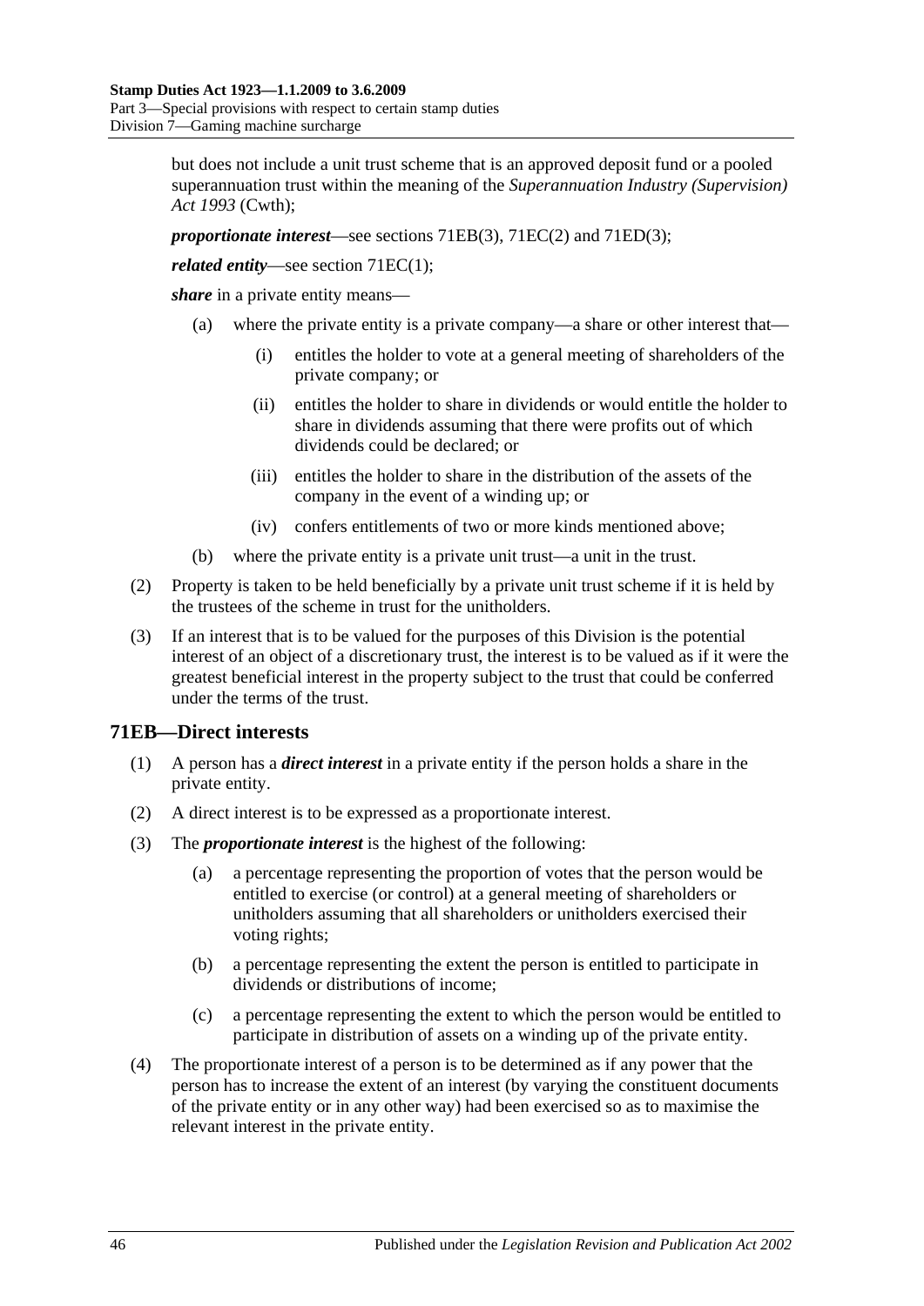but does not include a unit trust scheme that is an approved deposit fund or a pooled superannuation trust within the meaning of the *Superannuation Industry (Supervision) Act 1993* (Cwth);

***proportionate interest***—see sections 71EB(3), 71EC(2) and 71ED(3);

***related entity***—see section 71EC(1);

***share*** in a private entity means—

(a) where the private entity is a private company—a share or other interest that—

(i) entitles the holder to vote at a general meeting of shareholders of the private company; or

(ii) entitles the holder to share in dividends or would entitle the holder to share in dividends assuming that there were profits out of which dividends could be declared; or

(iii) entitles the holder to share in the distribution of the assets of the company in the event of a winding up; or

(iv) confers entitlements of two or more kinds mentioned above;

(b) where the private entity is a private unit trust—a unit in the trust.

(2) Property is taken to be held beneficially by a private unit trust scheme if it is held by the trustees of the scheme in trust for the unitholders.

(3) If an interest that is to be valued for the purposes of this Division is the potential interest of an object of a discretionary trust, the interest is to be valued as if it were the greatest beneficial interest in the property subject to the trust that could be conferred under the terms of the trust.

## 71EB—Direct interests

(1) A person has a ***direct interest*** in a private entity if the person holds a share in the private entity.

(2) A direct interest is to be expressed as a proportionate interest.

(3) The ***proportionate interest*** is the highest of the following:

(a) a percentage representing the proportion of votes that the person would be entitled to exercise (or control) at a general meeting of shareholders or unitholders assuming that all shareholders or unitholders exercised their voting rights;

(b) a percentage representing the extent the person is entitled to participate in dividends or distributions of income;

(c) a percentage representing the extent to which the person would be entitled to participate in distribution of assets on a winding up of the private entity.

(4) The proportionate interest of a person is to be determined as if any power that the person has to increase the extent of an interest (by varying the constituent documents of the private entity or in any other way) had been exercised so as to maximise the relevant interest in the private entity.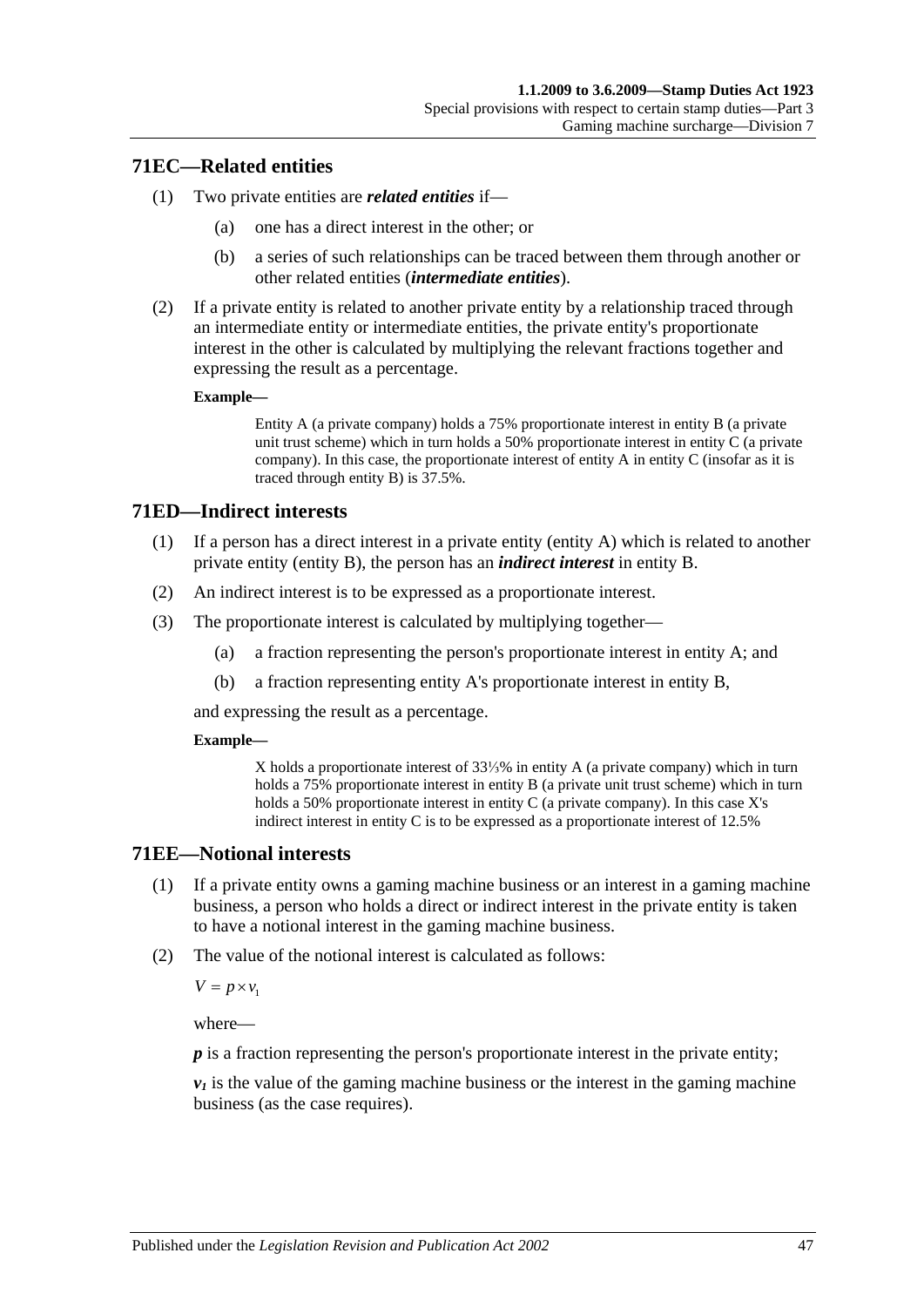## 71EC—Related entities

(1) Two private entities are ***related entities*** if—

(a) one has a direct interest in the other; or

(b) a series of such relationships can be traced between them through another or other related entities (***intermediate entities***).

(2) If a private entity is related to another private entity by a relationship traced through an intermediate entity or intermediate entities, the private entity's proportionate interest in the other is calculated by multiplying the relevant fractions together and expressing the result as a percentage.

**Example—**

Entity A (a private company) holds a 75% proportionate interest in entity B (a private unit trust scheme) which in turn holds a 50% proportionate interest in entity C (a private company). In this case, the proportionate interest of entity A in entity C (insofar as it is traced through entity B) is 37.5%.

## 71ED—Indirect interests

(1) If a person has a direct interest in a private entity (entity A) which is related to another private entity (entity B), the person has an ***indirect interest*** in entity B.

(2) An indirect interest is to be expressed as a proportionate interest.

(3) The proportionate interest is calculated by multiplying together—

(a) a fraction representing the person's proportionate interest in entity A; and

(b) a fraction representing entity A's proportionate interest in entity B,

and expressing the result as a percentage.

**Example—**

X holds a proportionate interest of 33⅓% in entity A (a private company) which in turn holds a 75% proportionate interest in entity B (a private unit trust scheme) which in turn holds a 50% proportionate interest in entity C (a private company). In this case X's indirect interest in entity C is to be expressed as a proportionate interest of 12.5%

## 71EE—Notional interests

(1) If a private entity owns a gaming machine business or an interest in a gaming machine business, a person who holds a direct or indirect interest in the private entity is taken to have a notional interest in the gaming machine business.

(2) The value of the notional interest is calculated as follows:

$$V = p \times v_1$$

where—

***p*** is a fraction representing the person's proportionate interest in the private entity;

$v_1$ is the value of the gaming machine business or the interest in the gaming machine business (as the case requires).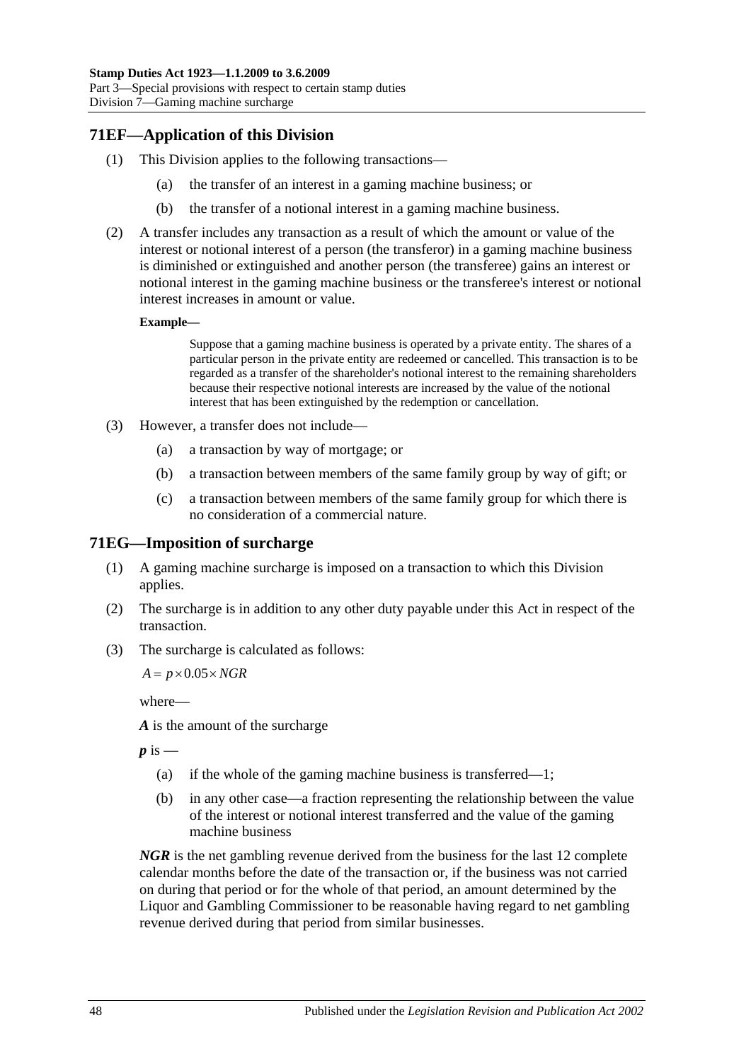## 71EF—Application of this Division

(1) This Division applies to the following transactions—

(a) the transfer of an interest in a gaming machine business; or

(b) the transfer of a notional interest in a gaming machine business.

(2) A transfer includes any transaction as a result of which the amount or value of the interest or notional interest of a person (the transferor) in a gaming machine business is diminished or extinguished and another person (the transferee) gains an interest or notional interest in the gaming machine business or the transferee's interest or notional interest increases in amount or value.

**Example—**

Suppose that a gaming machine business is operated by a private entity. The shares of a particular person in the private entity are redeemed or cancelled. This transaction is to be regarded as a transfer of the shareholder's notional interest to the remaining shareholders because their respective notional interests are increased by the value of the notional interest that has been extinguished by the redemption or cancellation.

(3) However, a transfer does not include—

(a) a transaction by way of mortgage; or

(b) a transaction between members of the same family group by way of gift; or

(c) a transaction between members of the same family group for which there is no consideration of a commercial nature.

## 71EG—Imposition of surcharge

(1) A gaming machine surcharge is imposed on a transaction to which this Division applies.

(2) The surcharge is in addition to any other duty payable under this Act in respect of the transaction.

(3) The surcharge is calculated as follows:

$$A = p \times 0.05 \times NGR$$

where—

***A*** is the amount of the surcharge

***p*** is —

(a) if the whole of the gaming machine business is transferred—1;

(b) in any other case—a fraction representing the relationship between the value of the interest or notional interest transferred and the value of the gaming machine business

***NGR*** is the net gambling revenue derived from the business for the last 12 complete calendar months before the date of the transaction or, if the business was not carried on during that period or for the whole of that period, an amount determined by the Liquor and Gambling Commissioner to be reasonable having regard to net gambling revenue derived during that period from similar businesses.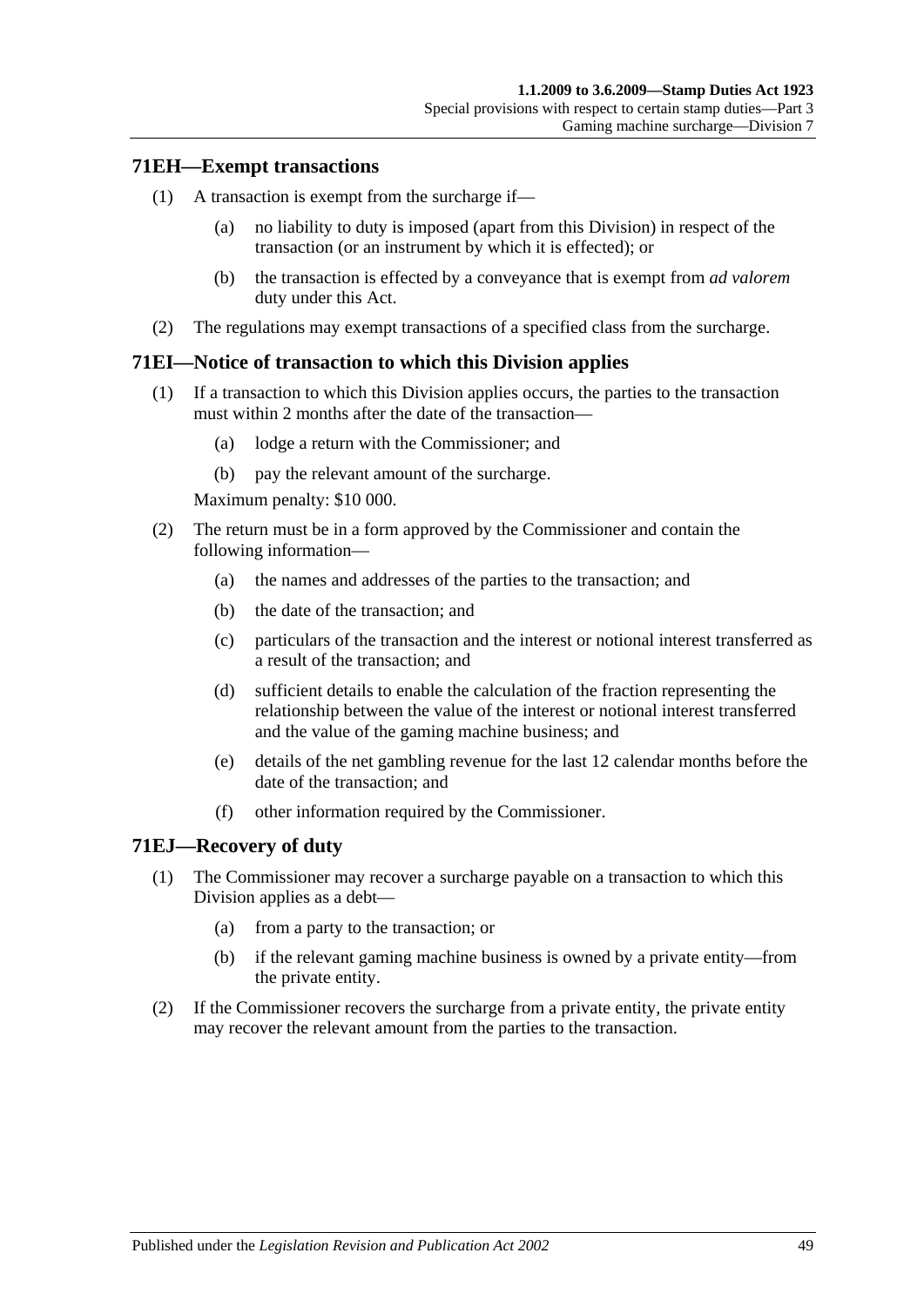## 71EH—Exempt transactions

(1) A transaction is exempt from the surcharge if—

(a) no liability to duty is imposed (apart from this Division) in respect of the transaction (or an instrument by which it is effected); or

(b) the transaction is effected by a conveyance that is exempt from *ad valorem* duty under this Act.

(2) The regulations may exempt transactions of a specified class from the surcharge.

## 71EI—Notice of transaction to which this Division applies

(1) If a transaction to which this Division applies occurs, the parties to the transaction must within 2 months after the date of the transaction—

(a) lodge a return with the Commissioner; and

(b) pay the relevant amount of the surcharge.

Maximum penalty: $10 000.

(2) The return must be in a form approved by the Commissioner and contain the following information—

(a) the names and addresses of the parties to the transaction; and

(b) the date of the transaction; and

(c) particulars of the transaction and the interest or notional interest transferred as a result of the transaction; and

(d) sufficient details to enable the calculation of the fraction representing the relationship between the value of the interest or notional interest transferred and the value of the gaming machine business; and

(e) details of the net gambling revenue for the last 12 calendar months before the date of the transaction; and

(f) other information required by the Commissioner.

## 71EJ—Recovery of duty

(1) The Commissioner may recover a surcharge payable on a transaction to which this Division applies as a debt—

(a) from a party to the transaction; or

(b) if the relevant gaming machine business is owned by a private entity—from the private entity.

(2) If the Commissioner recovers the surcharge from a private entity, the private entity may recover the relevant amount from the parties to the transaction.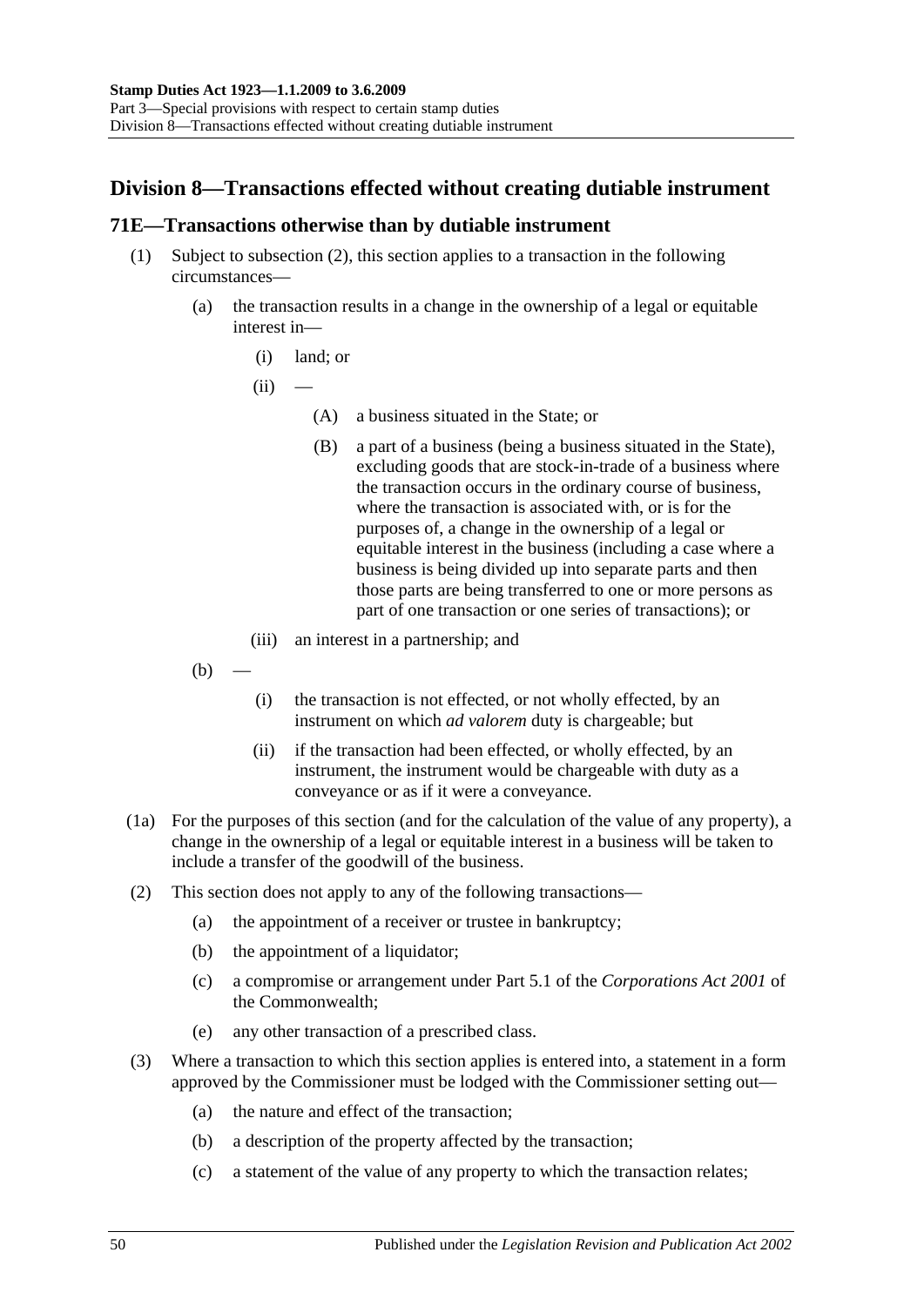## Division 8—Transactions effected without creating dutiable instrument

### 71E—Transactions otherwise than by dutiable instrument

(1) Subject to subsection (2), this section applies to a transaction in the following circumstances—

(a) the transaction results in a change in the ownership of a legal or equitable interest in—

(i) land; or

(ii) —

(A) a business situated in the State; or

(B) a part of a business (being a business situated in the State), excluding goods that are stock-in-trade of a business where the transaction occurs in the ordinary course of business, where the transaction is associated with, or is for the purposes of, a change in the ownership of a legal or equitable interest in the business (including a case where a business is being divided up into separate parts and then those parts are being transferred to one or more persons as part of one transaction or one series of transactions); or

(iii) an interest in a partnership; and

(b) —

(i) the transaction is not effected, or not wholly effected, by an instrument on which *ad valorem* duty is chargeable; but

(ii) if the transaction had been effected, or wholly effected, by an instrument, the instrument would be chargeable with duty as a conveyance or as if it were a conveyance.

(1a) For the purposes of this section (and for the calculation of the value of any property), a change in the ownership of a legal or equitable interest in a business will be taken to include a transfer of the goodwill of the business.

(2) This section does not apply to any of the following transactions—

(a) the appointment of a receiver or trustee in bankruptcy;

(b) the appointment of a liquidator;

(c) a compromise or arrangement under Part 5.1 of the *Corporations Act 2001* of the Commonwealth;

(e) any other transaction of a prescribed class.

(3) Where a transaction to which this section applies is entered into, a statement in a form approved by the Commissioner must be lodged with the Commissioner setting out—

(a) the nature and effect of the transaction;

(b) a description of the property affected by the transaction;

(c) a statement of the value of any property to which the transaction relates;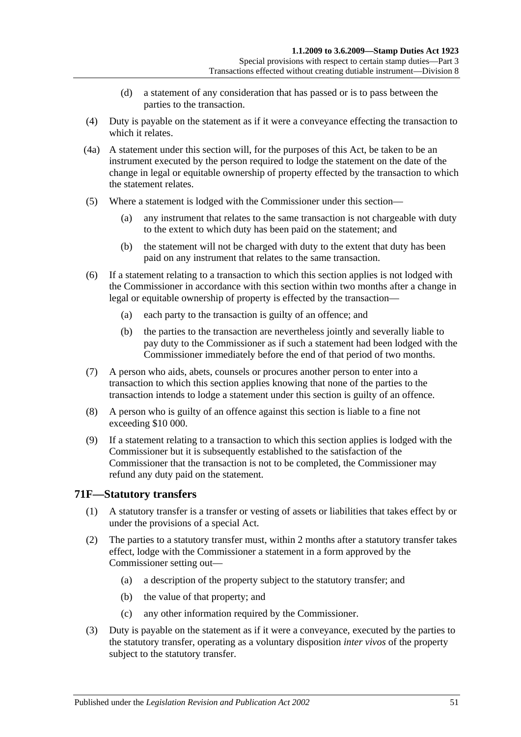(d) a statement of any consideration that has passed or is to pass between the parties to the transaction.

(4) Duty is payable on the statement as if it were a conveyance effecting the transaction to which it relates.

(4a) A statement under this section will, for the purposes of this Act, be taken to be an instrument executed by the person required to lodge the statement on the date of the change in legal or equitable ownership of property effected by the transaction to which the statement relates.

(5) Where a statement is lodged with the Commissioner under this section—

(a) any instrument that relates to the same transaction is not chargeable with duty to the extent to which duty has been paid on the statement; and

(b) the statement will not be charged with duty to the extent that duty has been paid on any instrument that relates to the same transaction.

(6) If a statement relating to a transaction to which this section applies is not lodged with the Commissioner in accordance with this section within two months after a change in legal or equitable ownership of property is effected by the transaction—

(a) each party to the transaction is guilty of an offence; and

(b) the parties to the transaction are nevertheless jointly and severally liable to pay duty to the Commissioner as if such a statement had been lodged with the Commissioner immediately before the end of that period of two months.

(7) A person who aids, abets, counsels or procures another person to enter into a transaction to which this section applies knowing that none of the parties to the transaction intends to lodge a statement under this section is guilty of an offence.

(8) A person who is guilty of an offence against this section is liable to a fine not exceeding $10 000.

(9) If a statement relating to a transaction to which this section applies is lodged with the Commissioner but it is subsequently established to the satisfaction of the Commissioner that the transaction is not to be completed, the Commissioner may refund any duty paid on the statement.

## 71F—Statutory transfers

(1) A statutory transfer is a transfer or vesting of assets or liabilities that takes effect by or under the provisions of a special Act.

(2) The parties to a statutory transfer must, within 2 months after a statutory transfer takes effect, lodge with the Commissioner a statement in a form approved by the Commissioner setting out—

(a) a description of the property subject to the statutory transfer; and

(b) the value of that property; and

(c) any other information required by the Commissioner.

(3) Duty is payable on the statement as if it were a conveyance, executed by the parties to the statutory transfer, operating as a voluntary disposition *inter vivos* of the property subject to the statutory transfer.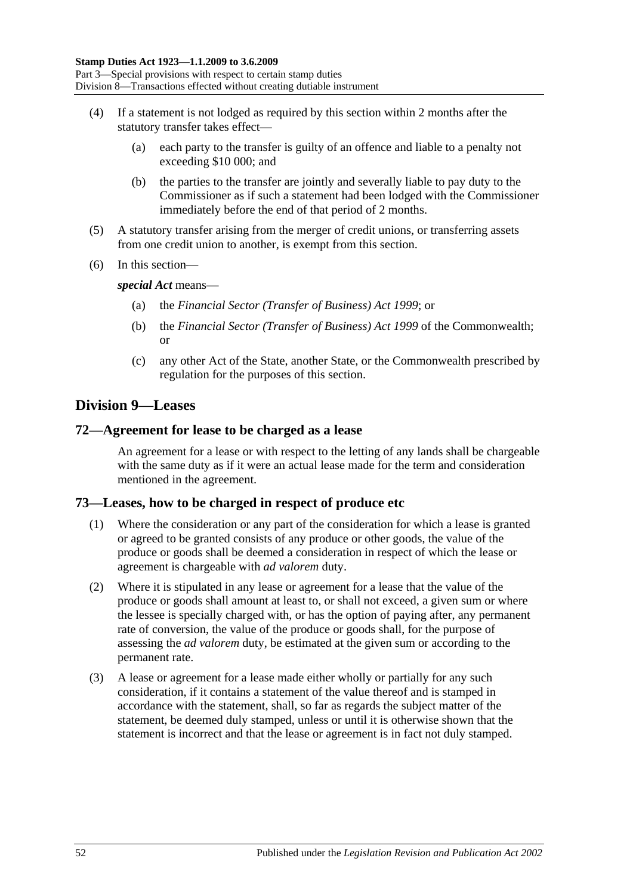(4) If a statement is not lodged as required by this section within 2 months after the statutory transfer takes effect—

(a) each party to the transfer is guilty of an offence and liable to a penalty not exceeding $10 000; and

(b) the parties to the transfer are jointly and severally liable to pay duty to the Commissioner as if such a statement had been lodged with the Commissioner immediately before the end of that period of 2 months.

(5) A statutory transfer arising from the merger of credit unions, or transferring assets from one credit union to another, is exempt from this section.

(6) In this section—

***special Act*** means—

(a) the *Financial Sector (Transfer of Business) Act 1999*; or

(b) the *Financial Sector (Transfer of Business) Act 1999* of the Commonwealth; or

(c) any other Act of the State, another State, or the Commonwealth prescribed by regulation for the purposes of this section.

## Division 9—Leases

### 72—Agreement for lease to be charged as a lease

An agreement for a lease or with respect to the letting of any lands shall be chargeable with the same duty as if it were an actual lease made for the term and consideration mentioned in the agreement.

### 73—Leases, how to be charged in respect of produce etc

(1) Where the consideration or any part of the consideration for which a lease is granted or agreed to be granted consists of any produce or other goods, the value of the produce or goods shall be deemed a consideration in respect of which the lease or agreement is chargeable with *ad valorem* duty.

(2) Where it is stipulated in any lease or agreement for a lease that the value of the produce or goods shall amount at least to, or shall not exceed, a given sum or where the lessee is specially charged with, or has the option of paying after, any permanent rate of conversion, the value of the produce or goods shall, for the purpose of assessing the *ad valorem* duty, be estimated at the given sum or according to the permanent rate.

(3) A lease or agreement for a lease made either wholly or partially for any such consideration, if it contains a statement of the value thereof and is stamped in accordance with the statement, shall, so far as regards the subject matter of the statement, be deemed duly stamped, unless or until it is otherwise shown that the statement is incorrect and that the lease or agreement is in fact not duly stamped.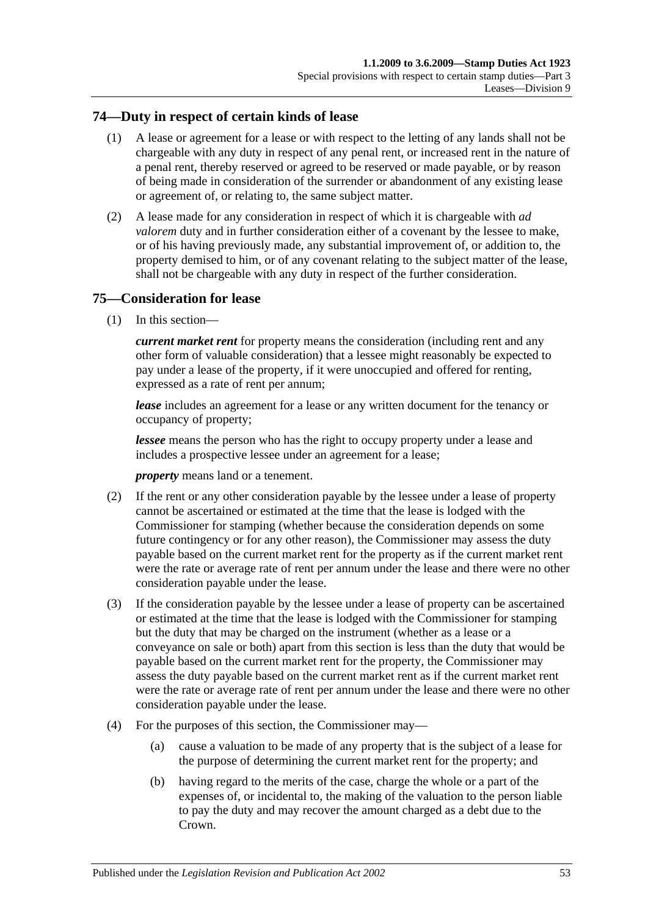## 74—Duty in respect of certain kinds of lease

(1) A lease or agreement for a lease or with respect to the letting of any lands shall not be chargeable with any duty in respect of any penal rent, or increased rent in the nature of a penal rent, thereby reserved or agreed to be reserved or made payable, or by reason of being made in consideration of the surrender or abandonment of any existing lease or agreement of, or relating to, the same subject matter.

(2) A lease made for any consideration in respect of which it is chargeable with *ad valorem* duty and in further consideration either of a covenant by the lessee to make, or of his having previously made, any substantial improvement of, or addition to, the property demised to him, or of any covenant relating to the subject matter of the lease, shall not be chargeable with any duty in respect of the further consideration.

## 75—Consideration for lease

(1) In this section—

***current market rent*** for property means the consideration (including rent and any other form of valuable consideration) that a lessee might reasonably be expected to pay under a lease of the property, if it were unoccupied and offered for renting, expressed as a rate of rent per annum;

***lease*** includes an agreement for a lease or any written document for the tenancy or occupancy of property;

***lessee*** means the person who has the right to occupy property under a lease and includes a prospective lessee under an agreement for a lease;

***property*** means land or a tenement.

(2) If the rent or any other consideration payable by the lessee under a lease of property cannot be ascertained or estimated at the time that the lease is lodged with the Commissioner for stamping (whether because the consideration depends on some future contingency or for any other reason), the Commissioner may assess the duty payable based on the current market rent for the property as if the current market rent were the rate or average rate of rent per annum under the lease and there were no other consideration payable under the lease.

(3) If the consideration payable by the lessee under a lease of property can be ascertained or estimated at the time that the lease is lodged with the Commissioner for stamping but the duty that may be charged on the instrument (whether as a lease or a conveyance on sale or both) apart from this section is less than the duty that would be payable based on the current market rent for the property, the Commissioner may assess the duty payable based on the current market rent as if the current market rent were the rate or average rate of rent per annum under the lease and there were no other consideration payable under the lease.

(4) For the purposes of this section, the Commissioner may—

(a) cause a valuation to be made of any property that is the subject of a lease for the purpose of determining the current market rent for the property; and

(b) having regard to the merits of the case, charge the whole or a part of the expenses of, or incidental to, the making of the valuation to the person liable to pay the duty and may recover the amount charged as a debt due to the Crown.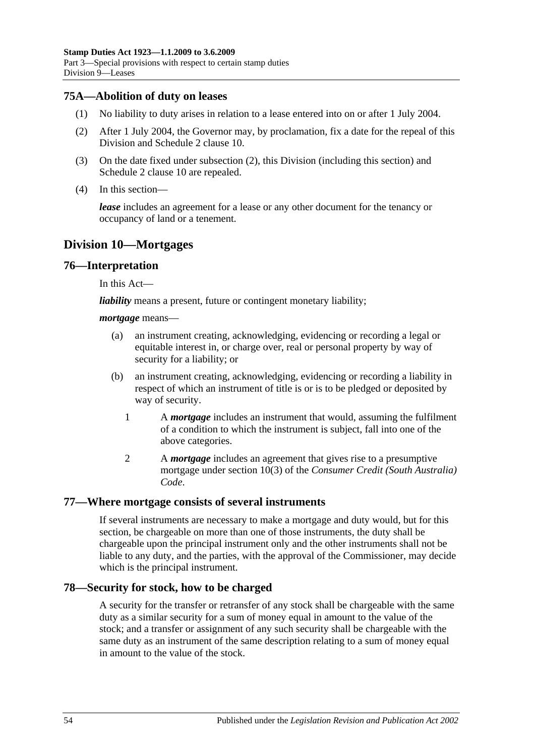## 75A—Abolition of duty on leases

(1) No liability to duty arises in relation to a lease entered into on or after 1 July 2004.

(2) After 1 July 2004, the Governor may, by proclamation, fix a date for the repeal of this Division and Schedule 2 clause 10.

(3) On the date fixed under subsection (2), this Division (including this section) and Schedule 2 clause 10 are repealed.

(4) In this section—

***lease*** includes an agreement for a lease or any other document for the tenancy or occupancy of land or a tenement.

# Division 10—Mortgages

## 76—Interpretation

In this Act—

***liability*** means a present, future or contingent monetary liability;

***mortgage*** means—

(a) an instrument creating, acknowledging, evidencing or recording a legal or equitable interest in, or charge over, real or personal property by way of security for a liability; or

(b) an instrument creating, acknowledging, evidencing or recording a liability in respect of which an instrument of title is or is to be pledged or deposited by way of security.

1 A ***mortgage*** includes an instrument that would, assuming the fulfilment of a condition to which the instrument is subject, fall into one of the above categories.

2 A ***mortgage*** includes an agreement that gives rise to a presumptive mortgage under section 10(3) of the *Consumer Credit (South Australia) Code*.

## 77—Where mortgage consists of several instruments

If several instruments are necessary to make a mortgage and duty would, but for this section, be chargeable on more than one of those instruments, the duty shall be chargeable upon the principal instrument only and the other instruments shall not be liable to any duty, and the parties, with the approval of the Commissioner, may decide which is the principal instrument.

## 78—Security for stock, how to be charged

A security for the transfer or retransfer of any stock shall be chargeable with the same duty as a similar security for a sum of money equal in amount to the value of the stock; and a transfer or assignment of any such security shall be chargeable with the same duty as an instrument of the same description relating to a sum of money equal in amount to the value of the stock.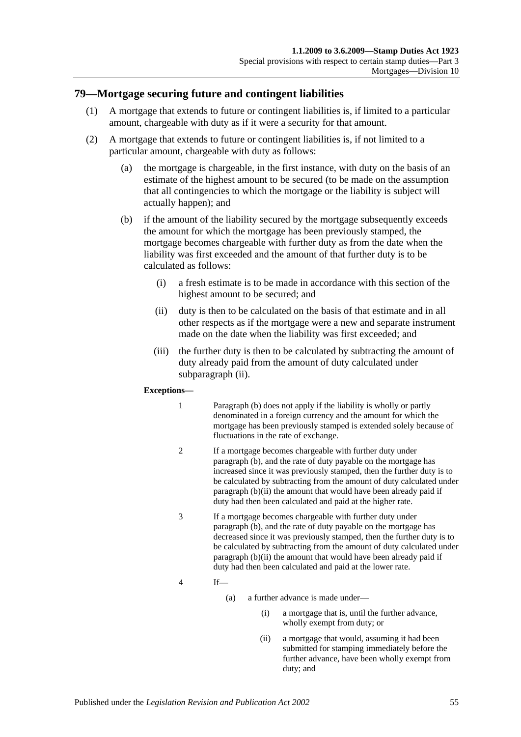## 79—Mortgage securing future and contingent liabilities

(1) A mortgage that extends to future or contingent liabilities is, if limited to a particular amount, chargeable with duty as if it were a security for that amount.

(2) A mortgage that extends to future or contingent liabilities is, if not limited to a particular amount, chargeable with duty as follows:

(a) the mortgage is chargeable, in the first instance, with duty on the basis of an estimate of the highest amount to be secured (to be made on the assumption that all contingencies to which the mortgage or the liability is subject will actually happen); and

(b) if the amount of the liability secured by the mortgage subsequently exceeds the amount for which the mortgage has been previously stamped, the mortgage becomes chargeable with further duty as from the date when the liability was first exceeded and the amount of that further duty is to be calculated as follows:

(i) a fresh estimate is to be made in accordance with this section of the highest amount to be secured; and

(ii) duty is then to be calculated on the basis of that estimate and in all other respects as if the mortgage were a new and separate instrument made on the date when the liability was first exceeded; and

(iii) the further duty is then to be calculated by subtracting the amount of duty already paid from the amount of duty calculated under subparagraph (ii).

**Exceptions—**

1 Paragraph (b) does not apply if the liability is wholly or partly denominated in a foreign currency and the amount for which the mortgage has been previously stamped is extended solely because of fluctuations in the rate of exchange.

2 If a mortgage becomes chargeable with further duty under paragraph (b), and the rate of duty payable on the mortgage has increased since it was previously stamped, then the further duty is to be calculated by subtracting from the amount of duty calculated under paragraph (b)(ii) the amount that would have been already paid if duty had then been calculated and paid at the higher rate.

3 If a mortgage becomes chargeable with further duty under paragraph (b), and the rate of duty payable on the mortgage has decreased since it was previously stamped, then the further duty is to be calculated by subtracting from the amount of duty calculated under paragraph (b)(ii) the amount that would have been already paid if duty had then been calculated and paid at the lower rate.

4 If—

(a) a further advance is made under—

(i) a mortgage that is, until the further advance, wholly exempt from duty; or

(ii) a mortgage that would, assuming it had been submitted for stamping immediately before the further advance, have been wholly exempt from duty; and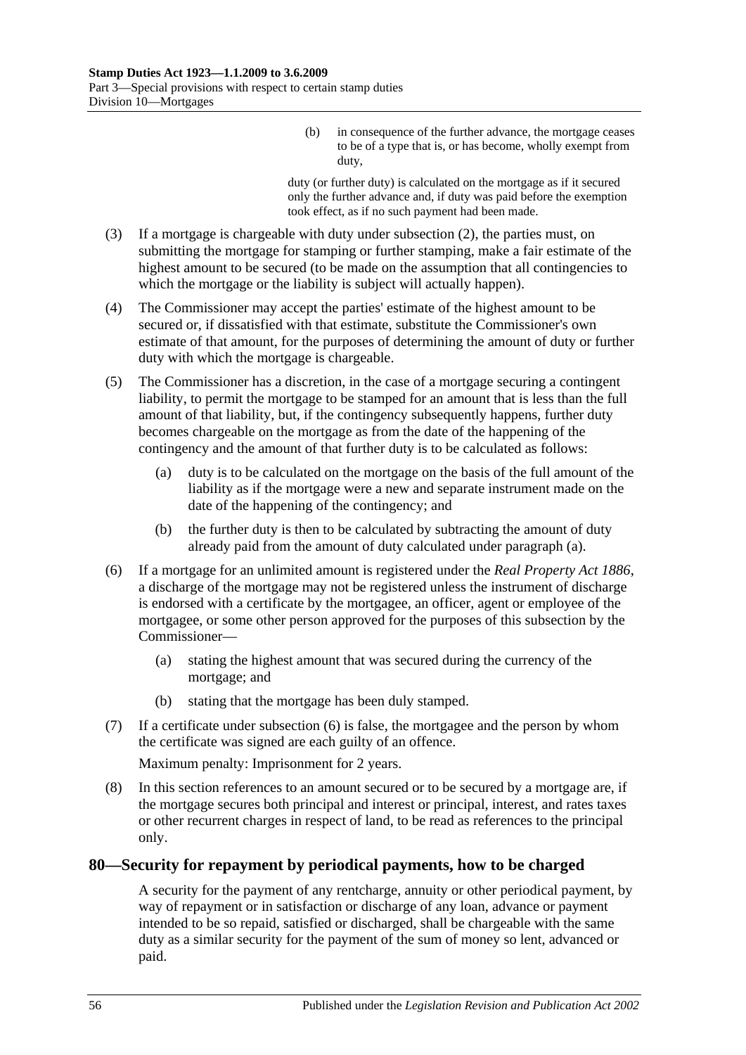(b) in consequence of the further advance, the mortgage ceases to be of a type that is, or has become, wholly exempt from duty,

duty (or further duty) is calculated on the mortgage as if it secured only the further advance and, if duty was paid before the exemption took effect, as if no such payment had been made.

(3) If a mortgage is chargeable with duty under subsection (2), the parties must, on submitting the mortgage for stamping or further stamping, make a fair estimate of the highest amount to be secured (to be made on the assumption that all contingencies to which the mortgage or the liability is subject will actually happen).

(4) The Commissioner may accept the parties' estimate of the highest amount to be secured or, if dissatisfied with that estimate, substitute the Commissioner's own estimate of that amount, for the purposes of determining the amount of duty or further duty with which the mortgage is chargeable.

(5) The Commissioner has a discretion, in the case of a mortgage securing a contingent liability, to permit the mortgage to be stamped for an amount that is less than the full amount of that liability, but, if the contingency subsequently happens, further duty becomes chargeable on the mortgage as from the date of the happening of the contingency and the amount of that further duty is to be calculated as follows:

(a) duty is to be calculated on the mortgage on the basis of the full amount of the liability as if the mortgage were a new and separate instrument made on the date of the happening of the contingency; and

(b) the further duty is then to be calculated by subtracting the amount of duty already paid from the amount of duty calculated under paragraph (a).

(6) If a mortgage for an unlimited amount is registered under the *Real Property Act 1886*, a discharge of the mortgage may not be registered unless the instrument of discharge is endorsed with a certificate by the mortgagee, an officer, agent or employee of the mortgagee, or some other person approved for the purposes of this subsection by the Commissioner—

(a) stating the highest amount that was secured during the currency of the mortgage; and

(b) stating that the mortgage has been duly stamped.

(7) If a certificate under subsection (6) is false, the mortgagee and the person by whom the certificate was signed are each guilty of an offence.

Maximum penalty: Imprisonment for 2 years.

(8) In this section references to an amount secured or to be secured by a mortgage are, if the mortgage secures both principal and interest or principal, interest, and rates taxes or other recurrent charges in respect of land, to be read as references to the principal only.

## 80—Security for repayment by periodical payments, how to be charged

A security for the payment of any rentcharge, annuity or other periodical payment, by way of repayment or in satisfaction or discharge of any loan, advance or payment intended to be so repaid, satisfied or discharged, shall be chargeable with the same duty as a similar security for the payment of the sum of money so lent, advanced or paid.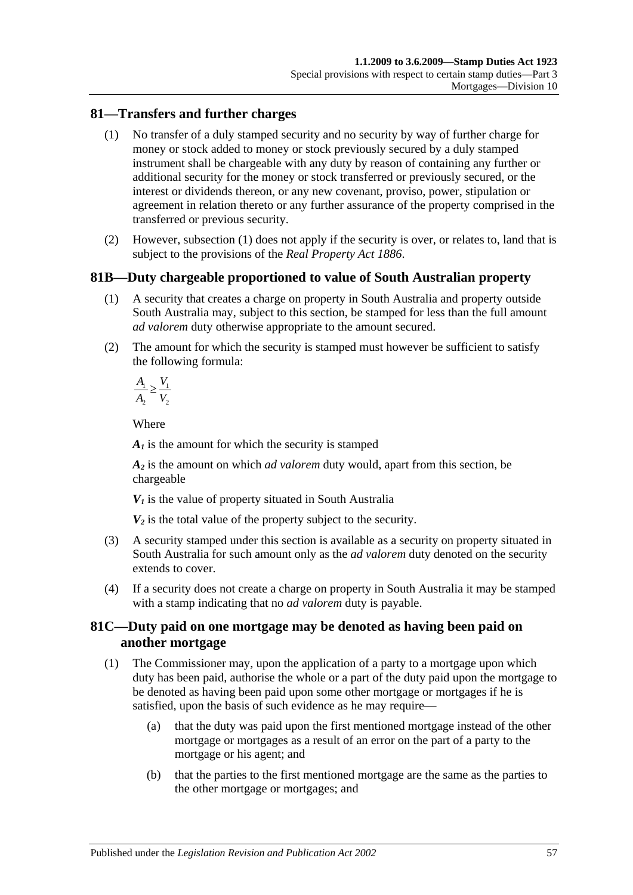## 81—Transfers and further charges

(1) No transfer of a duly stamped security and no security by way of further charge for money or stock added to money or stock previously secured by a duly stamped instrument shall be chargeable with any duty by reason of containing any further or additional security for the money or stock transferred or previously secured, or the interest or dividends thereon, or any new covenant, proviso, power, stipulation or agreement in relation thereto or any further assurance of the property comprised in the transferred or previous security.

(2) However, subsection (1) does not apply if the security is over, or relates to, land that is subject to the provisions of the *Real Property Act 1886*.

## 81B—Duty chargeable proportioned to value of South Australian property

(1) A security that creates a charge on property in South Australia and property outside South Australia may, subject to this section, be stamped for less than the full amount *ad valorem* duty otherwise appropriate to the amount secured.

(2) The amount for which the security is stamped must however be sufficient to satisfy the following formula:

$$\frac{A_1}{A_2} \geq \frac{V_1}{V_2}$$

Where

$A_1$ is the amount for which the security is stamped

$A_2$ is the amount on which *ad valorem* duty would, apart from this section, be chargeable

$V_1$ is the value of property situated in South Australia

$V_2$ is the total value of the property subject to the security.

(3) A security stamped under this section is available as a security on property situated in South Australia for such amount only as the *ad valorem* duty denoted on the security extends to cover.

(4) If a security does not create a charge on property in South Australia it may be stamped with a stamp indicating that no *ad valorem* duty is payable.

## 81C—Duty paid on one mortgage may be denoted as having been paid on another mortgage

(1) The Commissioner may, upon the application of a party to a mortgage upon which duty has been paid, authorise the whole or a part of the duty paid upon the mortgage to be denoted as having been paid upon some other mortgage or mortgages if he is satisfied, upon the basis of such evidence as he may require—

(a) that the duty was paid upon the first mentioned mortgage instead of the other mortgage or mortgages as a result of an error on the part of a party to the mortgage or his agent; and

(b) that the parties to the first mentioned mortgage are the same as the parties to the other mortgage or mortgages; and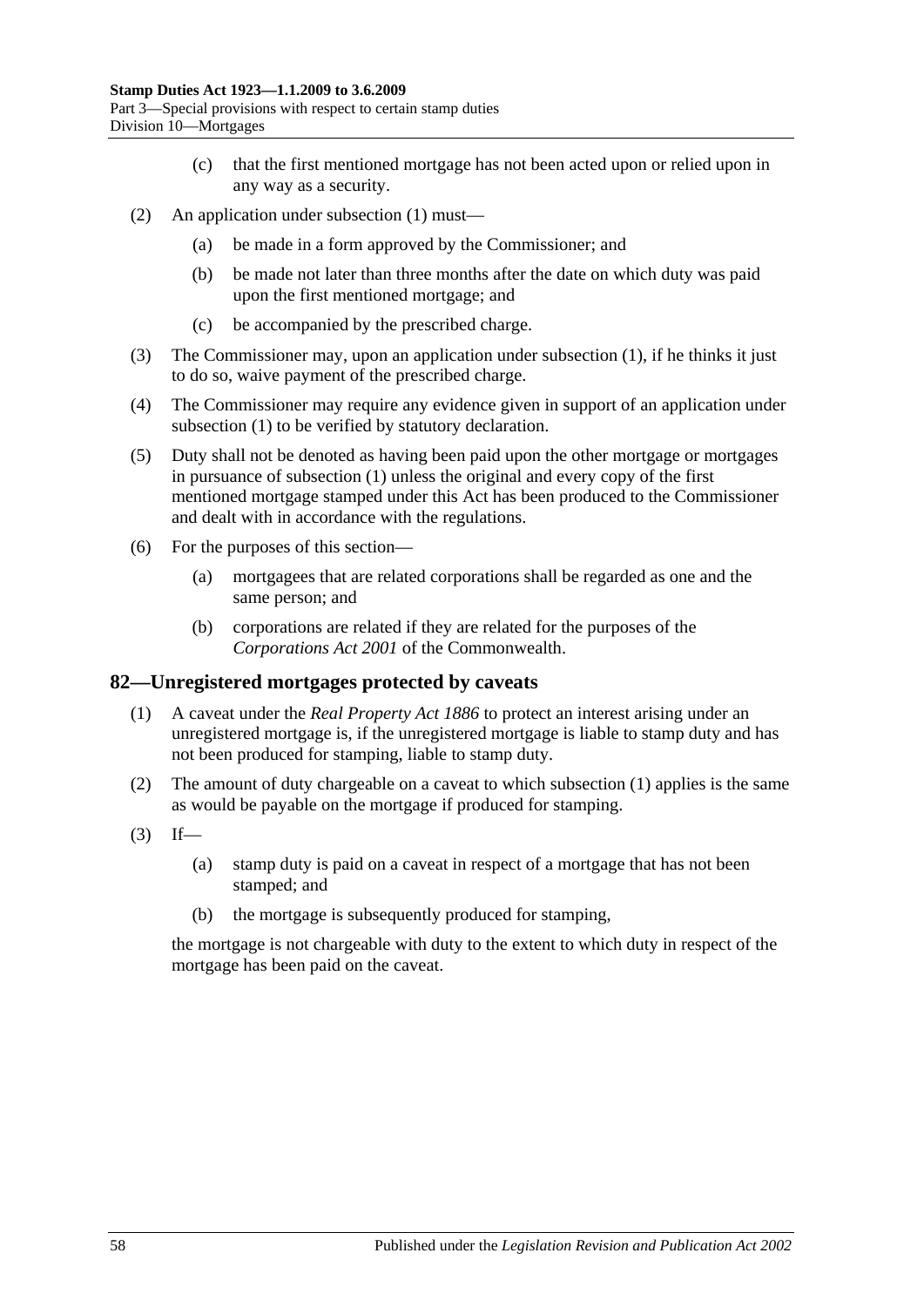(c) that the first mentioned mortgage has not been acted upon or relied upon in any way as a security.

(2) An application under subsection (1) must—

(a) be made in a form approved by the Commissioner; and

(b) be made not later than three months after the date on which duty was paid upon the first mentioned mortgage; and

(c) be accompanied by the prescribed charge.

(3) The Commissioner may, upon an application under subsection (1), if he thinks it just to do so, waive payment of the prescribed charge.

(4) The Commissioner may require any evidence given in support of an application under subsection (1) to be verified by statutory declaration.

(5) Duty shall not be denoted as having been paid upon the other mortgage or mortgages in pursuance of subsection (1) unless the original and every copy of the first mentioned mortgage stamped under this Act has been produced to the Commissioner and dealt with in accordance with the regulations.

(6) For the purposes of this section—

(a) mortgagees that are related corporations shall be regarded as one and the same person; and

(b) corporations are related if they are related for the purposes of the *Corporations Act 2001* of the Commonwealth.

## 82—Unregistered mortgages protected by caveats

(1) A caveat under the *Real Property Act 1886* to protect an interest arising under an unregistered mortgage is, if the unregistered mortgage is liable to stamp duty and has not been produced for stamping, liable to stamp duty.

(2) The amount of duty chargeable on a caveat to which subsection (1) applies is the same as would be payable on the mortgage if produced for stamping.

(3) If—

(a) stamp duty is paid on a caveat in respect of a mortgage that has not been stamped; and

(b) the mortgage is subsequently produced for stamping,

the mortgage is not chargeable with duty to the extent to which duty in respect of the mortgage has been paid on the caveat.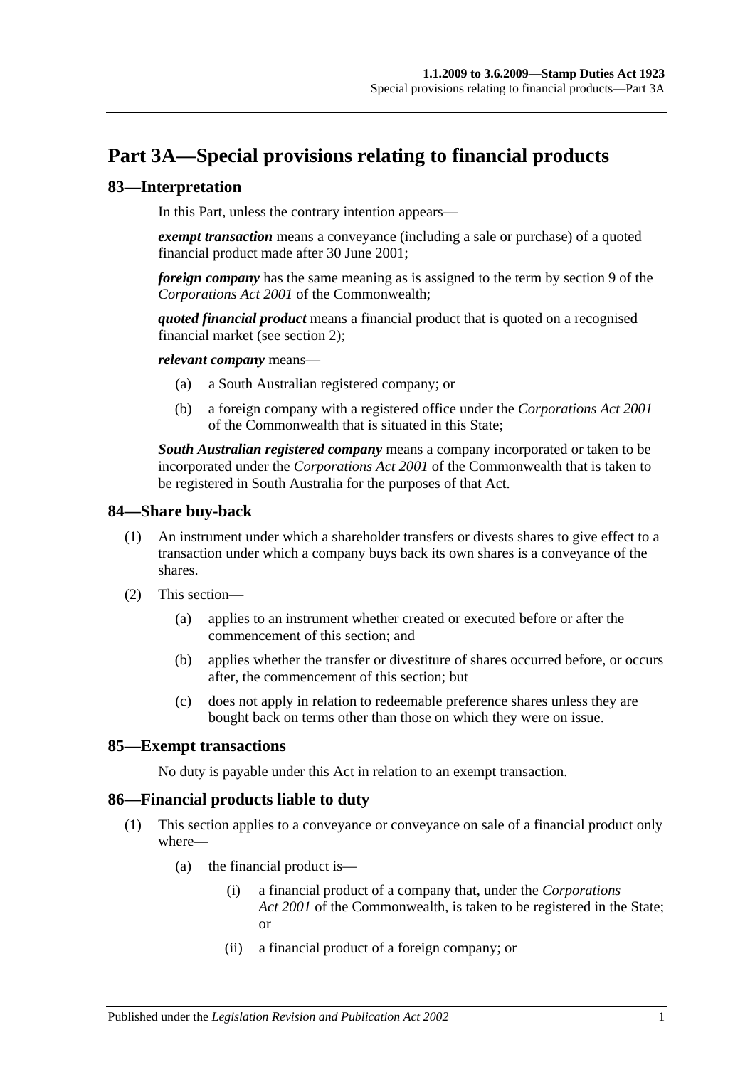# Part 3A—Special provisions relating to financial products

## 83—Interpretation

In this Part, unless the contrary intention appears—

***exempt transaction*** means a conveyance (including a sale or purchase) of a quoted financial product made after 30 June 2001;

***foreign company*** has the same meaning as is assigned to the term by section 9 of the *Corporations Act 2001* of the Commonwealth;

***quoted financial product*** means a financial product that is quoted on a recognised financial market (see section 2);

***relevant company*** means—

(a) a South Australian registered company; or

(b) a foreign company with a registered office under the *Corporations Act 2001* of the Commonwealth that is situated in this State;

***South Australian registered company*** means a company incorporated or taken to be incorporated under the *Corporations Act 2001* of the Commonwealth that is taken to be registered in South Australia for the purposes of that Act.

## 84—Share buy-back

(1) An instrument under which a shareholder transfers or divests shares to give effect to a transaction under which a company buys back its own shares is a conveyance of the shares.

(2) This section—

(a) applies to an instrument whether created or executed before or after the commencement of this section; and

(b) applies whether the transfer or divestiture of shares occurred before, or occurs after, the commencement of this section; but

(c) does not apply in relation to redeemable preference shares unless they are bought back on terms other than those on which they were on issue.

## 85—Exempt transactions

No duty is payable under this Act in relation to an exempt transaction.

## 86—Financial products liable to duty

(1) This section applies to a conveyance or conveyance on sale of a financial product only where—

(a) the financial product is—

(i) a financial product of a company that, under the *Corporations Act 2001* of the Commonwealth, is taken to be registered in the State; or

(ii) a financial product of a foreign company; or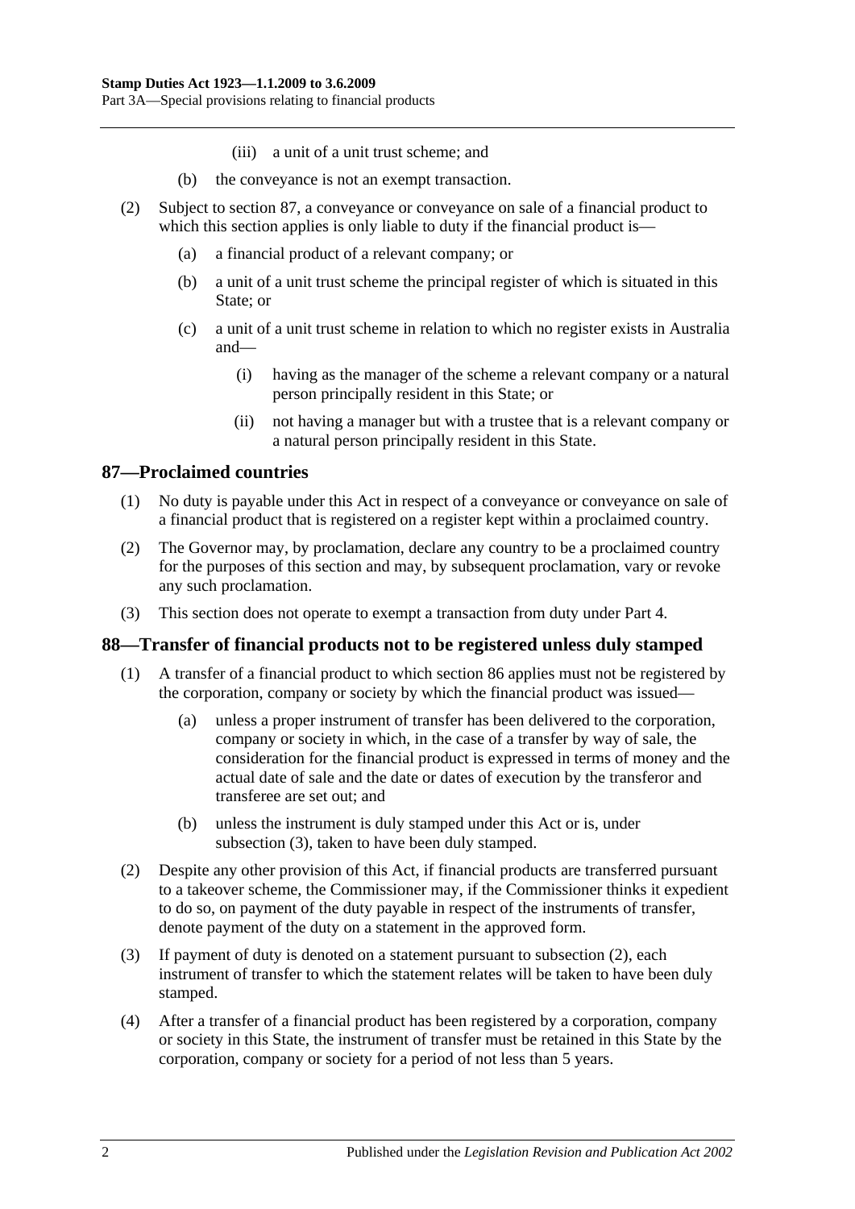(iii) a unit of a unit trust scheme; and

(b) the conveyance is not an exempt transaction.

(2) Subject to section 87, a conveyance or conveyance on sale of a financial product to which this section applies is only liable to duty if the financial product is—

(a) a financial product of a relevant company; or

(b) a unit of a unit trust scheme the principal register of which is situated in this State; or

(c) a unit of a unit trust scheme in relation to which no register exists in Australia and—

(i) having as the manager of the scheme a relevant company or a natural person principally resident in this State; or

(ii) not having a manager but with a trustee that is a relevant company or a natural person principally resident in this State.

## 87—Proclaimed countries

(1) No duty is payable under this Act in respect of a conveyance or conveyance on sale of a financial product that is registered on a register kept within a proclaimed country.

(2) The Governor may, by proclamation, declare any country to be a proclaimed country for the purposes of this section and may, by subsequent proclamation, vary or revoke any such proclamation.

(3) This section does not operate to exempt a transaction from duty under Part 4.

## 88—Transfer of financial products not to be registered unless duly stamped

(1) A transfer of a financial product to which section 86 applies must not be registered by the corporation, company or society by which the financial product was issued—

(a) unless a proper instrument of transfer has been delivered to the corporation, company or society in which, in the case of a transfer by way of sale, the consideration for the financial product is expressed in terms of money and the actual date of sale and the date or dates of execution by the transferor and transferee are set out; and

(b) unless the instrument is duly stamped under this Act or is, under subsection (3), taken to have been duly stamped.

(2) Despite any other provision of this Act, if financial products are transferred pursuant to a takeover scheme, the Commissioner may, if the Commissioner thinks it expedient to do so, on payment of the duty payable in respect of the instruments of transfer, denote payment of the duty on a statement in the approved form.

(3) If payment of duty is denoted on a statement pursuant to subsection (2), each instrument of transfer to which the statement relates will be taken to have been duly stamped.

(4) After a transfer of a financial product has been registered by a corporation, company or society in this State, the instrument of transfer must be retained in this State by the corporation, company or society for a period of not less than 5 years.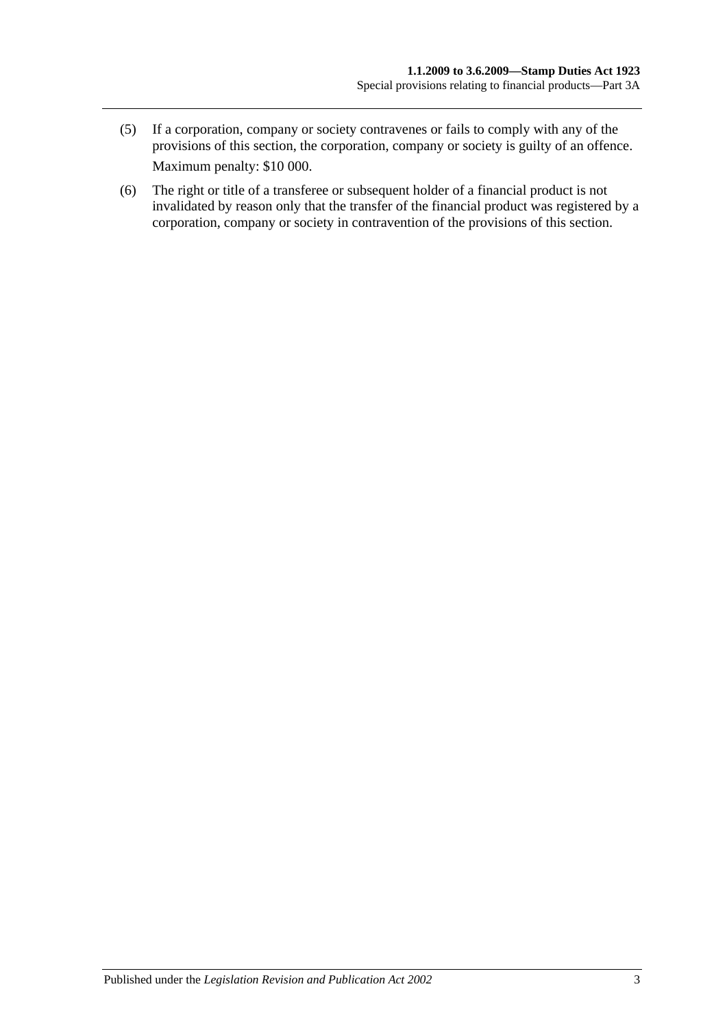(5) If a corporation, company or society contravenes or fails to comply with any of the provisions of this section, the corporation, company or society is guilty of an offence.

Maximum penalty: $10 000.

(6) The right or title of a transferee or subsequent holder of a financial product is not invalidated by reason only that the transfer of the financial product was registered by a corporation, company or society in contravention of the provisions of this section.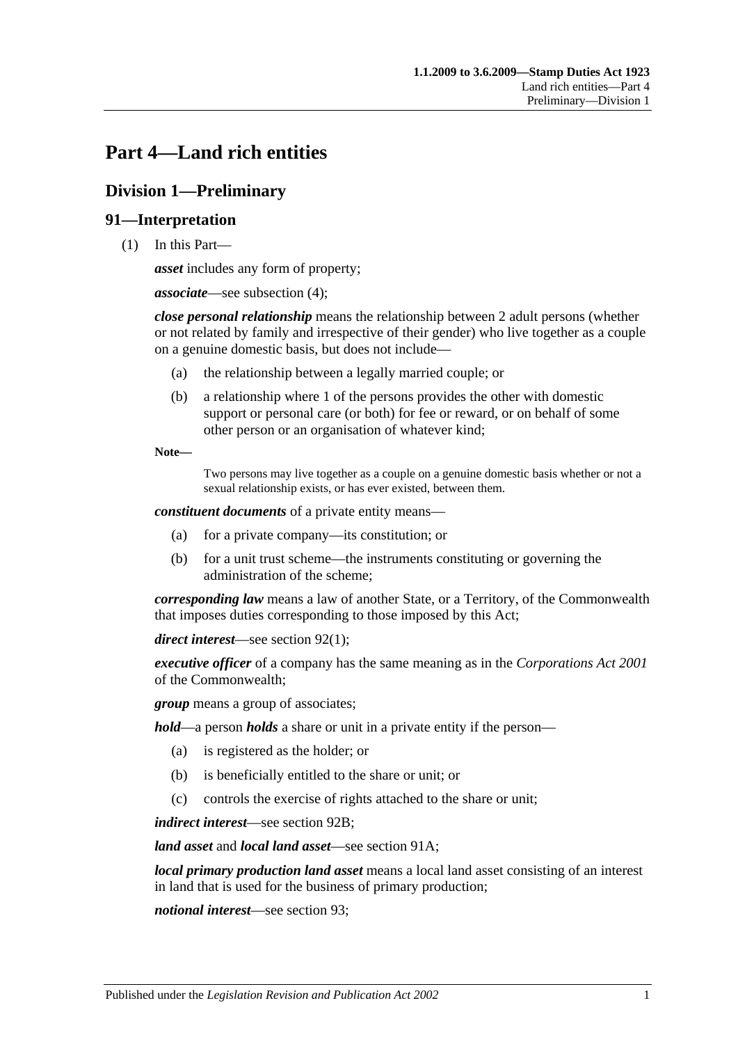# Part 4—Land rich entities

## Division 1—Preliminary

### 91—Interpretation

(1) In this Part—

***asset*** includes any form of property;

***associate***—see subsection (4);

***close personal relationship*** means the relationship between 2 adult persons (whether or not related by family and irrespective of their gender) who live together as a couple on a genuine domestic basis, but does not include—

- (a) the relationship between a legally married couple; or
- (b) a relationship where 1 of the persons provides the other with domestic support or personal care (or both) for fee or reward, or on behalf of some other person or an organisation of whatever kind;

**Note—**

Two persons may live together as a couple on a genuine domestic basis whether or not a sexual relationship exists, or has ever existed, between them.

***constituent documents*** of a private entity means—

- (a) for a private company—its constitution; or
- (b) for a unit trust scheme—the instruments constituting or governing the administration of the scheme;

***corresponding law*** means a law of another State, or a Territory, of the Commonwealth that imposes duties corresponding to those imposed by this Act;

***direct interest***—see section 92(1);

***executive officer*** of a company has the same meaning as in the *Corporations Act 2001* of the Commonwealth;

***group*** means a group of associates;

***hold***—a person ***holds*** a share or unit in a private entity if the person—

- (a) is registered as the holder; or
- (b) is beneficially entitled to the share or unit; or
- (c) controls the exercise of rights attached to the share or unit;

***indirect interest***—see section 92B;

***land asset*** and ***local land asset***—see section 91A;

***local primary production land asset*** means a local land asset consisting of an interest in land that is used for the business of primary production;

***notional interest***—see section 93;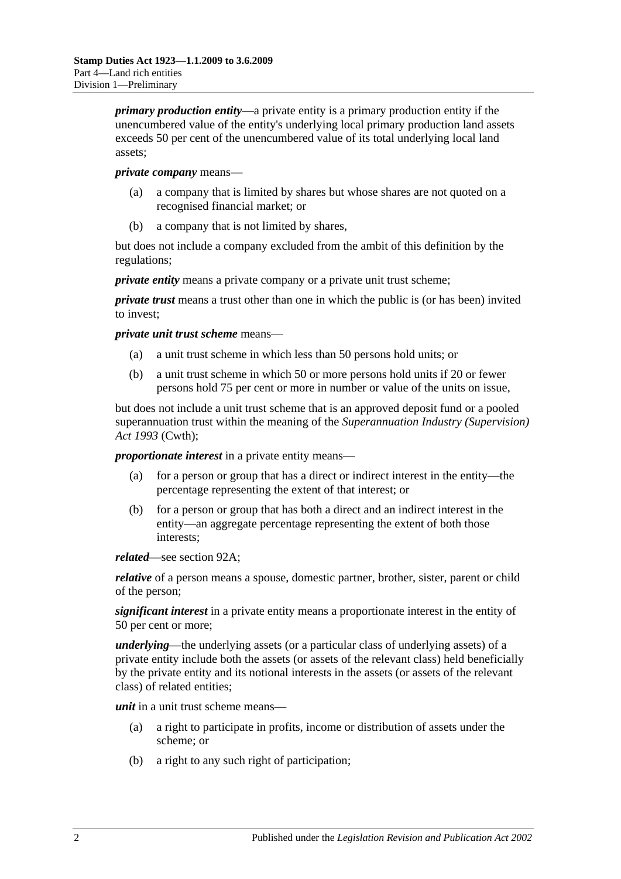***primary production entity***—a private entity is a primary production entity if the unencumbered value of the entity's underlying local primary production land assets exceeds 50 per cent of the unencumbered value of its total underlying local land assets;

***private company*** means—

- (a) a company that is limited by shares but whose shares are not quoted on a recognised financial market; or
- (b) a company that is not limited by shares,

but does not include a company excluded from the ambit of this definition by the regulations;

***private entity*** means a private company or a private unit trust scheme;

***private trust*** means a trust other than one in which the public is (or has been) invited to invest;

***private unit trust scheme*** means—

- (a) a unit trust scheme in which less than 50 persons hold units; or
- (b) a unit trust scheme in which 50 or more persons hold units if 20 or fewer persons hold 75 per cent or more in number or value of the units on issue,

but does not include a unit trust scheme that is an approved deposit fund or a pooled superannuation trust within the meaning of the *Superannuation Industry (Supervision) Act 1993* (Cwth);

***proportionate interest*** in a private entity means—

- (a) for a person or group that has a direct or indirect interest in the entity—the percentage representing the extent of that interest; or
- (b) for a person or group that has both a direct and an indirect interest in the entity—an aggregate percentage representing the extent of both those interests;

***related***—see section 92A;

***relative*** of a person means a spouse, domestic partner, brother, sister, parent or child of the person;

***significant interest*** in a private entity means a proportionate interest in the entity of 50 per cent or more;

***underlying***—the underlying assets (or a particular class of underlying assets) of a private entity include both the assets (or assets of the relevant class) held beneficially by the private entity and its notional interests in the assets (or assets of the relevant class) of related entities;

***unit*** in a unit trust scheme means—

- (a) a right to participate in profits, income or distribution of assets under the scheme; or
- (b) a right to any such right of participation;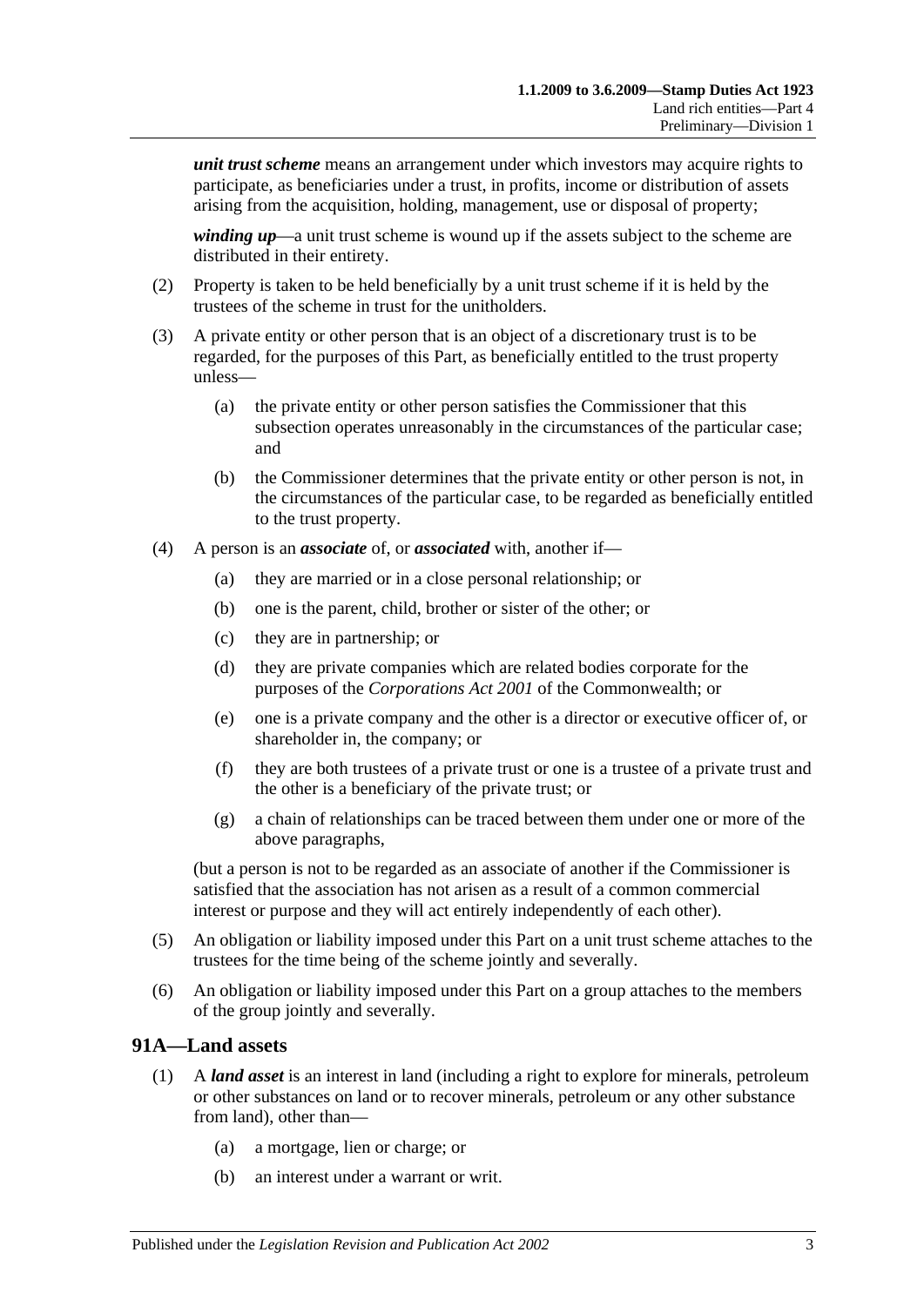***unit trust scheme*** means an arrangement under which investors may acquire rights to participate, as beneficiaries under a trust, in profits, income or distribution of assets arising from the acquisition, holding, management, use or disposal of property;

***winding up***—a unit trust scheme is wound up if the assets subject to the scheme are distributed in their entirety.

(2) Property is taken to be held beneficially by a unit trust scheme if it is held by the trustees of the scheme in trust for the unitholders.

(3) A private entity or other person that is an object of a discretionary trust is to be regarded, for the purposes of this Part, as beneficially entitled to the trust property unless—

- (a) the private entity or other person satisfies the Commissioner that this subsection operates unreasonably in the circumstances of the particular case; and
- (b) the Commissioner determines that the private entity or other person is not, in the circumstances of the particular case, to be regarded as beneficially entitled to the trust property.

(4) A person is an ***associate*** of, or ***associated*** with, another if—

- (a) they are married or in a close personal relationship; or
- (b) one is the parent, child, brother or sister of the other; or
- (c) they are in partnership; or
- (d) they are private companies which are related bodies corporate for the purposes of the *Corporations Act 2001* of the Commonwealth; or
- (e) one is a private company and the other is a director or executive officer of, or shareholder in, the company; or
- (f) they are both trustees of a private trust or one is a trustee of a private trust and the other is a beneficiary of the private trust; or
- (g) a chain of relationships can be traced between them under one or more of the above paragraphs,

(but a person is not to be regarded as an associate of another if the Commissioner is satisfied that the association has not arisen as a result of a common commercial interest or purpose and they will act entirely independently of each other).

(5) An obligation or liability imposed under this Part on a unit trust scheme attaches to the trustees for the time being of the scheme jointly and severally.

(6) An obligation or liability imposed under this Part on a group attaches to the members of the group jointly and severally.

## 91A—Land assets

(1) A ***land asset*** is an interest in land (including a right to explore for minerals, petroleum or other substances on land or to recover minerals, petroleum or any other substance from land), other than—

- (a) a mortgage, lien or charge; or
- (b) an interest under a warrant or writ.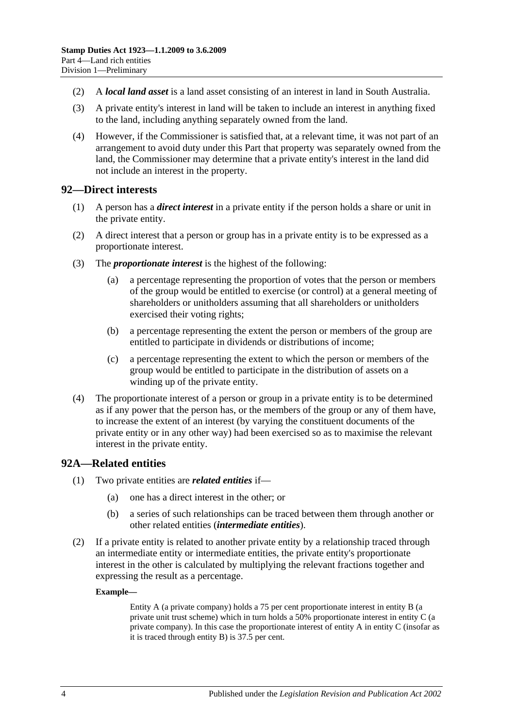(2) A ***local land asset*** is a land asset consisting of an interest in land in South Australia.

(3) A private entity's interest in land will be taken to include an interest in anything fixed to the land, including anything separately owned from the land.

(4) However, if the Commissioner is satisfied that, at a relevant time, it was not part of an arrangement to avoid duty under this Part that property was separately owned from the land, the Commissioner may determine that a private entity's interest in the land did not include an interest in the property.

## 92—Direct interests

(1) A person has a ***direct interest*** in a private entity if the person holds a share or unit in the private entity.

(2) A direct interest that a person or group has in a private entity is to be expressed as a proportionate interest.

(3) The ***proportionate interest*** is the highest of the following:

(a) a percentage representing the proportion of votes that the person or members of the group would be entitled to exercise (or control) at a general meeting of shareholders or unitholders assuming that all shareholders or unitholders exercised their voting rights;

(b) a percentage representing the extent the person or members of the group are entitled to participate in dividends or distributions of income;

(c) a percentage representing the extent to which the person or members of the group would be entitled to participate in the distribution of assets on a winding up of the private entity.

(4) The proportionate interest of a person or group in a private entity is to be determined as if any power that the person has, or the members of the group or any of them have, to increase the extent of an interest (by varying the constituent documents of the private entity or in any other way) had been exercised so as to maximise the relevant interest in the private entity.

## 92A—Related entities

(1) Two private entities are ***related entities*** if—

(a) one has a direct interest in the other; or

(b) a series of such relationships can be traced between them through another or other related entities (***intermediate entities***).

(2) If a private entity is related to another private entity by a relationship traced through an intermediate entity or intermediate entities, the private entity's proportionate interest in the other is calculated by multiplying the relevant fractions together and expressing the result as a percentage.

**Example—**

Entity A (a private company) holds a 75 per cent proportionate interest in entity B (a private unit trust scheme) which in turn holds a 50% proportionate interest in entity C (a private company). In this case the proportionate interest of entity A in entity C (insofar as it is traced through entity B) is 37.5 per cent.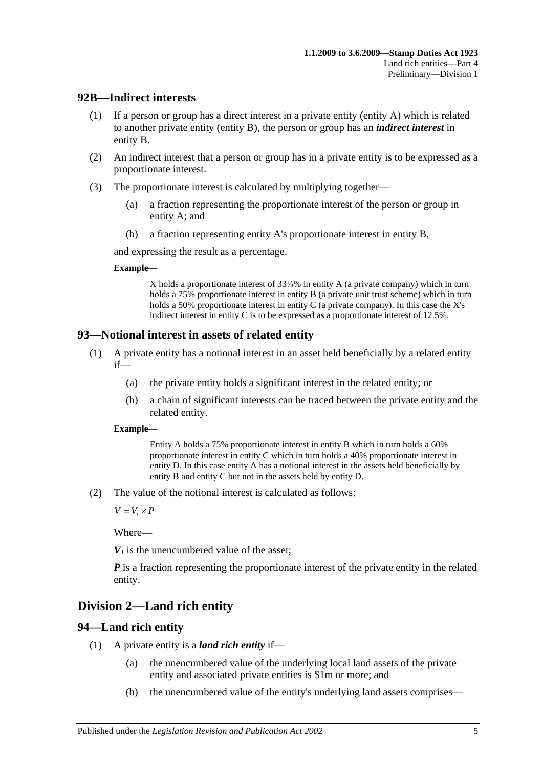## 92B—Indirect interests

(1) If a person or group has a direct interest in a private entity (entity A) which is related to another private entity (entity B), the person or group has an ***indirect interest*** in entity B.

(2) An indirect interest that a person or group has in a private entity is to be expressed as a proportionate interest.

(3) The proportionate interest is calculated by multiplying together—

(a) a fraction representing the proportionate interest of the person or group in entity A; and

(b) a fraction representing entity A's proportionate interest in entity B,

and expressing the result as a percentage.

**Example—**

X holds a proportionate interest of 33⅓% in entity A (a private company) which in turn holds a 75% proportionate interest in entity B (a private unit trust scheme) which in turn holds a 50% proportionate interest in entity C (a private company). In this case the X's indirect interest in entity C is to be expressed as a proportionate interest of 12.5%.

## 93—Notional interest in assets of related entity

(1) A private entity has a notional interest in an asset held beneficially by a related entity if—

(a) the private entity holds a significant interest in the related entity; or

(b) a chain of significant interests can be traced between the private entity and the related entity.

**Example—**

Entity A holds a 75% proportionate interest in entity B which in turn holds a 60% proportionate interest in entity C which in turn holds a 40% proportionate interest in entity D. In this case entity A has a notional interest in the assets held beneficially by entity B and entity C but not in the assets held by entity D.

(2) The value of the notional interest is calculated as follows:

$$V = V_1 \times P$$

Where—

$V_1$ is the unencumbered value of the asset;

$P$ is a fraction representing the proportionate interest of the private entity in the related entity.

# Division 2—Land rich entity

## 94—Land rich entity

(1) A private entity is a ***land rich entity*** if—

(a) the unencumbered value of the underlying local land assets of the private entity and associated private entities is $1m or more; and

(b) the unencumbered value of the entity's underlying land assets comprises—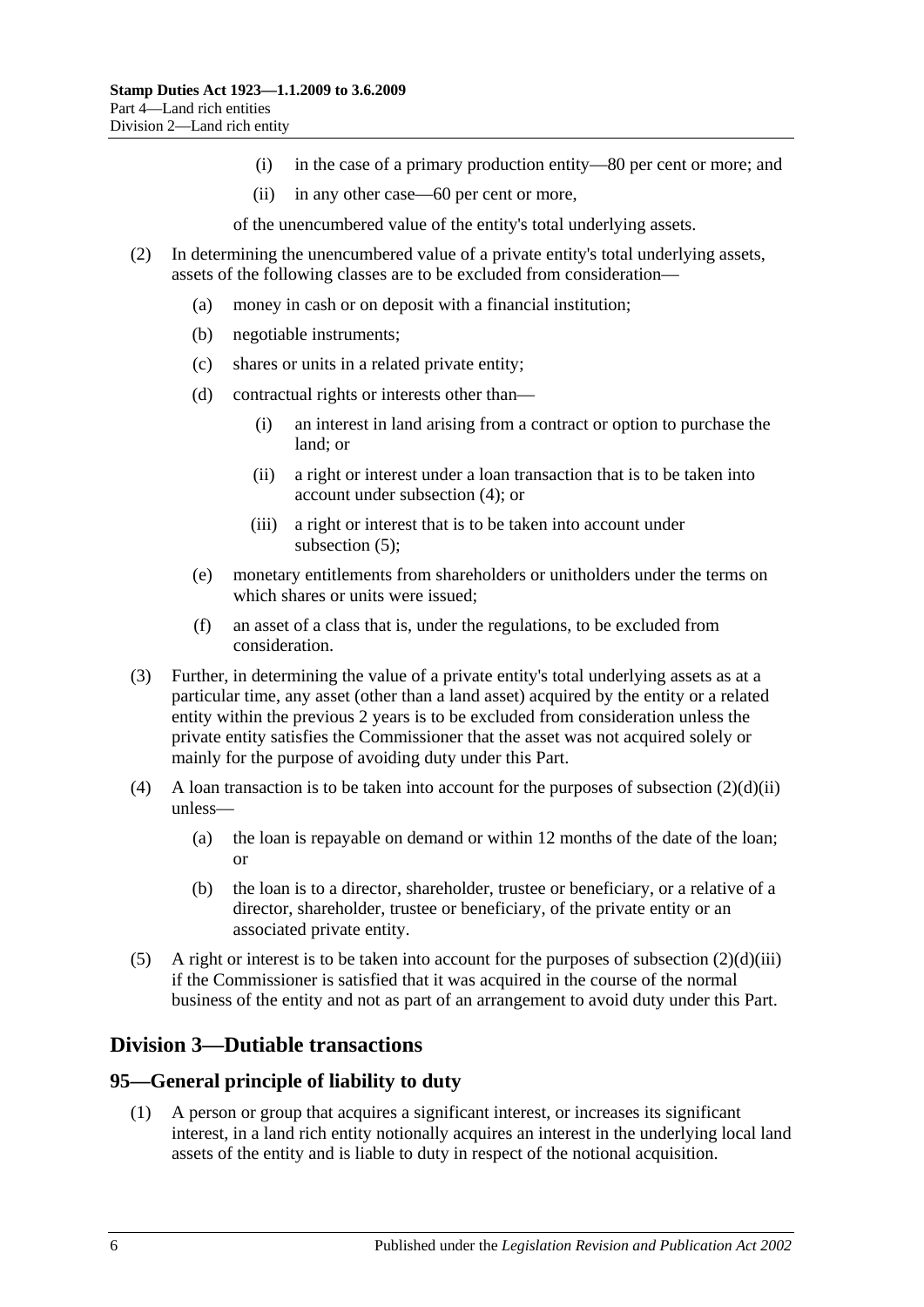(i) in the case of a primary production entity—80 per cent or more; and

(ii) in any other case—60 per cent or more,

of the unencumbered value of the entity's total underlying assets.

(2) In determining the unencumbered value of a private entity's total underlying assets, assets of the following classes are to be excluded from consideration—

(a) money in cash or on deposit with a financial institution;

(b) negotiable instruments;

(c) shares or units in a related private entity;

(d) contractual rights or interests other than—

(i) an interest in land arising from a contract or option to purchase the land; or

(ii) a right or interest under a loan transaction that is to be taken into account under subsection (4); or

(iii) a right or interest that is to be taken into account under subsection (5);

(e) monetary entitlements from shareholders or unitholders under the terms on which shares or units were issued;

(f) an asset of a class that is, under the regulations, to be excluded from consideration.

(3) Further, in determining the value of a private entity's total underlying assets as at a particular time, any asset (other than a land asset) acquired by the entity or a related entity within the previous 2 years is to be excluded from consideration unless the private entity satisfies the Commissioner that the asset was not acquired solely or mainly for the purpose of avoiding duty under this Part.

(4) A loan transaction is to be taken into account for the purposes of subsection (2)(d)(ii) unless—

(a) the loan is repayable on demand or within 12 months of the date of the loan; or

(b) the loan is to a director, shareholder, trustee or beneficiary, or a relative of a director, shareholder, trustee or beneficiary, of the private entity or an associated private entity.

(5) A right or interest is to be taken into account for the purposes of subsection (2)(d)(iii) if the Commissioner is satisfied that it was acquired in the course of the normal business of the entity and not as part of an arrangement to avoid duty under this Part.

## Division 3—Dutiable transactions

### 95—General principle of liability to duty

(1) A person or group that acquires a significant interest, or increases its significant interest, in a land rich entity notionally acquires an interest in the underlying local land assets of the entity and is liable to duty in respect of the notional acquisition.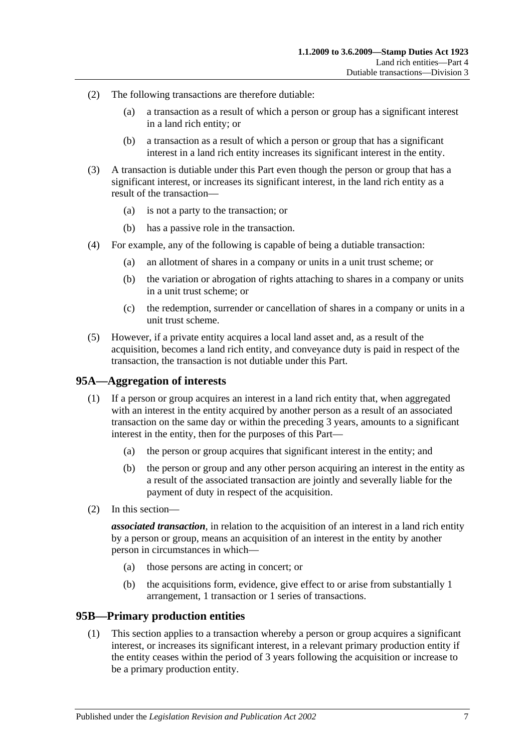(2) The following transactions are therefore dutiable:

(a) a transaction as a result of which a person or group has a significant interest in a land rich entity; or

(b) a transaction as a result of which a person or group that has a significant interest in a land rich entity increases its significant interest in the entity.

(3) A transaction is dutiable under this Part even though the person or group that has a significant interest, or increases its significant interest, in the land rich entity as a result of the transaction—

(a) is not a party to the transaction; or

(b) has a passive role in the transaction.

(4) For example, any of the following is capable of being a dutiable transaction:

(a) an allotment of shares in a company or units in a unit trust scheme; or

(b) the variation or abrogation of rights attaching to shares in a company or units in a unit trust scheme; or

(c) the redemption, surrender or cancellation of shares in a company or units in a unit trust scheme.

(5) However, if a private entity acquires a local land asset and, as a result of the acquisition, becomes a land rich entity, and conveyance duty is paid in respect of the transaction, the transaction is not dutiable under this Part.

## 95A—Aggregation of interests

(1) If a person or group acquires an interest in a land rich entity that, when aggregated with an interest in the entity acquired by another person as a result of an associated transaction on the same day or within the preceding 3 years, amounts to a significant interest in the entity, then for the purposes of this Part—

(a) the person or group acquires that significant interest in the entity; and

(b) the person or group and any other person acquiring an interest in the entity as a result of the associated transaction are jointly and severally liable for the payment of duty in respect of the acquisition.

(2) In this section—

***associated transaction***, in relation to the acquisition of an interest in a land rich entity by a person or group, means an acquisition of an interest in the entity by another person in circumstances in which—

(a) those persons are acting in concert; or

(b) the acquisitions form, evidence, give effect to or arise from substantially 1 arrangement, 1 transaction or 1 series of transactions.

## 95B—Primary production entities

(1) This section applies to a transaction whereby a person or group acquires a significant interest, or increases its significant interest, in a relevant primary production entity if the entity ceases within the period of 3 years following the acquisition or increase to be a primary production entity.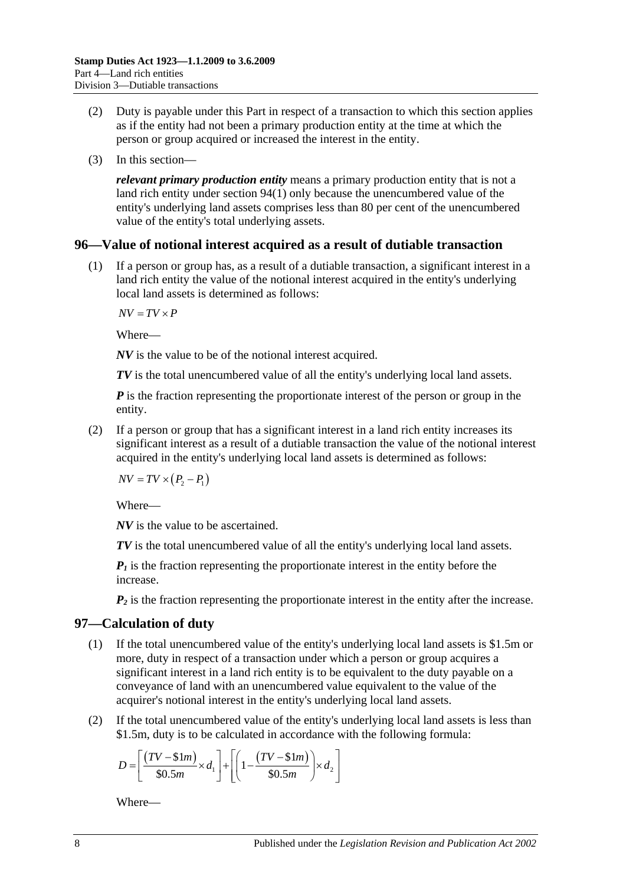(2) Duty is payable under this Part in respect of a transaction to which this section applies as if the entity had not been a primary production entity at the time at which the person or group acquired or increased the interest in the entity.

(3) In this section—

***relevant primary production entity*** means a primary production entity that is not a land rich entity under section 94(1) only because the unencumbered value of the entity's underlying land assets comprises less than 80 per cent of the unencumbered value of the entity's total underlying assets.

## 96—Value of notional interest acquired as a result of dutiable transaction

(1) If a person or group has, as a result of a dutiable transaction, a significant interest in a land rich entity the value of the notional interest acquired in the entity's underlying local land assets is determined as follows:

$$NV = TV \times P$$

Where—

***NV*** is the value to be of the notional interest acquired.

***TV*** is the total unencumbered value of all the entity's underlying local land assets.

***P*** is the fraction representing the proportionate interest of the person or group in the entity.

(2) If a person or group that has a significant interest in a land rich entity increases its significant interest as a result of a dutiable transaction the value of the notional interest acquired in the entity's underlying local land assets is determined as follows:

$$NV = TV \times (P_2 - P_1)$$

Where—

***NV*** is the value to be ascertained.

***TV*** is the total unencumbered value of all the entity's underlying local land assets.

$P_1$ is the fraction representing the proportionate interest in the entity before the increase.

$P_2$ is the fraction representing the proportionate interest in the entity after the increase.

## 97—Calculation of duty

(1) If the total unencumbered value of the entity's underlying local land assets is \$1.5m or more, duty in respect of a transaction under which a person or group acquires a significant interest in a land rich entity is to be equivalent to the duty payable on a conveyance of land with an unencumbered value equivalent to the value of the acquirer's notional interest in the entity's underlying local land assets.

(2) If the total unencumbered value of the entity's underlying local land assets is less than \$1.5m, duty is to be calculated in accordance with the following formula:

$$D = \left[\frac{(TV - \$1m)}{\$0.5m} \times d_1\right] + \left[\left(1 - \frac{(TV - \$1m)}{\$0.5m}\right) \times d_2\right]$$

Where—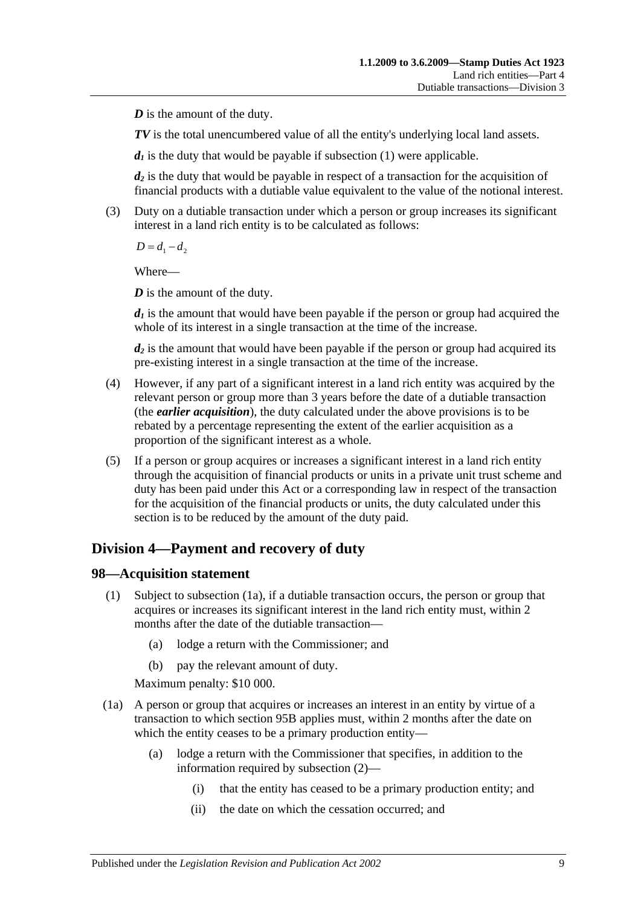***D*** is the amount of the duty.

***TV*** is the total unencumbered value of all the entity's underlying local land assets.

$d_1$ is the duty that would be payable if subsection (1) were applicable.

$d_2$ is the duty that would be payable in respect of a transaction for the acquisition of financial products with a dutiable value equivalent to the value of the notional interest.

(3) Duty on a dutiable transaction under which a person or group increases its significant interest in a land rich entity is to be calculated as follows:

$$D = d_1 - d_2$$

Where—

***D*** is the amount of the duty.

$d_1$ is the amount that would have been payable if the person or group had acquired the whole of its interest in a single transaction at the time of the increase.

$d_2$ is the amount that would have been payable if the person or group had acquired its pre-existing interest in a single transaction at the time of the increase.

(4) However, if any part of a significant interest in a land rich entity was acquired by the relevant person or group more than 3 years before the date of a dutiable transaction (the ***earlier acquisition***), the duty calculated under the above provisions is to be rebated by a percentage representing the extent of the earlier acquisition as a proportion of the significant interest as a whole.

(5) If a person or group acquires or increases a significant interest in a land rich entity through the acquisition of financial products or units in a private unit trust scheme and duty has been paid under this Act or a corresponding law in respect of the transaction for the acquisition of the financial products or units, the duty calculated under this section is to be reduced by the amount of the duty paid.

## Division 4—Payment and recovery of duty

### 98—Acquisition statement

(1) Subject to subsection (1a), if a dutiable transaction occurs, the person or group that acquires or increases its significant interest in the land rich entity must, within 2 months after the date of the dutiable transaction—

   (a) lodge a return with the Commissioner; and

   (b) pay the relevant amount of duty.

Maximum penalty: $10 000.

(1a) A person or group that acquires or increases an interest in an entity by virtue of a transaction to which section 95B applies must, within 2 months after the date on which the entity ceases to be a primary production entity—

   (a) lodge a return with the Commissioner that specifies, in addition to the information required by subsection (2)—

      (i) that the entity has ceased to be a primary production entity; and

      (ii) the date on which the cessation occurred; and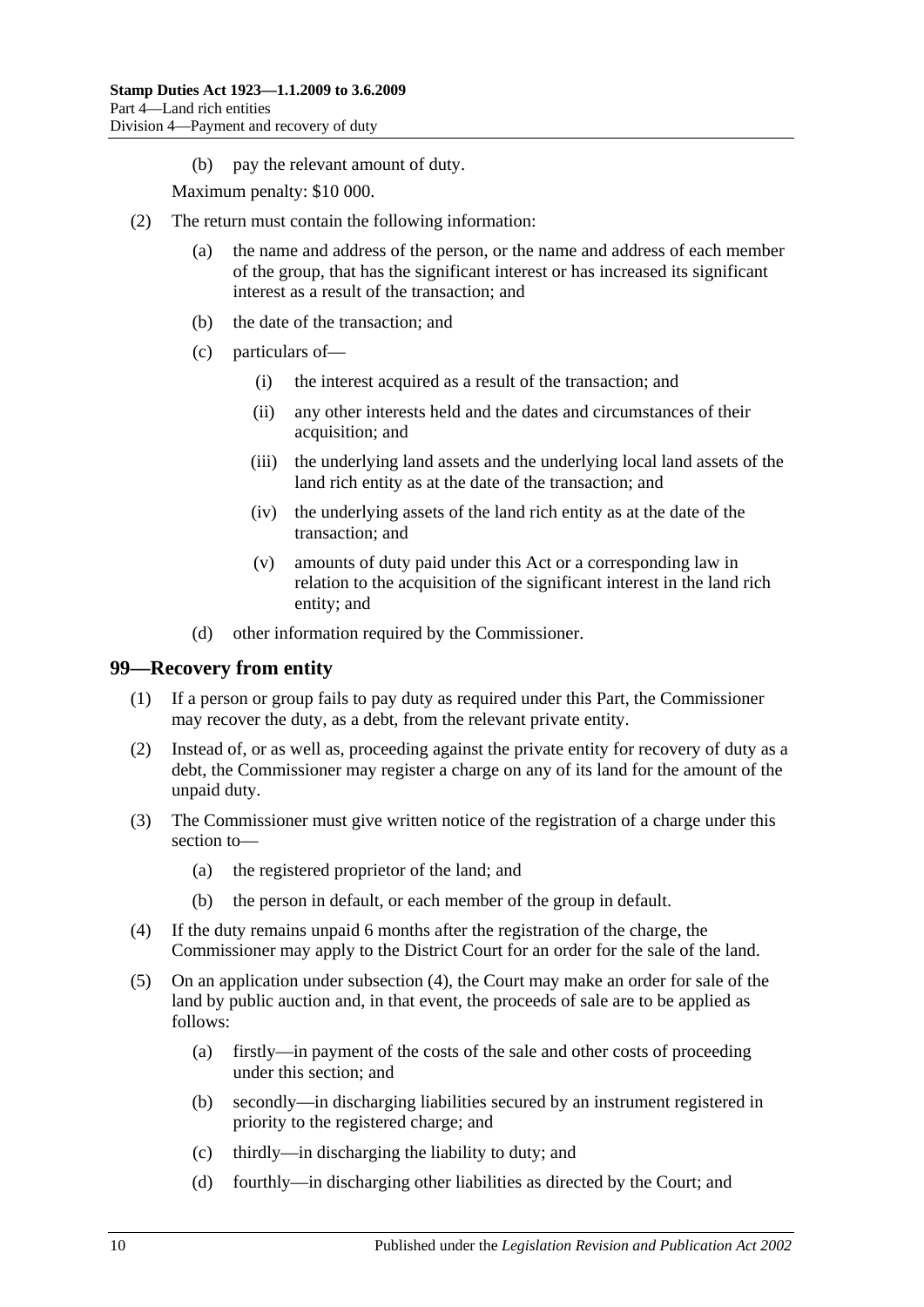(b) pay the relevant amount of duty.

Maximum penalty: $10 000.

(2) The return must contain the following information:

(a) the name and address of the person, or the name and address of each member of the group, that has the significant interest or has increased its significant interest as a result of the transaction; and

(b) the date of the transaction; and

(c) particulars of—

(i) the interest acquired as a result of the transaction; and

(ii) any other interests held and the dates and circumstances of their acquisition; and

(iii) the underlying land assets and the underlying local land assets of the land rich entity as at the date of the transaction; and

(iv) the underlying assets of the land rich entity as at the date of the transaction; and

(v) amounts of duty paid under this Act or a corresponding law in relation to the acquisition of the significant interest in the land rich entity; and

(d) other information required by the Commissioner.

## 99—Recovery from entity

(1) If a person or group fails to pay duty as required under this Part, the Commissioner may recover the duty, as a debt, from the relevant private entity.

(2) Instead of, or as well as, proceeding against the private entity for recovery of duty as a debt, the Commissioner may register a charge on any of its land for the amount of the unpaid duty.

(3) The Commissioner must give written notice of the registration of a charge under this section to—

(a) the registered proprietor of the land; and

(b) the person in default, or each member of the group in default.

(4) If the duty remains unpaid 6 months after the registration of the charge, the Commissioner may apply to the District Court for an order for the sale of the land.

(5) On an application under subsection (4), the Court may make an order for sale of the land by public auction and, in that event, the proceeds of sale are to be applied as follows:

(a) firstly—in payment of the costs of the sale and other costs of proceeding under this section; and

(b) secondly—in discharging liabilities secured by an instrument registered in priority to the registered charge; and

(c) thirdly—in discharging the liability to duty; and

(d) fourthly—in discharging other liabilities as directed by the Court; and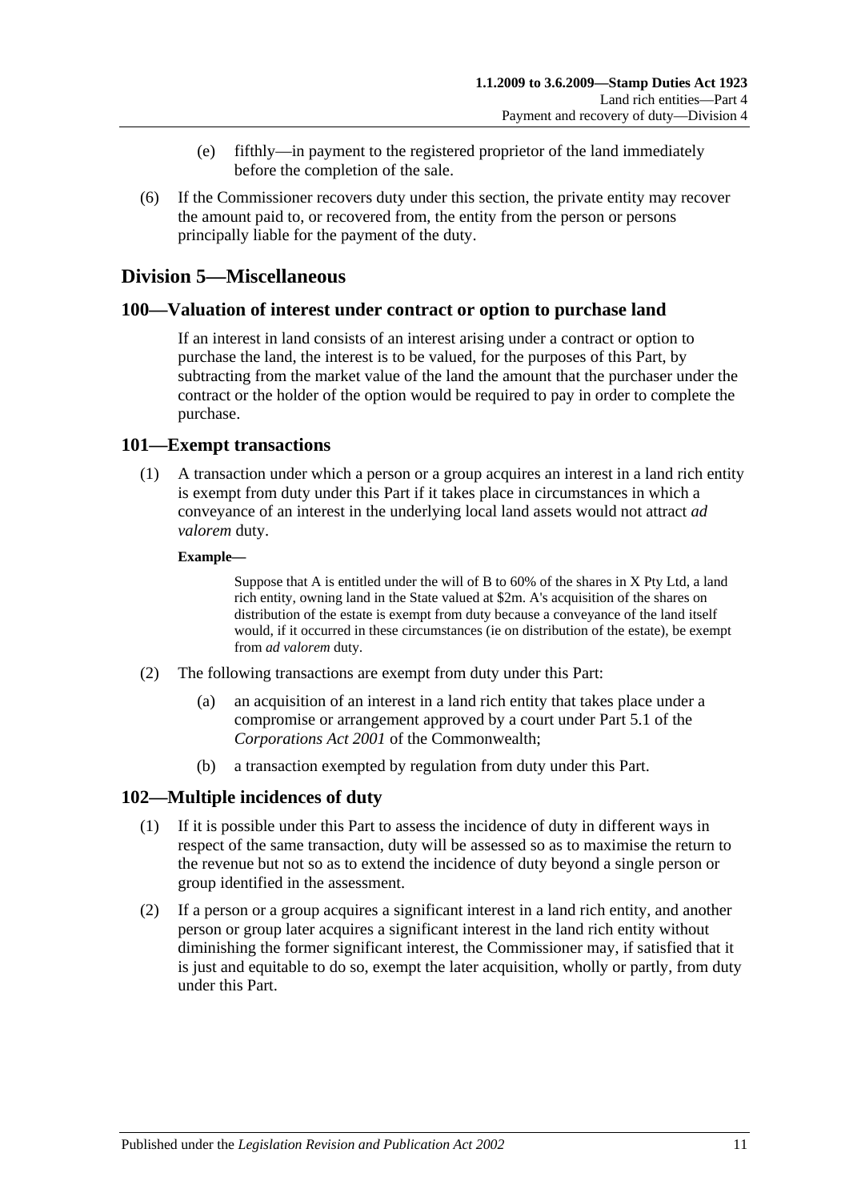(e) fifthly—in payment to the registered proprietor of the land immediately before the completion of the sale.

(6) If the Commissioner recovers duty under this section, the private entity may recover the amount paid to, or recovered from, the entity from the person or persons principally liable for the payment of the duty.

## Division 5—Miscellaneous

### 100—Valuation of interest under contract or option to purchase land

If an interest in land consists of an interest arising under a contract or option to purchase the land, the interest is to be valued, for the purposes of this Part, by subtracting from the market value of the land the amount that the purchaser under the contract or the holder of the option would be required to pay in order to complete the purchase.

### 101—Exempt transactions

(1) A transaction under which a person or a group acquires an interest in a land rich entity is exempt from duty under this Part if it takes place in circumstances in which a conveyance of an interest in the underlying local land assets would not attract *ad valorem* duty.

**Example—**

Suppose that A is entitled under the will of B to 60% of the shares in X Pty Ltd, a land rich entity, owning land in the State valued at $2m. A's acquisition of the shares on distribution of the estate is exempt from duty because a conveyance of the land itself would, if it occurred in these circumstances (ie on distribution of the estate), be exempt from *ad valorem* duty.

(2) The following transactions are exempt from duty under this Part:

(a) an acquisition of an interest in a land rich entity that takes place under a compromise or arrangement approved by a court under Part 5.1 of the *Corporations Act 2001* of the Commonwealth;

(b) a transaction exempted by regulation from duty under this Part.

### 102—Multiple incidences of duty

(1) If it is possible under this Part to assess the incidence of duty in different ways in respect of the same transaction, duty will be assessed so as to maximise the return to the revenue but not so as to extend the incidence of duty beyond a single person or group identified in the assessment.

(2) If a person or a group acquires a significant interest in a land rich entity, and another person or group later acquires a significant interest in the land rich entity without diminishing the former significant interest, the Commissioner may, if satisfied that it is just and equitable to do so, exempt the later acquisition, wholly or partly, from duty under this Part.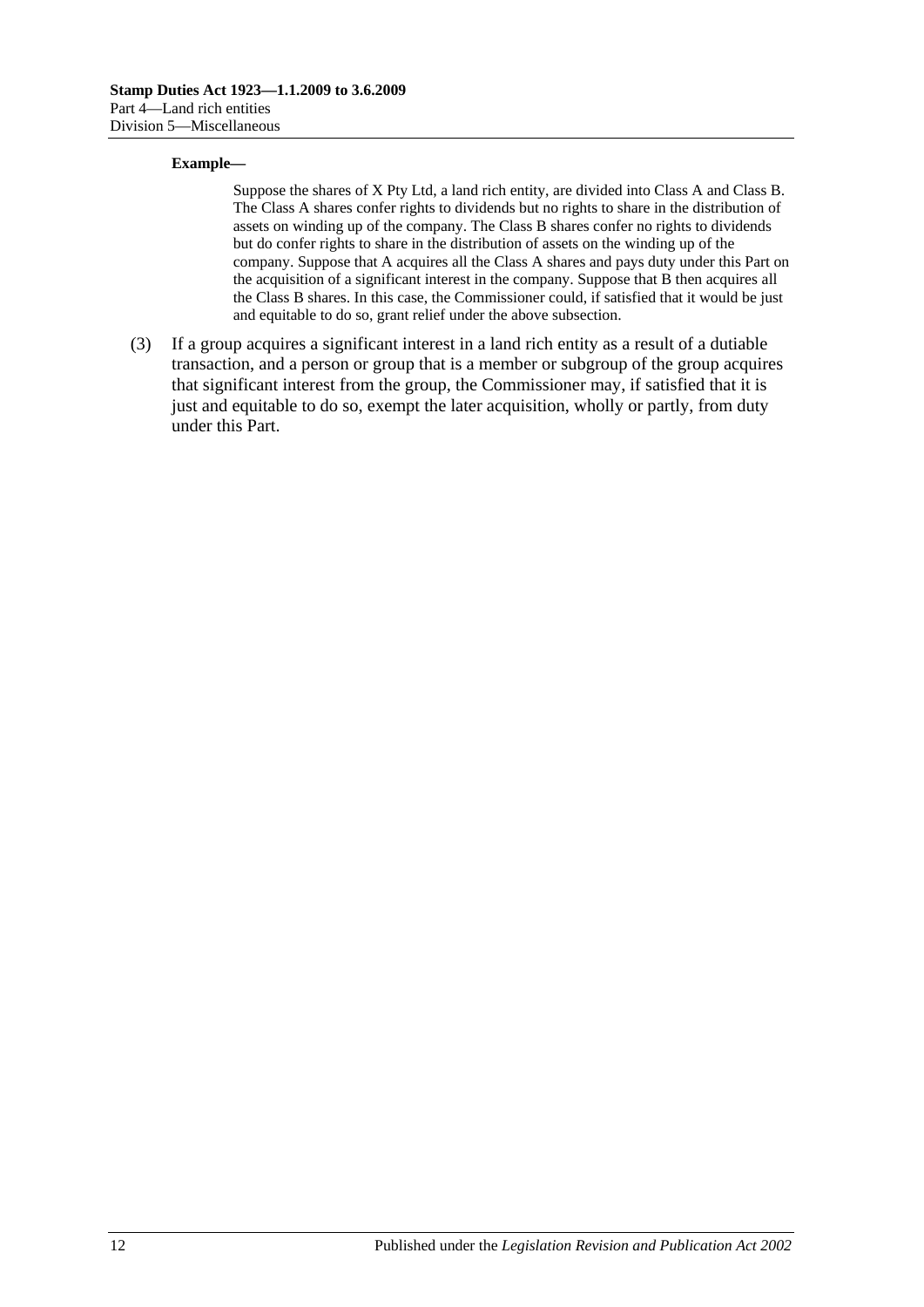**Example—**

Suppose the shares of X Pty Ltd, a land rich entity, are divided into Class A and Class B. The Class A shares confer rights to dividends but no rights to share in the distribution of assets on winding up of the company. The Class B shares confer no rights to dividends but do confer rights to share in the distribution of assets on the winding up of the company. Suppose that A acquires all the Class A shares and pays duty under this Part on the acquisition of a significant interest in the company. Suppose that B then acquires all the Class B shares. In this case, the Commissioner could, if satisfied that it would be just and equitable to do so, grant relief under the above subsection.

(3) If a group acquires a significant interest in a land rich entity as a result of a dutiable transaction, and a person or group that is a member or subgroup of the group acquires that significant interest from the group, the Commissioner may, if satisfied that it is just and equitable to do so, exempt the later acquisition, wholly or partly, from duty under this Part.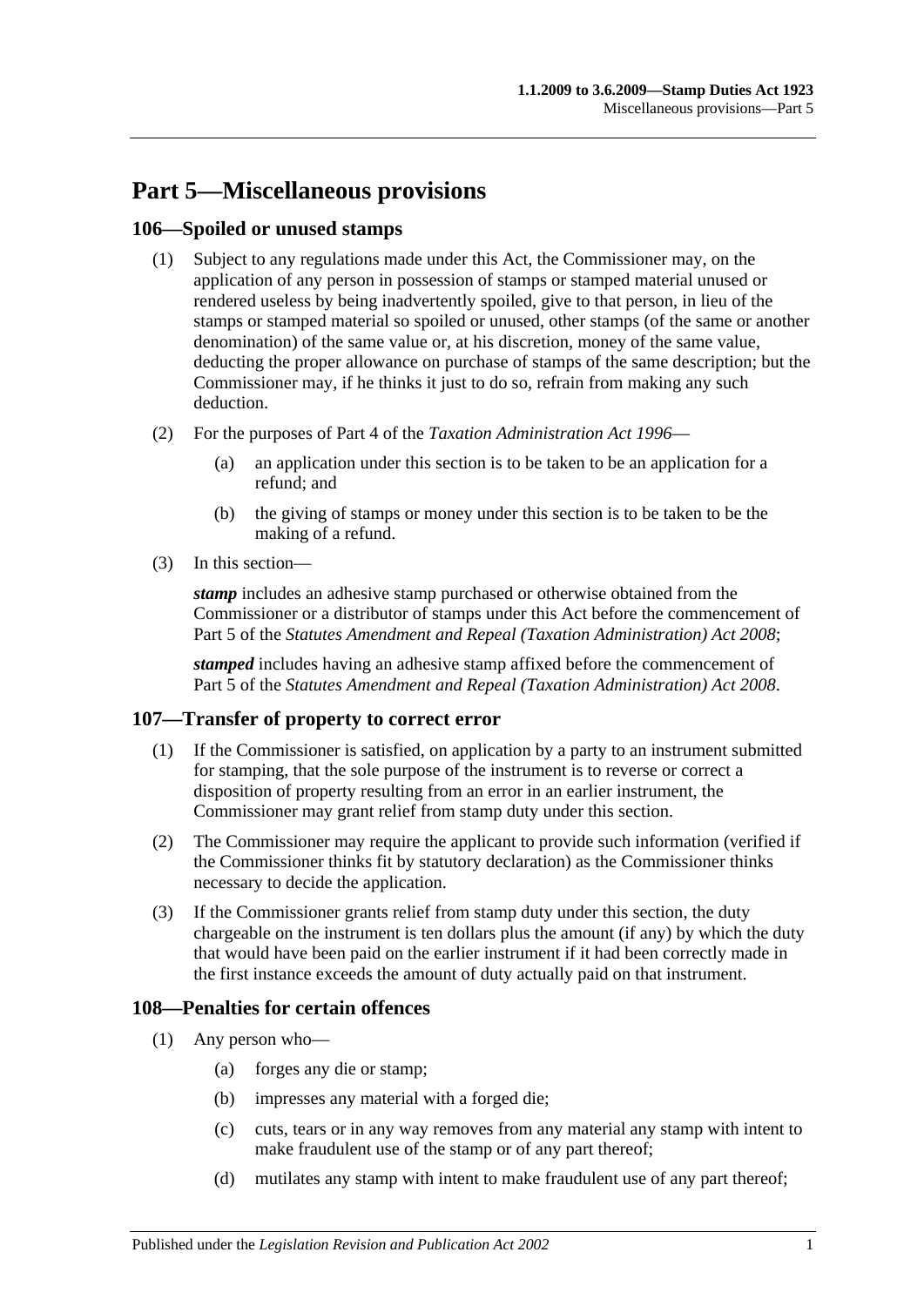# Part 5—Miscellaneous provisions

## 106—Spoiled or unused stamps

(1) Subject to any regulations made under this Act, the Commissioner may, on the application of any person in possession of stamps or stamped material unused or rendered useless by being inadvertently spoiled, give to that person, in lieu of the stamps or stamped material so spoiled or unused, other stamps (of the same or another denomination) of the same value or, at his discretion, money of the same value, deducting the proper allowance on purchase of stamps of the same description; but the Commissioner may, if he thinks it just to do so, refrain from making any such deduction.

(2) For the purposes of Part 4 of the *Taxation Administration Act 1996*—

- (a) an application under this section is to be taken to be an application for a refund; and
- (b) the giving of stamps or money under this section is to be taken to be the making of a refund.

(3) In this section—

***stamp*** includes an adhesive stamp purchased or otherwise obtained from the Commissioner or a distributor of stamps under this Act before the commencement of Part 5 of the *Statutes Amendment and Repeal (Taxation Administration) Act 2008*;

***stamped*** includes having an adhesive stamp affixed before the commencement of Part 5 of the *Statutes Amendment and Repeal (Taxation Administration) Act 2008*.

## 107—Transfer of property to correct error

(1) If the Commissioner is satisfied, on application by a party to an instrument submitted for stamping, that the sole purpose of the instrument is to reverse or correct a disposition of property resulting from an error in an earlier instrument, the Commissioner may grant relief from stamp duty under this section.

(2) The Commissioner may require the applicant to provide such information (verified if the Commissioner thinks fit by statutory declaration) as the Commissioner thinks necessary to decide the application.

(3) If the Commissioner grants relief from stamp duty under this section, the duty chargeable on the instrument is ten dollars plus the amount (if any) by which the duty that would have been paid on the earlier instrument if it had been correctly made in the first instance exceeds the amount of duty actually paid on that instrument.

## 108—Penalties for certain offences

(1) Any person who—

- (a) forges any die or stamp;
- (b) impresses any material with a forged die;
- (c) cuts, tears or in any way removes from any material any stamp with intent to make fraudulent use of the stamp or of any part thereof;
- (d) mutilates any stamp with intent to make fraudulent use of any part thereof;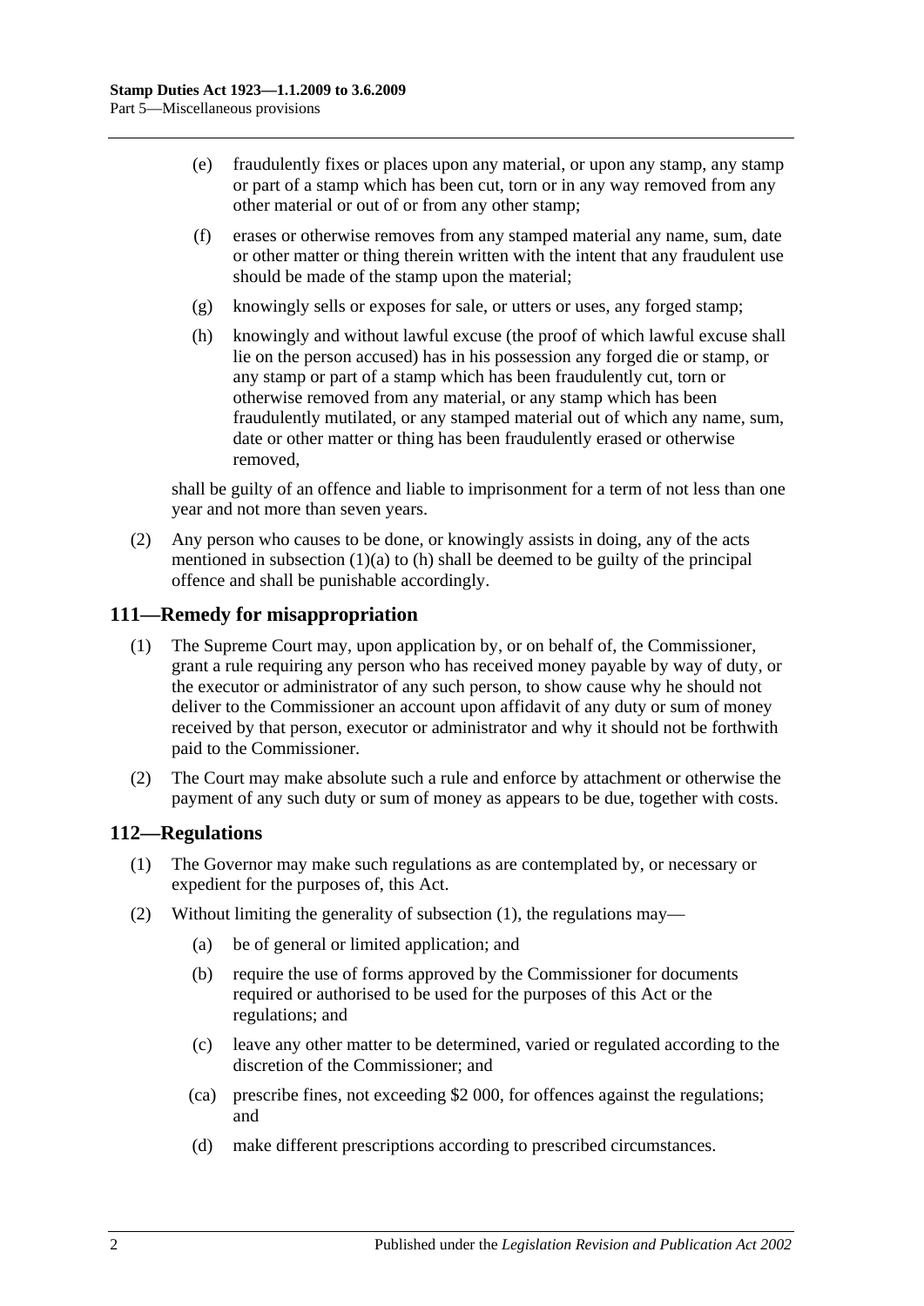(e) fraudulently fixes or places upon any material, or upon any stamp, any stamp or part of a stamp which has been cut, torn or in any way removed from any other material or out of or from any other stamp;

(f) erases or otherwise removes from any stamped material any name, sum, date or other matter or thing therein written with the intent that any fraudulent use should be made of the stamp upon the material;

(g) knowingly sells or exposes for sale, or utters or uses, any forged stamp;

(h) knowingly and without lawful excuse (the proof of which lawful excuse shall lie on the person accused) has in his possession any forged die or stamp, or any stamp or part of a stamp which has been fraudulently cut, torn or otherwise removed from any material, or any stamp which has been fraudulently mutilated, or any stamped material out of which any name, sum, date or other matter or thing has been fraudulently erased or otherwise removed,

shall be guilty of an offence and liable to imprisonment for a term of not less than one year and not more than seven years.

(2) Any person who causes to be done, or knowingly assists in doing, any of the acts mentioned in subsection (1)(a) to (h) shall be deemed to be guilty of the principal offence and shall be punishable accordingly.

## 111—Remedy for misappropriation

(1) The Supreme Court may, upon application by, or on behalf of, the Commissioner, grant a rule requiring any person who has received money payable by way of duty, or the executor or administrator of any such person, to show cause why he should not deliver to the Commissioner an account upon affidavit of any duty or sum of money received by that person, executor or administrator and why it should not be forthwith paid to the Commissioner.

(2) The Court may make absolute such a rule and enforce by attachment or otherwise the payment of any such duty or sum of money as appears to be due, together with costs.

## 112—Regulations

(1) The Governor may make such regulations as are contemplated by, or necessary or expedient for the purposes of, this Act.

(2) Without limiting the generality of subsection (1), the regulations may—

(a) be of general or limited application; and

(b) require the use of forms approved by the Commissioner for documents required or authorised to be used for the purposes of this Act or the regulations; and

(c) leave any other matter to be determined, varied or regulated according to the discretion of the Commissioner; and

(ca) prescribe fines, not exceeding $2 000, for offences against the regulations; and

(d) make different prescriptions according to prescribed circumstances.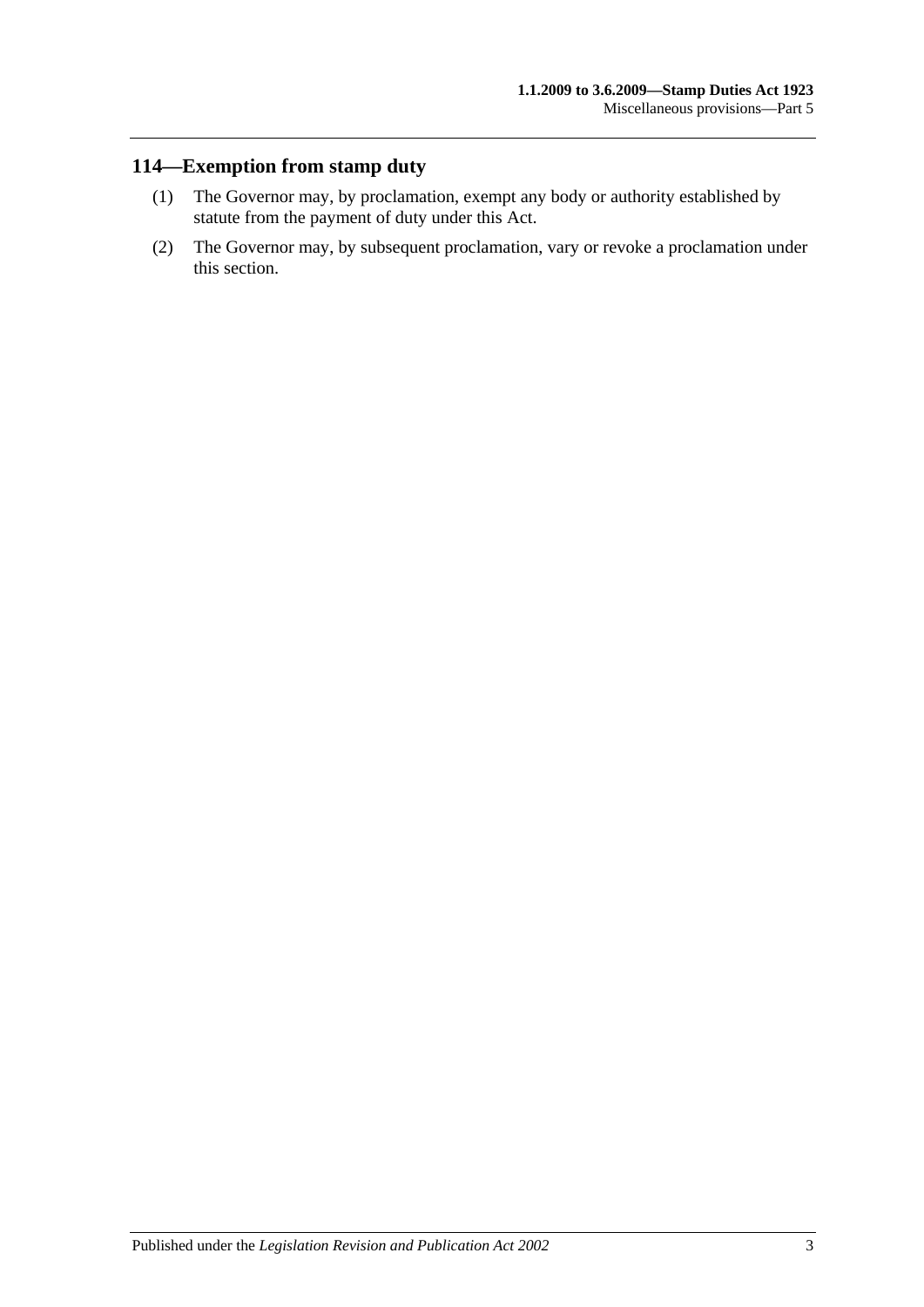## 114—Exemption from stamp duty

(1) The Governor may, by proclamation, exempt any body or authority established by statute from the payment of duty under this Act.

(2) The Governor may, by subsequent proclamation, vary or revoke a proclamation under this section.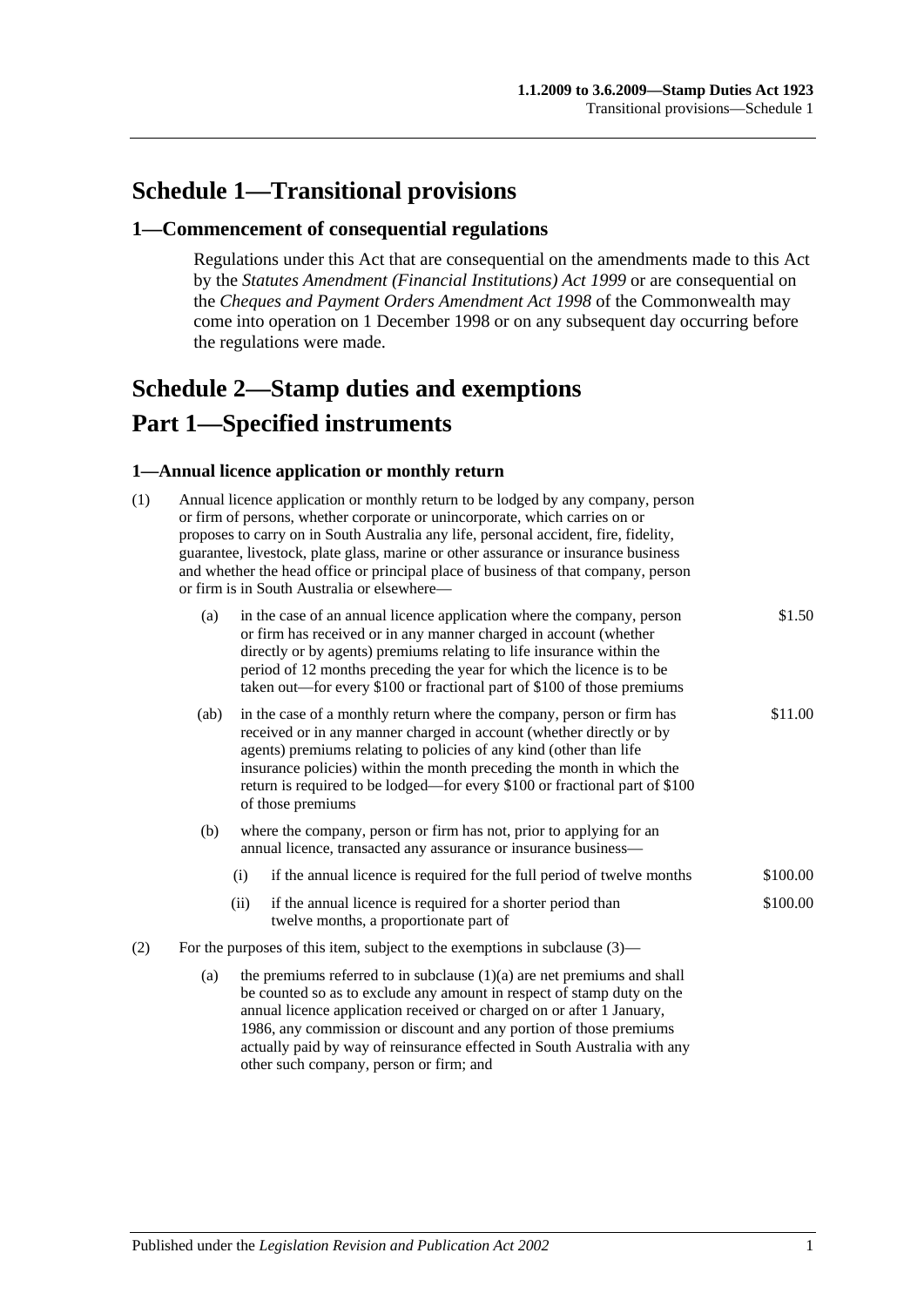# Schedule 1—Transitional provisions

## 1—Commencement of consequential regulations

Regulations under this Act that are consequential on the amendments made to this Act by the *Statutes Amendment (Financial Institutions) Act 1999* or are consequential on the *Cheques and Payment Orders Amendment Act 1998* of the Commonwealth may come into operation on 1 December 1998 or on any subsequent day occurring before the regulations were made.

# Schedule 2—Stamp duties and exemptions

# Part 1—Specified instruments

### 1—Annual licence application or monthly return

(1) Annual licence application or monthly return to be lodged by any company, person or firm of persons, whether corporate or unincorporate, which carries on or proposes to carry on in South Australia any life, personal accident, fire, fidelity, guarantee, livestock, plate glass, marine or other assurance or insurance business and whether the head office or principal place of business of that company, person or firm is in South Australia or elsewhere—

| | |
|---|---|
| (a) in the case of an annual licence application where the company, person or firm has received or in any manner charged in account (whether directly or by agents) premiums relating to life insurance within the period of 12 months preceding the year for which the licence is to be taken out—for every $100 or fractional part of $100 of those premiums | $1.50 |
| (ab) in the case of a monthly return where the company, person or firm has received or in any manner charged in account (whether directly or by agents) premiums relating to policies of any kind (other than life insurance policies) within the month preceding the month in which the return is required to be lodged—for every $100 or fractional part of $100 of those premiums | $11.00 |
| (b) where the company, person or firm has not, prior to applying for an annual licence, transacted any assurance or insurance business— | |
| (i) if the annual licence is required for the full period of twelve months | $100.00 |
| (ii) if the annual licence is required for a shorter period than twelve months, a proportionate part of | $100.00 |

(2) For the purposes of this item, subject to the exemptions in subclause (3)—

(a) the premiums referred to in subclause (1)(a) are net premiums and shall be counted so as to exclude any amount in respect of stamp duty on the annual licence application received or charged on or after 1 January, 1986, any commission or discount and any portion of those premiums actually paid by way of reinsurance effected in South Australia with any other such company, person or firm; and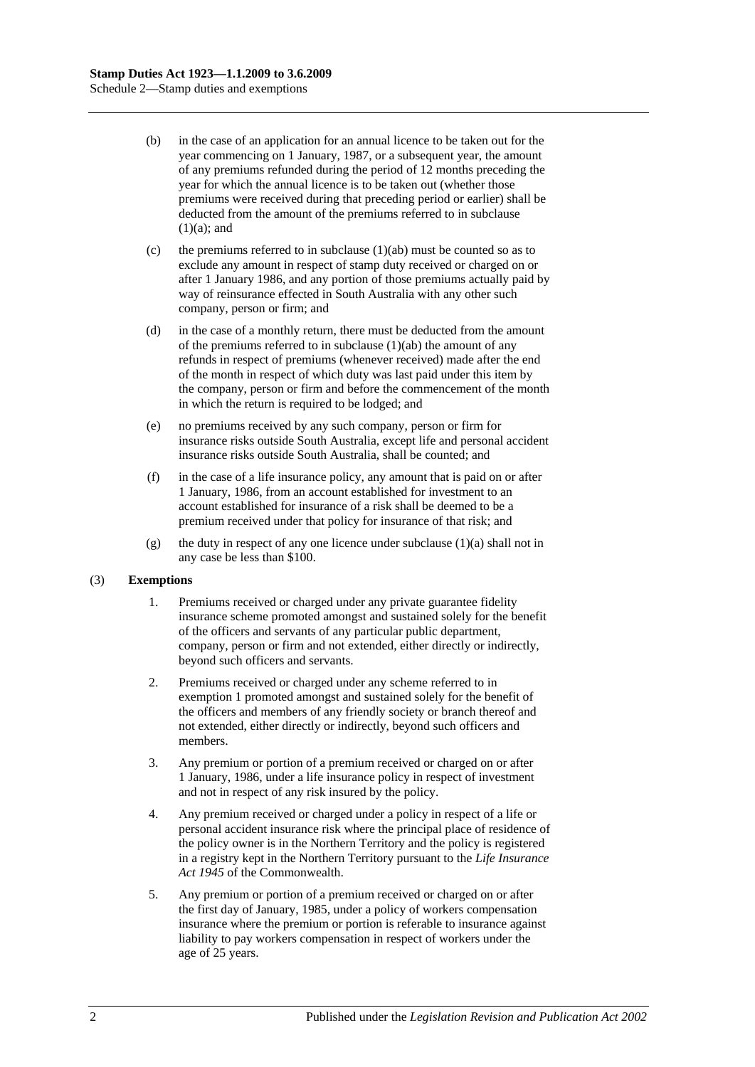(b) in the case of an application for an annual licence to be taken out for the year commencing on 1 January, 1987, or a subsequent year, the amount of any premiums refunded during the period of 12 months preceding the year for which the annual licence is to be taken out (whether those premiums were received during that preceding period or earlier) shall be deducted from the amount of the premiums referred to in subclause (1)(a); and

(c) the premiums referred to in subclause (1)(ab) must be counted so as to exclude any amount in respect of stamp duty received or charged on or after 1 January 1986, and any portion of those premiums actually paid by way of reinsurance effected in South Australia with any other such company, person or firm; and

(d) in the case of a monthly return, there must be deducted from the amount of the premiums referred to in subclause (1)(ab) the amount of any refunds in respect of premiums (whenever received) made after the end of the month in respect of which duty was last paid under this item by the company, person or firm and before the commencement of the month in which the return is required to be lodged; and

(e) no premiums received by any such company, person or firm for insurance risks outside South Australia, except life and personal accident insurance risks outside South Australia, shall be counted; and

(f) in the case of a life insurance policy, any amount that is paid on or after 1 January, 1986, from an account established for investment to an account established for insurance of a risk shall be deemed to be a premium received under that policy for insurance of that risk; and

(g) the duty in respect of any one licence under subclause (1)(a) shall not in any case be less than $100.

(3) **Exemptions**

1. Premiums received or charged under any private guarantee fidelity insurance scheme promoted amongst and sustained solely for the benefit of the officers and servants of any particular public department, company, person or firm and not extended, either directly or indirectly, beyond such officers and servants.

2. Premiums received or charged under any scheme referred to in exemption 1 promoted amongst and sustained solely for the benefit of the officers and members of any friendly society or branch thereof and not extended, either directly or indirectly, beyond such officers and members.

3. Any premium or portion of a premium received or charged on or after 1 January, 1986, under a life insurance policy in respect of investment and not in respect of any risk insured by the policy.

4. Any premium received or charged under a policy in respect of a life or personal accident insurance risk where the principal place of residence of the policy owner is in the Northern Territory and the policy is registered in a registry kept in the Northern Territory pursuant to the *Life Insurance Act 1945* of the Commonwealth.

5. Any premium or portion of a premium received or charged on or after the first day of January, 1985, under a policy of workers compensation insurance where the premium or portion is referable to insurance against liability to pay workers compensation in respect of workers under the age of 25 years.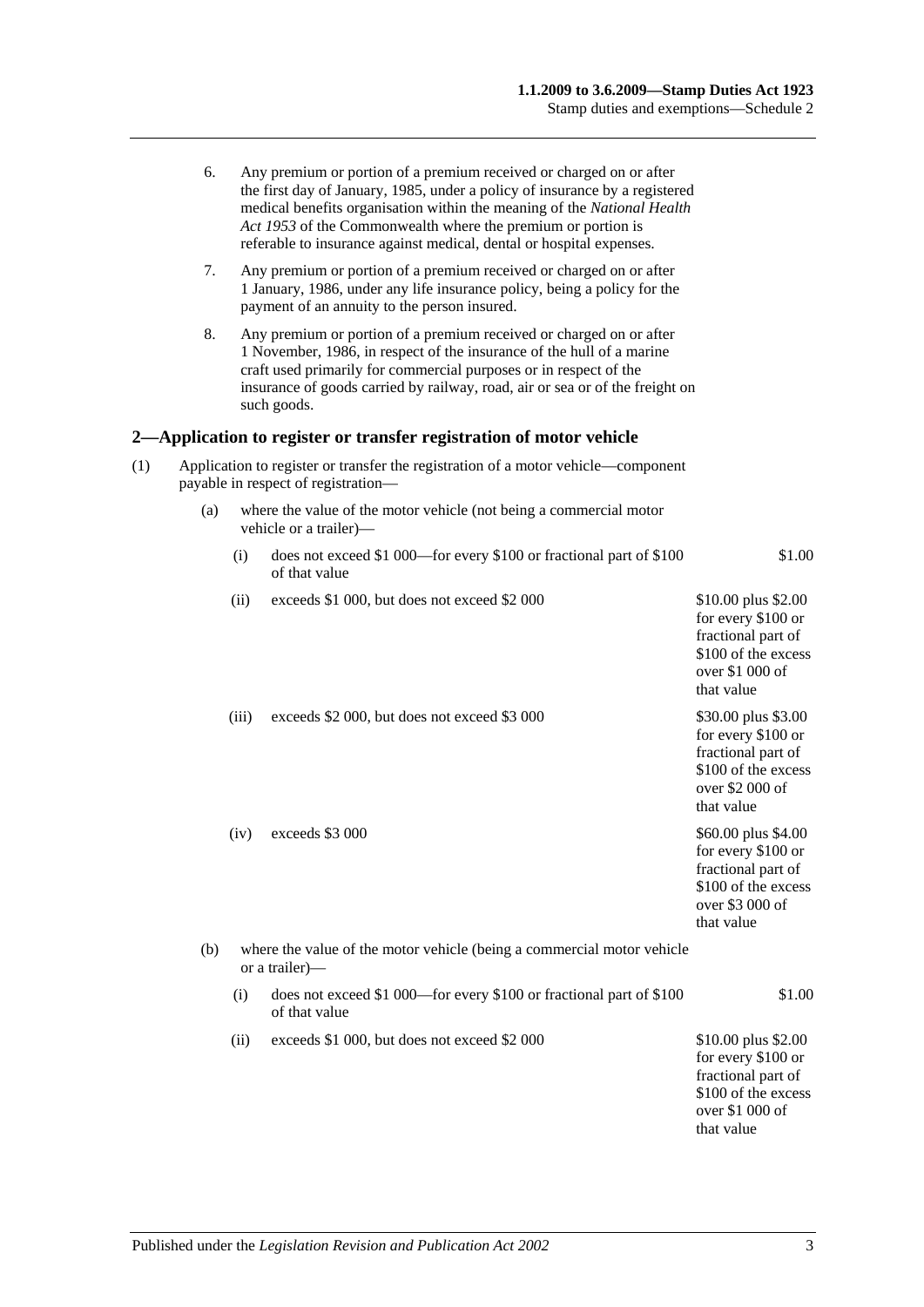6. Any premium or portion of a premium received or charged on or after the first day of January, 1985, under a policy of insurance by a registered medical benefits organisation within the meaning of the *National Health Act 1953* of the Commonwealth where the premium or portion is referable to insurance against medical, dental or hospital expenses.

7. Any premium or portion of a premium received or charged on or after 1 January, 1986, under any life insurance policy, being a policy for the payment of an annuity to the person insured.

8. Any premium or portion of a premium received or charged on or after 1 November, 1986, in respect of the insurance of the hull of a marine craft used primarily for commercial purposes or in respect of the insurance of goods carried by railway, road, air or sea or of the freight on such goods.

## 2—Application to register or transfer registration of motor vehicle

(1) Application to register or transfer the registration of a motor vehicle—component payable in respect of registration—

(a) where the value of the motor vehicle (not being a commercial motor vehicle or a trailer)—

| | | |
|---|---|---|
| (i) | does not exceed $1 000—for every $100 or fractional part of $100 of that value | $1.00 |
| (ii) | exceeds $1 000, but does not exceed $2 000 | $10.00 plus $2.00 for every $100 or fractional part of $100 of the excess over $1 000 of that value |
| (iii) | exceeds $2 000, but does not exceed $3 000 | $30.00 plus $3.00 for every $100 or fractional part of $100 of the excess over $2 000 of that value |
| (iv) | exceeds $3 000 | $60.00 plus $4.00 for every $100 or fractional part of $100 of the excess over $3 000 of that value |

(b) where the value of the motor vehicle (being a commercial motor vehicle or a trailer)—

| | | |
|---|---|---|
| (i) | does not exceed $1 000—for every $100 or fractional part of $100 of that value | $1.00 |
| (ii) | exceeds $1 000, but does not exceed $2 000 | $10.00 plus $2.00 for every $100 or fractional part of $100 of the excess over $1 000 of that value |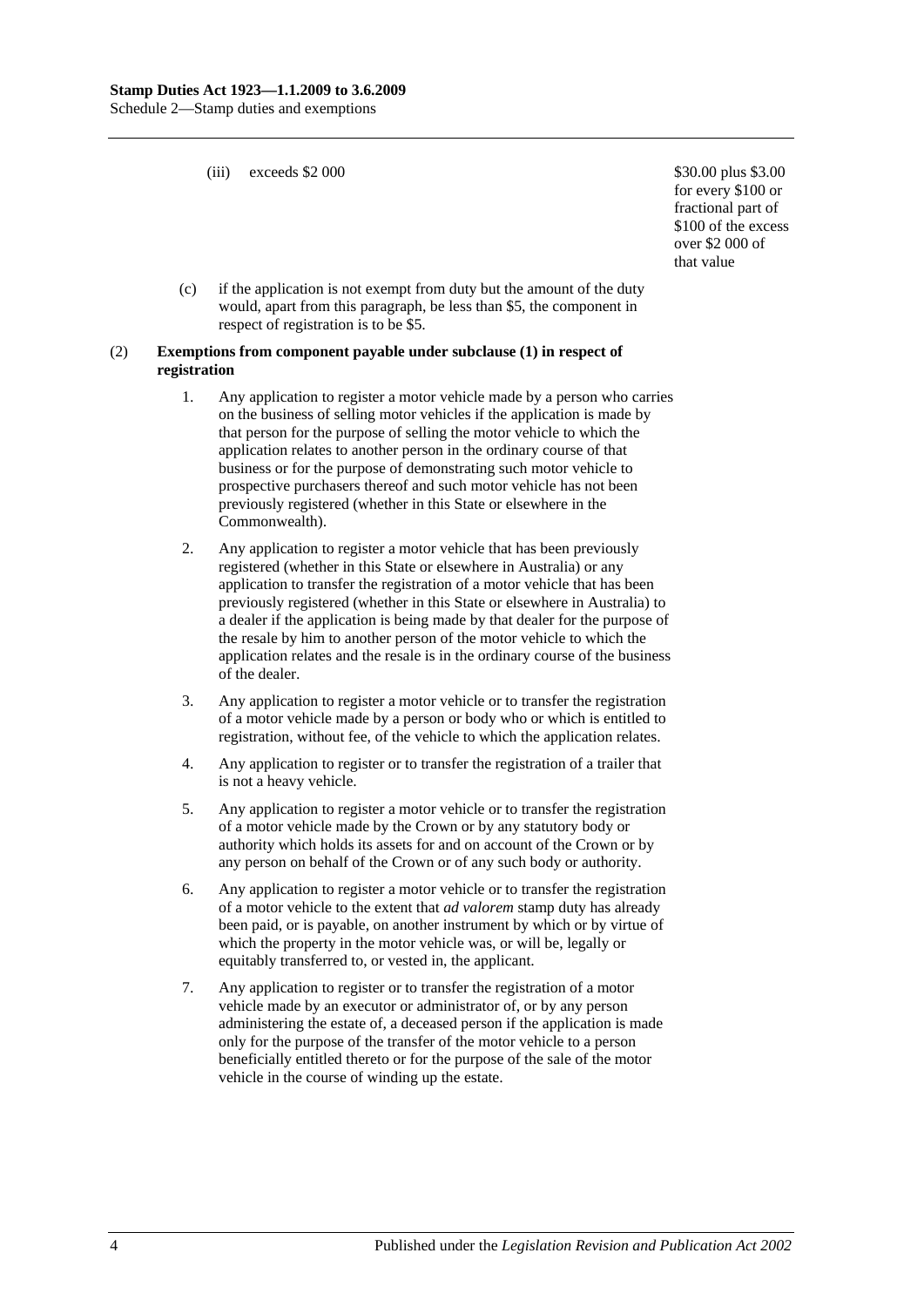(iii) exceeds \$2 000 — \$30.00 plus \$3.00 for every \$100 or fractional part of \$100 of the excess over \$2 000 of that value

(c) if the application is not exempt from duty but the amount of the duty would, apart from this paragraph, be less than \$5, the component in respect of registration is to be \$5.

(2) **Exemptions from component payable under subclause (1) in respect of registration**

1. Any application to register a motor vehicle made by a person who carries on the business of selling motor vehicles if the application is made by that person for the purpose of selling the motor vehicle to which the application relates to another person in the ordinary course of that business or for the purpose of demonstrating such motor vehicle to prospective purchasers thereof and such motor vehicle has not been previously registered (whether in this State or elsewhere in the Commonwealth).

2. Any application to register a motor vehicle that has been previously registered (whether in this State or elsewhere in Australia) or any application to transfer the registration of a motor vehicle that has been previously registered (whether in this State or elsewhere in Australia) to a dealer if the application is being made by that dealer for the purpose of the resale by him to another person of the motor vehicle to which the application relates and the resale is in the ordinary course of the business of the dealer.

3. Any application to register a motor vehicle or to transfer the registration of a motor vehicle made by a person or body who or which is entitled to registration, without fee, of the vehicle to which the application relates.

4. Any application to register or to transfer the registration of a trailer that is not a heavy vehicle.

5. Any application to register a motor vehicle or to transfer the registration of a motor vehicle made by the Crown or by any statutory body or authority which holds its assets for and on account of the Crown or by any person on behalf of the Crown or of any such body or authority.

6. Any application to register a motor vehicle or to transfer the registration of a motor vehicle to the extent that *ad valorem* stamp duty has already been paid, or is payable, on another instrument by which or by virtue of which the property in the motor vehicle was, or will be, legally or equitably transferred to, or vested in, the applicant.

7. Any application to register or to transfer the registration of a motor vehicle made by an executor or administrator of, or by any person administering the estate of, a deceased person if the application is made only for the purpose of the transfer of the motor vehicle to a person beneficially entitled thereto or for the purpose of the sale of the motor vehicle in the course of winding up the estate.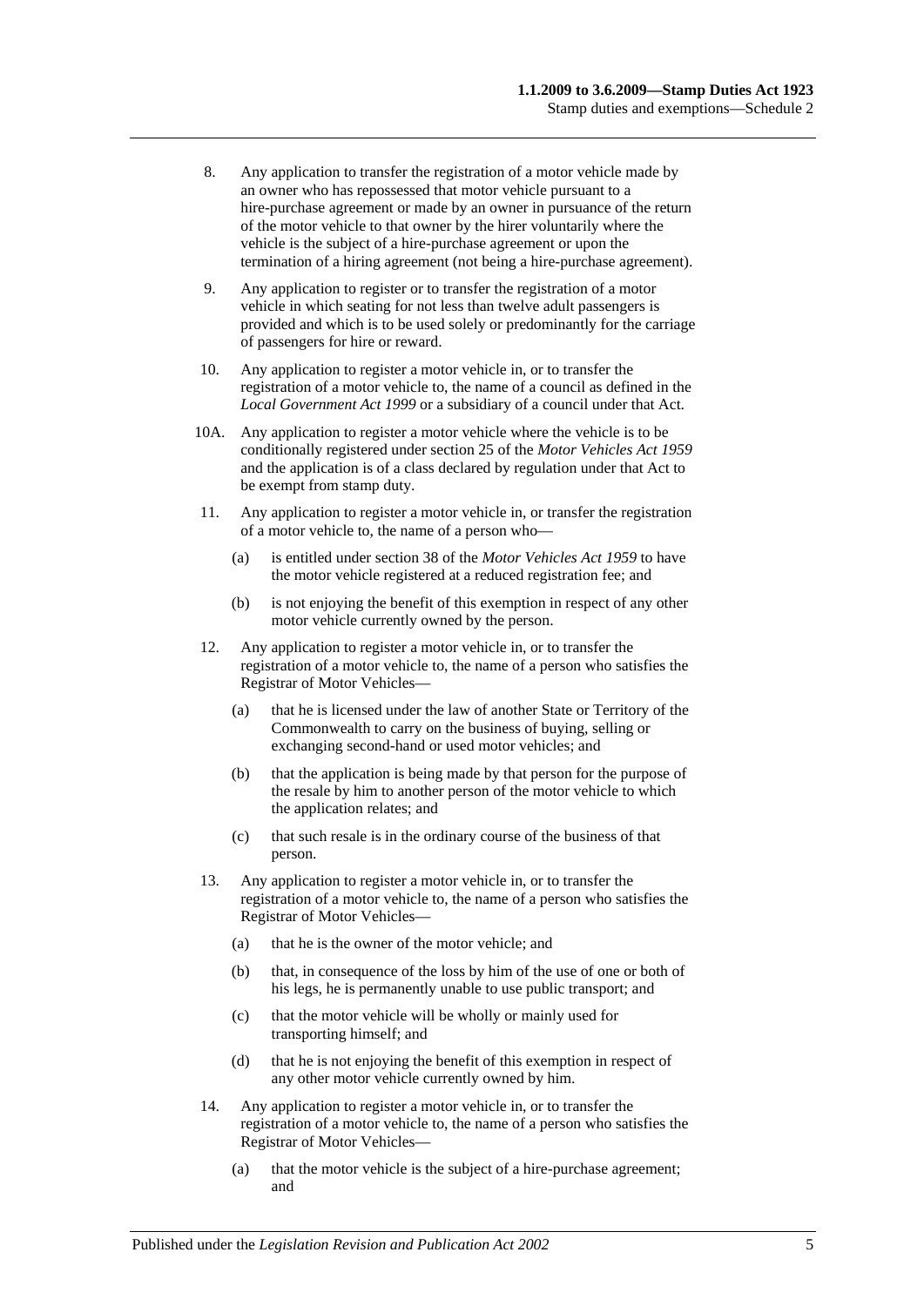8. Any application to transfer the registration of a motor vehicle made by an owner who has repossessed that motor vehicle pursuant to a hire-purchase agreement or made by an owner in pursuance of the return of the motor vehicle to that owner by the hirer voluntarily where the vehicle is the subject of a hire-purchase agreement or upon the termination of a hiring agreement (not being a hire-purchase agreement).

9. Any application to register or to transfer the registration of a motor vehicle in which seating for not less than twelve adult passengers is provided and which is to be used solely or predominantly for the carriage of passengers for hire or reward.

10. Any application to register a motor vehicle in, or to transfer the registration of a motor vehicle to, the name of a council as defined in the *Local Government Act 1999* or a subsidiary of a council under that Act.

10A. Any application to register a motor vehicle where the vehicle is to be conditionally registered under section 25 of the *Motor Vehicles Act 1959* and the application is of a class declared by regulation under that Act to be exempt from stamp duty.

11. Any application to register a motor vehicle in, or transfer the registration of a motor vehicle to, the name of a person who—

    (a) is entitled under section 38 of the *Motor Vehicles Act 1959* to have the motor vehicle registered at a reduced registration fee; and

    (b) is not enjoying the benefit of this exemption in respect of any other motor vehicle currently owned by the person.

12. Any application to register a motor vehicle in, or to transfer the registration of a motor vehicle to, the name of a person who satisfies the Registrar of Motor Vehicles—

    (a) that he is licensed under the law of another State or Territory of the Commonwealth to carry on the business of buying, selling or exchanging second-hand or used motor vehicles; and

    (b) that the application is being made by that person for the purpose of the resale by him to another person of the motor vehicle to which the application relates; and

    (c) that such resale is in the ordinary course of the business of that person.

13. Any application to register a motor vehicle in, or to transfer the registration of a motor vehicle to, the name of a person who satisfies the Registrar of Motor Vehicles—

    (a) that he is the owner of the motor vehicle; and

    (b) that, in consequence of the loss by him of the use of one or both of his legs, he is permanently unable to use public transport; and

    (c) that the motor vehicle will be wholly or mainly used for transporting himself; and

    (d) that he is not enjoying the benefit of this exemption in respect of any other motor vehicle currently owned by him.

14. Any application to register a motor vehicle in, or to transfer the registration of a motor vehicle to, the name of a person who satisfies the Registrar of Motor Vehicles—

    (a) that the motor vehicle is the subject of a hire-purchase agreement; and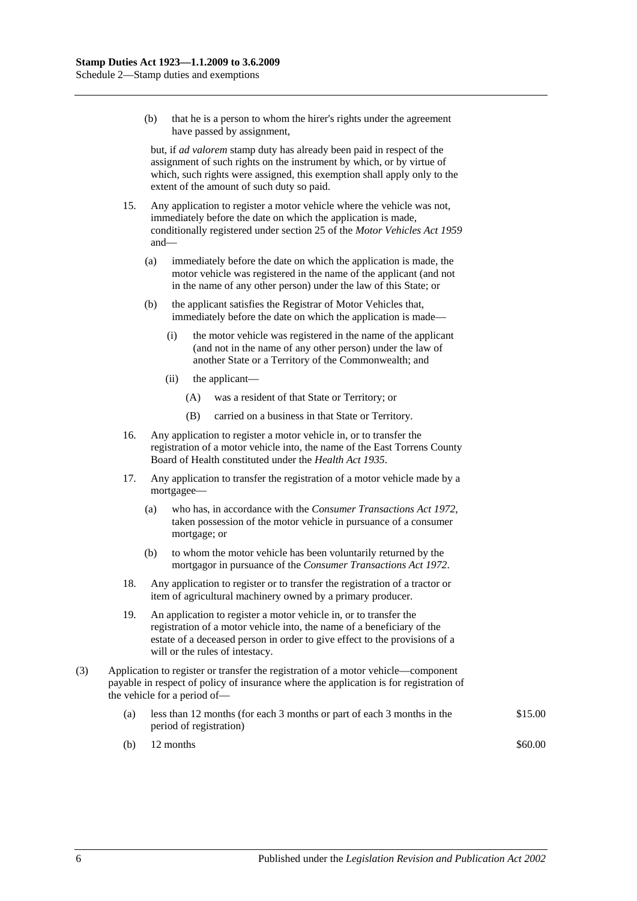(b) that he is a person to whom the hirer's rights under the agreement have passed by assignment,

but, if *ad valorem* stamp duty has already been paid in respect of the assignment of such rights on the instrument by which, or by virtue of which, such rights were assigned, this exemption shall apply only to the extent of the amount of such duty so paid.

15. Any application to register a motor vehicle where the vehicle was not, immediately before the date on which the application is made, conditionally registered under section 25 of the *Motor Vehicles Act 1959* and—

 (a) immediately before the date on which the application is made, the motor vehicle was registered in the name of the applicant (and not in the name of any other person) under the law of this State; or

 (b) the applicant satisfies the Registrar of Motor Vehicles that, immediately before the date on which the application is made—

  (i) the motor vehicle was registered in the name of the applicant (and not in the name of any other person) under the law of another State or a Territory of the Commonwealth; and

  (ii) the applicant—

   (A) was a resident of that State or Territory; or

   (B) carried on a business in that State or Territory.

16. Any application to register a motor vehicle in, or to transfer the registration of a motor vehicle into, the name of the East Torrens County Board of Health constituted under the *Health Act 1935*.

17. Any application to transfer the registration of a motor vehicle made by a mortgagee—

 (a) who has, in accordance with the *Consumer Transactions Act 1972*, taken possession of the motor vehicle in pursuance of a consumer mortgage; or

 (b) to whom the motor vehicle has been voluntarily returned by the mortgagor in pursuance of the *Consumer Transactions Act 1972*.

18. Any application to register or to transfer the registration of a tractor or item of agricultural machinery owned by a primary producer.

19. An application to register a motor vehicle in, or to transfer the registration of a motor vehicle into, the name of a beneficiary of the estate of a deceased person in order to give effect to the provisions of a will or the rules of intestacy.

(3) Application to register or transfer the registration of a motor vehicle—component payable in respect of policy of insurance where the application is for registration of the vehicle for a period of—

| | | |
|---|---|---|
| (a) | less than 12 months (for each 3 months or part of each 3 months in the period of registration) | $15.00 |
| (b) | 12 months | $60.00 |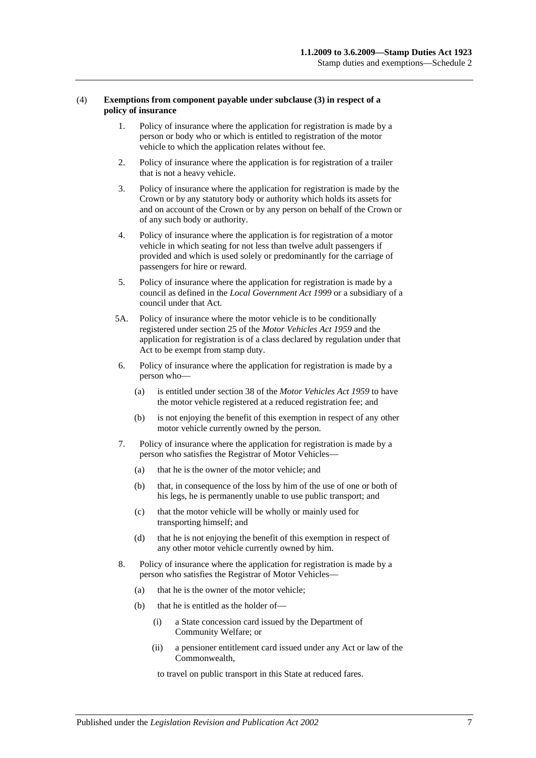(4) **Exemptions from component payable under subclause (3) in respect of a policy of insurance**

1. Policy of insurance where the application for registration is made by a person or body who or which is entitled to registration of the motor vehicle to which the application relates without fee.

2. Policy of insurance where the application is for registration of a trailer that is not a heavy vehicle.

3. Policy of insurance where the application for registration is made by the Crown or by any statutory body or authority which holds its assets for and on account of the Crown or by any person on behalf of the Crown or of any such body or authority.

4. Policy of insurance where the application is for registration of a motor vehicle in which seating for not less than twelve adult passengers if provided and which is used solely or predominantly for the carriage of passengers for hire or reward.

5. Policy of insurance where the application for registration is made by a council as defined in the *Local Government Act 1999* or a subsidiary of a council under that Act.

5A. Policy of insurance where the motor vehicle is to be conditionally registered under section 25 of the *Motor Vehicles Act 1959* and the application for registration is of a class declared by regulation under that Act to be exempt from stamp duty.

6. Policy of insurance where the application for registration is made by a person who—
   - (a) is entitled under section 38 of the *Motor Vehicles Act 1959* to have the motor vehicle registered at a reduced registration fee; and
   - (b) is not enjoying the benefit of this exemption in respect of any other motor vehicle currently owned by the person.

7. Policy of insurance where the application for registration is made by a person who satisfies the Registrar of Motor Vehicles—
   - (a) that he is the owner of the motor vehicle; and
   - (b) that, in consequence of the loss by him of the use of one or both of his legs, he is permanently unable to use public transport; and
   - (c) that the motor vehicle will be wholly or mainly used for transporting himself; and
   - (d) that he is not enjoying the benefit of this exemption in respect of any other motor vehicle currently owned by him.

8. Policy of insurance where the application for registration is made by a person who satisfies the Registrar of Motor Vehicles—
   - (a) that he is the owner of the motor vehicle;
   - (b) that he is entitled as the holder of—
     - (i) a State concession card issued by the Department of Community Welfare; or
     - (ii) a pensioner entitlement card issued under any Act or law of the Commonwealth,

     to travel on public transport in this State at reduced fares.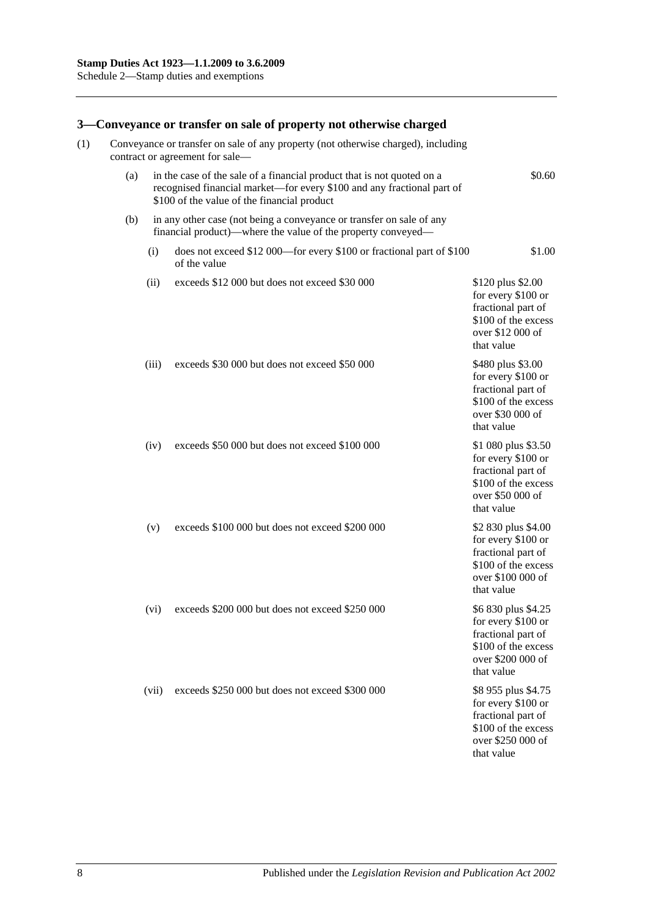## 3—Conveyance or transfer on sale of property not otherwise charged

(1) Conveyance or transfer on sale of any property (not otherwise charged), including contract or agreement for sale—

| | | |
|---|---|---|
| (a) | in the case of the sale of a financial product that is not quoted on a recognised financial market—for every $100 and any fractional part of $100 of the value of the financial product | $0.60 |
| (b) | in any other case (not being a conveyance or transfer on sale of any financial product)—where the value of the property conveyed— | |
| (i) | does not exceed $12 000—for every $100 or fractional part of $100 of the value | $1.00 |
| (ii) | exceeds $12 000 but does not exceed $30 000 | $120 plus $2.00 for every $100 or fractional part of $100 of the excess over $12 000 of that value |
| (iii) | exceeds $30 000 but does not exceed $50 000 | $480 plus $3.00 for every $100 or fractional part of $100 of the excess over $30 000 of that value |
| (iv) | exceeds $50 000 but does not exceed $100 000 | $1 080 plus $3.50 for every $100 or fractional part of $100 of the excess over $50 000 of that value |
| (v) | exceeds $100 000 but does not exceed $200 000 | $2 830 plus $4.00 for every $100 or fractional part of $100 of the excess over $100 000 of that value |
| (vi) | exceeds $200 000 but does not exceed $250 000 | $6 830 plus $4.25 for every $100 or fractional part of $100 of the excess over $200 000 of that value |
| (vii) | exceeds $250 000 but does not exceed $300 000 | $8 955 plus $4.75 for every $100 or fractional part of $100 of the excess over $250 000 of that value |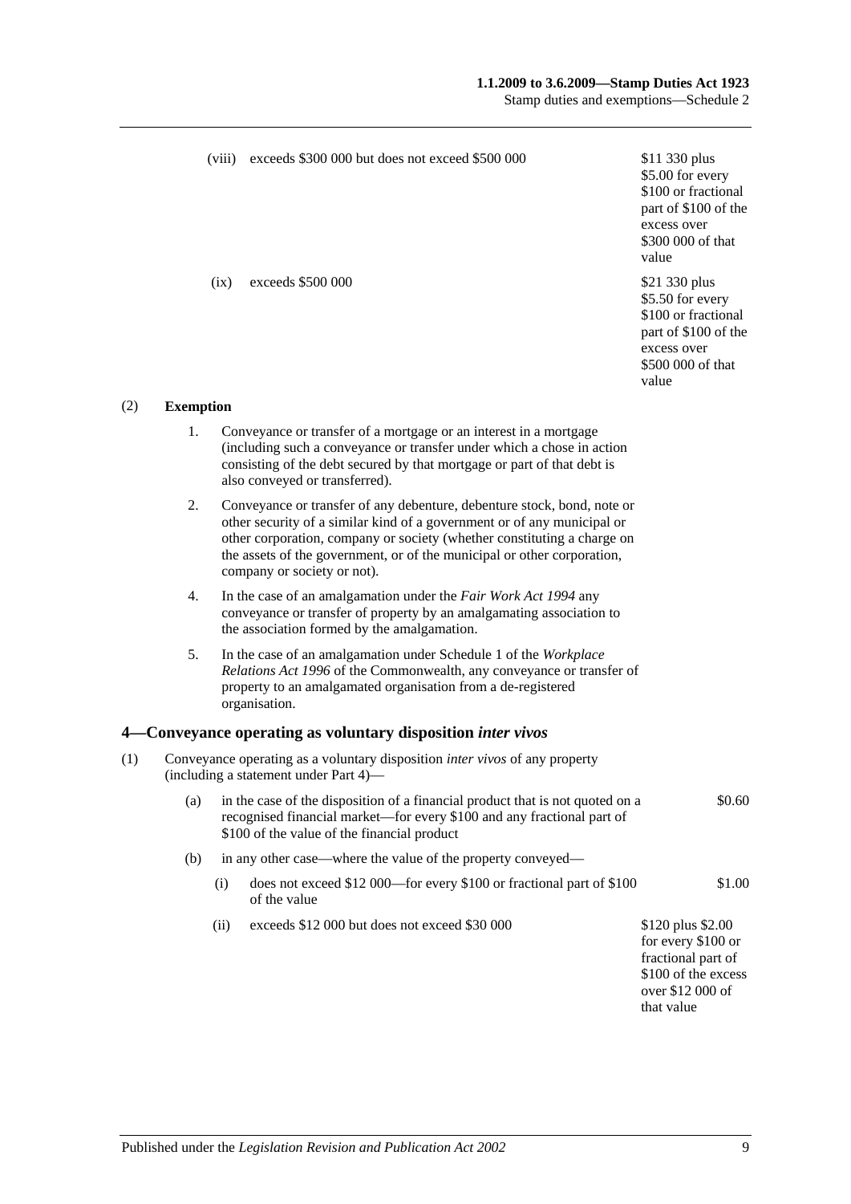| | | |
|---|---|---|
| (viii) | exceeds \$300 000 but does not exceed \$500 000 | \$11 330 plus \$5.00 for every \$100 or fractional part of \$100 of the excess over \$300 000 of that value |
| (ix) | exceeds \$500 000 | \$21 330 plus \$5.50 for every \$100 or fractional part of \$100 of the excess over \$500 000 of that value |

(2) **Exemption**

1. Conveyance or transfer of a mortgage or an interest in a mortgage (including such a conveyance or transfer under which a chose in action consisting of the debt secured by that mortgage or part of that debt is also conveyed or transferred).

2. Conveyance or transfer of any debenture, debenture stock, bond, note or other security of a similar kind of a government or of any municipal or other corporation, company or society (whether constituting a charge on the assets of the government, or of the municipal or other corporation, company or society or not).

4. In the case of an amalgamation under the *Fair Work Act 1994* any conveyance or transfer of property by an amalgamating association to the association formed by the amalgamation.

5. In the case of an amalgamation under Schedule 1 of the *Workplace Relations Act 1996* of the Commonwealth, any conveyance or transfer of property to an amalgamated organisation from a de-registered organisation.

## 4—Conveyance operating as voluntary disposition *inter vivos*

(1) Conveyance operating as a voluntary disposition *inter vivos* of any property (including a statement under Part 4)—

(a) in the case of the disposition of a financial product that is not quoted on a recognised financial market—for every \$100 and any fractional part of \$100 of the value of the financial product — \$0.60

(b) in any other case—where the value of the property conveyed—

| | | |
|---|---|---|
| (i) | does not exceed \$12 000—for every \$100 or fractional part of \$100 of the value | \$1.00 |
| (ii) | exceeds \$12 000 but does not exceed \$30 000 | \$120 plus \$2.00 for every \$100 or fractional part of \$100 of the excess over \$12 000 of that value |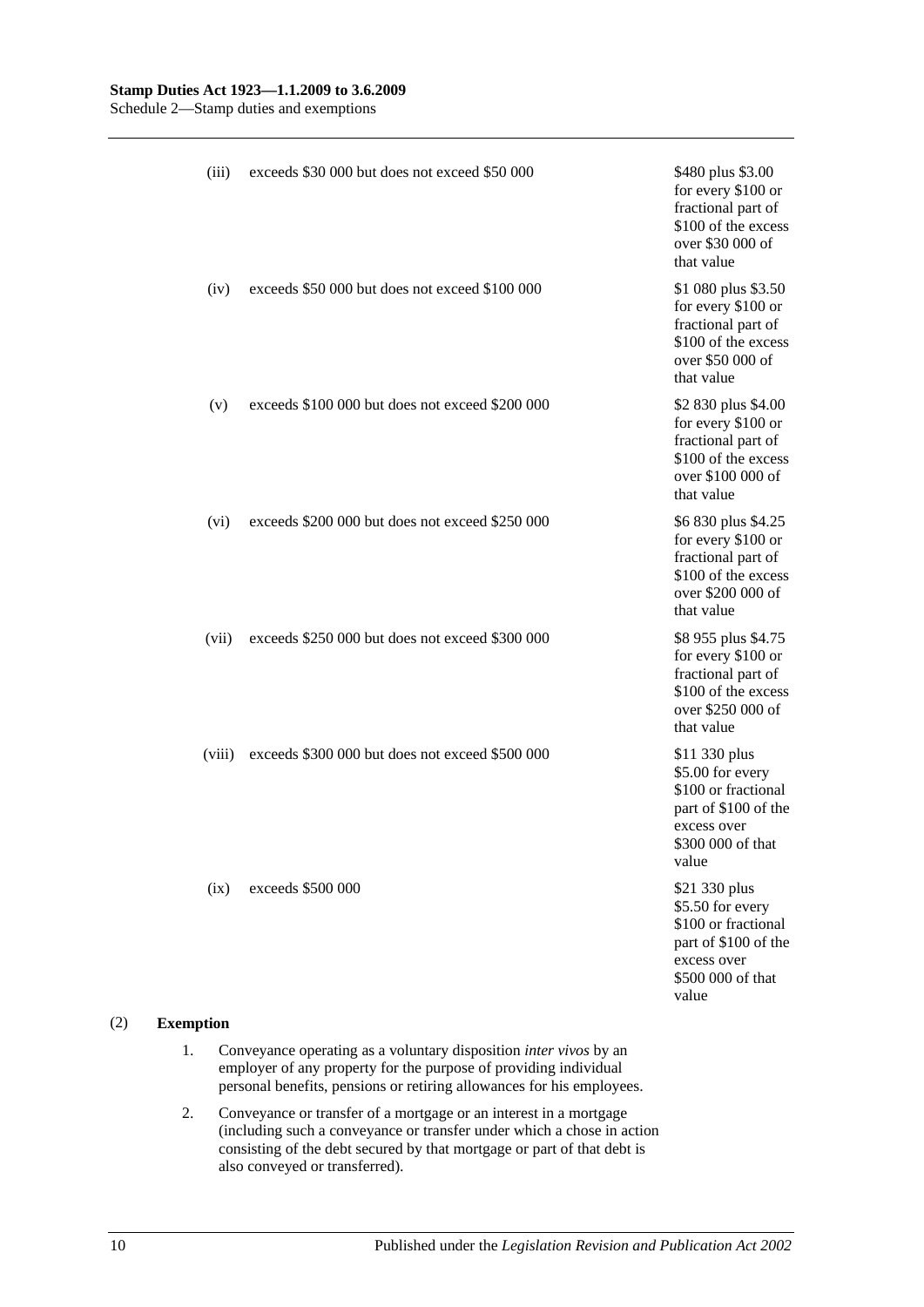| | | |
|---|---|---|
| (iii) | exceeds $30 000 but does not exceed $50 000 | $480 plus $3.00 for every $100 or fractional part of $100 of the excess over $30 000 of that value |
| (iv) | exceeds $50 000 but does not exceed $100 000 | $1 080 plus $3.50 for every $100 or fractional part of $100 of the excess over $50 000 of that value |
| (v) | exceeds $100 000 but does not exceed $200 000 | $2 830 plus $4.00 for every $100 or fractional part of $100 of the excess over $100 000 of that value |
| (vi) | exceeds $200 000 but does not exceed $250 000 | $6 830 plus $4.25 for every $100 or fractional part of $100 of the excess over $200 000 of that value |
| (vii) | exceeds $250 000 but does not exceed $300 000 | $8 955 plus $4.75 for every $100 or fractional part of $100 of the excess over $250 000 of that value |
| (viii) | exceeds $300 000 but does not exceed $500 000 | $11 330 plus $5.00 for every $100 or fractional part of $100 of the excess over $300 000 of that value |
| (ix) | exceeds $500 000 | $21 330 plus $5.50 for every $100 or fractional part of $100 of the excess over $500 000 of that value |

(2) **Exemption**

1. Conveyance operating as a voluntary disposition *inter vivos* by an employer of any property for the purpose of providing individual personal benefits, pensions or retiring allowances for his employees.

2. Conveyance or transfer of a mortgage or an interest in a mortgage (including such a conveyance or transfer under which a chose in action consisting of the debt secured by that mortgage or part of that debt is also conveyed or transferred).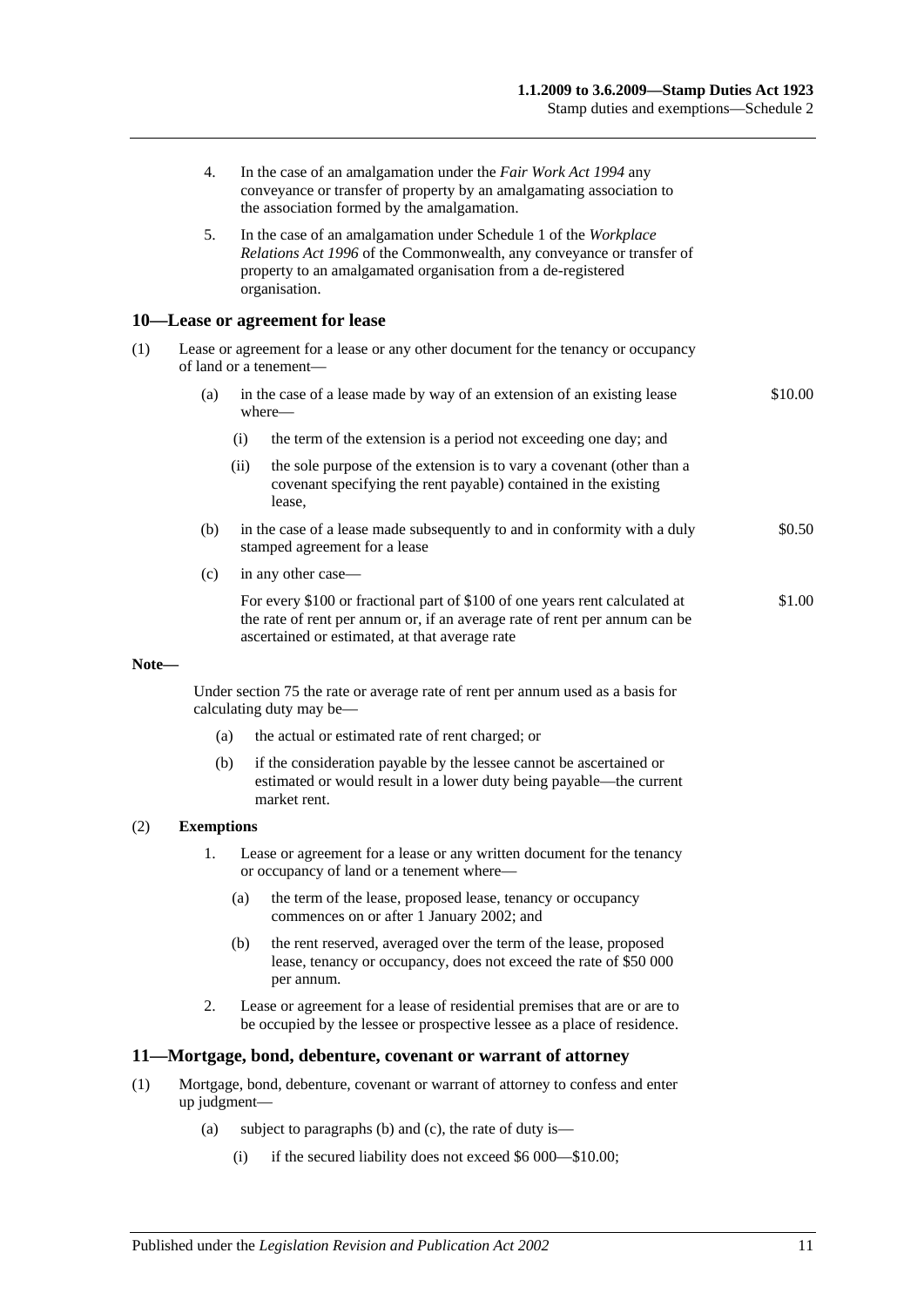4. In the case of an amalgamation under the *Fair Work Act 1994* any conveyance or transfer of property by an amalgamating association to the association formed by the amalgamation.

5. In the case of an amalgamation under Schedule 1 of the *Workplace Relations Act 1996* of the Commonwealth, any conveyance or transfer of property to an amalgamated organisation from a de-registered organisation.

## 10—Lease or agreement for lease

(1) Lease or agreement for a lease or any other document for the tenancy or occupancy of land or a tenement—

(a) in the case of a lease made by way of an extension of an existing lease where— **$10.00**

(i) the term of the extension is a period not exceeding one day; and

(ii) the sole purpose of the extension is to vary a covenant (other than a covenant specifying the rent payable) contained in the existing lease,

(b) in the case of a lease made subsequently to and in conformity with a duly stamped agreement for a lease **$0.50**

(c) in any other case—

For every $100 or fractional part of $100 of one years rent calculated at the rate of rent per annum or, if an average rate of rent per annum can be ascertained or estimated, at that average rate **$1.00**

**Note—**

Under section 75 the rate or average rate of rent per annum used as a basis for calculating duty may be—

(a) the actual or estimated rate of rent charged; or

(b) if the consideration payable by the lessee cannot be ascertained or estimated or would result in a lower duty being payable—the current market rent.

(2) **Exemptions**

1. Lease or agreement for a lease or any written document for the tenancy or occupancy of land or a tenement where—

(a) the term of the lease, proposed lease, tenancy or occupancy commences on or after 1 January 2002; and

(b) the rent reserved, averaged over the term of the lease, proposed lease, tenancy or occupancy, does not exceed the rate of $50 000 per annum.

2. Lease or agreement for a lease of residential premises that are or are to be occupied by the lessee or prospective lessee as a place of residence.

## 11—Mortgage, bond, debenture, covenant or warrant of attorney

(1) Mortgage, bond, debenture, covenant or warrant of attorney to confess and enter up judgment—

(a) subject to paragraphs (b) and (c), the rate of duty is—

(i) if the secured liability does not exceed $6 000—$10.00;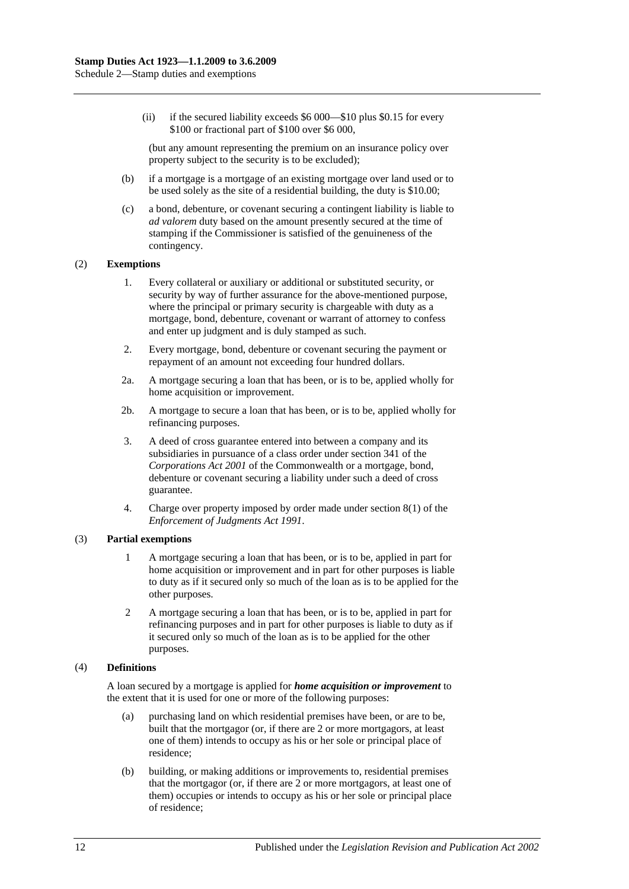(ii) if the secured liability exceeds $6 000—$10 plus $0.15 for every $100 or fractional part of $100 over $6 000,

(but any amount representing the premium on an insurance policy over property subject to the security is to be excluded);

(b) if a mortgage is a mortgage of an existing mortgage over land used or to be used solely as the site of a residential building, the duty is $10.00;

(c) a bond, debenture, or covenant securing a contingent liability is liable to *ad valorem* duty based on the amount presently secured at the time of stamping if the Commissioner is satisfied of the genuineness of the contingency.

(2) **Exemptions**

1. Every collateral or auxiliary or additional or substituted security, or security by way of further assurance for the above-mentioned purpose, where the principal or primary security is chargeable with duty as a mortgage, bond, debenture, covenant or warrant of attorney to confess and enter up judgment and is duly stamped as such.

2. Every mortgage, bond, debenture or covenant securing the payment or repayment of an amount not exceeding four hundred dollars.

2a. A mortgage securing a loan that has been, or is to be, applied wholly for home acquisition or improvement.

2b. A mortgage to secure a loan that has been, or is to be, applied wholly for refinancing purposes.

3. A deed of cross guarantee entered into between a company and its subsidiaries in pursuance of a class order under section 341 of the *Corporations Act 2001* of the Commonwealth or a mortgage, bond, debenture or covenant securing a liability under such a deed of cross guarantee.

4. Charge over property imposed by order made under section 8(1) of the *Enforcement of Judgments Act 1991*.

(3) **Partial exemptions**

1 A mortgage securing a loan that has been, or is to be, applied in part for home acquisition or improvement and in part for other purposes is liable to duty as if it secured only so much of the loan as is to be applied for the other purposes.

2 A mortgage securing a loan that has been, or is to be, applied in part for refinancing purposes and in part for other purposes is liable to duty as if it secured only so much of the loan as is to be applied for the other purposes.

(4) **Definitions**

A loan secured by a mortgage is applied for ***home acquisition or improvement*** to the extent that it is used for one or more of the following purposes:

(a) purchasing land on which residential premises have been, or are to be, built that the mortgagor (or, if there are 2 or more mortgagors, at least one of them) intends to occupy as his or her sole or principal place of residence;

(b) building, or making additions or improvements to, residential premises that the mortgagor (or, if there are 2 or more mortgagors, at least one of them) occupies or intends to occupy as his or her sole or principal place of residence;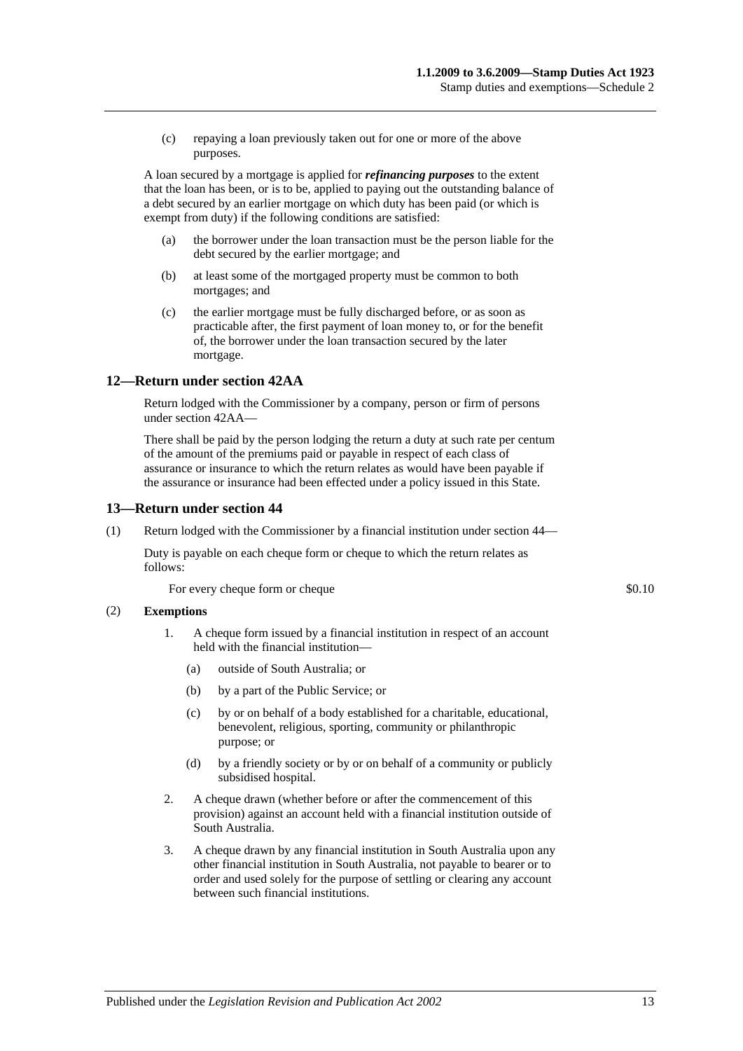(c) repaying a loan previously taken out for one or more of the above purposes.

A loan secured by a mortgage is applied for ***refinancing purposes*** to the extent that the loan has been, or is to be, applied to paying out the outstanding balance of a debt secured by an earlier mortgage on which duty has been paid (or which is exempt from duty) if the following conditions are satisfied:

(a) the borrower under the loan transaction must be the person liable for the debt secured by the earlier mortgage; and

(b) at least some of the mortgaged property must be common to both mortgages; and

(c) the earlier mortgage must be fully discharged before, or as soon as practicable after, the first payment of loan money to, or for the benefit of, the borrower under the loan transaction secured by the later mortgage.

## 12—Return under section 42AA

Return lodged with the Commissioner by a company, person or firm of persons under section 42AA—

There shall be paid by the person lodging the return a duty at such rate per centum of the amount of the premiums paid or payable in respect of each class of assurance or insurance to which the return relates as would have been payable if the assurance or insurance had been effected under a policy issued in this State.

## 13—Return under section 44

(1) Return lodged with the Commissioner by a financial institution under section 44—

Duty is payable on each cheque form or cheque to which the return relates as follows:

For every cheque form or cheque $0.10

(2) **Exemptions**

1. A cheque form issued by a financial institution in respect of an account held with the financial institution—
   (a) outside of South Australia; or
   (b) by a part of the Public Service; or
   (c) by or on behalf of a body established for a charitable, educational, benevolent, religious, sporting, community or philanthropic purpose; or
   (d) by a friendly society or by or on behalf of a community or publicly subsidised hospital.

2. A cheque drawn (whether before or after the commencement of this provision) against an account held with a financial institution outside of South Australia.

3. A cheque drawn by any financial institution in South Australia upon any other financial institution in South Australia, not payable to bearer or to order and used solely for the purpose of settling or clearing any account between such financial institutions.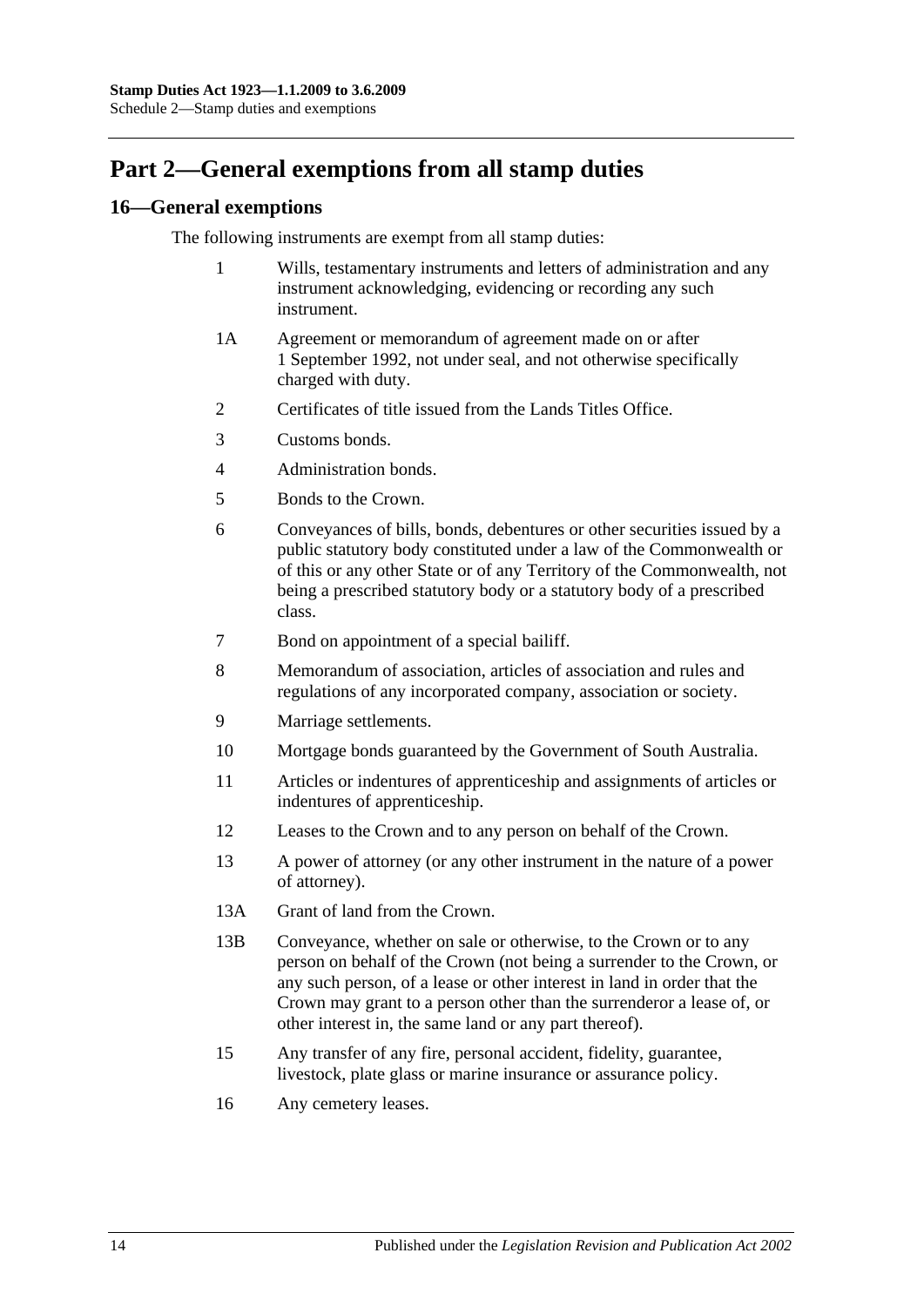# Part 2—General exemptions from all stamp duties

## 16—General exemptions

The following instruments are exempt from all stamp duties:

1 Wills, testamentary instruments and letters of administration and any instrument acknowledging, evidencing or recording any such instrument.

1A Agreement or memorandum of agreement made on or after 1 September 1992, not under seal, and not otherwise specifically charged with duty.

2 Certificates of title issued from the Lands Titles Office.

3 Customs bonds.

4 Administration bonds.

5 Bonds to the Crown.

6 Conveyances of bills, bonds, debentures or other securities issued by a public statutory body constituted under a law of the Commonwealth or of this or any other State or of any Territory of the Commonwealth, not being a prescribed statutory body or a statutory body of a prescribed class.

7 Bond on appointment of a special bailiff.

8 Memorandum of association, articles of association and rules and regulations of any incorporated company, association or society.

9 Marriage settlements.

10 Mortgage bonds guaranteed by the Government of South Australia.

11 Articles or indentures of apprenticeship and assignments of articles or indentures of apprenticeship.

12 Leases to the Crown and to any person on behalf of the Crown.

13 A power of attorney (or any other instrument in the nature of a power of attorney).

13A Grant of land from the Crown.

13B Conveyance, whether on sale or otherwise, to the Crown or to any person on behalf of the Crown (not being a surrender to the Crown, or any such person, of a lease or other interest in land in order that the Crown may grant to a person other than the surrenderor a lease of, or other interest in, the same land or any part thereof).

15 Any transfer of any fire, personal accident, fidelity, guarantee, livestock, plate glass or marine insurance or assurance policy.

16 Any cemetery leases.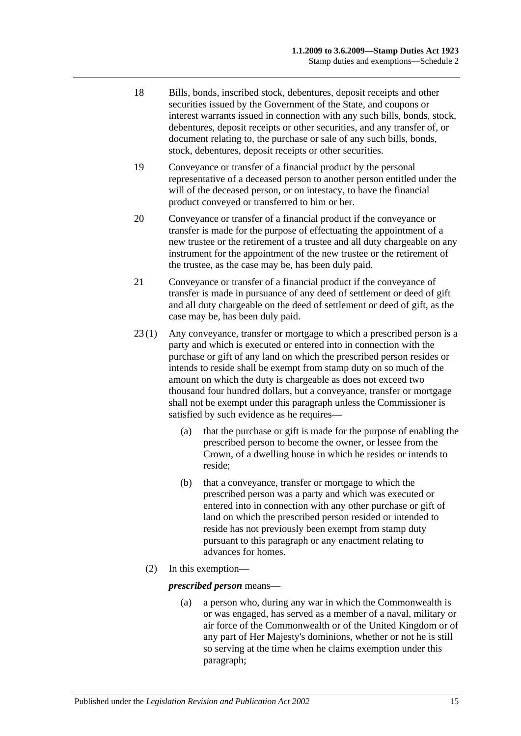18 Bills, bonds, inscribed stock, debentures, deposit receipts and other securities issued by the Government of the State, and coupons or interest warrants issued in connection with any such bills, bonds, stock, debentures, deposit receipts or other securities, and any transfer of, or document relating to, the purchase or sale of any such bills, bonds, stock, debentures, deposit receipts or other securities.

19 Conveyance or transfer of a financial product by the personal representative of a deceased person to another person entitled under the will of the deceased person, or on intestacy, to have the financial product conveyed or transferred to him or her.

20 Conveyance or transfer of a financial product if the conveyance or transfer is made for the purpose of effectuating the appointment of a new trustee or the retirement of a trustee and all duty chargeable on any instrument for the appointment of the new trustee or the retirement of the trustee, as the case may be, has been duly paid.

21 Conveyance or transfer of a financial product if the conveyance of transfer is made in pursuance of any deed of settlement or deed of gift and all duty chargeable on the deed of settlement or deed of gift, as the case may be, has been duly paid.

23 (1) Any conveyance, transfer or mortgage to which a prescribed person is a party and which is executed or entered into in connection with the purchase or gift of any land on which the prescribed person resides or intends to reside shall be exempt from stamp duty on so much of the amount on which the duty is chargeable as does not exceed two thousand four hundred dollars, but a conveyance, transfer or mortgage shall not be exempt under this paragraph unless the Commissioner is satisfied by such evidence as he requires—

(a) that the purchase or gift is made for the purpose of enabling the prescribed person to become the owner, or lessee from the Crown, of a dwelling house in which he resides or intends to reside;

(b) that a conveyance, transfer or mortgage to which the prescribed person was a party and which was executed or entered into in connection with any other purchase or gift of land on which the prescribed person resided or intended to reside has not previously been exempt from stamp duty pursuant to this paragraph or any enactment relating to advances for homes.

(2) In this exemption—

***prescribed person*** means—

(a) a person who, during any war in which the Commonwealth is or was engaged, has served as a member of a naval, military or air force of the Commonwealth or of the United Kingdom or of any part of Her Majesty's dominions, whether or not he is still so serving at the time when he claims exemption under this paragraph;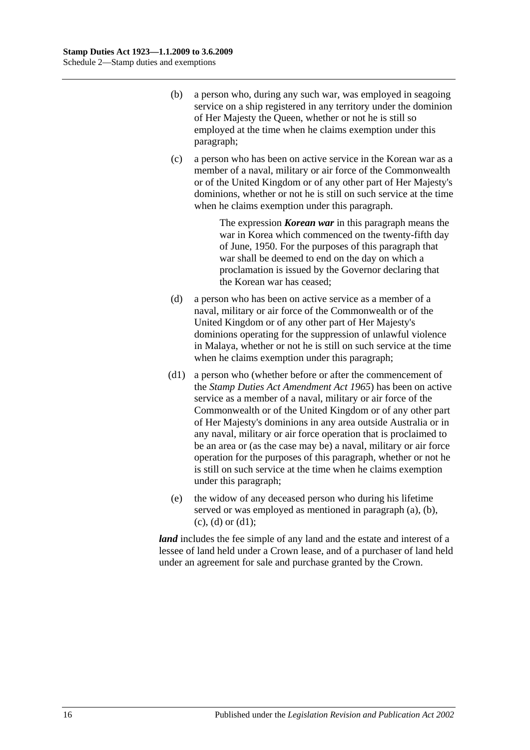(b) a person who, during any such war, was employed in seagoing service on a ship registered in any territory under the dominion of Her Majesty the Queen, whether or not he is still so employed at the time when he claims exemption under this paragraph;

(c) a person who has been on active service in the Korean war as a member of a naval, military or air force of the Commonwealth or of the United Kingdom or of any other part of Her Majesty's dominions, whether or not he is still on such service at the time when he claims exemption under this paragraph.

> The expression ***Korean war*** in this paragraph means the war in Korea which commenced on the twenty-fifth day of June, 1950. For the purposes of this paragraph that war shall be deemed to end on the day on which a proclamation is issued by the Governor declaring that the Korean war has ceased;

(d) a person who has been on active service as a member of a naval, military or air force of the Commonwealth or of the United Kingdom or of any other part of Her Majesty's dominions operating for the suppression of unlawful violence in Malaya, whether or not he is still on such service at the time when he claims exemption under this paragraph;

(d1) a person who (whether before or after the commencement of the *Stamp Duties Act Amendment Act 1965*) has been on active service as a member of a naval, military or air force of the Commonwealth or of the United Kingdom or of any other part of Her Majesty's dominions in any area outside Australia or in any naval, military or air force operation that is proclaimed to be an area or (as the case may be) a naval, military or air force operation for the purposes of this paragraph, whether or not he is still on such service at the time when he claims exemption under this paragraph;

(e) the widow of any deceased person who during his lifetime served or was employed as mentioned in paragraph (a), (b), (c), (d) or (d1);

***land*** includes the fee simple of any land and the estate and interest of a lessee of land held under a Crown lease, and of a purchaser of land held under an agreement for sale and purchase granted by the Crown.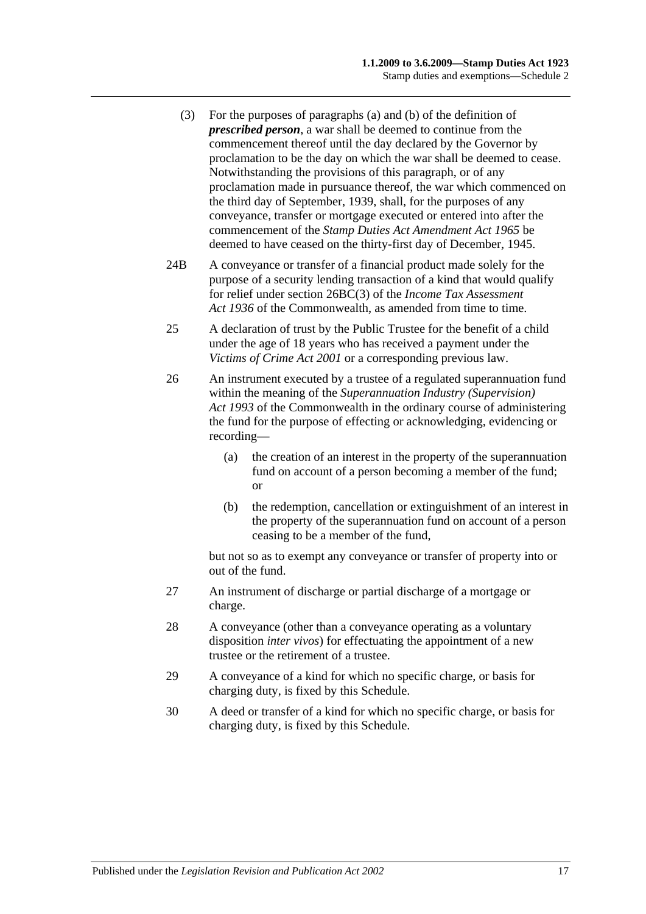(3) For the purposes of paragraphs (a) and (b) of the definition of ***prescribed person***, a war shall be deemed to continue from the commencement thereof until the day declared by the Governor by proclamation to be the day on which the war shall be deemed to cease. Notwithstanding the provisions of this paragraph, or of any proclamation made in pursuance thereof, the war which commenced on the third day of September, 1939, shall, for the purposes of any conveyance, transfer or mortgage executed or entered into after the commencement of the *Stamp Duties Act Amendment Act 1965* be deemed to have ceased on the thirty-first day of December, 1945.

24B A conveyance or transfer of a financial product made solely for the purpose of a security lending transaction of a kind that would qualify for relief under section 26BC(3) of the *Income Tax Assessment Act 1936* of the Commonwealth, as amended from time to time.

25 A declaration of trust by the Public Trustee for the benefit of a child under the age of 18 years who has received a payment under the *Victims of Crime Act 2001* or a corresponding previous law.

26 An instrument executed by a trustee of a regulated superannuation fund within the meaning of the *Superannuation Industry (Supervision) Act 1993* of the Commonwealth in the ordinary course of administering the fund for the purpose of effecting or acknowledging, evidencing or recording—

(a) the creation of an interest in the property of the superannuation fund on account of a person becoming a member of the fund; or

(b) the redemption, cancellation or extinguishment of an interest in the property of the superannuation fund on account of a person ceasing to be a member of the fund,

but not so as to exempt any conveyance or transfer of property into or out of the fund.

27 An instrument of discharge or partial discharge of a mortgage or charge.

28 A conveyance (other than a conveyance operating as a voluntary disposition *inter vivos*) for effectuating the appointment of a new trustee or the retirement of a trustee.

29 A conveyance of a kind for which no specific charge, or basis for charging duty, is fixed by this Schedule.

30 A deed or transfer of a kind for which no specific charge, or basis for charging duty, is fixed by this Schedule.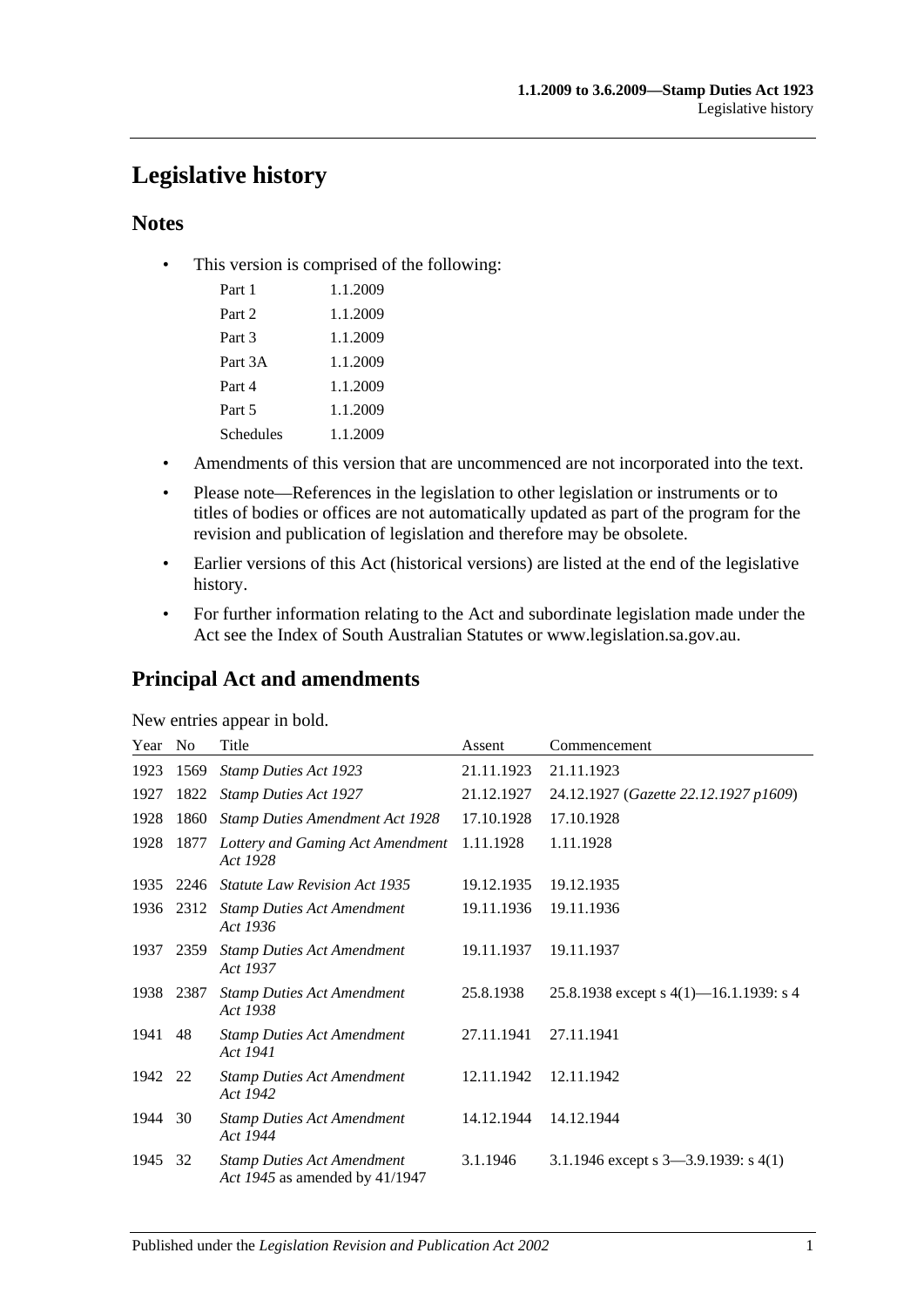# Legislative history

## Notes

- This version is comprised of the following:

| | |
|---|---|
| Part 1 | 1.1.2009 |
| Part 2 | 1.1.2009 |
| Part 3 | 1.1.2009 |
| Part 3A | 1.1.2009 |
| Part 4 | 1.1.2009 |
| Part 5 | 1.1.2009 |
| Schedules | 1.1.2009 |

- Amendments of this version that are uncommenced are not incorporated into the text.
- Please note—References in the legislation to other legislation or instruments or to titles of bodies or offices are not automatically updated as part of the program for the revision and publication of legislation and therefore may be obsolete.
- Earlier versions of this Act (historical versions) are listed at the end of the legislative history.
- For further information relating to the Act and subordinate legislation made under the Act see the Index of South Australian Statutes or www.legislation.sa.gov.au.

## Principal Act and amendments

New entries appear in bold.

| Year | No | Title | Assent | Commencement |
|---|---|---|---|---|
| 1923 | 1569 | *Stamp Duties Act 1923* | 21.11.1923 | 21.11.1923 |
| 1927 | 1822 | *Stamp Duties Act 1927* | 21.12.1927 | 24.12.1927 (*Gazette 22.12.1927 p1609*) |
| 1928 | 1860 | *Stamp Duties Amendment Act 1928* | 17.10.1928 | 17.10.1928 |
| 1928 | 1877 | *Lottery and Gaming Act Amendment Act 1928* | 1.11.1928 | 1.11.1928 |
| 1935 | 2246 | *Statute Law Revision Act 1935* | 19.12.1935 | 19.12.1935 |
| 1936 | 2312 | *Stamp Duties Act Amendment Act 1936* | 19.11.1936 | 19.11.1936 |
| 1937 | 2359 | *Stamp Duties Act Amendment Act 1937* | 19.11.1937 | 19.11.1937 |
| 1938 | 2387 | *Stamp Duties Act Amendment Act 1938* | 25.8.1938 | 25.8.1938 except s 4(1)—16.1.1939: s 4 |
| 1941 | 48 | *Stamp Duties Act Amendment Act 1941* | 27.11.1941 | 27.11.1941 |
| 1942 | 22 | *Stamp Duties Act Amendment Act 1942* | 12.11.1942 | 12.11.1942 |
| 1944 | 30 | *Stamp Duties Act Amendment Act 1944* | 14.12.1944 | 14.12.1944 |
| 1945 | 32 | *Stamp Duties Act Amendment Act 1945* as amended by 41/1947 | 3.1.1946 | 3.1.1946 except s 3—3.9.1939: s 4(1) |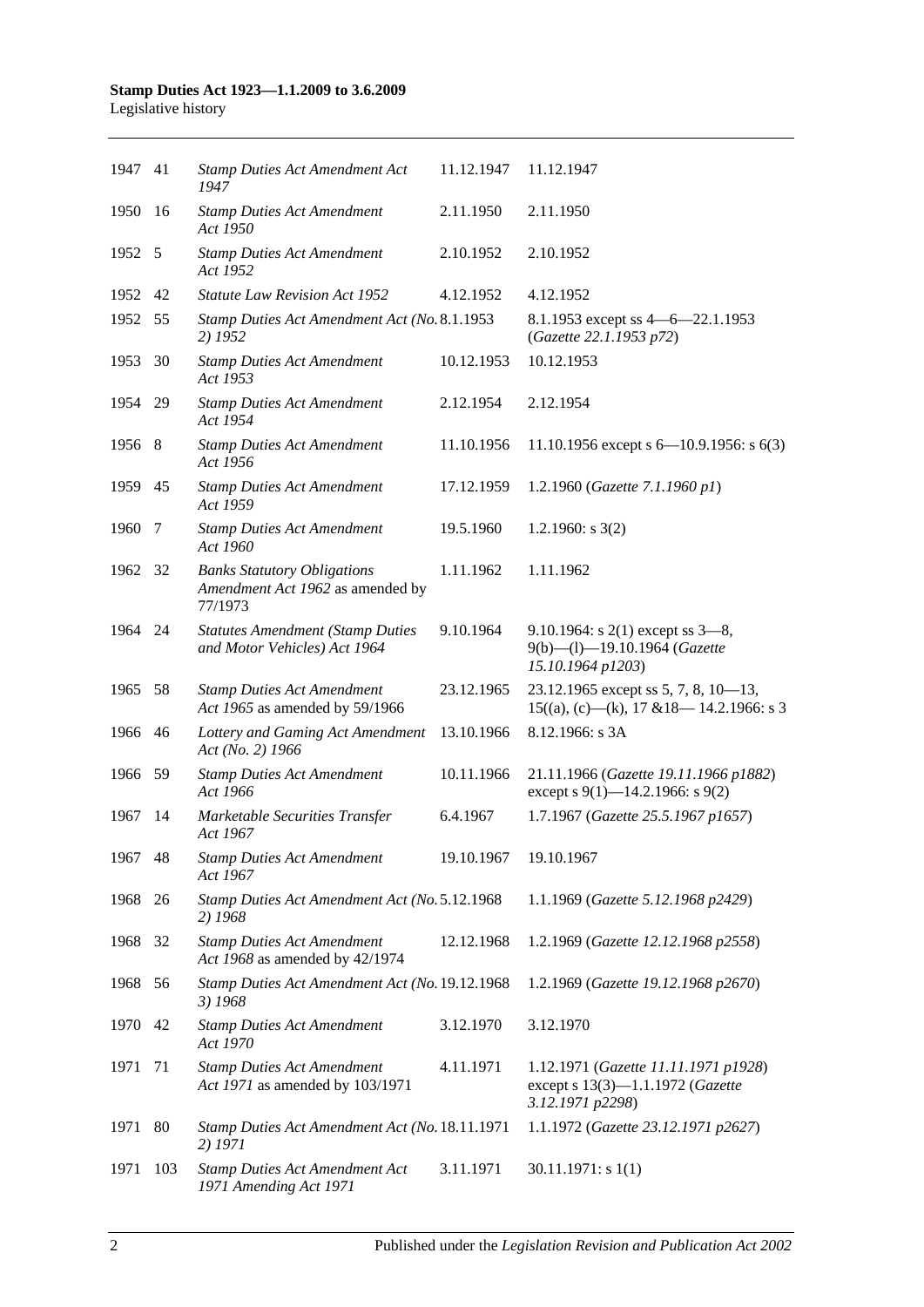| | | | | |
|---|---|---|---|---|
| 1947 | 41 | *Stamp Duties Act Amendment Act 1947* | 11.12.1947 | 11.12.1947 |
| 1950 | 16 | *Stamp Duties Act Amendment Act 1950* | 2.11.1950 | 2.11.1950 |
| 1952 | 5 | *Stamp Duties Act Amendment Act 1952* | 2.10.1952 | 2.10.1952 |
| 1952 | 42 | *Statute Law Revision Act 1952* | 4.12.1952 | 4.12.1952 |
| 1952 | 55 | *Stamp Duties Act Amendment Act (No. 2) 1952* | 8.1.1953 | 8.1.1953 except ss 4—6—22.1.1953 (*Gazette 22.1.1953 p72*) |
| 1953 | 30 | *Stamp Duties Act Amendment Act 1953* | 10.12.1953 | 10.12.1953 |
| 1954 | 29 | *Stamp Duties Act Amendment Act 1954* | 2.12.1954 | 2.12.1954 |
| 1956 | 8 | *Stamp Duties Act Amendment Act 1956* | 11.10.1956 | 11.10.1956 except s 6—10.9.1956: s 6(3) |
| 1959 | 45 | *Stamp Duties Act Amendment Act 1959* | 17.12.1959 | 1.2.1960 (*Gazette 7.1.1960 p1*) |
| 1960 | 7 | *Stamp Duties Act Amendment Act 1960* | 19.5.1960 | 1.2.1960: s 3(2) |
| 1962 | 32 | *Banks Statutory Obligations Amendment Act 1962* as amended by 77/1973 | 1.11.1962 | 1.11.1962 |
| 1964 | 24 | *Statutes Amendment (Stamp Duties and Motor Vehicles) Act 1964* | 9.10.1964 | 9.10.1964: s 2(1) except ss 3—8, 9(b)—(l)—19.10.1964 (*Gazette 15.10.1964 p1203*) |
| 1965 | 58 | *Stamp Duties Act Amendment Act 1965* as amended by 59/1966 | 23.12.1965 | 23.12.1965 except ss 5, 7, 8, 10—13, 15((a), (c)—(k), 17 &18— 14.2.1966: s 3 |
| 1966 | 46 | *Lottery and Gaming Act Amendment Act (No. 2) 1966* | 13.10.1966 | 8.12.1966: s 3A |
| 1966 | 59 | *Stamp Duties Act Amendment Act 1966* | 10.11.1966 | 21.11.1966 (*Gazette 19.11.1966 p1882*) except s 9(1)—14.2.1966: s 9(2) |
| 1967 | 14 | *Marketable Securities Transfer Act 1967* | 6.4.1967 | 1.7.1967 (*Gazette 25.5.1967 p1657*) |
| 1967 | 48 | *Stamp Duties Act Amendment Act 1967* | 19.10.1967 | 19.10.1967 |
| 1968 | 26 | *Stamp Duties Act Amendment Act (No. 2) 1968* | 5.12.1968 | 1.1.1969 (*Gazette 5.12.1968 p2429*) |
| 1968 | 32 | *Stamp Duties Act Amendment Act 1968* as amended by 42/1974 | 12.12.1968 | 1.2.1969 (*Gazette 12.12.1968 p2558*) |
| 1968 | 56 | *Stamp Duties Act Amendment Act (No. 3) 1968* | 19.12.1968 | 1.2.1969 (*Gazette 19.12.1968 p2670*) |
| 1970 | 42 | *Stamp Duties Act Amendment Act 1970* | 3.12.1970 | 3.12.1970 |
| 1971 | 71 | *Stamp Duties Act Amendment Act 1971* as amended by 103/1971 | 4.11.1971 | 1.12.1971 (*Gazette 11.11.1971 p1928*) except s 13(3)—1.1.1972 (*Gazette 3.12.1971 p2298*) |
| 1971 | 80 | *Stamp Duties Act Amendment Act (No. 2) 1971* | 18.11.1971 | 1.1.1972 (*Gazette 23.12.1971 p2627*) |
| 1971 | 103 | *Stamp Duties Act Amendment Act 1971 Amending Act 1971* | 3.11.1971 | 30.11.1971: s 1(1) |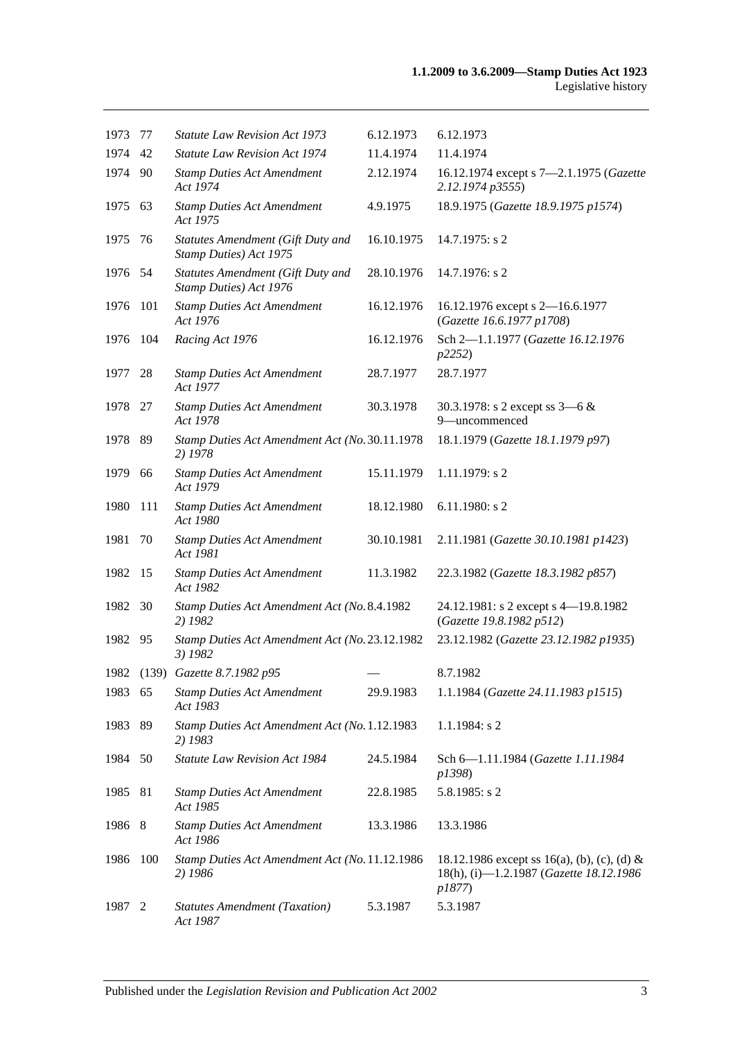| | | | | |
|---|---|---|---|---|
| 1973 | 77 | *Statute Law Revision Act 1973* | 6.12.1973 | 6.12.1973 |
| 1974 | 42 | *Statute Law Revision Act 1974* | 11.4.1974 | 11.4.1974 |
| 1974 | 90 | *Stamp Duties Act Amendment Act 1974* | 2.12.1974 | 16.12.1974 except s 7—2.1.1975 (*Gazette 2.12.1974 p3555*) |
| 1975 | 63 | *Stamp Duties Act Amendment Act 1975* | 4.9.1975 | 18.9.1975 (*Gazette 18.9.1975 p1574*) |
| 1975 | 76 | *Statutes Amendment (Gift Duty and Stamp Duties) Act 1975* | 16.10.1975 | 14.7.1975: s 2 |
| 1976 | 54 | *Statutes Amendment (Gift Duty and Stamp Duties) Act 1976* | 28.10.1976 | 14.7.1976: s 2 |
| 1976 | 101 | *Stamp Duties Act Amendment Act 1976* | 16.12.1976 | 16.12.1976 except s 2—16.6.1977 (*Gazette 16.6.1977 p1708*) |
| 1976 | 104 | *Racing Act 1976* | 16.12.1976 | Sch 2—1.1.1977 (*Gazette 16.12.1976 p2252*) |
| 1977 | 28 | *Stamp Duties Act Amendment Act 1977* | 28.7.1977 | 28.7.1977 |
| 1978 | 27 | *Stamp Duties Act Amendment Act 1978* | 30.3.1978 | 30.3.1978: s 2 except ss 3—6 & 9—uncommenced |
| 1978 | 89 | *Stamp Duties Act Amendment Act (No. 2) 1978* | 30.11.1978 | 18.1.1979 (*Gazette 18.1.1979 p97*) |
| 1979 | 66 | *Stamp Duties Act Amendment Act 1979* | 15.11.1979 | 1.11.1979: s 2 |
| 1980 | 111 | *Stamp Duties Act Amendment Act 1980* | 18.12.1980 | 6.11.1980: s 2 |
| 1981 | 70 | *Stamp Duties Act Amendment Act 1981* | 30.10.1981 | 2.11.1981 (*Gazette 30.10.1981 p1423*) |
| 1982 | 15 | *Stamp Duties Act Amendment Act 1982* | 11.3.1982 | 22.3.1982 (*Gazette 18.3.1982 p857*) |
| 1982 | 30 | *Stamp Duties Act Amendment Act (No. 2) 1982* | 8.4.1982 | 24.12.1981: s 2 except s 4—19.8.1982 (*Gazette 19.8.1982 p512*) |
| 1982 | 95 | *Stamp Duties Act Amendment Act (No. 3) 1982* | 23.12.1982 | 23.12.1982 (*Gazette 23.12.1982 p1935*) |
| 1982 | (139) | *Gazette 8.7.1982 p95* | — | 8.7.1982 |
| 1983 | 65 | *Stamp Duties Act Amendment Act 1983* | 29.9.1983 | 1.1.1984 (*Gazette 24.11.1983 p1515*) |
| 1983 | 89 | *Stamp Duties Act Amendment Act (No. 2) 1983* | 1.12.1983 | 1.1.1984: s 2 |
| 1984 | 50 | *Statute Law Revision Act 1984* | 24.5.1984 | Sch 6—1.11.1984 (*Gazette 1.11.1984 p1398*) |
| 1985 | 81 | *Stamp Duties Act Amendment Act 1985* | 22.8.1985 | 5.8.1985: s 2 |
| 1986 | 8 | *Stamp Duties Act Amendment Act 1986* | 13.3.1986 | 13.3.1986 |
| 1986 | 100 | *Stamp Duties Act Amendment Act (No. 2) 1986* | 11.12.1986 | 18.12.1986 except ss 16(a), (b), (c), (d) & 18(h), (i)—1.2.1987 (*Gazette 18.12.1986 p1877*) |
| 1987 | 2 | *Statutes Amendment (Taxation) Act 1987* | 5.3.1987 | 5.3.1987 |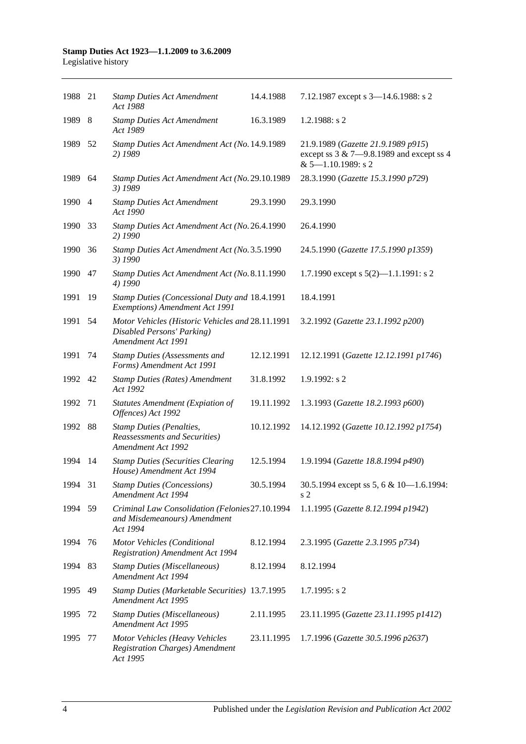| | | | | |
|---|---|---|---|---|
| 1988 | 21 | *Stamp Duties Act Amendment Act 1988* | 14.4.1988 | 7.12.1987 except s 3—14.6.1988: s 2 |
| 1989 | 8 | *Stamp Duties Act Amendment Act 1989* | 16.3.1989 | 1.2.1988: s 2 |
| 1989 | 52 | *Stamp Duties Act Amendment Act (No. 2) 1989* | 14.9.1989 | 21.9.1989 (*Gazette 21.9.1989 p915*) except ss 3 & 7—9.8.1989 and except ss 4 & 5—1.10.1989: s 2 |
| 1989 | 64 | *Stamp Duties Act Amendment Act (No. 3) 1989* | 29.10.1989 | 28.3.1990 (*Gazette 15.3.1990 p729*) |
| 1990 | 4 | *Stamp Duties Act Amendment Act 1990* | 29.3.1990 | 29.3.1990 |
| 1990 | 33 | *Stamp Duties Act Amendment Act (No. 2) 1990* | 26.4.1990 | 26.4.1990 |
| 1990 | 36 | *Stamp Duties Act Amendment Act (No. 3) 1990* | 3.5.1990 | 24.5.1990 (*Gazette 17.5.1990 p1359*) |
| 1990 | 47 | *Stamp Duties Act Amendment Act (No. 4) 1990* | 8.11.1990 | 1.7.1990 except s 5(2)—1.1.1991: s 2 |
| 1991 | 19 | *Stamp Duties (Concessional Duty and Exemptions) Amendment Act 1991* | 18.4.1991 | 18.4.1991 |
| 1991 | 54 | *Motor Vehicles (Historic Vehicles and Disabled Persons' Parking) Amendment Act 1991* | 28.11.1991 | 3.2.1992 (*Gazette 23.1.1992 p200*) |
| 1991 | 74 | *Stamp Duties (Assessments and Forms) Amendment Act 1991* | 12.12.1991 | 12.12.1991 (*Gazette 12.12.1991 p1746*) |
| 1992 | 42 | *Stamp Duties (Rates) Amendment Act 1992* | 31.8.1992 | 1.9.1992: s 2 |
| 1992 | 71 | *Statutes Amendment (Expiation of Offences) Act 1992* | 19.11.1992 | 1.3.1993 (*Gazette 18.2.1993 p600*) |
| 1992 | 88 | *Stamp Duties (Penalties, Reassessments and Securities) Amendment Act 1992* | 10.12.1992 | 14.12.1992 (*Gazette 10.12.1992 p1754*) |
| 1994 | 14 | *Stamp Duties (Securities Clearing House) Amendment Act 1994* | 12.5.1994 | 1.9.1994 (*Gazette 18.8.1994 p490*) |
| 1994 | 31 | *Stamp Duties (Concessions) Amendment Act 1994* | 30.5.1994 | 30.5.1994 except ss 5, 6 & 10—1.6.1994: s 2 |
| 1994 | 59 | *Criminal Law Consolidation (Felonies and Misdemeanours) Amendment Act 1994* | 27.10.1994 | 1.1.1995 (*Gazette 8.12.1994 p1942*) |
| 1994 | 76 | *Motor Vehicles (Conditional Registration) Amendment Act 1994* | 8.12.1994 | 2.3.1995 (*Gazette 2.3.1995 p734*) |
| 1994 | 83 | *Stamp Duties (Miscellaneous) Amendment Act 1994* | 8.12.1994 | 8.12.1994 |
| 1995 | 49 | *Stamp Duties (Marketable Securities) Amendment Act 1995* | 13.7.1995 | 1.7.1995: s 2 |
| 1995 | 72 | *Stamp Duties (Miscellaneous) Amendment Act 1995* | 2.11.1995 | 23.11.1995 (*Gazette 23.11.1995 p1412*) |
| 1995 | 77 | *Motor Vehicles (Heavy Vehicles Registration Charges) Amendment Act 1995* | 23.11.1995 | 1.7.1996 (*Gazette 30.5.1996 p2637*) |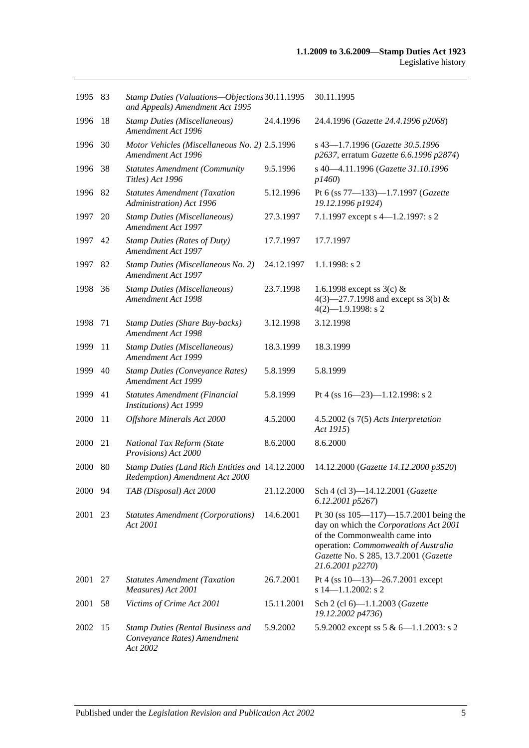| | | | | |
|---|---|---|---|---|
| 1995 | 83 | *Stamp Duties (Valuations—Objections and Appeals) Amendment Act 1995* | 30.11.1995 | 30.11.1995 |
| 1996 | 18 | *Stamp Duties (Miscellaneous) Amendment Act 1996* | 24.4.1996 | 24.4.1996 (*Gazette 24.4.1996 p2068*) |
| 1996 | 30 | *Motor Vehicles (Miscellaneous No. 2) Amendment Act 1996* | 2.5.1996 | s 43—1.7.1996 (*Gazette 30.5.1996 p2637*, erratum *Gazette 6.6.1996 p2874*) |
| 1996 | 38 | *Statutes Amendment (Community Titles) Act 1996* | 9.5.1996 | s 40—4.11.1996 (*Gazette 31.10.1996 p1460*) |
| 1996 | 82 | *Statutes Amendment (Taxation Administration) Act 1996* | 5.12.1996 | Pt 6 (ss 77—133)—1.7.1997 (*Gazette 19.12.1996 p1924*) |
| 1997 | 20 | *Stamp Duties (Miscellaneous) Amendment Act 1997* | 27.3.1997 | 7.1.1997 except s 4—1.2.1997: s 2 |
| 1997 | 42 | *Stamp Duties (Rates of Duty) Amendment Act 1997* | 17.7.1997 | 17.7.1997 |
| 1997 | 82 | *Stamp Duties (Miscellaneous No. 2) Amendment Act 1997* | 24.12.1997 | 1.1.1998: s 2 |
| 1998 | 36 | *Stamp Duties (Miscellaneous) Amendment Act 1998* | 23.7.1998 | 1.6.1998 except ss 3(c) & 4(3)—27.7.1998 and except ss 3(b) & 4(2)—1.9.1998: s 2 |
| 1998 | 71 | *Stamp Duties (Share Buy-backs) Amendment Act 1998* | 3.12.1998 | 3.12.1998 |
| 1999 | 11 | *Stamp Duties (Miscellaneous) Amendment Act 1999* | 18.3.1999 | 18.3.1999 |
| 1999 | 40 | *Stamp Duties (Conveyance Rates) Amendment Act 1999* | 5.8.1999 | 5.8.1999 |
| 1999 | 41 | *Statutes Amendment (Financial Institutions) Act 1999* | 5.8.1999 | Pt 4 (ss 16—23)—1.12.1998: s 2 |
| 2000 | 11 | *Offshore Minerals Act 2000* | 4.5.2000 | 4.5.2002 (s 7(5) *Acts Interpretation Act 1915*) |
| 2000 | 21 | *National Tax Reform (State Provisions) Act 2000* | 8.6.2000 | 8.6.2000 |
| 2000 | 80 | *Stamp Duties (Land Rich Entities and Redemption) Amendment Act 2000* | 14.12.2000 | 14.12.2000 (*Gazette 14.12.2000 p3520*) |
| 2000 | 94 | *TAB (Disposal) Act 2000* | 21.12.2000 | Sch 4 (cl 3)—14.12.2001 (*Gazette 6.12.2001 p5267*) |
| 2001 | 23 | *Statutes Amendment (Corporations) Act 2001* | 14.6.2001 | Pt 30 (ss 105—117)—15.7.2001 being the day on which the *Corporations Act 2001* of the Commonwealth came into operation: *Commonwealth of Australia Gazette* No. S 285, 13.7.2001 (*Gazette 21.6.2001 p2270*) |
| 2001 | 27 | *Statutes Amendment (Taxation Measures) Act 2001* | 26.7.2001 | Pt 4 (ss 10—13)—26.7.2001 except s 14—1.1.2002: s 2 |
| 2001 | 58 | *Victims of Crime Act 2001* | 15.11.2001 | Sch 2 (cl 6)—1.1.2003 (*Gazette 19.12.2002 p4736*) |
| 2002 | 15 | *Stamp Duties (Rental Business and Conveyance Rates) Amendment Act 2002* | 5.9.2002 | 5.9.2002 except ss 5 & 6—1.1.2003: s 2 |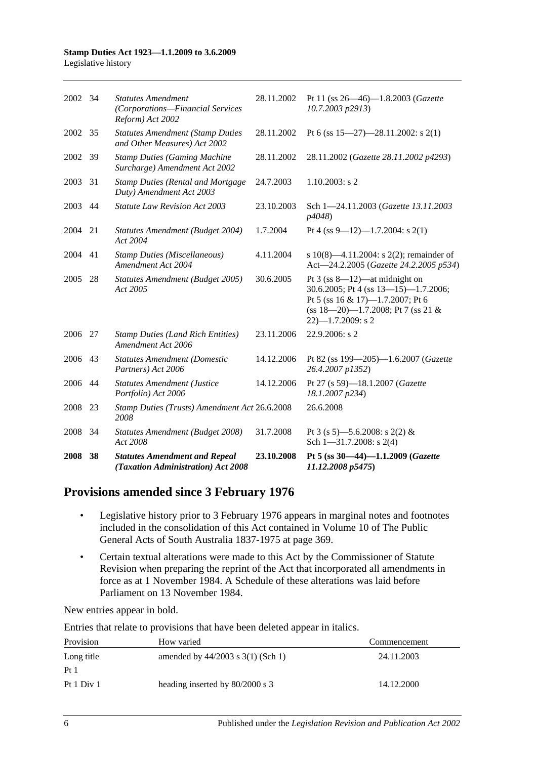| | | | | |
|---|---|---|---|---|
| 2002 | 34 | *Statutes Amendment (Corporations—Financial Services Reform) Act 2002* | 28.11.2002 | Pt 11 (ss 26—46)—1.8.2003 (*Gazette 10.7.2003 p2913*) |
| 2002 | 35 | *Statutes Amendment (Stamp Duties and Other Measures) Act 2002* | 28.11.2002 | Pt 6 (ss 15—27)—28.11.2002: s 2(1) |
| 2002 | 39 | *Stamp Duties (Gaming Machine Surcharge) Amendment Act 2002* | 28.11.2002 | 28.11.2002 (*Gazette 28.11.2002 p4293*) |
| 2003 | 31 | *Stamp Duties (Rental and Mortgage Duty) Amendment Act 2003* | 24.7.2003 | 1.10.2003: s 2 |
| 2003 | 44 | *Statute Law Revision Act 2003* | 23.10.2003 | Sch 1—24.11.2003 (*Gazette 13.11.2003 p4048*) |
| 2004 | 21 | *Statutes Amendment (Budget 2004) Act 2004* | 1.7.2004 | Pt 4 (ss 9—12)—1.7.2004: s 2(1) |
| 2004 | 41 | *Stamp Duties (Miscellaneous) Amendment Act 2004* | 4.11.2004 | s 10(8)—4.11.2004: s 2(2); remainder of Act—24.2.2005 (*Gazette 24.2.2005 p534*) |
| 2005 | 28 | *Statutes Amendment (Budget 2005) Act 2005* | 30.6.2005 | Pt 3 (ss 8—12)—at midnight on 30.6.2005; Pt 4 (ss 13—15)—1.7.2006; Pt 5 (ss 16 & 17)—1.7.2007; Pt 6 (ss 18—20)—1.7.2008; Pt 7 (ss 21 & 22)—1.7.2009: s 2 |
| 2006 | 27 | *Stamp Duties (Land Rich Entities) Amendment Act 2006* | 23.11.2006 | 22.9.2006: s 2 |
| 2006 | 43 | *Statutes Amendment (Domestic Partners) Act 2006* | 14.12.2006 | Pt 82 (ss 199—205)—1.6.2007 (*Gazette 26.4.2007 p1352*) |
| 2006 | 44 | *Statutes Amendment (Justice Portfolio) Act 2006* | 14.12.2006 | Pt 27 (s 59)—18.1.2007 (*Gazette 18.1.2007 p234*) |
| 2008 | 23 | *Stamp Duties (Trusts) Amendment Act 2008* | 26.6.2008 | 26.6.2008 |
| 2008 | 34 | *Statutes Amendment (Budget 2008) Act 2008* | 31.7.2008 | Pt 3 (s 5)—5.6.2008: s 2(2) & Sch 1—31.7.2008: s 2(4) |
| **2008** | **38** | ***Statutes Amendment and Repeal (Taxation Administration) Act 2008*** | **23.10.2008** | **Pt 5 (ss 30—44)—1.1.2009 (*Gazette 11.12.2008 p5475*)** |

## Provisions amended since 3 February 1976

- Legislative history prior to 3 February 1976 appears in marginal notes and footnotes included in the consolidation of this Act contained in Volume 10 of The Public General Acts of South Australia 1837-1975 at page 369.
- Certain textual alterations were made to this Act by the Commissioner of Statute Revision when preparing the reprint of the Act that incorporated all amendments in force as at 1 November 1984. A Schedule of these alterations was laid before Parliament on 13 November 1984.

New entries appear in bold.

Entries that relate to provisions that have been deleted appear in italics.

| Provision | How varied | Commencement |
|---|---|---|
| Long title | amended by 44/2003 s 3(1) (Sch 1) | 24.11.2003 |
| Pt 1 | | |
| Pt 1 Div 1 | heading inserted by 80/2000 s 3 | 14.12.2000 |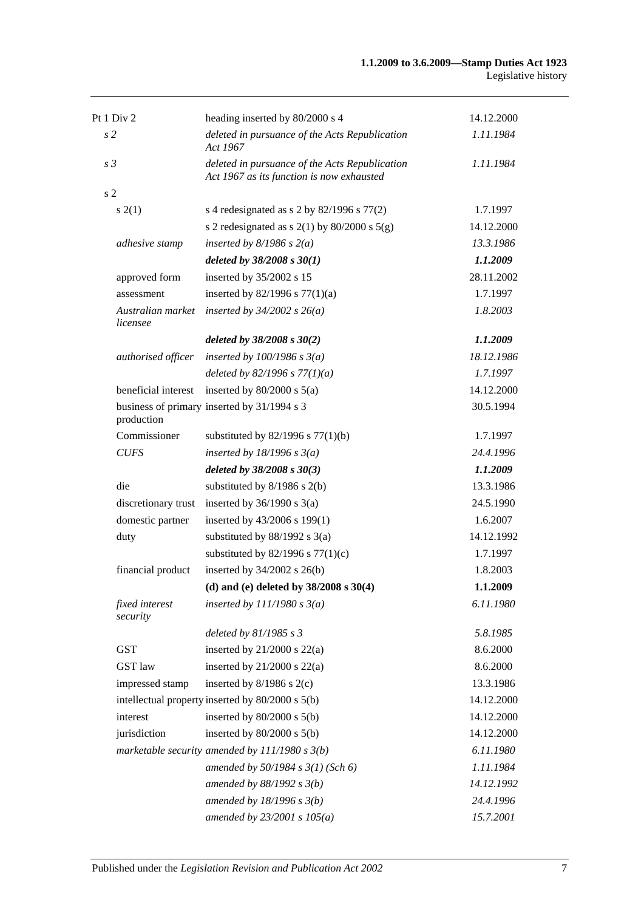| | | |
|---|---|---|
| Pt 1 Div 2 | heading inserted by 80/2000 s 4 | 14.12.2000 |
| *s 2* | *deleted in pursuance of the Acts Republication Act 1967* | *1.11.1984* |
| *s 3* | *deleted in pursuance of the Acts Republication Act 1967 as its function is now exhausted* | *1.11.1984* |
| s 2 | | |
| s 2(1) | s 4 redesignated as s 2 by 82/1996 s 77(2) | 1.7.1997 |
| | s 2 redesignated as s 2(1) by 80/2000 s 5(g) | 14.12.2000 |
| *adhesive stamp* | *inserted by 8/1986 s 2(a)* | *13.3.1986* |
| | ***deleted by 38/2008 s 30(1)*** | ***1.1.2009*** |
| approved form | inserted by 35/2002 s 15 | 28.11.2002 |
| assessment | inserted by 82/1996 s 77(1)(a) | 1.7.1997 |
| *Australian market licensee* | *inserted by 34/2002 s 26(a)* | *1.8.2003* |
| | ***deleted by 38/2008 s 30(2)*** | ***1.1.2009*** |
| *authorised officer* | *inserted by 100/1986 s 3(a)* | *18.12.1986* |
| | *deleted by 82/1996 s 77(1)(a)* | *1.7.1997* |
| beneficial interest | inserted by 80/2000 s 5(a) | 14.12.2000 |
| business of primary production | inserted by 31/1994 s 3 | 30.5.1994 |
| Commissioner | substituted by 82/1996 s 77(1)(b) | 1.7.1997 |
| *CUFS* | *inserted by 18/1996 s 3(a)* | *24.4.1996* |
| | ***deleted by 38/2008 s 30(3)*** | ***1.1.2009*** |
| die | substituted by 8/1986 s 2(b) | 13.3.1986 |
| discretionary trust | inserted by 36/1990 s 3(a) | 24.5.1990 |
| domestic partner | inserted by 43/2006 s 199(1) | 1.6.2007 |
| duty | substituted by 88/1992 s 3(a) | 14.12.1992 |
| | substituted by 82/1996 s 77(1)(c) | 1.7.1997 |
| financial product | inserted by 34/2002 s 26(b) | 1.8.2003 |
| | **(d) and (e) deleted by 38/2008 s 30(4)** | **1.1.2009** |
| *fixed interest security* | *inserted by 111/1980 s 3(a)* | *6.11.1980* |
| | *deleted by 81/1985 s 3* | *5.8.1985* |
| GST | inserted by 21/2000 s 22(a) | 8.6.2000 |
| GST law | inserted by 21/2000 s 22(a) | 8.6.2000 |
| impressed stamp | inserted by 8/1986 s 2(c) | 13.3.1986 |
| intellectual property | inserted by 80/2000 s 5(b) | 14.12.2000 |
| interest | inserted by 80/2000 s 5(b) | 14.12.2000 |
| jurisdiction | inserted by 80/2000 s 5(b) | 14.12.2000 |
| *marketable security* | *amended by 111/1980 s 3(b)* | *6.11.1980* |
| | *amended by 50/1984 s 3(1) (Sch 6)* | *1.11.1984* |
| | *amended by 88/1992 s 3(b)* | *14.12.1992* |
| | *amended by 18/1996 s 3(b)* | *24.4.1996* |
| | *amended by 23/2001 s 105(a)* | *15.7.2001* |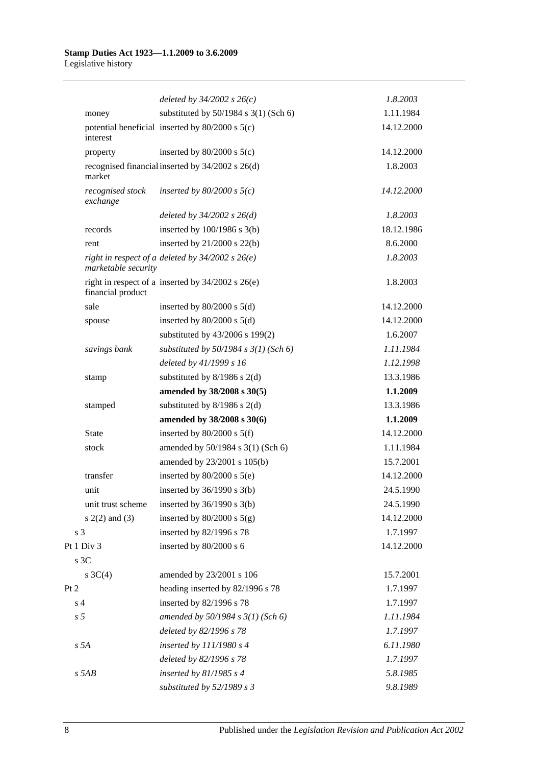| | | |
|---|---|---|
| | *deleted by 34/2002 s 26(c)* | *1.8.2003* |
| money | substituted by 50/1984 s 3(1) (Sch 6) | 1.11.1984 |
| potential beneficial interest | inserted by 80/2000 s 5(c) | 14.12.2000 |
| property | inserted by 80/2000 s 5(c) | 14.12.2000 |
| recognised financial market | inserted by 34/2002 s 26(d) | 1.8.2003 |
| *recognised stock exchange* | *inserted by 80/2000 s 5(c)* | *14.12.2000* |
| | *deleted by 34/2002 s 26(d)* | *1.8.2003* |
| records | inserted by 100/1986 s 3(b) | 18.12.1986 |
| rent | inserted by 21/2000 s 22(b) | 8.6.2000 |
| *right in respect of a marketable security* | *deleted by 34/2002 s 26(e)* | *1.8.2003* |
| right in respect of a financial product | inserted by 34/2002 s 26(e) | 1.8.2003 |
| sale | inserted by 80/2000 s 5(d) | 14.12.2000 |
| spouse | inserted by 80/2000 s 5(d) | 14.12.2000 |
| | substituted by 43/2006 s 199(2) | 1.6.2007 |
| *savings bank* | *substituted by 50/1984 s 3(1) (Sch 6)* | *1.11.1984* |
| | *deleted by 41/1999 s 16* | *1.12.1998* |
| stamp | substituted by 8/1986 s 2(d) | 13.3.1986 |
| | **amended by 38/2008 s 30(5)** | **1.1.2009** |
| stamped | substituted by 8/1986 s 2(d) | 13.3.1986 |
| | **amended by 38/2008 s 30(6)** | **1.1.2009** |
| State | inserted by 80/2000 s 5(f) | 14.12.2000 |
| stock | amended by 50/1984 s 3(1) (Sch 6) | 1.11.1984 |
| | amended by 23/2001 s 105(b) | 15.7.2001 |
| transfer | inserted by 80/2000 s 5(e) | 14.12.2000 |
| unit | inserted by 36/1990 s 3(b) | 24.5.1990 |
| unit trust scheme | inserted by 36/1990 s 3(b) | 24.5.1990 |
| s 2(2) and (3) | inserted by 80/2000 s 5(g) | 14.12.2000 |
| s 3 | inserted by 82/1996 s 78 | 1.7.1997 |
| Pt 1 Div 3 | inserted by 80/2000 s 6 | 14.12.2000 |
| s 3C | | |
| s 3C(4) | amended by 23/2001 s 106 | 15.7.2001 |
| Pt 2 | heading inserted by 82/1996 s 78 | 1.7.1997 |
| s 4 | inserted by 82/1996 s 78 | 1.7.1997 |
| *s 5* | *amended by 50/1984 s 3(1) (Sch 6)* | *1.11.1984* |
| | *deleted by 82/1996 s 78* | *1.7.1997* |
| *s 5A* | *inserted by 111/1980 s 4* | *6.11.1980* |
| | *deleted by 82/1996 s 78* | *1.7.1997* |
| *s 5AB* | *inserted by 81/1985 s 4* | *5.8.1985* |
| | *substituted by 52/1989 s 3* | *9.8.1989* |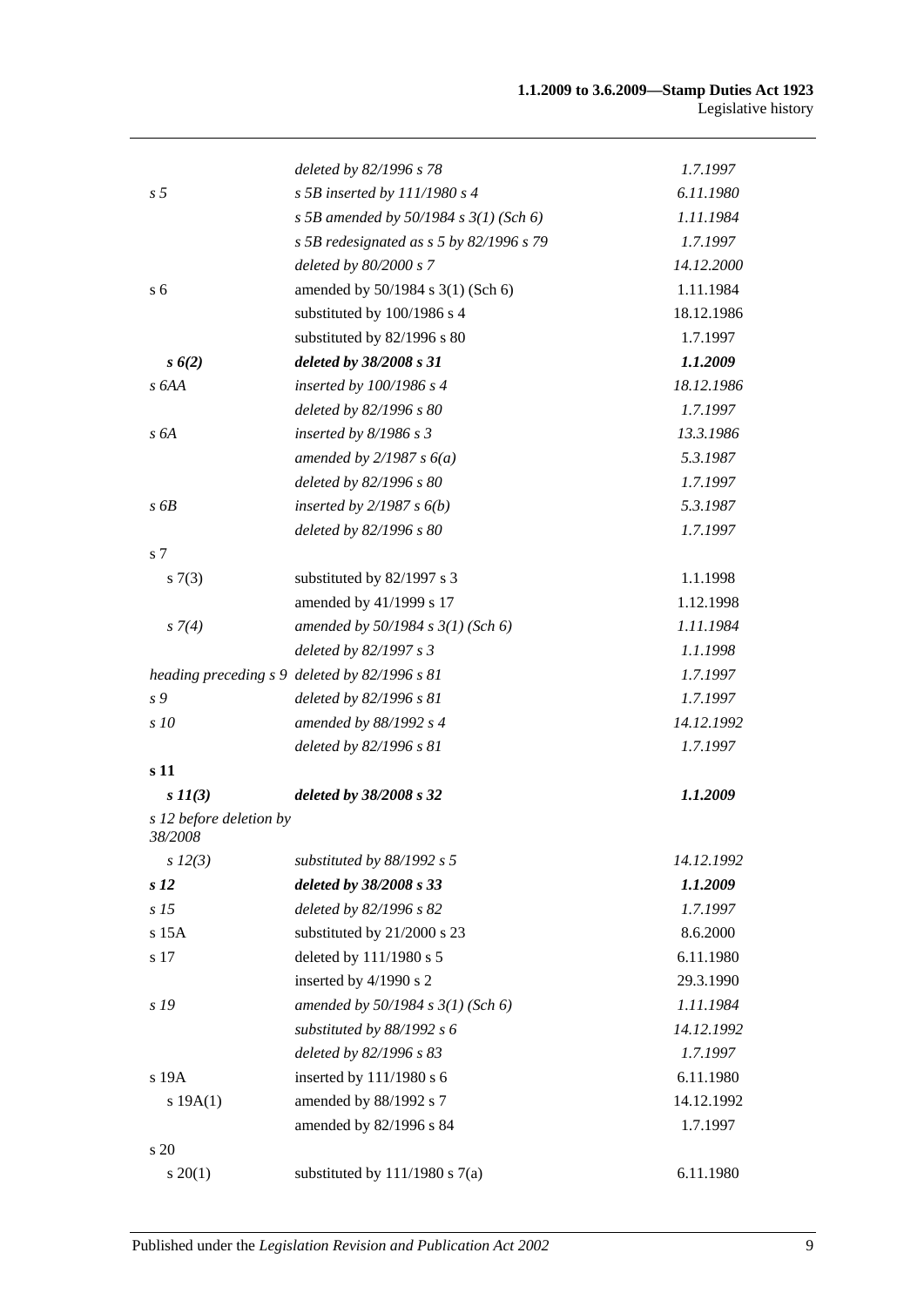| | | |
|---|---|---|
| | *deleted by 82/1996 s 78* | *1.7.1997* |
| *s 5* | *s 5B inserted by 111/1980 s 4* | *6.11.1980* |
| | *s 5B amended by 50/1984 s 3(1) (Sch 6)* | *1.11.1984* |
| | *s 5B redesignated as s 5 by 82/1996 s 79* | *1.7.1997* |
| | *deleted by 80/2000 s 7* | *14.12.2000* |
| s 6 | amended by 50/1984 s 3(1) (Sch 6) | 1.11.1984 |
| | substituted by 100/1986 s 4 | 18.12.1986 |
| | substituted by 82/1996 s 80 | 1.7.1997 |
| ***s 6(2)*** | ***deleted by 38/2008 s 31*** | ***1.1.2009*** |
| *s 6AA* | *inserted by 100/1986 s 4* | *18.12.1986* |
| | *deleted by 82/1996 s 80* | *1.7.1997* |
| *s 6A* | *inserted by 8/1986 s 3* | *13.3.1986* |
| | *amended by 2/1987 s 6(a)* | *5.3.1987* |
| | *deleted by 82/1996 s 80* | *1.7.1997* |
| *s 6B* | *inserted by 2/1987 s 6(b)* | *5.3.1987* |
| | *deleted by 82/1996 s 80* | *1.7.1997* |
| s 7 | | |
| s 7(3) | substituted by 82/1997 s 3 | 1.1.1998 |
| | amended by 41/1999 s 17 | 1.12.1998 |
| *s 7(4)* | *amended by 50/1984 s 3(1) (Sch 6)* | *1.11.1984* |
| | *deleted by 82/1997 s 3* | *1.1.1998* |
| *heading preceding s 9* | *deleted by 82/1996 s 81* | *1.7.1997* |
| *s 9* | *deleted by 82/1996 s 81* | *1.7.1997* |
| *s 10* | *amended by 88/1992 s 4* | *14.12.1992* |
| | *deleted by 82/1996 s 81* | *1.7.1997* |
| **s 11** | | |
| ***s 11(3)*** | ***deleted by 38/2008 s 32*** | ***1.1.2009*** |
| *s 12 before deletion by 38/2008* | | |
| *s 12(3)* | *substituted by 88/1992 s 5* | *14.12.1992* |
| ***s 12*** | ***deleted by 38/2008 s 33*** | ***1.1.2009*** |
| *s 15* | *deleted by 82/1996 s 82* | *1.7.1997* |
| s 15A | substituted by 21/2000 s 23 | 8.6.2000 |
| s 17 | deleted by 111/1980 s 5 | 6.11.1980 |
| | inserted by 4/1990 s 2 | 29.3.1990 |
| *s 19* | *amended by 50/1984 s 3(1) (Sch 6)* | *1.11.1984* |
| | *substituted by 88/1992 s 6* | *14.12.1992* |
| | *deleted by 82/1996 s 83* | *1.7.1997* |
| s 19A | inserted by 111/1980 s 6 | 6.11.1980 |
| s 19A(1) | amended by 88/1992 s 7 | 14.12.1992 |
| | amended by 82/1996 s 84 | 1.7.1997 |
| s 20 | | |
| s 20(1) | substituted by 111/1980 s 7(a) | 6.11.1980 |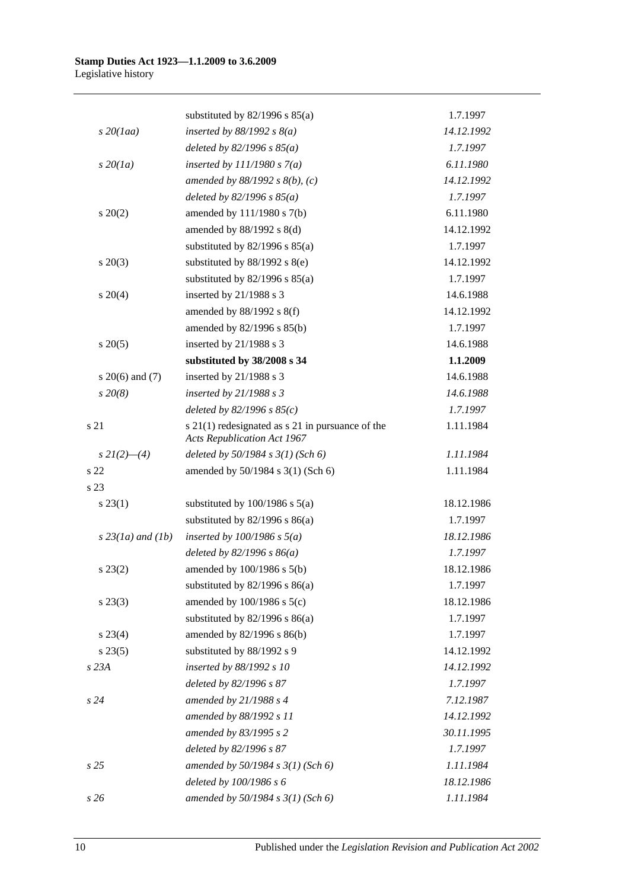| | | |
|---|---|---|
| | substituted by 82/1996 s 85(a) | 1.7.1997 |
| *s 20(1aa)* | *inserted by 88/1992 s 8(a)* | *14.12.1992* |
| | *deleted by 82/1996 s 85(a)* | *1.7.1997* |
| *s 20(1a)* | *inserted by 111/1980 s 7(a)* | *6.11.1980* |
| | *amended by 88/1992 s 8(b), (c)* | *14.12.1992* |
| | *deleted by 82/1996 s 85(a)* | *1.7.1997* |
| s 20(2) | amended by 111/1980 s 7(b) | 6.11.1980 |
| | amended by 88/1992 s 8(d) | 14.12.1992 |
| | substituted by 82/1996 s 85(a) | 1.7.1997 |
| s 20(3) | substituted by 88/1992 s 8(e) | 14.12.1992 |
| | substituted by 82/1996 s 85(a) | 1.7.1997 |
| s 20(4) | inserted by 21/1988 s 3 | 14.6.1988 |
| | amended by 88/1992 s 8(f) | 14.12.1992 |
| | amended by 82/1996 s 85(b) | 1.7.1997 |
| s 20(5) | inserted by 21/1988 s 3 | 14.6.1988 |
| | **substituted by 38/2008 s 34** | **1.1.2009** |
| s 20(6) and (7) | inserted by 21/1988 s 3 | 14.6.1988 |
| *s 20(8)* | *inserted by 21/1988 s 3* | *14.6.1988* |
| | *deleted by 82/1996 s 85(c)* | *1.7.1997* |
| s 21 | s 21(1) redesignated as s 21 in pursuance of the *Acts Republication Act 1967* | 1.11.1984 |
| *s 21(2)—(4)* | *deleted by 50/1984 s 3(1) (Sch 6)* | *1.11.1984* |
| s 22 | amended by 50/1984 s 3(1) (Sch 6) | 1.11.1984 |
| s 23 | | |
| s 23(1) | substituted by 100/1986 s 5(a) | 18.12.1986 |
| | substituted by 82/1996 s 86(a) | 1.7.1997 |
| *s 23(1a) and (1b)* | *inserted by 100/1986 s 5(a)* | *18.12.1986* |
| | *deleted by 82/1996 s 86(a)* | *1.7.1997* |
| s 23(2) | amended by 100/1986 s 5(b) | 18.12.1986 |
| | substituted by 82/1996 s 86(a) | 1.7.1997 |
| s 23(3) | amended by 100/1986 s 5(c) | 18.12.1986 |
| | substituted by 82/1996 s 86(a) | 1.7.1997 |
| s 23(4) | amended by 82/1996 s 86(b) | 1.7.1997 |
| s 23(5) | substituted by 88/1992 s 9 | 14.12.1992 |
| *s 23A* | *inserted by 88/1992 s 10* | *14.12.1992* |
| | *deleted by 82/1996 s 87* | *1.7.1997* |
| *s 24* | *amended by 21/1988 s 4* | *7.12.1987* |
| | *amended by 88/1992 s 11* | *14.12.1992* |
| | *amended by 83/1995 s 2* | *30.11.1995* |
| | *deleted by 82/1996 s 87* | *1.7.1997* |
| *s 25* | *amended by 50/1984 s 3(1) (Sch 6)* | *1.11.1984* |
| | *deleted by 100/1986 s 6* | *18.12.1986* |
| *s 26* | *amended by 50/1984 s 3(1) (Sch 6)* | *1.11.1984* |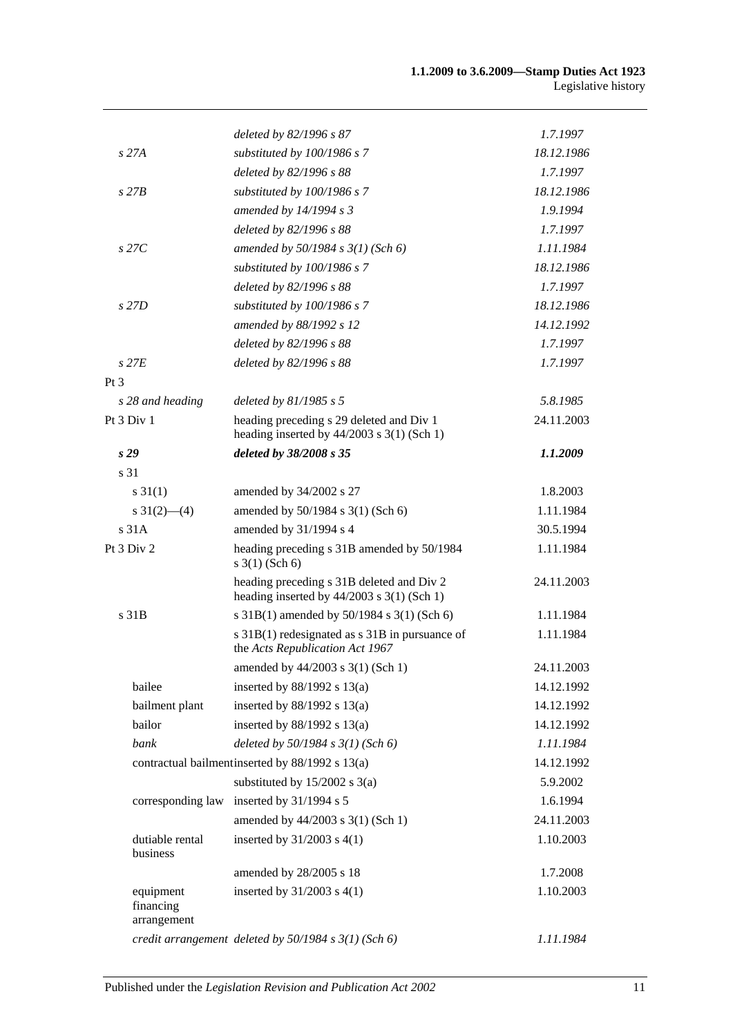| | | |
|---|---|---|
| | *deleted by 82/1996 s 87* | *1.7.1997* |
| *s 27A* | *substituted by 100/1986 s 7* | *18.12.1986* |
| | *deleted by 82/1996 s 88* | *1.7.1997* |
| *s 27B* | *substituted by 100/1986 s 7* | *18.12.1986* |
| | *amended by 14/1994 s 3* | *1.9.1994* |
| | *deleted by 82/1996 s 88* | *1.7.1997* |
| *s 27C* | *amended by 50/1984 s 3(1) (Sch 6)* | *1.11.1984* |
| | *substituted by 100/1986 s 7* | *18.12.1986* |
| | *deleted by 82/1996 s 88* | *1.7.1997* |
| *s 27D* | *substituted by 100/1986 s 7* | *18.12.1986* |
| | *amended by 88/1992 s 12* | *14.12.1992* |
| | *deleted by 82/1996 s 88* | *1.7.1997* |
| *s 27E* | *deleted by 82/1996 s 88* | *1.7.1997* |
| Pt 3 | | |
| *s 28 and heading* | *deleted by 81/1985 s 5* | *5.8.1985* |
| Pt 3 Div 1 | heading preceding s 29 deleted and Div 1 heading inserted by 44/2003 s 3(1) (Sch 1) | 24.11.2003 |
| ***s 29*** | ***deleted by 38/2008 s 35*** | ***1.1.2009*** |
| s 31 | | |
| s 31(1) | amended by 34/2002 s 27 | 1.8.2003 |
| s 31(2)—(4) | amended by 50/1984 s 3(1) (Sch 6) | 1.11.1984 |
| s 31A | amended by 31/1994 s 4 | 30.5.1994 |
| Pt 3 Div 2 | heading preceding s 31B amended by 50/1984 s 3(1) (Sch 6) | 1.11.1984 |
| | heading preceding s 31B deleted and Div 2 heading inserted by 44/2003 s 3(1) (Sch 1) | 24.11.2003 |
| s 31B | s 31B(1) amended by 50/1984 s 3(1) (Sch 6) | 1.11.1984 |
| | s 31B(1) redesignated as s 31B in pursuance of the *Acts Republication Act 1967* | 1.11.1984 |
| | amended by 44/2003 s 3(1) (Sch 1) | 24.11.2003 |
| bailee | inserted by 88/1992 s 13(a) | 14.12.1992 |
| bailment plant | inserted by 88/1992 s 13(a) | 14.12.1992 |
| bailor | inserted by 88/1992 s 13(a) | 14.12.1992 |
| *bank* | *deleted by 50/1984 s 3(1) (Sch 6)* | *1.11.1984* |
| contractual bailment | inserted by 88/1992 s 13(a) | 14.12.1992 |
| | substituted by 15/2002 s 3(a) | 5.9.2002 |
| corresponding law | inserted by 31/1994 s 5 | 1.6.1994 |
| | amended by 44/2003 s 3(1) (Sch 1) | 24.11.2003 |
| dutiable rental business | inserted by 31/2003 s 4(1) | 1.10.2003 |
| | amended by 28/2005 s 18 | 1.7.2008 |
| equipment financing arrangement | inserted by 31/2003 s 4(1) | 1.10.2003 |
| *credit arrangement* | *deleted by 50/1984 s 3(1) (Sch 6)* | *1.11.1984* |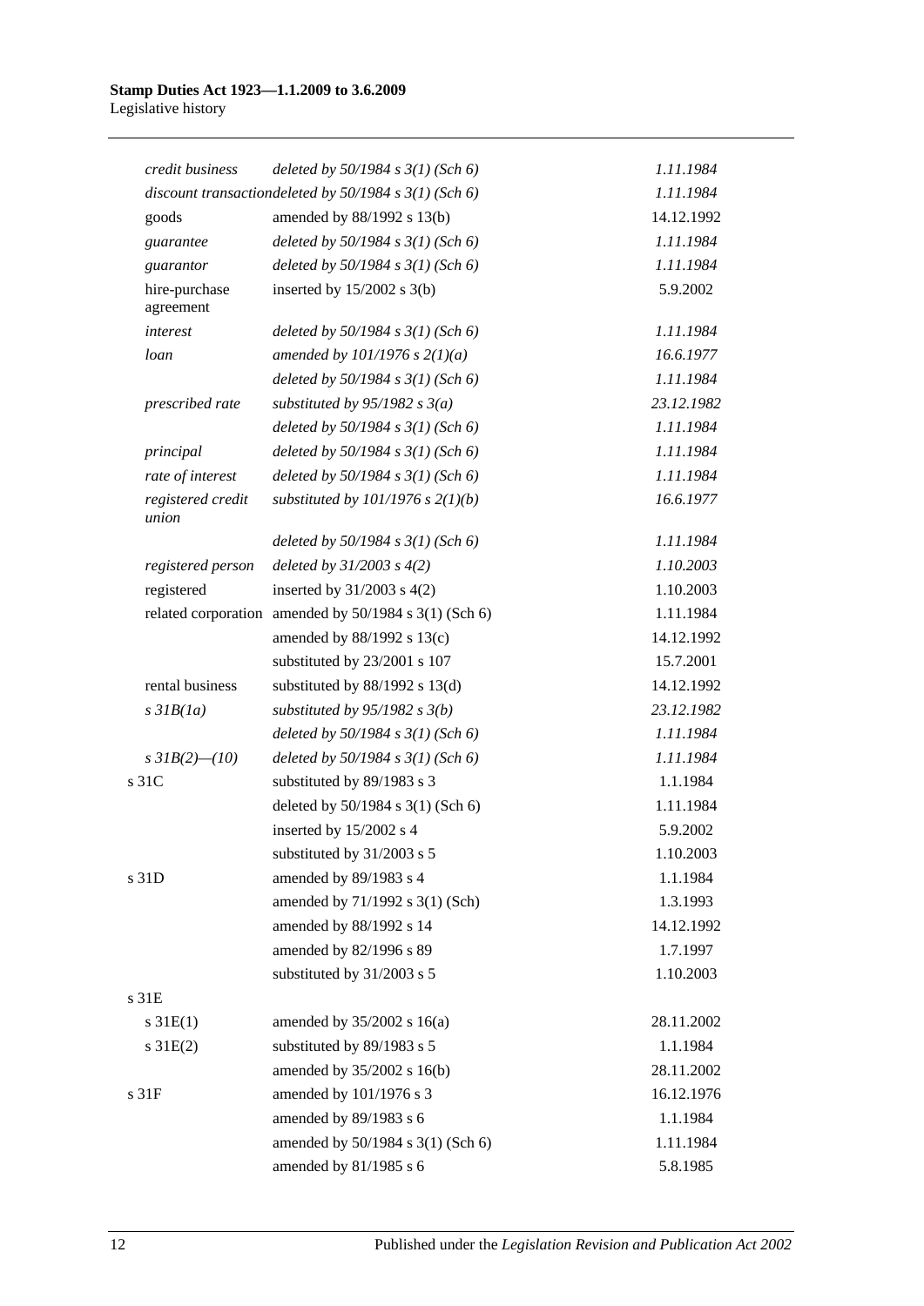| | | |
|---|---|---|
| *credit business* | *deleted by 50/1984 s 3(1) (Sch 6)* | *1.11.1984* |
| *discount transaction* | *deleted by 50/1984 s 3(1) (Sch 6)* | *1.11.1984* |
| goods | amended by 88/1992 s 13(b) | 14.12.1992 |
| *guarantee* | *deleted by 50/1984 s 3(1) (Sch 6)* | *1.11.1984* |
| *guarantor* | *deleted by 50/1984 s 3(1) (Sch 6)* | *1.11.1984* |
| hire-purchase agreement | inserted by 15/2002 s 3(b) | 5.9.2002 |
| *interest* | *deleted by 50/1984 s 3(1) (Sch 6)* | *1.11.1984* |
| *loan* | *amended by 101/1976 s 2(1)(a)* | *16.6.1977* |
| | *deleted by 50/1984 s 3(1) (Sch 6)* | *1.11.1984* |
| *prescribed rate* | *substituted by 95/1982 s 3(a)* | *23.12.1982* |
| | *deleted by 50/1984 s 3(1) (Sch 6)* | *1.11.1984* |
| *principal* | *deleted by 50/1984 s 3(1) (Sch 6)* | *1.11.1984* |
| *rate of interest* | *deleted by 50/1984 s 3(1) (Sch 6)* | *1.11.1984* |
| *registered credit union* | *substituted by 101/1976 s 2(1)(b)* | *16.6.1977* |
| | *deleted by 50/1984 s 3(1) (Sch 6)* | *1.11.1984* |
| *registered person* | *deleted by 31/2003 s 4(2)* | *1.10.2003* |
| registered | inserted by 31/2003 s 4(2) | 1.10.2003 |
| related corporation | amended by 50/1984 s 3(1) (Sch 6) | 1.11.1984 |
| | amended by 88/1992 s 13(c) | 14.12.1992 |
| | substituted by 23/2001 s 107 | 15.7.2001 |
| rental business | substituted by 88/1992 s 13(d) | 14.12.1992 |
| *s 31B(1a)* | *substituted by 95/1982 s 3(b)* | *23.12.1982* |
| | *deleted by 50/1984 s 3(1) (Sch 6)* | *1.11.1984* |
| *s 31B(2)—(10)* | *deleted by 50/1984 s 3(1) (Sch 6)* | *1.11.1984* |
| s 31C | substituted by 89/1983 s 3 | 1.1.1984 |
| | deleted by 50/1984 s 3(1) (Sch 6) | 1.11.1984 |
| | inserted by 15/2002 s 4 | 5.9.2002 |
| | substituted by 31/2003 s 5 | 1.10.2003 |
| s 31D | amended by 89/1983 s 4 | 1.1.1984 |
| | amended by 71/1992 s 3(1) (Sch) | 1.3.1993 |
| | amended by 88/1992 s 14 | 14.12.1992 |
| | amended by 82/1996 s 89 | 1.7.1997 |
| | substituted by 31/2003 s 5 | 1.10.2003 |
| s 31E | | |
| s 31E(1) | amended by 35/2002 s 16(a) | 28.11.2002 |
| s 31E(2) | substituted by 89/1983 s 5 | 1.1.1984 |
| | amended by 35/2002 s 16(b) | 28.11.2002 |
| s 31F | amended by 101/1976 s 3 | 16.12.1976 |
| | amended by 89/1983 s 6 | 1.1.1984 |
| | amended by 50/1984 s 3(1) (Sch 6) | 1.11.1984 |
| | amended by 81/1985 s 6 | 5.8.1985 |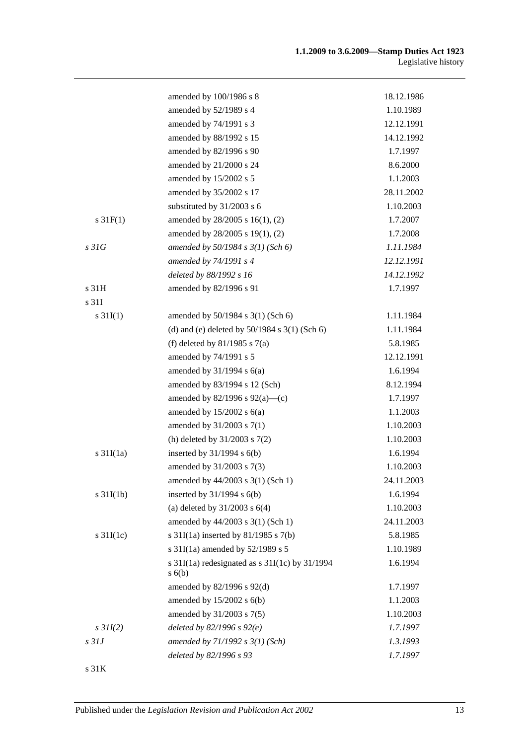| | | |
|---|---|---|
| | amended by 100/1986 s 8 | 18.12.1986 |
| | amended by 52/1989 s 4 | 1.10.1989 |
| | amended by 74/1991 s 3 | 12.12.1991 |
| | amended by 88/1992 s 15 | 14.12.1992 |
| | amended by 82/1996 s 90 | 1.7.1997 |
| | amended by 21/2000 s 24 | 8.6.2000 |
| | amended by 15/2002 s 5 | 1.1.2003 |
| | amended by 35/2002 s 17 | 28.11.2002 |
| | substituted by 31/2003 s 6 | 1.10.2003 |
| s 31F(1) | amended by 28/2005 s 16(1), (2) | 1.7.2007 |
| | amended by 28/2005 s 19(1), (2) | 1.7.2008 |
| *s 31G* | *amended by 50/1984 s 3(1) (Sch 6)* | *1.11.1984* |
| | *amended by 74/1991 s 4* | *12.12.1991* |
| | *deleted by 88/1992 s 16* | *14.12.1992* |
| s 31H | amended by 82/1996 s 91 | 1.7.1997 |
| s 31I | | |
| s 31I(1) | amended by 50/1984 s 3(1) (Sch 6) | 1.11.1984 |
| | (d) and (e) deleted by 50/1984 s 3(1) (Sch 6) | 1.11.1984 |
| | (f) deleted by 81/1985 s 7(a) | 5.8.1985 |
| | amended by 74/1991 s 5 | 12.12.1991 |
| | amended by 31/1994 s 6(a) | 1.6.1994 |
| | amended by 83/1994 s 12 (Sch) | 8.12.1994 |
| | amended by 82/1996 s 92(a)—(c) | 1.7.1997 |
| | amended by 15/2002 s 6(a) | 1.1.2003 |
| | amended by 31/2003 s 7(1) | 1.10.2003 |
| | (h) deleted by 31/2003 s 7(2) | 1.10.2003 |
| s 31I(1a) | inserted by 31/1994 s 6(b) | 1.6.1994 |
| | amended by 31/2003 s 7(3) | 1.10.2003 |
| | amended by 44/2003 s 3(1) (Sch 1) | 24.11.2003 |
| s 31I(1b) | inserted by 31/1994 s 6(b) | 1.6.1994 |
| | (a) deleted by 31/2003 s 6(4) | 1.10.2003 |
| | amended by 44/2003 s 3(1) (Sch 1) | 24.11.2003 |
| s 31I(1c) | s 31I(1a) inserted by 81/1985 s 7(b) | 5.8.1985 |
| | s 31I(1a) amended by 52/1989 s 5 | 1.10.1989 |
| | s 31I(1a) redesignated as s 31I(1c) by 31/1994 s 6(b) | 1.6.1994 |
| | amended by 82/1996 s 92(d) | 1.7.1997 |
| | amended by 15/2002 s 6(b) | 1.1.2003 |
| | amended by 31/2003 s 7(5) | 1.10.2003 |
| *s 31I(2)* | *deleted by 82/1996 s 92(e)* | *1.7.1997* |
| *s 31J* | *amended by 71/1992 s 3(1) (Sch)* | *1.3.1993* |
| | *deleted by 82/1996 s 93* | *1.7.1997* |
| s 31K | | |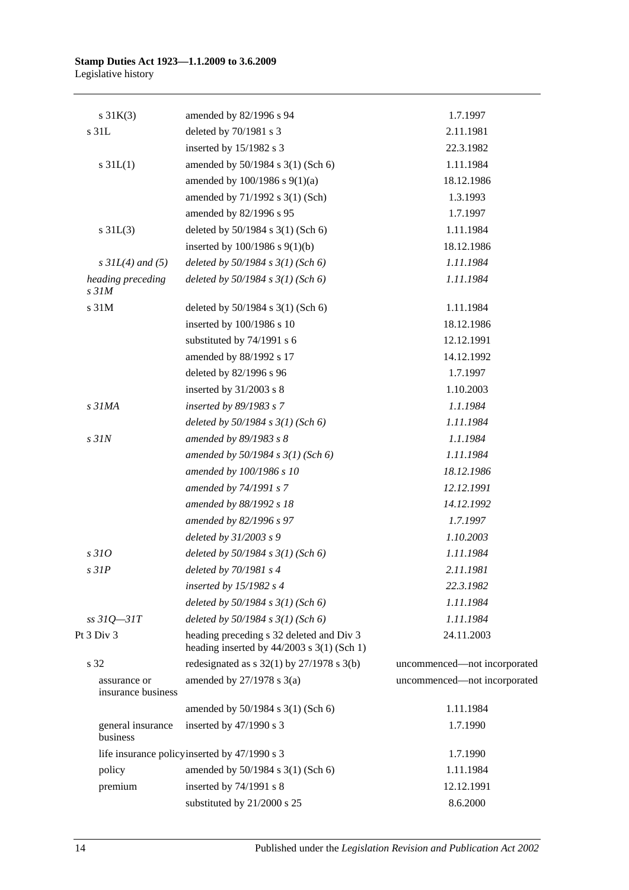| | | |
|---|---|---|
| s 31K(3) | amended by 82/1996 s 94 | 1.7.1997 |
| s 31L | deleted by 70/1981 s 3 | 2.11.1981 |
| | inserted by 15/1982 s 3 | 22.3.1982 |
| s 31L(1) | amended by 50/1984 s 3(1) (Sch 6) | 1.11.1984 |
| | amended by 100/1986 s 9(1)(a) | 18.12.1986 |
| | amended by 71/1992 s 3(1) (Sch) | 1.3.1993 |
| | amended by 82/1996 s 95 | 1.7.1997 |
| s 31L(3) | deleted by 50/1984 s 3(1) (Sch 6) | 1.11.1984 |
| | inserted by 100/1986 s 9(1)(b) | 18.12.1986 |
| *s 31L(4) and (5)* | *deleted by 50/1984 s 3(1) (Sch 6)* | *1.11.1984* |
| *heading preceding s 31M* | *deleted by 50/1984 s 3(1) (Sch 6)* | *1.11.1984* |
| s 31M | deleted by 50/1984 s 3(1) (Sch 6) | 1.11.1984 |
| | inserted by 100/1986 s 10 | 18.12.1986 |
| | substituted by 74/1991 s 6 | 12.12.1991 |
| | amended by 88/1992 s 17 | 14.12.1992 |
| | deleted by 82/1996 s 96 | 1.7.1997 |
| | inserted by 31/2003 s 8 | 1.10.2003 |
| *s 31MA* | *inserted by 89/1983 s 7* | *1.1.1984* |
| | *deleted by 50/1984 s 3(1) (Sch 6)* | *1.11.1984* |
| *s 31N* | *amended by 89/1983 s 8* | *1.1.1984* |
| | *amended by 50/1984 s 3(1) (Sch 6)* | *1.11.1984* |
| | *amended by 100/1986 s 10* | *18.12.1986* |
| | *amended by 74/1991 s 7* | *12.12.1991* |
| | *amended by 88/1992 s 18* | *14.12.1992* |
| | *amended by 82/1996 s 97* | *1.7.1997* |
| | *deleted by 31/2003 s 9* | *1.10.2003* |
| *s 31O* | *deleted by 50/1984 s 3(1) (Sch 6)* | *1.11.1984* |
| *s 31P* | *deleted by 70/1981 s 4* | *2.11.1981* |
| | *inserted by 15/1982 s 4* | *22.3.1982* |
| | *deleted by 50/1984 s 3(1) (Sch 6)* | *1.11.1984* |
| *ss 31Q—31T* | *deleted by 50/1984 s 3(1) (Sch 6)* | *1.11.1984* |
| Pt 3 Div 3 | heading preceding s 32 deleted and Div 3 heading inserted by 44/2003 s 3(1) (Sch 1) | 24.11.2003 |
| s 32 | redesignated as s 32(1) by 27/1978 s 3(b) | uncommenced—not incorporated |
| assurance or insurance business | amended by 27/1978 s 3(a) | uncommenced—not incorporated |
| | amended by 50/1984 s 3(1) (Sch 6) | 1.11.1984 |
| general insurance business | inserted by 47/1990 s 3 | 1.7.1990 |
| life insurance policy | inserted by 47/1990 s 3 | 1.7.1990 |
| policy | amended by 50/1984 s 3(1) (Sch 6) | 1.11.1984 |
| premium | inserted by 74/1991 s 8 | 12.12.1991 |
| | substituted by 21/2000 s 25 | 8.6.2000 |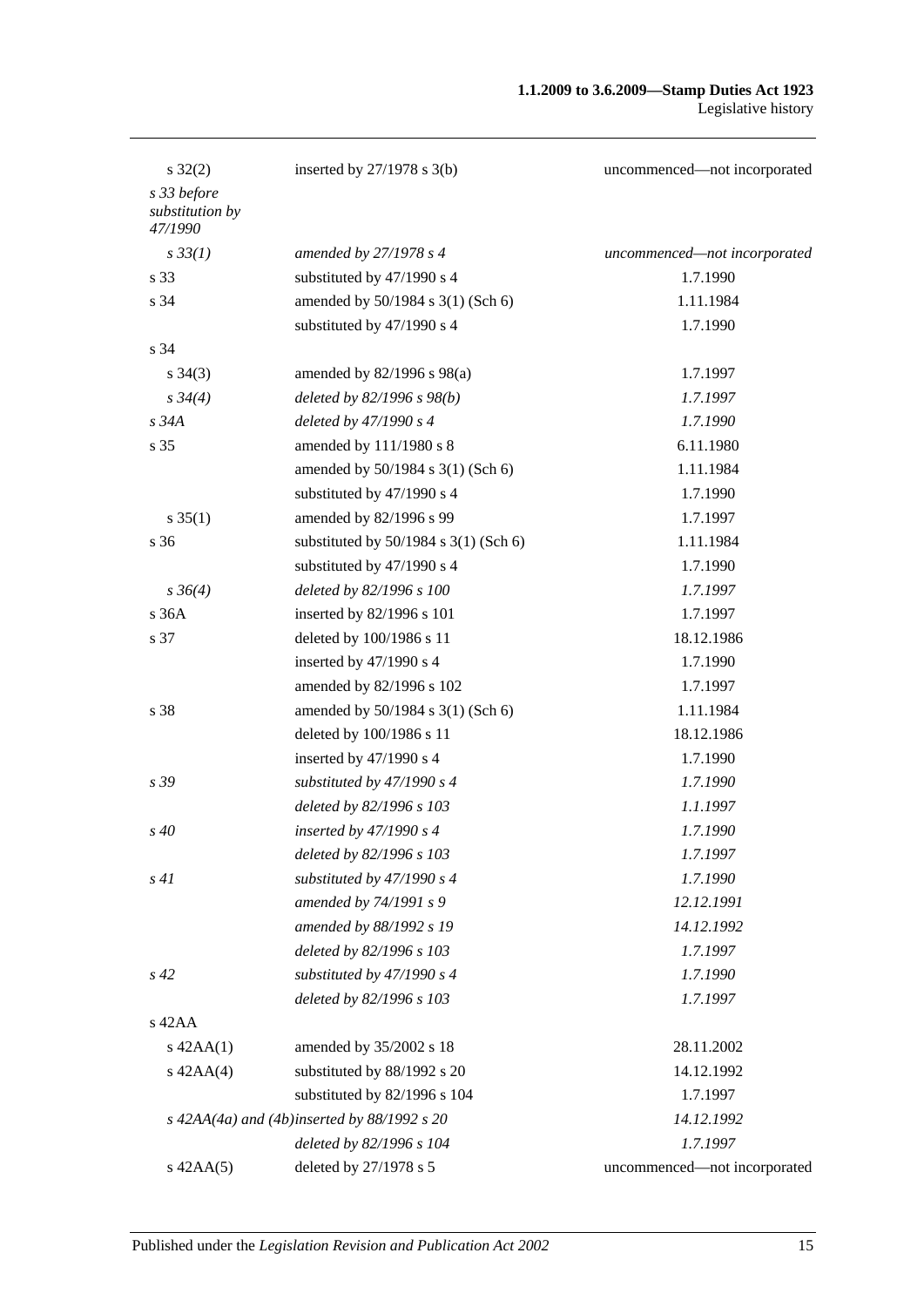| | | |
|---|---|---|
| s 32(2) | inserted by 27/1978 s 3(b) | uncommenced—not incorporated |
| *s 33 before substitution by 47/1990* | | |
| *s 33(1)* | *amended by 27/1978 s 4* | *uncommenced—not incorporated* |
| s 33 | substituted by 47/1990 s 4 | 1.7.1990 |
| s 34 | amended by 50/1984 s 3(1) (Sch 6) | 1.11.1984 |
| | substituted by 47/1990 s 4 | 1.7.1990 |
| s 34 | | |
| s 34(3) | amended by 82/1996 s 98(a) | 1.7.1997 |
| *s 34(4)* | *deleted by 82/1996 s 98(b)* | *1.7.1997* |
| *s 34A* | *deleted by 47/1990 s 4* | *1.7.1990* |
| s 35 | amended by 111/1980 s 8 | 6.11.1980 |
| | amended by 50/1984 s 3(1) (Sch 6) | 1.11.1984 |
| | substituted by 47/1990 s 4 | 1.7.1990 |
| s 35(1) | amended by 82/1996 s 99 | 1.7.1997 |
| s 36 | substituted by 50/1984 s 3(1) (Sch 6) | 1.11.1984 |
| | substituted by 47/1990 s 4 | 1.7.1990 |
| *s 36(4)* | *deleted by 82/1996 s 100* | *1.7.1997* |
| s 36A | inserted by 82/1996 s 101 | 1.7.1997 |
| s 37 | deleted by 100/1986 s 11 | 18.12.1986 |
| | inserted by 47/1990 s 4 | 1.7.1990 |
| | amended by 82/1996 s 102 | 1.7.1997 |
| s 38 | amended by 50/1984 s 3(1) (Sch 6) | 1.11.1984 |
| | deleted by 100/1986 s 11 | 18.12.1986 |
| | inserted by 47/1990 s 4 | 1.7.1990 |
| *s 39* | *substituted by 47/1990 s 4* | *1.7.1990* |
| | *deleted by 82/1996 s 103* | *1.1.1997* |
| *s 40* | *inserted by 47/1990 s 4* | *1.7.1990* |
| | *deleted by 82/1996 s 103* | *1.7.1997* |
| *s 41* | *substituted by 47/1990 s 4* | *1.7.1990* |
| | *amended by 74/1991 s 9* | *12.12.1991* |
| | *amended by 88/1992 s 19* | *14.12.1992* |
| | *deleted by 82/1996 s 103* | *1.7.1997* |
| *s 42* | *substituted by 47/1990 s 4* | *1.7.1990* |
| | *deleted by 82/1996 s 103* | *1.7.1997* |
| s 42AA | | |
| s 42AA(1) | amended by 35/2002 s 18 | 28.11.2002 |
| s 42AA(4) | substituted by 88/1992 s 20 | 14.12.1992 |
| | substituted by 82/1996 s 104 | 1.7.1997 |
| *s 42AA(4a) and (4b)* | *inserted by 88/1992 s 20* | *14.12.1992* |
| | *deleted by 82/1996 s 104* | *1.7.1997* |
| s 42AA(5) | deleted by 27/1978 s 5 | uncommenced—not incorporated |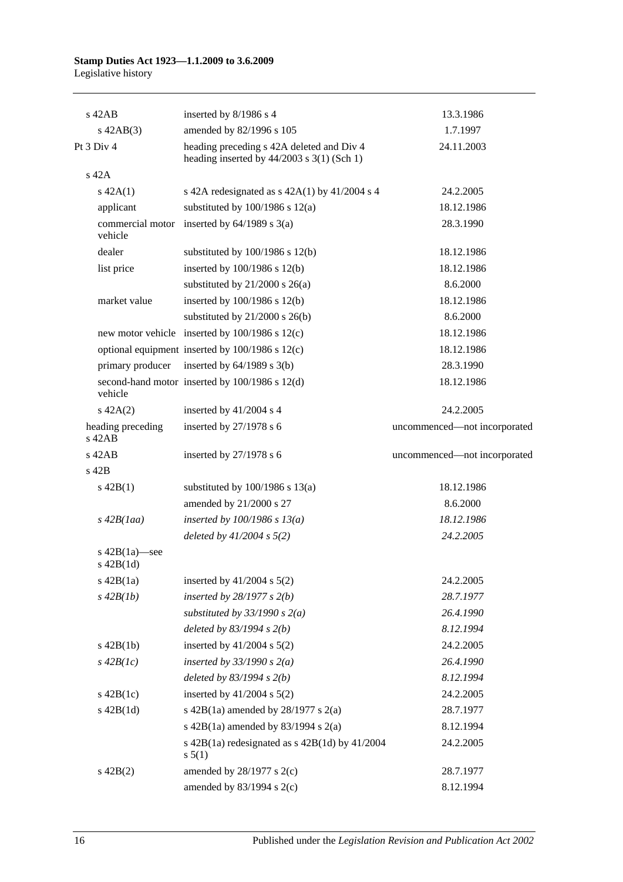| | | |
|---|---|---|
| s 42AB | inserted by 8/1986 s 4 | 13.3.1986 |
| s 42AB(3) | amended by 82/1996 s 105 | 1.7.1997 |
| Pt 3 Div 4 | heading preceding s 42A deleted and Div 4 heading inserted by 44/2003 s 3(1) (Sch 1) | 24.11.2003 |
| s 42A | | |
| s 42A(1) | s 42A redesignated as s 42A(1) by 41/2004 s 4 | 24.2.2005 |
| applicant | substituted by 100/1986 s 12(a) | 18.12.1986 |
| commercial motor vehicle | inserted by 64/1989 s 3(a) | 28.3.1990 |
| dealer | substituted by 100/1986 s 12(b) | 18.12.1986 |
| list price | inserted by 100/1986 s 12(b) | 18.12.1986 |
| | substituted by 21/2000 s 26(a) | 8.6.2000 |
| market value | inserted by 100/1986 s 12(b) | 18.12.1986 |
| | substituted by 21/2000 s 26(b) | 8.6.2000 |
| new motor vehicle | inserted by 100/1986 s 12(c) | 18.12.1986 |
| optional equipment | inserted by 100/1986 s 12(c) | 18.12.1986 |
| primary producer | inserted by 64/1989 s 3(b) | 28.3.1990 |
| second-hand motor vehicle | inserted by 100/1986 s 12(d) | 18.12.1986 |
| s 42A(2) | inserted by 41/2004 s 4 | 24.2.2005 |
| heading preceding s 42AB | inserted by 27/1978 s 6 | uncommenced—not incorporated |
| s 42AB | inserted by 27/1978 s 6 | uncommenced—not incorporated |
| s 42B | | |
| s 42B(1) | substituted by 100/1986 s 13(a) | 18.12.1986 |
| | amended by 21/2000 s 27 | 8.6.2000 |
| *s 42B(1aa)* | *inserted by 100/1986 s 13(a)* | *18.12.1986* |
| | *deleted by 41/2004 s 5(2)* | *24.2.2005* |
| s 42B(1a)—see s 42B(1d) | | |
| s 42B(1a) | inserted by 41/2004 s 5(2) | 24.2.2005 |
| *s 42B(1b)* | *inserted by 28/1977 s 2(b)* | *28.7.1977* |
| | *substituted by 33/1990 s 2(a)* | *26.4.1990* |
| | *deleted by 83/1994 s 2(b)* | *8.12.1994* |
| s 42B(1b) | inserted by 41/2004 s 5(2) | 24.2.2005 |
| *s 42B(1c)* | *inserted by 33/1990 s 2(a)* | *26.4.1990* |
| | *deleted by 83/1994 s 2(b)* | *8.12.1994* |
| s 42B(1c) | inserted by 41/2004 s 5(2) | 24.2.2005 |
| s 42B(1d) | s 42B(1a) amended by 28/1977 s 2(a) | 28.7.1977 |
| | s 42B(1a) amended by 83/1994 s 2(a) | 8.12.1994 |
| | s 42B(1a) redesignated as s 42B(1d) by 41/2004 s 5(1) | 24.2.2005 |
| s 42B(2) | amended by 28/1977 s 2(c) | 28.7.1977 |
| | amended by 83/1994 s 2(c) | 8.12.1994 |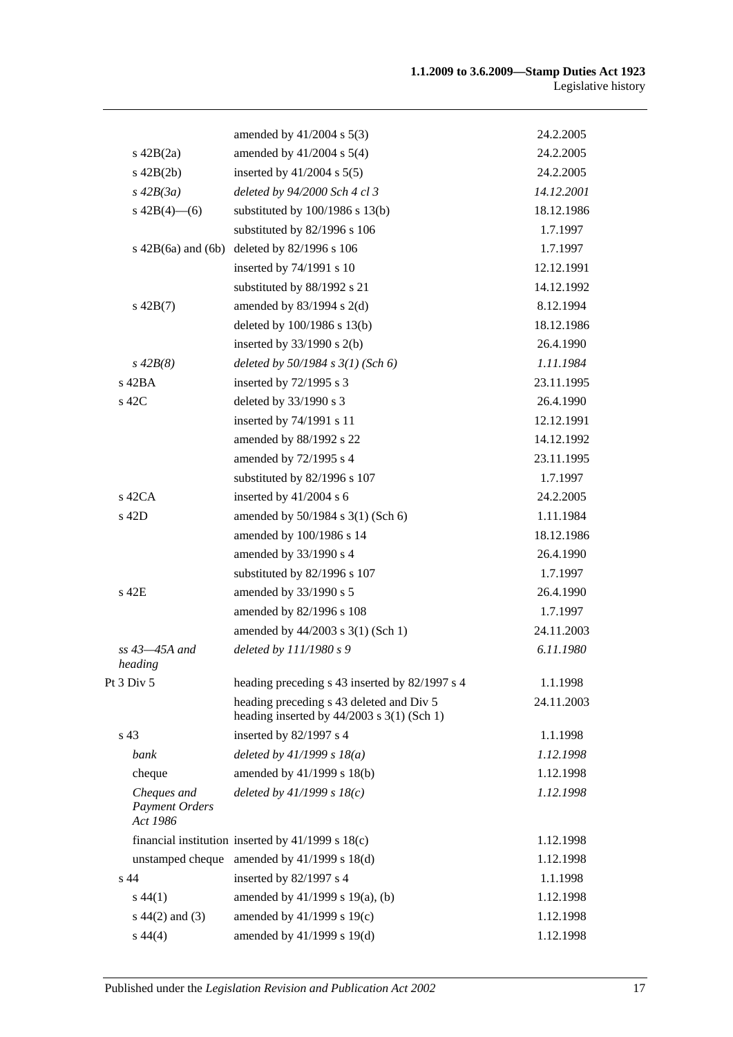| | | |
|---|---|---|
| | amended by 41/2004 s 5(3) | 24.2.2005 |
| s 42B(2a) | amended by 41/2004 s 5(4) | 24.2.2005 |
| s 42B(2b) | inserted by 41/2004 s 5(5) | 24.2.2005 |
| *s 42B(3a)* | *deleted by 94/2000 Sch 4 cl 3* | *14.12.2001* |
| s 42B(4)—(6) | substituted by 100/1986 s 13(b) | 18.12.1986 |
| | substituted by 82/1996 s 106 | 1.7.1997 |
| s 42B(6a) and (6b) | deleted by 82/1996 s 106 | 1.7.1997 |
| | inserted by 74/1991 s 10 | 12.12.1991 |
| | substituted by 88/1992 s 21 | 14.12.1992 |
| s 42B(7) | amended by 83/1994 s 2(d) | 8.12.1994 |
| | deleted by 100/1986 s 13(b) | 18.12.1986 |
| | inserted by 33/1990 s 2(b) | 26.4.1990 |
| *s 42B(8)* | *deleted by 50/1984 s 3(1) (Sch 6)* | *1.11.1984* |
| s 42BA | inserted by 72/1995 s 3 | 23.11.1995 |
| s 42C | deleted by 33/1990 s 3 | 26.4.1990 |
| | inserted by 74/1991 s 11 | 12.12.1991 |
| | amended by 88/1992 s 22 | 14.12.1992 |
| | amended by 72/1995 s 4 | 23.11.1995 |
| | substituted by 82/1996 s 107 | 1.7.1997 |
| s 42CA | inserted by 41/2004 s 6 | 24.2.2005 |
| s 42D | amended by 50/1984 s 3(1) (Sch 6) | 1.11.1984 |
| | amended by 100/1986 s 14 | 18.12.1986 |
| | amended by 33/1990 s 4 | 26.4.1990 |
| | substituted by 82/1996 s 107 | 1.7.1997 |
| s 42E | amended by 33/1990 s 5 | 26.4.1990 |
| | amended by 82/1996 s 108 | 1.7.1997 |
| | amended by 44/2003 s 3(1) (Sch 1) | 24.11.2003 |
| *ss 43—45A and heading* | *deleted by 111/1980 s 9* | *6.11.1980* |
| Pt 3 Div 5 | heading preceding s 43 inserted by 82/1997 s 4 | 1.1.1998 |
| | heading preceding s 43 deleted and Div 5 heading inserted by 44/2003 s 3(1) (Sch 1) | 24.11.2003 |
| s 43 | inserted by 82/1997 s 4 | 1.1.1998 |
| *bank* | *deleted by 41/1999 s 18(a)* | *1.12.1998* |
| cheque | amended by 41/1999 s 18(b) | 1.12.1998 |
| *Cheques and Payment Orders Act 1986* | *deleted by 41/1999 s 18(c)* | *1.12.1998* |
| financial institution | inserted by 41/1999 s 18(c) | 1.12.1998 |
| unstamped cheque | amended by 41/1999 s 18(d) | 1.12.1998 |
| s 44 | inserted by 82/1997 s 4 | 1.1.1998 |
| s 44(1) | amended by 41/1999 s 19(a), (b) | 1.12.1998 |
| s 44(2) and (3) | amended by 41/1999 s 19(c) | 1.12.1998 |
| s 44(4) | amended by 41/1999 s 19(d) | 1.12.1998 |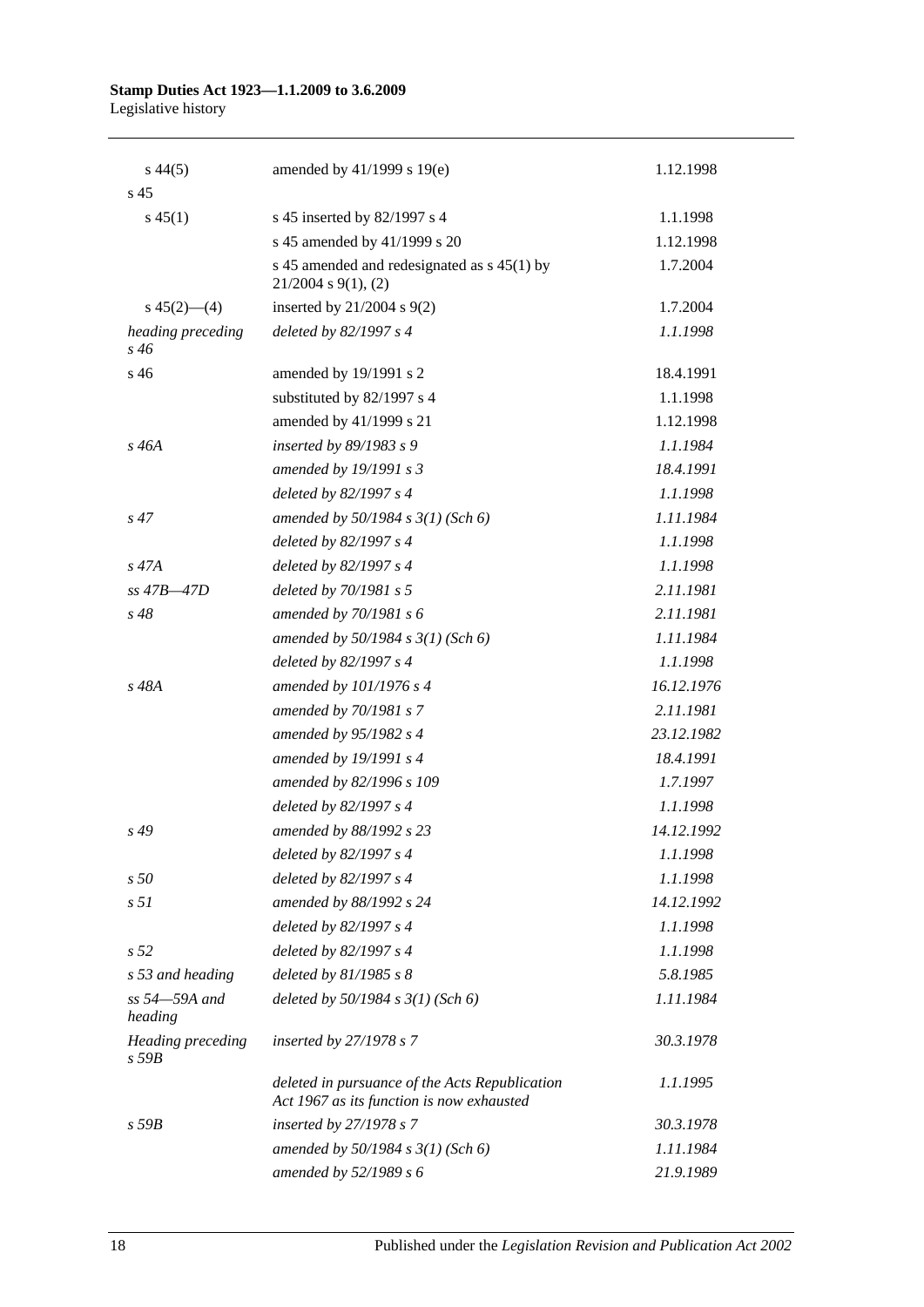| | | |
|---|---|---|
| s 44(5) | amended by 41/1999 s 19(e) | 1.12.1998 |
| s 45 | | |
| s 45(1) | s 45 inserted by 82/1997 s 4 | 1.1.1998 |
| | s 45 amended by 41/1999 s 20 | 1.12.1998 |
| | s 45 amended and redesignated as s 45(1) by 21/2004 s 9(1), (2) | 1.7.2004 |
| s 45(2)—(4) | inserted by 21/2004 s 9(2) | 1.7.2004 |
| *heading preceding s 46* | *deleted by 82/1997 s 4* | *1.1.1998* |
| s 46 | amended by 19/1991 s 2 | 18.4.1991 |
| | substituted by 82/1997 s 4 | 1.1.1998 |
| | amended by 41/1999 s 21 | 1.12.1998 |
| *s 46A* | *inserted by 89/1983 s 9* | *1.1.1984* |
| | *amended by 19/1991 s 3* | *18.4.1991* |
| | *deleted by 82/1997 s 4* | *1.1.1998* |
| *s 47* | *amended by 50/1984 s 3(1) (Sch 6)* | *1.11.1984* |
| | *deleted by 82/1997 s 4* | *1.1.1998* |
| *s 47A* | *deleted by 82/1997 s 4* | *1.1.1998* |
| *ss 47B—47D* | *deleted by 70/1981 s 5* | *2.11.1981* |
| *s 48* | *amended by 70/1981 s 6* | *2.11.1981* |
| | *amended by 50/1984 s 3(1) (Sch 6)* | *1.11.1984* |
| | *deleted by 82/1997 s 4* | *1.1.1998* |
| *s 48A* | *amended by 101/1976 s 4* | *16.12.1976* |
| | *amended by 70/1981 s 7* | *2.11.1981* |
| | *amended by 95/1982 s 4* | *23.12.1982* |
| | *amended by 19/1991 s 4* | *18.4.1991* |
| | *amended by 82/1996 s 109* | *1.7.1997* |
| | *deleted by 82/1997 s 4* | *1.1.1998* |
| *s 49* | *amended by 88/1992 s 23* | *14.12.1992* |
| | *deleted by 82/1997 s 4* | *1.1.1998* |
| *s 50* | *deleted by 82/1997 s 4* | *1.1.1998* |
| *s 51* | *amended by 88/1992 s 24* | *14.12.1992* |
| | *deleted by 82/1997 s 4* | *1.1.1998* |
| *s 52* | *deleted by 82/1997 s 4* | *1.1.1998* |
| *s 53 and heading* | *deleted by 81/1985 s 8* | *5.8.1985* |
| *ss 54—59A and heading* | *deleted by 50/1984 s 3(1) (Sch 6)* | *1.11.1984* |
| *Heading preceding s 59B* | *inserted by 27/1978 s 7* | *30.3.1978* |
| | *deleted in pursuance of the Acts Republication Act 1967 as its function is now exhausted* | *1.1.1995* |
| *s 59B* | *inserted by 27/1978 s 7* | *30.3.1978* |
| | *amended by 50/1984 s 3(1) (Sch 6)* | *1.11.1984* |
| | *amended by 52/1989 s 6* | *21.9.1989* |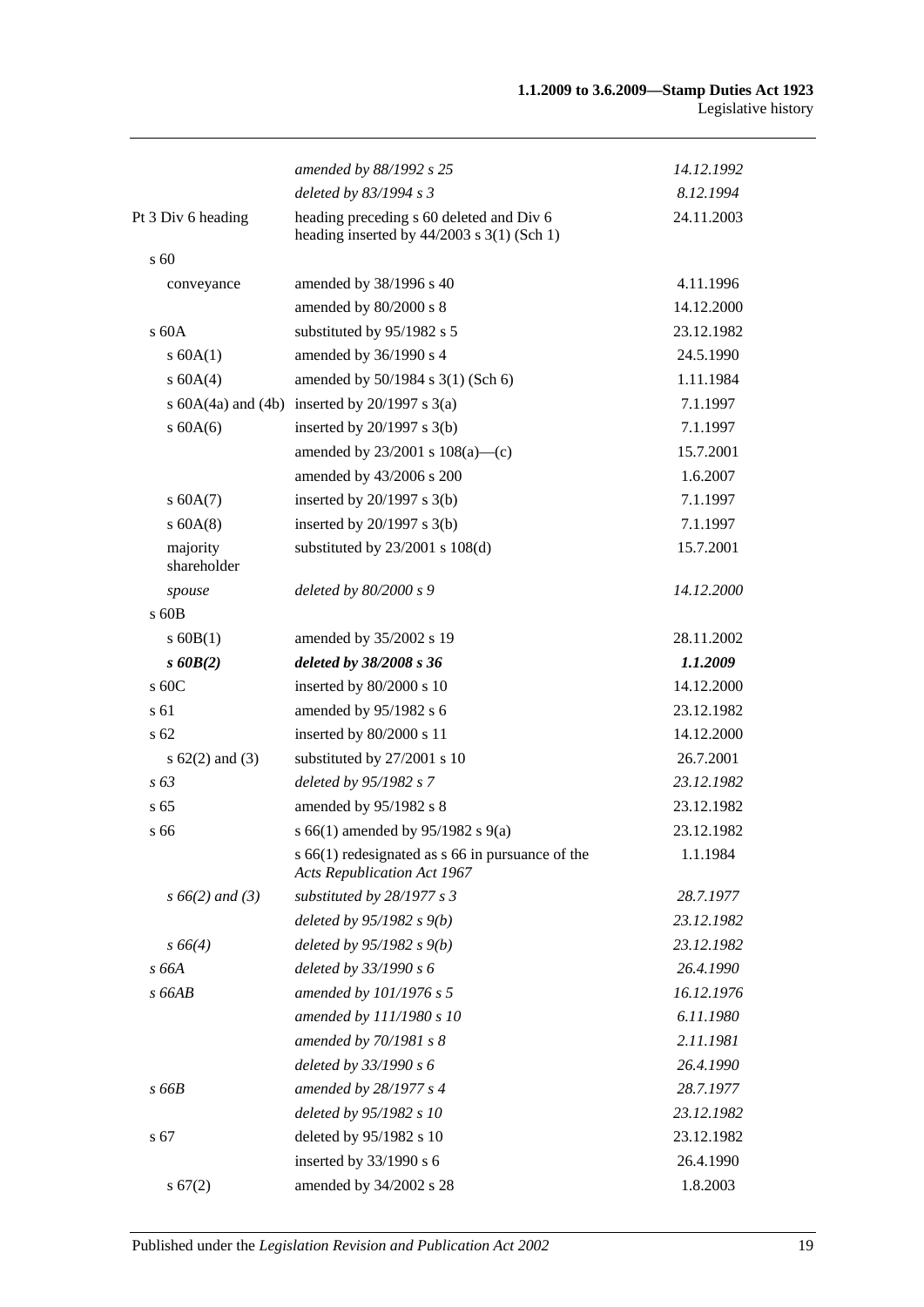| | | |
|---|---|---|
| | *amended by 88/1992 s 25* | *14.12.1992* |
| | *deleted by 83/1994 s 3* | *8.12.1994* |
| Pt 3 Div 6 heading | heading preceding s 60 deleted and Div 6 heading inserted by 44/2003 s 3(1) (Sch 1) | 24.11.2003 |
| s 60 | | |
| conveyance | amended by 38/1996 s 40 | 4.11.1996 |
| | amended by 80/2000 s 8 | 14.12.2000 |
| s 60A | substituted by 95/1982 s 5 | 23.12.1982 |
| s 60A(1) | amended by 36/1990 s 4 | 24.5.1990 |
| s 60A(4) | amended by 50/1984 s 3(1) (Sch 6) | 1.11.1984 |
| s 60A(4a) and (4b) | inserted by 20/1997 s 3(a) | 7.1.1997 |
| s 60A(6) | inserted by 20/1997 s 3(b) | 7.1.1997 |
| | amended by 23/2001 s 108(a)—(c) | 15.7.2001 |
| | amended by 43/2006 s 200 | 1.6.2007 |
| s 60A(7) | inserted by 20/1997 s 3(b) | 7.1.1997 |
| s 60A(8) | inserted by 20/1997 s 3(b) | 7.1.1997 |
| majority shareholder | substituted by 23/2001 s 108(d) | 15.7.2001 |
| *spouse* | *deleted by 80/2000 s 9* | *14.12.2000* |
| s 60B | | |
| s 60B(1) | amended by 35/2002 s 19 | 28.11.2002 |
| ***s 60B(2)*** | ***deleted by 38/2008 s 36*** | ***1.1.2009*** |
| s 60C | inserted by 80/2000 s 10 | 14.12.2000 |
| s 61 | amended by 95/1982 s 6 | 23.12.1982 |
| s 62 | inserted by 80/2000 s 11 | 14.12.2000 |
| s 62(2) and (3) | substituted by 27/2001 s 10 | 26.7.2001 |
| *s 63* | *deleted by 95/1982 s 7* | *23.12.1982* |
| s 65 | amended by 95/1982 s 8 | 23.12.1982 |
| s 66 | s 66(1) amended by 95/1982 s 9(a) | 23.12.1982 |
| | s 66(1) redesignated as s 66 in pursuance of the *Acts Republication Act 1967* | 1.1.1984 |
| *s 66(2) and (3)* | *substituted by 28/1977 s 3* | *28.7.1977* |
| | *deleted by 95/1982 s 9(b)* | *23.12.1982* |
| *s 66(4)* | *deleted by 95/1982 s 9(b)* | *23.12.1982* |
| *s 66A* | *deleted by 33/1990 s 6* | *26.4.1990* |
| *s 66AB* | *amended by 101/1976 s 5* | *16.12.1976* |
| | *amended by 111/1980 s 10* | *6.11.1980* |
| | *amended by 70/1981 s 8* | *2.11.1981* |
| | *deleted by 33/1990 s 6* | *26.4.1990* |
| *s 66B* | *amended by 28/1977 s 4* | *28.7.1977* |
| | *deleted by 95/1982 s 10* | *23.12.1982* |
| s 67 | deleted by 95/1982 s 10 | 23.12.1982 |
| | inserted by 33/1990 s 6 | 26.4.1990 |
| s 67(2) | amended by 34/2002 s 28 | 1.8.2003 |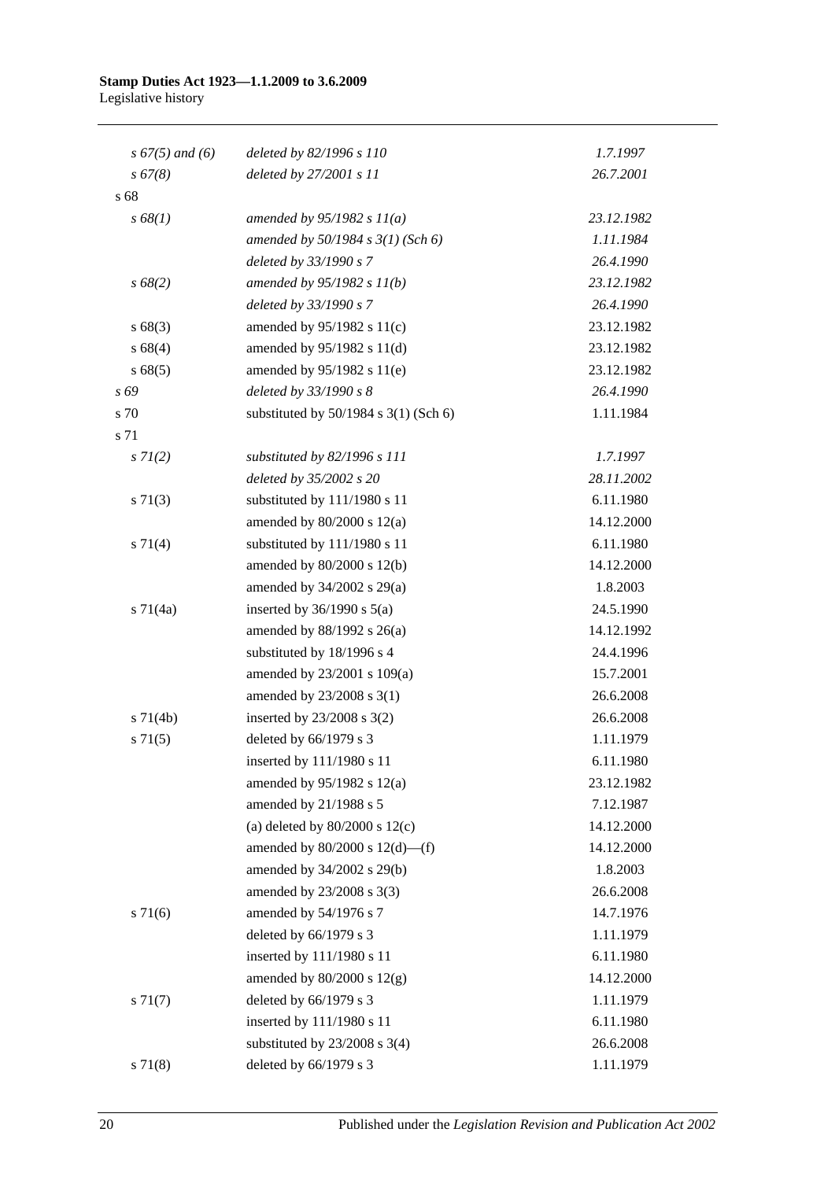| | | |
|---|---|---|
| *s 67(5) and (6)* | *deleted by 82/1996 s 110* | *1.7.1997* |
| *s 67(8)* | *deleted by 27/2001 s 11* | *26.7.2001* |
| s 68 | | |
| *s 68(1)* | *amended by 95/1982 s 11(a)* | *23.12.1982* |
| | *amended by 50/1984 s 3(1) (Sch 6)* | *1.11.1984* |
| | *deleted by 33/1990 s 7* | *26.4.1990* |
| *s 68(2)* | *amended by 95/1982 s 11(b)* | *23.12.1982* |
| | *deleted by 33/1990 s 7* | *26.4.1990* |
| s 68(3) | amended by 95/1982 s 11(c) | 23.12.1982 |
| s 68(4) | amended by 95/1982 s 11(d) | 23.12.1982 |
| s 68(5) | amended by 95/1982 s 11(e) | 23.12.1982 |
| *s 69* | *deleted by 33/1990 s 8* | *26.4.1990* |
| s 70 | substituted by 50/1984 s 3(1) (Sch 6) | 1.11.1984 |
| s 71 | | |
| *s 71(2)* | *substituted by 82/1996 s 111* | *1.7.1997* |
| | *deleted by 35/2002 s 20* | *28.11.2002* |
| s 71(3) | substituted by 111/1980 s 11 | 6.11.1980 |
| | amended by 80/2000 s 12(a) | 14.12.2000 |
| s 71(4) | substituted by 111/1980 s 11 | 6.11.1980 |
| | amended by 80/2000 s 12(b) | 14.12.2000 |
| | amended by 34/2002 s 29(a) | 1.8.2003 |
| s 71(4a) | inserted by 36/1990 s 5(a) | 24.5.1990 |
| | amended by 88/1992 s 26(a) | 14.12.1992 |
| | substituted by 18/1996 s 4 | 24.4.1996 |
| | amended by 23/2001 s 109(a) | 15.7.2001 |
| | amended by 23/2008 s 3(1) | 26.6.2008 |
| s 71(4b) | inserted by 23/2008 s 3(2) | 26.6.2008 |
| s 71(5) | deleted by 66/1979 s 3 | 1.11.1979 |
| | inserted by 111/1980 s 11 | 6.11.1980 |
| | amended by 95/1982 s 12(a) | 23.12.1982 |
| | amended by 21/1988 s 5 | 7.12.1987 |
| | (a) deleted by 80/2000 s 12(c) | 14.12.2000 |
| | amended by 80/2000 s 12(d)—(f) | 14.12.2000 |
| | amended by 34/2002 s 29(b) | 1.8.2003 |
| | amended by 23/2008 s 3(3) | 26.6.2008 |
| s 71(6) | amended by 54/1976 s 7 | 14.7.1976 |
| | deleted by 66/1979 s 3 | 1.11.1979 |
| | inserted by 111/1980 s 11 | 6.11.1980 |
| | amended by 80/2000 s 12(g) | 14.12.2000 |
| s 71(7) | deleted by 66/1979 s 3 | 1.11.1979 |
| | inserted by 111/1980 s 11 | 6.11.1980 |
| | substituted by 23/2008 s 3(4) | 26.6.2008 |
| s 71(8) | deleted by 66/1979 s 3 | 1.11.1979 |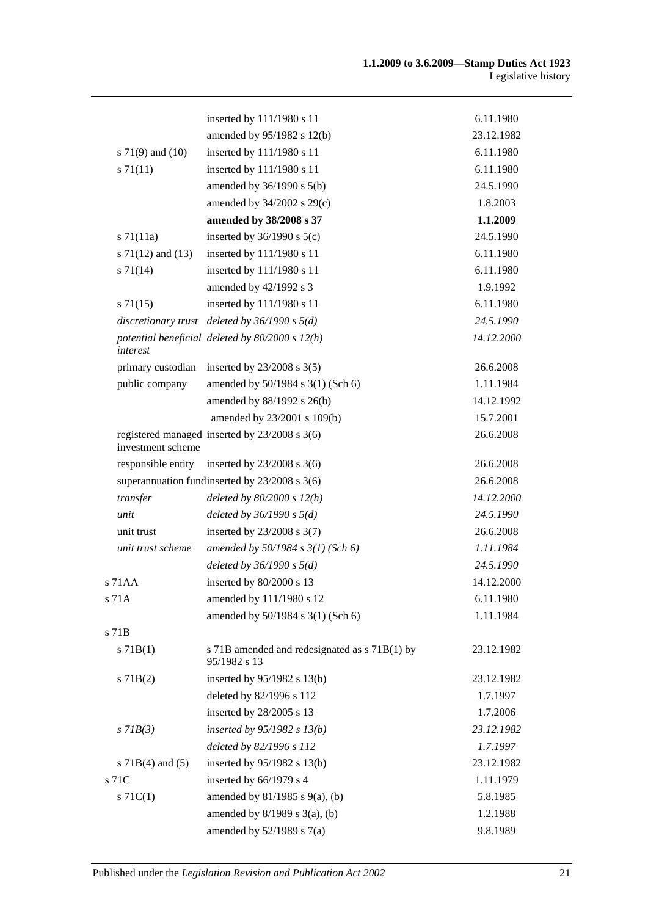| | | |
|---|---|---|
| | inserted by 111/1980 s 11 | 6.11.1980 |
| | amended by 95/1982 s 12(b) | 23.12.1982 |
| s 71(9) and (10) | inserted by 111/1980 s 11 | 6.11.1980 |
| s 71(11) | inserted by 111/1980 s 11 | 6.11.1980 |
| | amended by 36/1990 s 5(b) | 24.5.1990 |
| | amended by 34/2002 s 29(c) | 1.8.2003 |
| | **amended by 38/2008 s 37** | **1.1.2009** |
| s 71(11a) | inserted by 36/1990 s 5(c) | 24.5.1990 |
| s 71(12) and (13) | inserted by 111/1980 s 11 | 6.11.1980 |
| s 71(14) | inserted by 111/1980 s 11 | 6.11.1980 |
| | amended by 42/1992 s 3 | 1.9.1992 |
| s 71(15) | inserted by 111/1980 s 11 | 6.11.1980 |
| *discretionary trust* | *deleted by 36/1990 s 5(d)* | *24.5.1990* |
| *potential beneficial interest* | *deleted by 80/2000 s 12(h)* | *14.12.2000* |
| primary custodian | inserted by 23/2008 s 3(5) | 26.6.2008 |
| public company | amended by 50/1984 s 3(1) (Sch 6) | 1.11.1984 |
| | amended by 88/1992 s 26(b) | 14.12.1992 |
| | amended by 23/2001 s 109(b) | 15.7.2001 |
| registered managed investment scheme | inserted by 23/2008 s 3(6) | 26.6.2008 |
| responsible entity | inserted by 23/2008 s 3(6) | 26.6.2008 |
| superannuation fund | inserted by 23/2008 s 3(6) | 26.6.2008 |
| *transfer* | *deleted by 80/2000 s 12(h)* | *14.12.2000* |
| *unit* | *deleted by 36/1990 s 5(d)* | *24.5.1990* |
| unit trust | inserted by 23/2008 s 3(7) | 26.6.2008 |
| *unit trust scheme* | *amended by 50/1984 s 3(1) (Sch 6)* | *1.11.1984* |
| | *deleted by 36/1990 s 5(d)* | *24.5.1990* |
| s 71AA | inserted by 80/2000 s 13 | 14.12.2000 |
| s 71A | amended by 111/1980 s 12 | 6.11.1980 |
| | amended by 50/1984 s 3(1) (Sch 6) | 1.11.1984 |
| s 71B | | |
| s 71B(1) | s 71B amended and redesignated as s 71B(1) by 95/1982 s 13 | 23.12.1982 |
| s 71B(2) | inserted by 95/1982 s 13(b) | 23.12.1982 |
| | deleted by 82/1996 s 112 | 1.7.1997 |
| | inserted by 28/2005 s 13 | 1.7.2006 |
| *s 71B(3)* | *inserted by 95/1982 s 13(b)* | *23.12.1982* |
| | *deleted by 82/1996 s 112* | *1.7.1997* |
| s 71B(4) and (5) | inserted by 95/1982 s 13(b) | 23.12.1982 |
| s 71C | inserted by 66/1979 s 4 | 1.11.1979 |
| s 71C(1) | amended by 81/1985 s 9(a), (b) | 5.8.1985 |
| | amended by 8/1989 s 3(a), (b) | 1.2.1988 |
| | amended by 52/1989 s 7(a) | 9.8.1989 |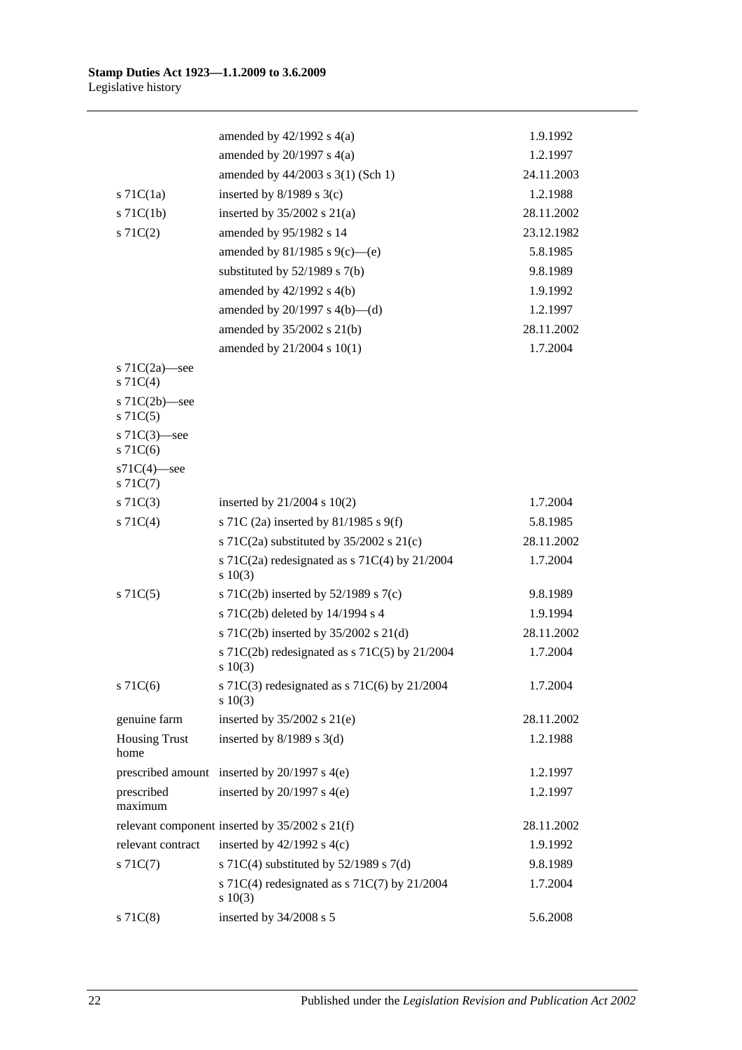| | | |
|---|---|---|
| | amended by 42/1992 s 4(a) | 1.9.1992 |
| | amended by 20/1997 s 4(a) | 1.2.1997 |
| | amended by 44/2003 s 3(1) (Sch 1) | 24.11.2003 |
| s 71C(1a) | inserted by 8/1989 s 3(c) | 1.2.1988 |
| s 71C(1b) | inserted by 35/2002 s 21(a) | 28.11.2002 |
| s 71C(2) | amended by 95/1982 s 14 | 23.12.1982 |
| | amended by 81/1985 s 9(c)—(e) | 5.8.1985 |
| | substituted by 52/1989 s 7(b) | 9.8.1989 |
| | amended by 42/1992 s 4(b) | 1.9.1992 |
| | amended by 20/1997 s 4(b)—(d) | 1.2.1997 |
| | amended by 35/2002 s 21(b) | 28.11.2002 |
| | amended by 21/2004 s 10(1) | 1.7.2004 |
| s 71C(2a)—see s 71C(4) | | |
| s 71C(2b)—see s 71C(5) | | |
| s 71C(3)—see s 71C(6) | | |
| s71C(4)—see s 71C(7) | | |
| s 71C(3) | inserted by 21/2004 s 10(2) | 1.7.2004 |
| s 71C(4) | s 71C (2a) inserted by 81/1985 s 9(f) | 5.8.1985 |
| | s 71C(2a) substituted by 35/2002 s 21(c) | 28.11.2002 |
| | s 71C(2a) redesignated as s 71C(4) by 21/2004 s 10(3) | 1.7.2004 |
| s 71C(5) | s 71C(2b) inserted by 52/1989 s 7(c) | 9.8.1989 |
| | s 71C(2b) deleted by 14/1994 s 4 | 1.9.1994 |
| | s 71C(2b) inserted by 35/2002 s 21(d) | 28.11.2002 |
| | s 71C(2b) redesignated as s 71C(5) by 21/2004 s 10(3) | 1.7.2004 |
| s 71C(6) | s 71C(3) redesignated as s 71C(6) by 21/2004 s 10(3) | 1.7.2004 |
| genuine farm | inserted by 35/2002 s 21(e) | 28.11.2002 |
| Housing Trust home | inserted by 8/1989 s 3(d) | 1.2.1988 |
| prescribed amount | inserted by 20/1997 s 4(e) | 1.2.1997 |
| prescribed maximum | inserted by 20/1997 s 4(e) | 1.2.1997 |
| relevant component | inserted by 35/2002 s 21(f) | 28.11.2002 |
| relevant contract | inserted by 42/1992 s 4(c) | 1.9.1992 |
| s 71C(7) | s 71C(4) substituted by 52/1989 s 7(d) | 9.8.1989 |
| | s 71C(4) redesignated as s 71C(7) by 21/2004 s 10(3) | 1.7.2004 |
| s 71C(8) | inserted by 34/2008 s 5 | 5.6.2008 |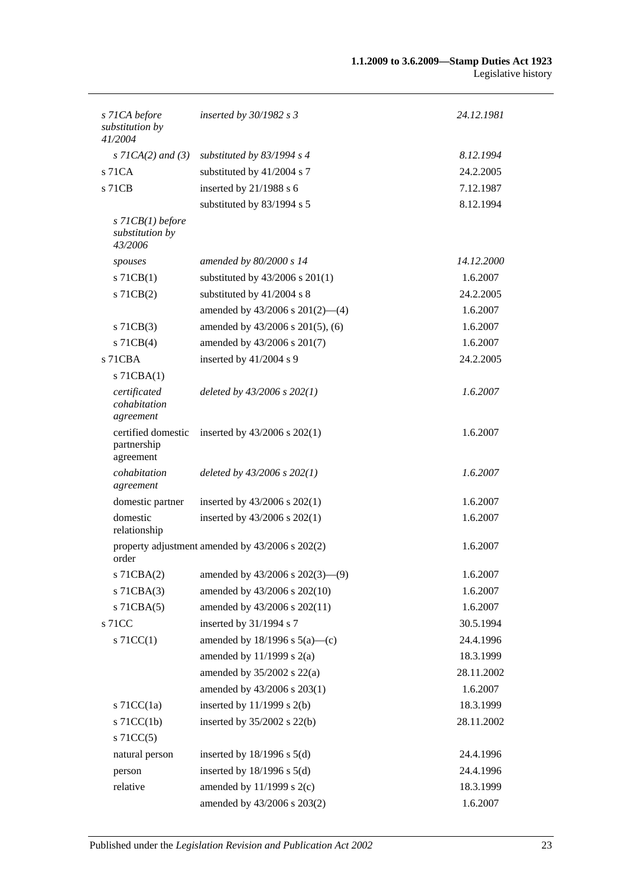| | | |
|---|---|---|
| *s 71CA before substitution by 41/2004* | *inserted by 30/1982 s 3* | *24.12.1981* |
| *s 71CA(2) and (3)* | *substituted by 83/1994 s 4* | *8.12.1994* |
| s 71CA | substituted by 41/2004 s 7 | 24.2.2005 |
| s 71CB | inserted by 21/1988 s 6 | 7.12.1987 |
| | substituted by 83/1994 s 5 | 8.12.1994 |
| *s 71CB(1) before substitution by 43/2006* | | |
| *spouses* | *amended by 80/2000 s 14* | *14.12.2000* |
| s 71CB(1) | substituted by 43/2006 s 201(1) | 1.6.2007 |
| s 71CB(2) | substituted by 41/2004 s 8 | 24.2.2005 |
| | amended by 43/2006 s 201(2)—(4) | 1.6.2007 |
| s 71CB(3) | amended by 43/2006 s 201(5), (6) | 1.6.2007 |
| s 71CB(4) | amended by 43/2006 s 201(7) | 1.6.2007 |
| s 71CBA | inserted by 41/2004 s 9 | 24.2.2005 |
| s 71CBA(1) | | |
| *certificated cohabitation agreement* | *deleted by 43/2006 s 202(1)* | *1.6.2007* |
| certified domestic partnership agreement | inserted by 43/2006 s 202(1) | 1.6.2007 |
| *cohabitation agreement* | *deleted by 43/2006 s 202(1)* | *1.6.2007* |
| domestic partner | inserted by 43/2006 s 202(1) | 1.6.2007 |
| domestic relationship | inserted by 43/2006 s 202(1) | 1.6.2007 |
| property adjustment order | amended by 43/2006 s 202(2) | 1.6.2007 |
| s 71CBA(2) | amended by 43/2006 s 202(3)—(9) | 1.6.2007 |
| s 71CBA(3) | amended by 43/2006 s 202(10) | 1.6.2007 |
| s 71CBA(5) | amended by 43/2006 s 202(11) | 1.6.2007 |
| s 71CC | inserted by 31/1994 s 7 | 30.5.1994 |
| s 71CC(1) | amended by 18/1996 s 5(a)—(c) | 24.4.1996 |
| | amended by 11/1999 s 2(a) | 18.3.1999 |
| | amended by 35/2002 s 22(a) | 28.11.2002 |
| | amended by 43/2006 s 203(1) | 1.6.2007 |
| s 71CC(1a) | inserted by 11/1999 s 2(b) | 18.3.1999 |
| s 71CC(1b) | inserted by 35/2002 s 22(b) | 28.11.2002 |
| s 71CC(5) | | |
| natural person | inserted by 18/1996 s 5(d) | 24.4.1996 |
| person | inserted by 18/1996 s 5(d) | 24.4.1996 |
| relative | amended by 11/1999 s 2(c) | 18.3.1999 |
| | amended by 43/2006 s 203(2) | 1.6.2007 |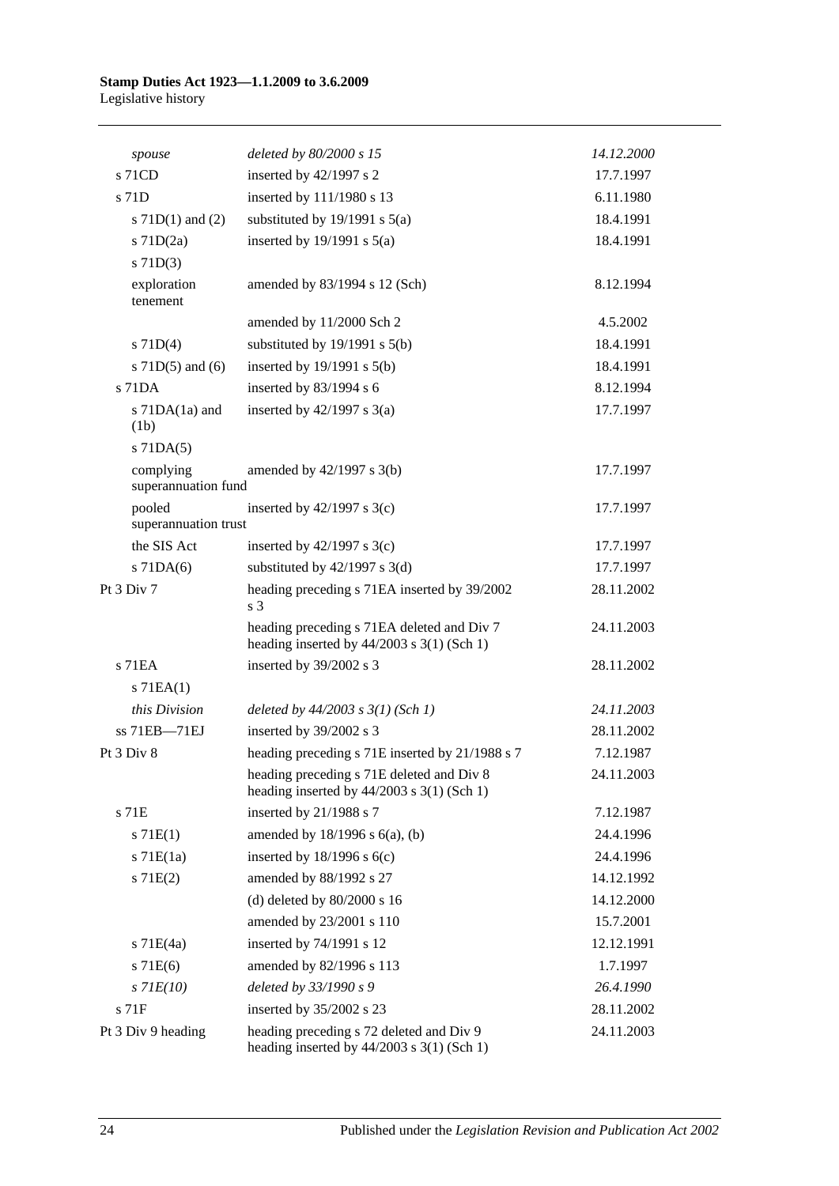| | | |
|---|---|---|
| *spouse* | *deleted by 80/2000 s 15* | *14.12.2000* |
| s 71CD | inserted by 42/1997 s 2 | 17.7.1997 |
| s 71D | inserted by 111/1980 s 13 | 6.11.1980 |
| s 71D(1) and (2) | substituted by 19/1991 s 5(a) | 18.4.1991 |
| s 71D(2a) | inserted by 19/1991 s 5(a) | 18.4.1991 |
| s 71D(3) | | |
| exploration tenement | amended by 83/1994 s 12 (Sch) | 8.12.1994 |
| | amended by 11/2000 Sch 2 | 4.5.2002 |
| s 71D(4) | substituted by 19/1991 s 5(b) | 18.4.1991 |
| s 71D(5) and (6) | inserted by 19/1991 s 5(b) | 18.4.1991 |
| s 71DA | inserted by 83/1994 s 6 | 8.12.1994 |
| s 71DA(1a) and (1b) | inserted by 42/1997 s 3(a) | 17.7.1997 |
| s 71DA(5) | | |
| complying superannuation fund | amended by 42/1997 s 3(b) | 17.7.1997 |
| pooled superannuation trust | inserted by 42/1997 s 3(c) | 17.7.1997 |
| the SIS Act | inserted by 42/1997 s 3(c) | 17.7.1997 |
| s 71DA(6) | substituted by 42/1997 s 3(d) | 17.7.1997 |
| Pt 3 Div 7 | heading preceding s 71EA inserted by 39/2002 s 3 | 28.11.2002 |
| | heading preceding s 71EA deleted and Div 7 heading inserted by 44/2003 s 3(1) (Sch 1) | 24.11.2003 |
| s 71EA | inserted by 39/2002 s 3 | 28.11.2002 |
| s 71EA(1) | | |
| *this Division* | *deleted by 44/2003 s 3(1) (Sch 1)* | *24.11.2003* |
| ss 71EB—71EJ | inserted by 39/2002 s 3 | 28.11.2002 |
| Pt 3 Div 8 | heading preceding s 71E inserted by 21/1988 s 7 | 7.12.1987 |
| | heading preceding s 71E deleted and Div 8 heading inserted by 44/2003 s 3(1) (Sch 1) | 24.11.2003 |
| s 71E | inserted by 21/1988 s 7 | 7.12.1987 |
| s 71E(1) | amended by 18/1996 s 6(a), (b) | 24.4.1996 |
| s 71E(1a) | inserted by 18/1996 s 6(c) | 24.4.1996 |
| s 71E(2) | amended by 88/1992 s 27 | 14.12.1992 |
| | (d) deleted by 80/2000 s 16 | 14.12.2000 |
| | amended by 23/2001 s 110 | 15.7.2001 |
| s 71E(4a) | inserted by 74/1991 s 12 | 12.12.1991 |
| s 71E(6) | amended by 82/1996 s 113 | 1.7.1997 |
| *s 71E(10)* | *deleted by 33/1990 s 9* | *26.4.1990* |
| s 71F | inserted by 35/2002 s 23 | 28.11.2002 |
| Pt 3 Div 9 heading | heading preceding s 72 deleted and Div 9 heading inserted by 44/2003 s 3(1) (Sch 1) | 24.11.2003 |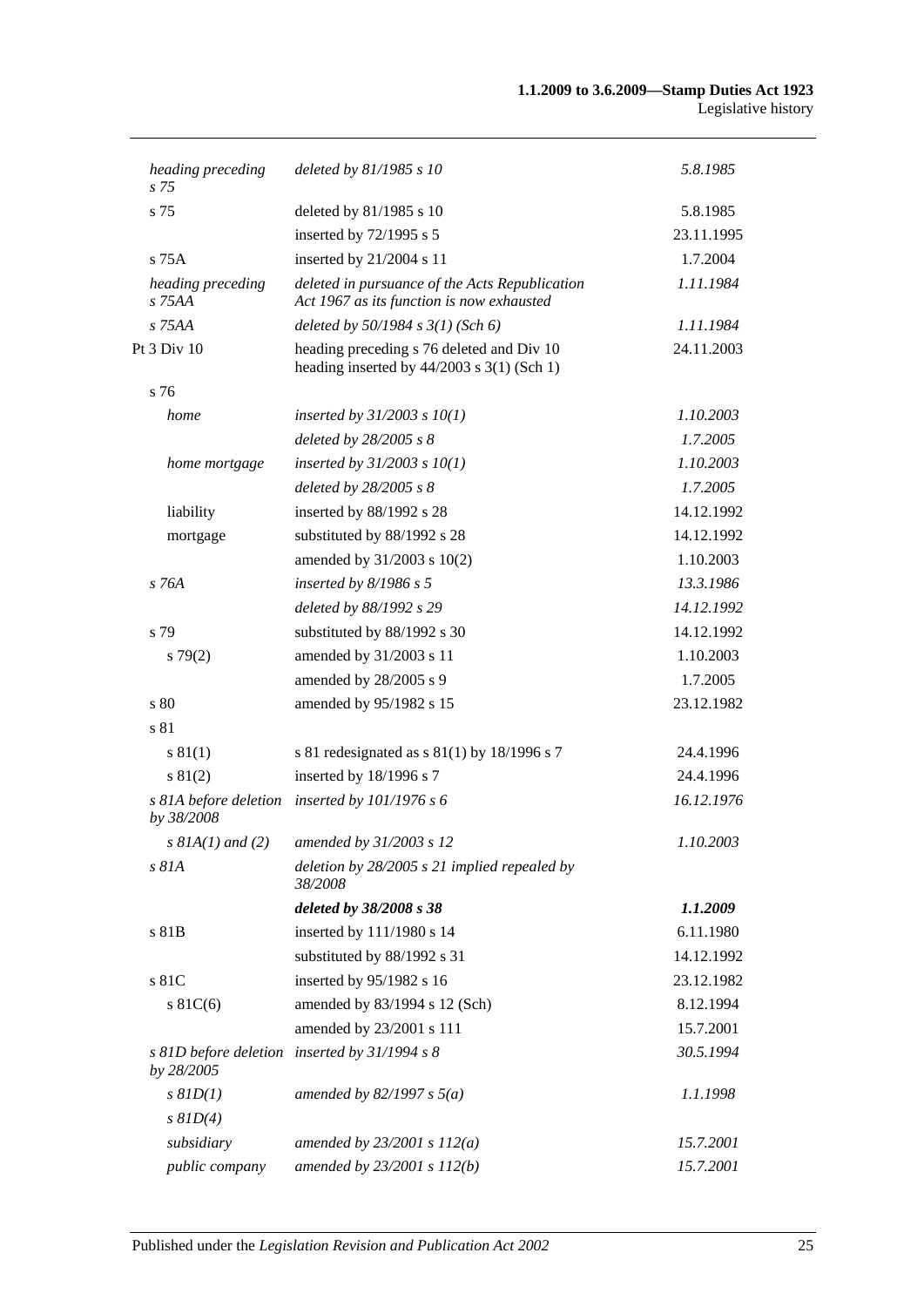| | | |
|---|---|---|
| *heading preceding s 75* | *deleted by 81/1985 s 10* | *5.8.1985* |
| s 75 | deleted by 81/1985 s 10 | 5.8.1985 |
| | inserted by 72/1995 s 5 | 23.11.1995 |
| s 75A | inserted by 21/2004 s 11 | 1.7.2004 |
| *heading preceding s 75AA* | *deleted in pursuance of the Acts Republication Act 1967 as its function is now exhausted* | *1.11.1984* |
| *s 75AA* | *deleted by 50/1984 s 3(1) (Sch 6)* | *1.11.1984* |
| Pt 3 Div 10 | heading preceding s 76 deleted and Div 10 heading inserted by 44/2003 s 3(1) (Sch 1) | 24.11.2003 |
| s 76 | | |
| *home* | *inserted by 31/2003 s 10(1)* | *1.10.2003* |
| | *deleted by 28/2005 s 8* | *1.7.2005* |
| *home mortgage* | *inserted by 31/2003 s 10(1)* | *1.10.2003* |
| | *deleted by 28/2005 s 8* | *1.7.2005* |
| liability | inserted by 88/1992 s 28 | 14.12.1992 |
| mortgage | substituted by 88/1992 s 28 | 14.12.1992 |
| | amended by 31/2003 s 10(2) | 1.10.2003 |
| *s 76A* | *inserted by 8/1986 s 5* | *13.3.1986* |
| | *deleted by 88/1992 s 29* | *14.12.1992* |
| s 79 | substituted by 88/1992 s 30 | 14.12.1992 |
| s 79(2) | amended by 31/2003 s 11 | 1.10.2003 |
| | amended by 28/2005 s 9 | 1.7.2005 |
| s 80 | amended by 95/1982 s 15 | 23.12.1982 |
| s 81 | | |
| s 81(1) | s 81 redesignated as s 81(1) by 18/1996 s 7 | 24.4.1996 |
| s 81(2) | inserted by 18/1996 s 7 | 24.4.1996 |
| *s 81A before deletion by 38/2008* | *inserted by 101/1976 s 6* | *16.12.1976* |
| *s 81A(1) and (2)* | *amended by 31/2003 s 12* | *1.10.2003* |
| *s 81A* | *deletion by 28/2005 s 21 implied repealed by 38/2008* | |
| | ***deleted by 38/2008 s 38*** | ***1.1.2009*** |
| s 81B | inserted by 111/1980 s 14 | 6.11.1980 |
| | substituted by 88/1992 s 31 | 14.12.1992 |
| s 81C | inserted by 95/1982 s 16 | 23.12.1982 |
| s 81C(6) | amended by 83/1994 s 12 (Sch) | 8.12.1994 |
| | amended by 23/2001 s 111 | 15.7.2001 |
| *s 81D before deletion by 28/2005* | *inserted by 31/1994 s 8* | *30.5.1994* |
| *s 81D(1)* | *amended by 82/1997 s 5(a)* | *1.1.1998* |
| *s 81D(4)* | | |
| *subsidiary* | *amended by 23/2001 s 112(a)* | *15.7.2001* |
| *public company* | *amended by 23/2001 s 112(b)* | *15.7.2001* |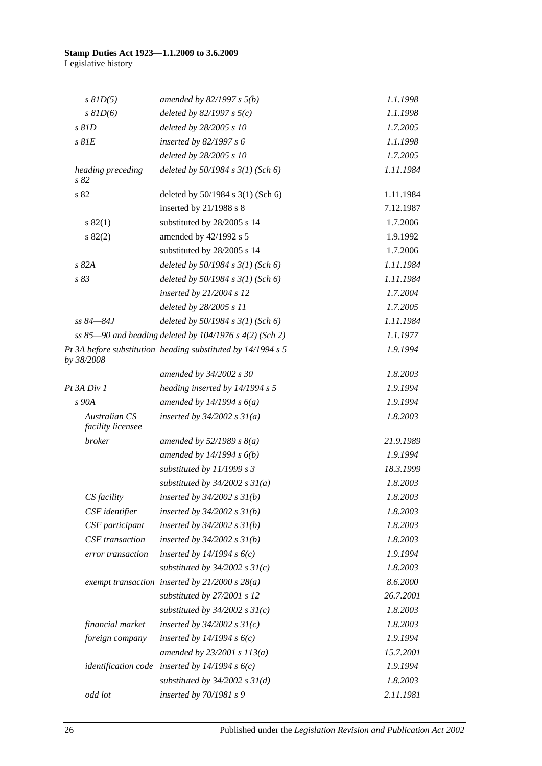| | | |
|---|---|---|
| *s 81D(5)* | *amended by 82/1997 s 5(b)* | *1.1.1998* |
| *s 81D(6)* | *deleted by 82/1997 s 5(c)* | *1.1.1998* |
| *s 81D* | *deleted by 28/2005 s 10* | *1.7.2005* |
| *s 81E* | *inserted by 82/1997 s 6* | *1.1.1998* |
| | *deleted by 28/2005 s 10* | *1.7.2005* |
| *heading preceding s 82* | *deleted by 50/1984 s 3(1) (Sch 6)* | *1.11.1984* |
| s 82 | deleted by 50/1984 s 3(1) (Sch 6) | 1.11.1984 |
| | inserted by 21/1988 s 8 | 7.12.1987 |
| s 82(1) | substituted by 28/2005 s 14 | 1.7.2006 |
| s 82(2) | amended by 42/1992 s 5 | 1.9.1992 |
| | substituted by 28/2005 s 14 | 1.7.2006 |
| *s 82A* | *deleted by 50/1984 s 3(1) (Sch 6)* | *1.11.1984* |
| *s 83* | *deleted by 50/1984 s 3(1) (Sch 6)* | *1.11.1984* |
| | *inserted by 21/2004 s 12* | *1.7.2004* |
| | *deleted by 28/2005 s 11* | *1.7.2005* |
| *ss 84—84J* | *deleted by 50/1984 s 3(1) (Sch 6)* | *1.11.1984* |
| *ss 85—90 and heading deleted by 104/1976 s 4(2) (Sch 2)* | | *1.1.1977* |
| *Pt 3A before substitution by 38/2008* | *heading substituted by 14/1994 s 5* | *1.9.1994* |
| | *amended by 34/2002 s 30* | *1.8.2003* |
| *Pt 3A Div 1* | *heading inserted by 14/1994 s 5* | *1.9.1994* |
| *s 90A* | *amended by 14/1994 s 6(a)* | *1.9.1994* |
| *Australian CS facility licensee* | *inserted by 34/2002 s 31(a)* | *1.8.2003* |
| *broker* | *amended by 52/1989 s 8(a)* | *21.9.1989* |
| | *amended by 14/1994 s 6(b)* | *1.9.1994* |
| | *substituted by 11/1999 s 3* | *18.3.1999* |
| | *substituted by 34/2002 s 31(a)* | *1.8.2003* |
| *CS facility* | *inserted by 34/2002 s 31(b)* | *1.8.2003* |
| *CSF identifier* | *inserted by 34/2002 s 31(b)* | *1.8.2003* |
| *CSF participant* | *inserted by 34/2002 s 31(b)* | *1.8.2003* |
| *CSF transaction* | *inserted by 34/2002 s 31(b)* | *1.8.2003* |
| *error transaction* | *inserted by 14/1994 s 6(c)* | *1.9.1994* |
| | *substituted by 34/2002 s 31(c)* | *1.8.2003* |
| *exempt transaction* | *inserted by 21/2000 s 28(a)* | *8.6.2000* |
| | *substituted by 27/2001 s 12* | *26.7.2001* |
| | *substituted by 34/2002 s 31(c)* | *1.8.2003* |
| *financial market* | *inserted by 34/2002 s 31(c)* | *1.8.2003* |
| *foreign company* | *inserted by 14/1994 s 6(c)* | *1.9.1994* |
| | *amended by 23/2001 s 113(a)* | *15.7.2001* |
| *identification code* | *inserted by 14/1994 s 6(c)* | *1.9.1994* |
| | *substituted by 34/2002 s 31(d)* | *1.8.2003* |
| *odd lot* | *inserted by 70/1981 s 9* | *2.11.1981* |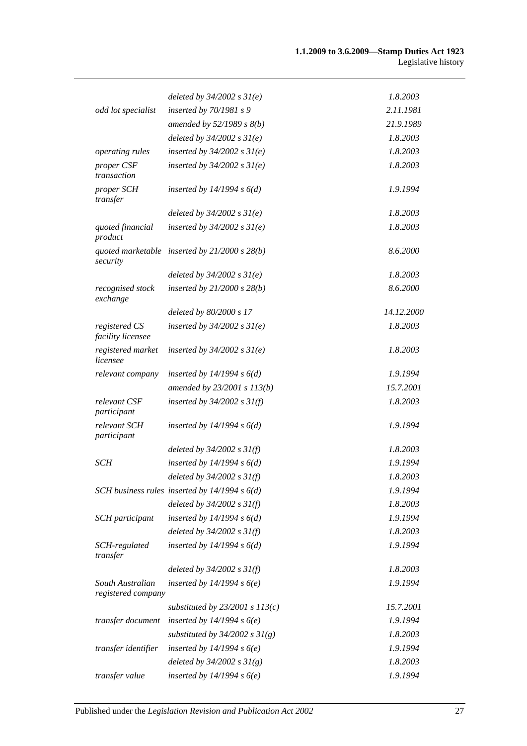| | | |
|---|---|---|
| | *deleted by 34/2002 s 31(e)* | *1.8.2003* |
| *odd lot specialist* | *inserted by 70/1981 s 9* | *2.11.1981* |
| | *amended by 52/1989 s 8(b)* | *21.9.1989* |
| | *deleted by 34/2002 s 31(e)* | *1.8.2003* |
| *operating rules* | *inserted by 34/2002 s 31(e)* | *1.8.2003* |
| *proper CSF transaction* | *inserted by 34/2002 s 31(e)* | *1.8.2003* |
| *proper SCH transfer* | *inserted by 14/1994 s 6(d)* | *1.9.1994* |
| | *deleted by 34/2002 s 31(e)* | *1.8.2003* |
| *quoted financial product* | *inserted by 34/2002 s 31(e)* | *1.8.2003* |
| *quoted marketable security* | *inserted by 21/2000 s 28(b)* | *8.6.2000* |
| | *deleted by 34/2002 s 31(e)* | *1.8.2003* |
| *recognised stock exchange* | *inserted by 21/2000 s 28(b)* | *8.6.2000* |
| | *deleted by 80/2000 s 17* | *14.12.2000* |
| *registered CS facility licensee* | *inserted by 34/2002 s 31(e)* | *1.8.2003* |
| *registered market licensee* | *inserted by 34/2002 s 31(e)* | *1.8.2003* |
| *relevant company* | *inserted by 14/1994 s 6(d)* | *1.9.1994* |
| | *amended by 23/2001 s 113(b)* | *15.7.2001* |
| *relevant CSF participant* | *inserted by 34/2002 s 31(f)* | *1.8.2003* |
| *relevant SCH participant* | *inserted by 14/1994 s 6(d)* | *1.9.1994* |
| | *deleted by 34/2002 s 31(f)* | *1.8.2003* |
| *SCH* | *inserted by 14/1994 s 6(d)* | *1.9.1994* |
| | *deleted by 34/2002 s 31(f)* | *1.8.2003* |
| *SCH business rules* | *inserted by 14/1994 s 6(d)* | *1.9.1994* |
| | *deleted by 34/2002 s 31(f)* | *1.8.2003* |
| *SCH participant* | *inserted by 14/1994 s 6(d)* | *1.9.1994* |
| | *deleted by 34/2002 s 31(f)* | *1.8.2003* |
| *SCH-regulated transfer* | *inserted by 14/1994 s 6(d)* | *1.9.1994* |
| | *deleted by 34/2002 s 31(f)* | *1.8.2003* |
| *South Australian registered company* | *inserted by 14/1994 s 6(e)* | *1.9.1994* |
| | *substituted by 23/2001 s 113(c)* | *15.7.2001* |
| *transfer document* | *inserted by 14/1994 s 6(e)* | *1.9.1994* |
| | *substituted by 34/2002 s 31(g)* | *1.8.2003* |
| *transfer identifier* | *inserted by 14/1994 s 6(e)* | *1.9.1994* |
| | *deleted by 34/2002 s 31(g)* | *1.8.2003* |
| *transfer value* | *inserted by 14/1994 s 6(e)* | *1.9.1994* |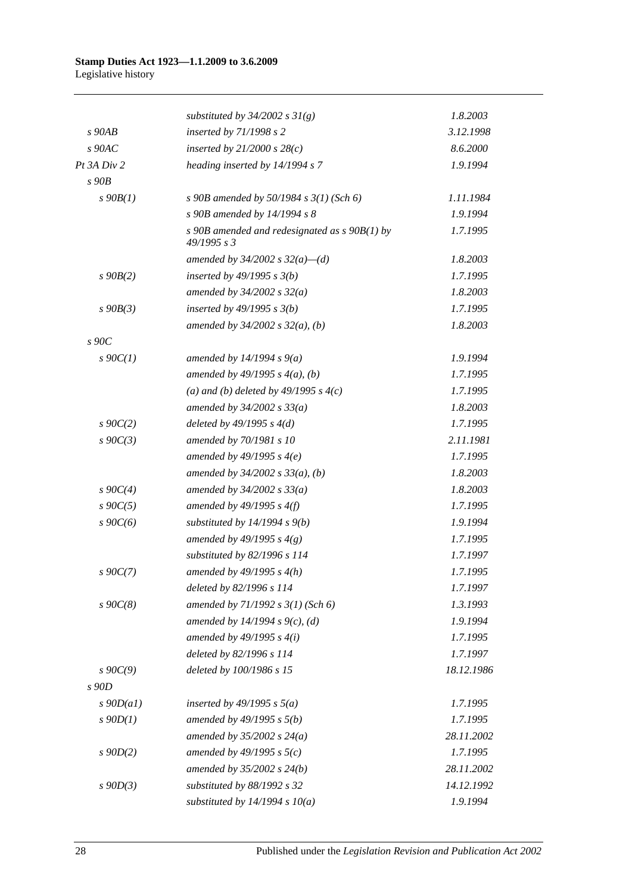| | | |
|---|---|---|
| | *substituted by 34/2002 s 31(g)* | *1.8.2003* |
| *s 90AB* | *inserted by 71/1998 s 2* | *3.12.1998* |
| *s 90AC* | *inserted by 21/2000 s 28(c)* | *8.6.2000* |
| *Pt 3A Div 2* | *heading inserted by 14/1994 s 7* | *1.9.1994* |
| *s 90B* | | |
| *s 90B(1)* | *s 90B amended by 50/1984 s 3(1) (Sch 6)* | *1.11.1984* |
| | *s 90B amended by 14/1994 s 8* | *1.9.1994* |
| | *s 90B amended and redesignated as s 90B(1) by 49/1995 s 3* | *1.7.1995* |
| | *amended by 34/2002 s 32(a)—(d)* | *1.8.2003* |
| *s 90B(2)* | *inserted by 49/1995 s 3(b)* | *1.7.1995* |
| | *amended by 34/2002 s 32(a)* | *1.8.2003* |
| *s 90B(3)* | *inserted by 49/1995 s 3(b)* | *1.7.1995* |
| | *amended by 34/2002 s 32(a), (b)* | *1.8.2003* |
| *s 90C* | | |
| *s 90C(1)* | *amended by 14/1994 s 9(a)* | *1.9.1994* |
| | *amended by 49/1995 s 4(a), (b)* | *1.7.1995* |
| | *(a) and (b) deleted by 49/1995 s 4(c)* | *1.7.1995* |
| | *amended by 34/2002 s 33(a)* | *1.8.2003* |
| *s 90C(2)* | *deleted by 49/1995 s 4(d)* | *1.7.1995* |
| *s 90C(3)* | *amended by 70/1981 s 10* | *2.11.1981* |
| | *amended by 49/1995 s 4(e)* | *1.7.1995* |
| | *amended by 34/2002 s 33(a), (b)* | *1.8.2003* |
| *s 90C(4)* | *amended by 34/2002 s 33(a)* | *1.8.2003* |
| *s 90C(5)* | *amended by 49/1995 s 4(f)* | *1.7.1995* |
| *s 90C(6)* | *substituted by 14/1994 s 9(b)* | *1.9.1994* |
| | *amended by 49/1995 s 4(g)* | *1.7.1995* |
| | *substituted by 82/1996 s 114* | *1.7.1997* |
| *s 90C(7)* | *amended by 49/1995 s 4(h)* | *1.7.1995* |
| | *deleted by 82/1996 s 114* | *1.7.1997* |
| *s 90C(8)* | *amended by 71/1992 s 3(1) (Sch 6)* | *1.3.1993* |
| | *amended by 14/1994 s 9(c), (d)* | *1.9.1994* |
| | *amended by 49/1995 s 4(i)* | *1.7.1995* |
| | *deleted by 82/1996 s 114* | *1.7.1997* |
| *s 90C(9)* | *deleted by 100/1986 s 15* | *18.12.1986* |
| *s 90D* | | |
| *s 90D(a1)* | *inserted by 49/1995 s 5(a)* | *1.7.1995* |
| *s 90D(1)* | *amended by 49/1995 s 5(b)* | *1.7.1995* |
| | *amended by 35/2002 s 24(a)* | *28.11.2002* |
| *s 90D(2)* | *amended by 49/1995 s 5(c)* | *1.7.1995* |
| | *amended by 35/2002 s 24(b)* | *28.11.2002* |
| *s 90D(3)* | *substituted by 88/1992 s 32* | *14.12.1992* |
| | *substituted by 14/1994 s 10(a)* | *1.9.1994* |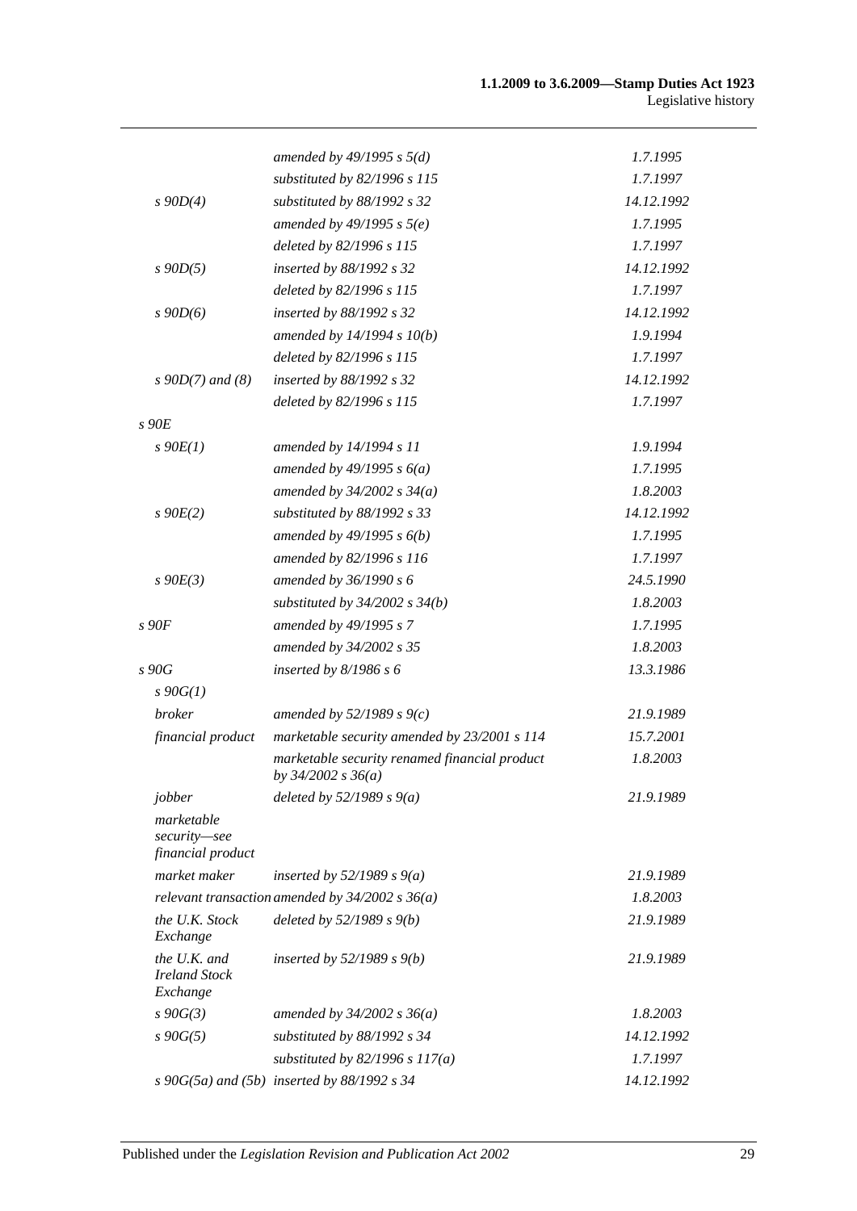| | | |
|---|---|---|
| | *amended by 49/1995 s 5(d)* | *1.7.1995* |
| | *substituted by 82/1996 s 115* | *1.7.1997* |
| *s 90D(4)* | *substituted by 88/1992 s 32* | *14.12.1992* |
| | *amended by 49/1995 s 5(e)* | *1.7.1995* |
| | *deleted by 82/1996 s 115* | *1.7.1997* |
| *s 90D(5)* | *inserted by 88/1992 s 32* | *14.12.1992* |
| | *deleted by 82/1996 s 115* | *1.7.1997* |
| *s 90D(6)* | *inserted by 88/1992 s 32* | *14.12.1992* |
| | *amended by 14/1994 s 10(b)* | *1.9.1994* |
| | *deleted by 82/1996 s 115* | *1.7.1997* |
| *s 90D(7) and (8)* | *inserted by 88/1992 s 32* | *14.12.1992* |
| | *deleted by 82/1996 s 115* | *1.7.1997* |
| *s 90E* | | |
| *s 90E(1)* | *amended by 14/1994 s 11* | *1.9.1994* |
| | *amended by 49/1995 s 6(a)* | *1.7.1995* |
| | *amended by 34/2002 s 34(a)* | *1.8.2003* |
| *s 90E(2)* | *substituted by 88/1992 s 33* | *14.12.1992* |
| | *amended by 49/1995 s 6(b)* | *1.7.1995* |
| | *amended by 82/1996 s 116* | *1.7.1997* |
| *s 90E(3)* | *amended by 36/1990 s 6* | *24.5.1990* |
| | *substituted by 34/2002 s 34(b)* | *1.8.2003* |
| *s 90F* | *amended by 49/1995 s 7* | *1.7.1995* |
| | *amended by 34/2002 s 35* | *1.8.2003* |
| *s 90G* | *inserted by 8/1986 s 6* | *13.3.1986* |
| *s 90G(1)* | | |
| *broker* | *amended by 52/1989 s 9(c)* | *21.9.1989* |
| *financial product* | *marketable security amended by 23/2001 s 114* | *15.7.2001* |
| | *marketable security renamed financial product by 34/2002 s 36(a)* | *1.8.2003* |
| *jobber* | *deleted by 52/1989 s 9(a)* | *21.9.1989* |
| *marketable security—see financial product* | | |
| *market maker* | *inserted by 52/1989 s 9(a)* | *21.9.1989* |
| *relevant transaction* | *amended by 34/2002 s 36(a)* | *1.8.2003* |
| *the U.K. Stock Exchange* | *deleted by 52/1989 s 9(b)* | *21.9.1989* |
| *the U.K. and Ireland Stock Exchange* | *inserted by 52/1989 s 9(b)* | *21.9.1989* |
| *s 90G(3)* | *amended by 34/2002 s 36(a)* | *1.8.2003* |
| *s 90G(5)* | *substituted by 88/1992 s 34* | *14.12.1992* |
| | *substituted by 82/1996 s 117(a)* | *1.7.1997* |
| *s 90G(5a) and (5b)* | *inserted by 88/1992 s 34* | *14.12.1992* |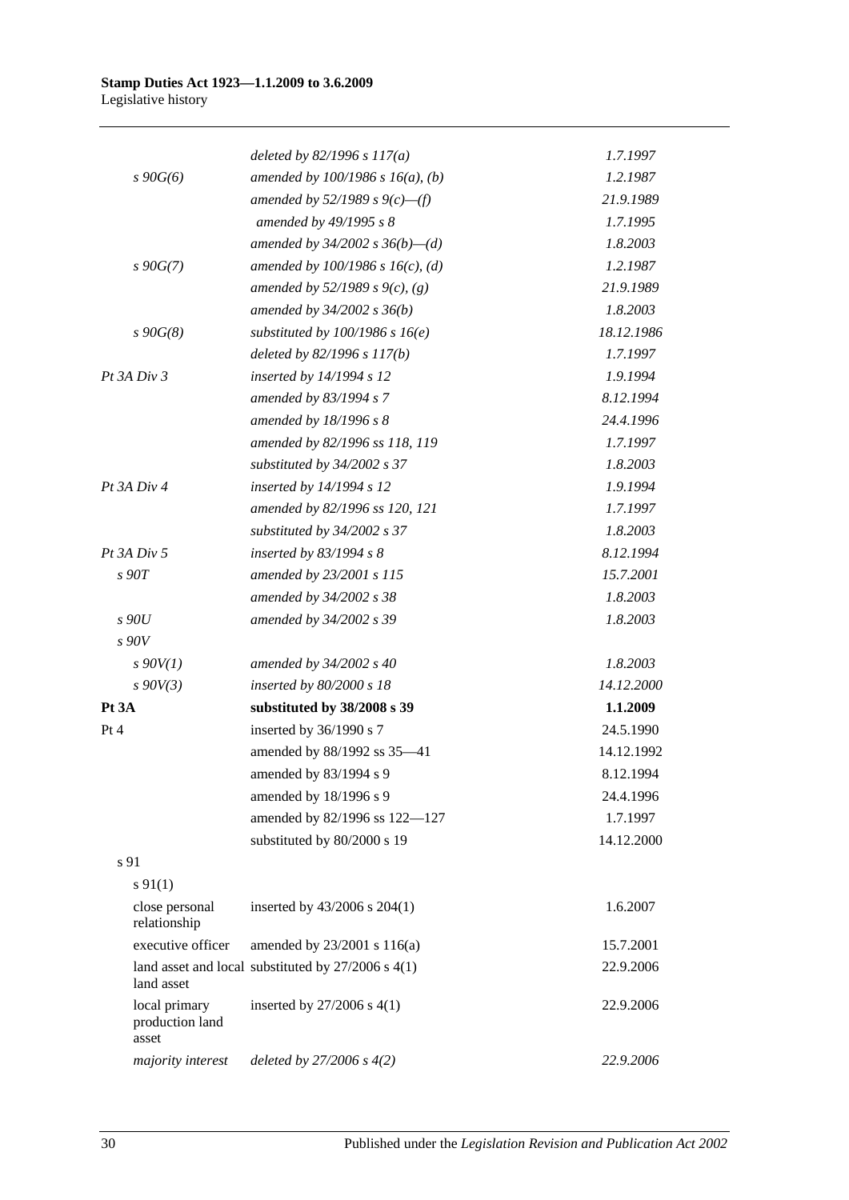| | | |
|---|---|---|
| | *deleted by 82/1996 s 117(a)* | *1.7.1997* |
| *s 90G(6)* | *amended by 100/1986 s 16(a), (b)* | *1.2.1987* |
| | *amended by 52/1989 s 9(c)—(f)* | *21.9.1989* |
| | *amended by 49/1995 s 8* | *1.7.1995* |
| | *amended by 34/2002 s 36(b)—(d)* | *1.8.2003* |
| *s 90G(7)* | *amended by 100/1986 s 16(c), (d)* | *1.2.1987* |
| | *amended by 52/1989 s 9(c), (g)* | *21.9.1989* |
| | *amended by 34/2002 s 36(b)* | *1.8.2003* |
| *s 90G(8)* | *substituted by 100/1986 s 16(e)* | *18.12.1986* |
| | *deleted by 82/1996 s 117(b)* | *1.7.1997* |
| *Pt 3A Div 3* | *inserted by 14/1994 s 12* | *1.9.1994* |
| | *amended by 83/1994 s 7* | *8.12.1994* |
| | *amended by 18/1996 s 8* | *24.4.1996* |
| | *amended by 82/1996 ss 118, 119* | *1.7.1997* |
| | *substituted by 34/2002 s 37* | *1.8.2003* |
| *Pt 3A Div 4* | *inserted by 14/1994 s 12* | *1.9.1994* |
| | *amended by 82/1996 ss 120, 121* | *1.7.1997* |
| | *substituted by 34/2002 s 37* | *1.8.2003* |
| *Pt 3A Div 5* | *inserted by 83/1994 s 8* | *8.12.1994* |
| *s 90T* | *amended by 23/2001 s 115* | *15.7.2001* |
| | *amended by 34/2002 s 38* | *1.8.2003* |
| *s 90U* | *amended by 34/2002 s 39* | *1.8.2003* |
| *s 90V* | | |
| *s 90V(1)* | *amended by 34/2002 s 40* | *1.8.2003* |
| *s 90V(3)* | *inserted by 80/2000 s 18* | *14.12.2000* |
| **Pt 3A** | **substituted by 38/2008 s 39** | **1.1.2009** |
| Pt 4 | inserted by 36/1990 s 7 | 24.5.1990 |
| | amended by 88/1992 ss 35—41 | 14.12.1992 |
| | amended by 83/1994 s 9 | 8.12.1994 |
| | amended by 18/1996 s 9 | 24.4.1996 |
| | amended by 82/1996 ss 122—127 | 1.7.1997 |
| | substituted by 80/2000 s 19 | 14.12.2000 |
| s 91 | | |
| s 91(1) | | |
| close personal relationship | inserted by 43/2006 s 204(1) | 1.6.2007 |
| executive officer | amended by 23/2001 s 116(a) | 15.7.2001 |
| land asset and local land asset | substituted by 27/2006 s 4(1) | 22.9.2006 |
| local primary production land asset | inserted by 27/2006 s 4(1) | 22.9.2006 |
| *majority interest* | *deleted by 27/2006 s 4(2)* | *22.9.2006* |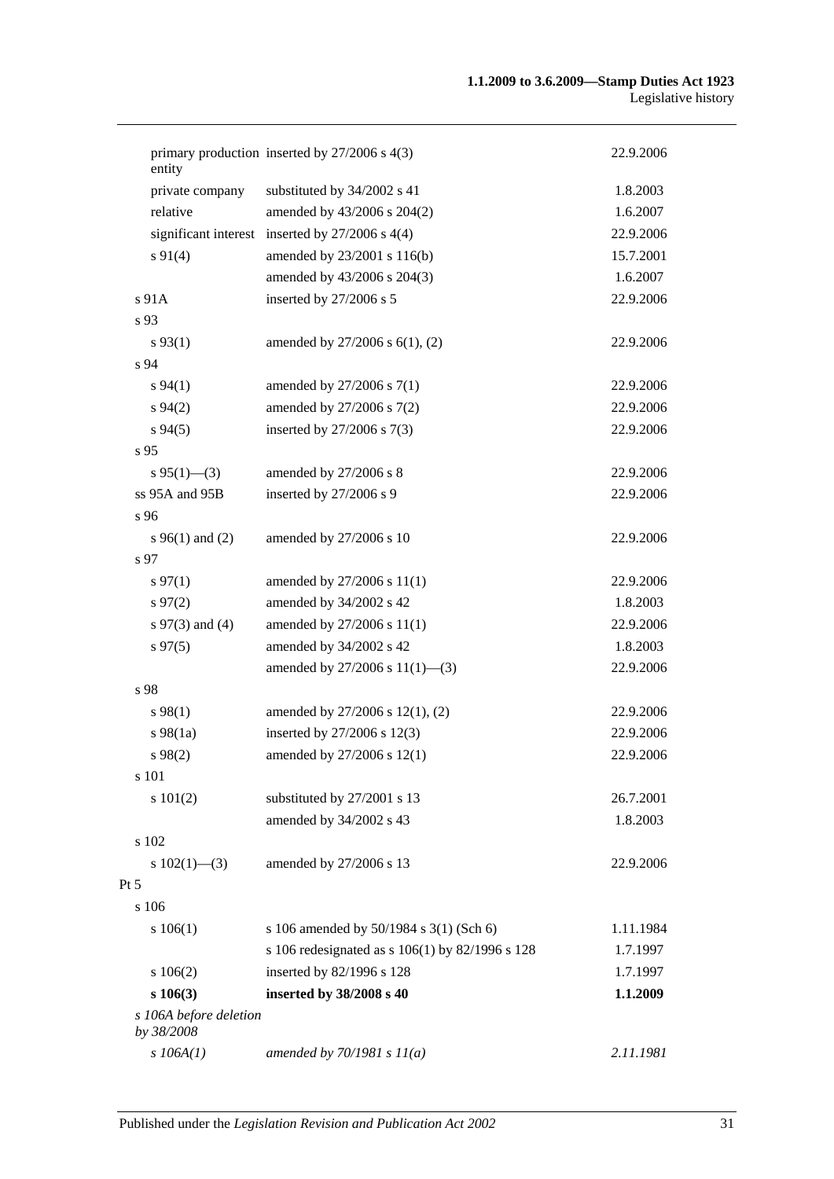| Provision | How varied | Commencement |
|---|---|---|
| primary production entity | inserted by 27/2006 s 4(3) | 22.9.2006 |
| private company | substituted by 34/2002 s 41 | 1.8.2003 |
| relative | amended by 43/2006 s 204(2) | 1.6.2007 |
| significant interest | inserted by 27/2006 s 4(4) | 22.9.2006 |
| s 91(4) | amended by 23/2001 s 116(b) | 15.7.2001 |
| | amended by 43/2006 s 204(3) | 1.6.2007 |
| s 91A | inserted by 27/2006 s 5 | 22.9.2006 |
| s 93 | | |
| s 93(1) | amended by 27/2006 s 6(1), (2) | 22.9.2006 |
| s 94 | | |
| s 94(1) | amended by 27/2006 s 7(1) | 22.9.2006 |
| s 94(2) | amended by 27/2006 s 7(2) | 22.9.2006 |
| s 94(5) | inserted by 27/2006 s 7(3) | 22.9.2006 |
| s 95 | | |
| s 95(1)—(3) | amended by 27/2006 s 8 | 22.9.2006 |
| ss 95A and 95B | inserted by 27/2006 s 9 | 22.9.2006 |
| s 96 | | |
| s 96(1) and (2) | amended by 27/2006 s 10 | 22.9.2006 |
| s 97 | | |
| s 97(1) | amended by 27/2006 s 11(1) | 22.9.2006 |
| s 97(2) | amended by 34/2002 s 42 | 1.8.2003 |
| s 97(3) and (4) | amended by 27/2006 s 11(1) | 22.9.2006 |
| s 97(5) | amended by 34/2002 s 42 | 1.8.2003 |
| | amended by 27/2006 s 11(1)—(3) | 22.9.2006 |
| s 98 | | |
| s 98(1) | amended by 27/2006 s 12(1), (2) | 22.9.2006 |
| s 98(1a) | inserted by 27/2006 s 12(3) | 22.9.2006 |
| s 98(2) | amended by 27/2006 s 12(1) | 22.9.2006 |
| s 101 | | |
| s 101(2) | substituted by 27/2001 s 13 | 26.7.2001 |
| | amended by 34/2002 s 43 | 1.8.2003 |
| s 102 | | |
| s 102(1)—(3) | amended by 27/2006 s 13 | 22.9.2006 |
| Pt 5 | | |
| s 106 | | |
| s 106(1) | s 106 amended by 50/1984 s 3(1) (Sch 6) | 1.11.1984 |
| | s 106 redesignated as s 106(1) by 82/1996 s 128 | 1.7.1997 |
| s 106(2) | inserted by 82/1996 s 128 | 1.7.1997 |
| **s 106(3)** | **inserted by 38/2008 s 40** | **1.1.2009** |
| *s 106A before deletion by 38/2008* | | |
| *s 106A(1)* | *amended by 70/1981 s 11(a)* | *2.11.1981* |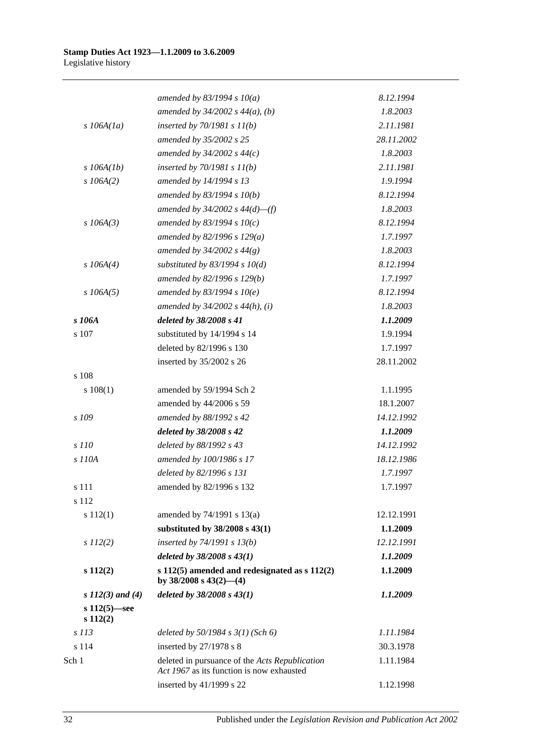| | | |
|---|---|---|
| | *amended by 83/1994 s 10(a)* | *8.12.1994* |
| | *amended by 34/2002 s 44(a), (b)* | *1.8.2003* |
| *s 106A(1a)* | *inserted by 70/1981 s 11(b)* | *2.11.1981* |
| | *amended by 35/2002 s 25* | *28.11.2002* |
| | *amended by 34/2002 s 44(c)* | *1.8.2003* |
| *s 106A(1b)* | *inserted by 70/1981 s 11(b)* | *2.11.1981* |
| *s 106A(2)* | *amended by 14/1994 s 13* | *1.9.1994* |
| | *amended by 83/1994 s 10(b)* | *8.12.1994* |
| | *amended by 34/2002 s 44(d)—(f)* | *1.8.2003* |
| *s 106A(3)* | *amended by 83/1994 s 10(c)* | *8.12.1994* |
| | *amended by 82/1996 s 129(a)* | *1.7.1997* |
| | *amended by 34/2002 s 44(g)* | *1.8.2003* |
| *s 106A(4)* | *substituted by 83/1994 s 10(d)* | *8.12.1994* |
| | *amended by 82/1996 s 129(b)* | *1.7.1997* |
| *s 106A(5)* | *amended by 83/1994 s 10(e)* | *8.12.1994* |
| | *amended by 34/2002 s 44(h), (i)* | *1.8.2003* |
| ***s 106A*** | ***deleted by 38/2008 s 41*** | ***1.1.2009*** |
| s 107 | substituted by 14/1994 s 14 | 1.9.1994 |
| | deleted by 82/1996 s 130 | 1.7.1997 |
| | inserted by 35/2002 s 26 | 28.11.2002 |
| s 108 | | |
| s 108(1) | amended by 59/1994 Sch 2 | 1.1.1995 |
| | amended by 44/2006 s 59 | 18.1.2007 |
| *s 109* | *amended by 88/1992 s 42* | *14.12.1992* |
| | ***deleted by 38/2008 s 42*** | ***1.1.2009*** |
| *s 110* | *deleted by 88/1992 s 43* | *14.12.1992* |
| *s 110A* | *amended by 100/1986 s 17* | *18.12.1986* |
| | *deleted by 82/1996 s 131* | *1.7.1997* |
| s 111 | amended by 82/1996 s 132 | 1.7.1997 |
| s 112 | | |
| s 112(1) | amended by 74/1991 s 13(a) | 12.12.1991 |
| | **substituted by 38/2008 s 43(1)** | **1.1.2009** |
| *s 112(2)* | *inserted by 74/1991 s 13(b)* | *12.12.1991* |
| | ***deleted by 38/2008 s 43(1)*** | ***1.1.2009*** |
| **s 112(2)** | **s 112(5) amended and redesignated as s 112(2) by 38/2008 s 43(2)—(4)** | **1.1.2009** |
| ***s 112(3) and (4)*** | ***deleted by 38/2008 s 43(1)*** | ***1.1.2009*** |
| **s 112(5)—see s 112(2)** | | |
| *s 113* | *deleted by 50/1984 s 3(1) (Sch 6)* | *1.11.1984* |
| s 114 | inserted by 27/1978 s 8 | 30.3.1978 |
| Sch 1 | deleted in pursuance of the *Acts Republication Act 1967* as its function is now exhausted | 1.11.1984 |
| | inserted by 41/1999 s 22 | 1.12.1998 |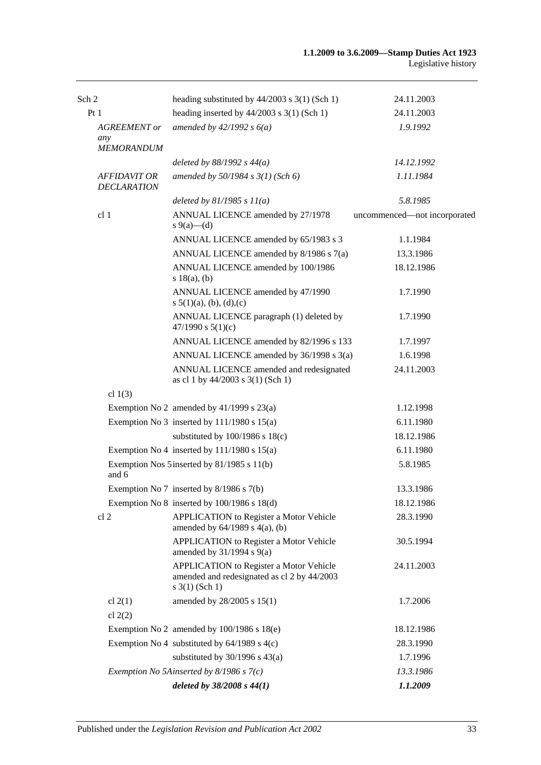| | | |
|---|---|---|
| Sch 2 | heading substituted by 44/2003 s 3(1) (Sch 1) | 24.11.2003 |
| Pt 1 | heading inserted by 44/2003 s 3(1) (Sch 1) | 24.11.2003 |
| *AGREEMENT or any MEMORANDUM* | *amended by 42/1992 s 6(a)* | *1.9.1992* |
| | *deleted by 88/1992 s 44(a)* | *14.12.1992* |
| *AFFIDAVIT OR DECLARATION* | *amended by 50/1984 s 3(1) (Sch 6)* | *1.11.1984* |
| | *deleted by 81/1985 s 11(a)* | *5.8.1985* |
| cl 1 | ANNUAL LICENCE amended by 27/1978 s 9(a)—(d) | uncommenced—not incorporated |
| | ANNUAL LICENCE amended by 65/1983 s 3 | 1.1.1984 |
| | ANNUAL LICENCE amended by 8/1986 s 7(a) | 13.3.1986 |
| | ANNUAL LICENCE amended by 100/1986 s 18(a), (b) | 18.12.1986 |
| | ANNUAL LICENCE amended by 47/1990 s 5(1)(a), (b), (d),(c) | 1.7.1990 |
| | ANNUAL LICENCE paragraph (1) deleted by 47/1990 s 5(1)(c) | 1.7.1990 |
| | ANNUAL LICENCE amended by 82/1996 s 133 | 1.7.1997 |
| | ANNUAL LICENCE amended by 36/1998 s 3(a) | 1.6.1998 |
| | ANNUAL LICENCE amended and redesignated as cl 1 by 44/2003 s 3(1) (Sch 1) | 24.11.2003 |
| cl 1(3) | | |
| Exemption No 2 | amended by 41/1999 s 23(a) | 1.12.1998 |
| Exemption No 3 | inserted by 111/1980 s 15(a) | 6.11.1980 |
| | substituted by 100/1986 s 18(c) | 18.12.1986 |
| Exemption No 4 | inserted by 111/1980 s 15(a) | 6.11.1980 |
| Exemption Nos 5 and 6 | inserted by 81/1985 s 11(b) | 5.8.1985 |
| Exemption No 7 | inserted by 8/1986 s 7(b) | 13.3.1986 |
| Exemption No 8 | inserted by 100/1986 s 18(d) | 18.12.1986 |
| cl 2 | APPLICATION to Register a Motor Vehicle amended by 64/1989 s 4(a), (b) | 28.3.1990 |
| | APPLICATION to Register a Motor Vehicle amended by 31/1994 s 9(a) | 30.5.1994 |
| | APPLICATION to Register a Motor Vehicle amended and redesignated as cl 2 by 44/2003 s 3(1) (Sch 1) | 24.11.2003 |
| cl 2(1) | amended by 28/2005 s 15(1) | 1.7.2006 |
| cl 2(2) | | |
| Exemption No 2 | amended by 100/1986 s 18(e) | 18.12.1986 |
| Exemption No 4 | substituted by 64/1989 s 4(c) | 28.3.1990 |
| | substituted by 30/1996 s 43(a) | 1.7.1996 |
| *Exemption No 5A* | *inserted by 8/1986 s 7(c)* | *13.3.1986* |
| | ***deleted by 38/2008 s 44(1)*** | ***1.1.2009*** |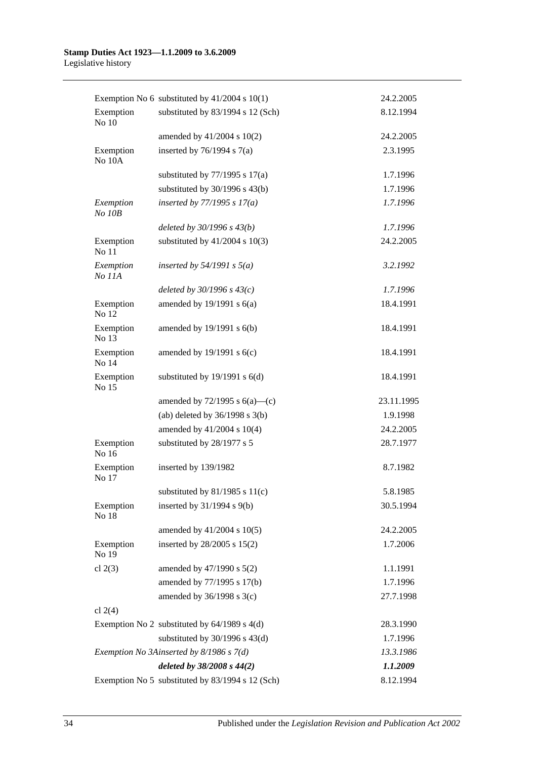| | | |
|---|---|---|
| Exemption No 6 | substituted by 41/2004 s 10(1) | 24.2.2005 |
| Exemption No 10 | substituted by 83/1994 s 12 (Sch) | 8.12.1994 |
| | amended by 41/2004 s 10(2) | 24.2.2005 |
| Exemption No 10A | inserted by 76/1994 s 7(a) | 2.3.1995 |
| | substituted by 77/1995 s 17(a) | 1.7.1996 |
| | substituted by 30/1996 s 43(b) | 1.7.1996 |
| *Exemption No 10B* | *inserted by 77/1995 s 17(a)* | *1.7.1996* |
| | *deleted by 30/1996 s 43(b)* | *1.7.1996* |
| Exemption No 11 | substituted by 41/2004 s 10(3) | 24.2.2005 |
| *Exemption No 11A* | *inserted by 54/1991 s 5(a)* | *3.2.1992* |
| | *deleted by 30/1996 s 43(c)* | *1.7.1996* |
| Exemption No 12 | amended by 19/1991 s 6(a) | 18.4.1991 |
| Exemption No 13 | amended by 19/1991 s 6(b) | 18.4.1991 |
| Exemption No 14 | amended by 19/1991 s 6(c) | 18.4.1991 |
| Exemption No 15 | substituted by 19/1991 s 6(d) | 18.4.1991 |
| | amended by 72/1995 s 6(a)—(c) | 23.11.1995 |
| | (ab) deleted by 36/1998 s 3(b) | 1.9.1998 |
| | amended by 41/2004 s 10(4) | 24.2.2005 |
| Exemption No 16 | substituted by 28/1977 s 5 | 28.7.1977 |
| Exemption No 17 | inserted by 139/1982 | 8.7.1982 |
| | substituted by 81/1985 s 11(c) | 5.8.1985 |
| Exemption No 18 | inserted by 31/1994 s 9(b) | 30.5.1994 |
| | amended by 41/2004 s 10(5) | 24.2.2005 |
| Exemption No 19 | inserted by 28/2005 s 15(2) | 1.7.2006 |
| cl 2(3) | amended by 47/1990 s 5(2) | 1.1.1991 |
| | amended by 77/1995 s 17(b) | 1.7.1996 |
| | amended by 36/1998 s 3(c) | 27.7.1998 |
| cl 2(4) | | |
| Exemption No 2 | substituted by 64/1989 s 4(d) | 28.3.1990 |
| | substituted by 30/1996 s 43(d) | 1.7.1996 |
| *Exemption No 3A* | *inserted by 8/1986 s 7(d)* | *13.3.1986* |
| | ***deleted by 38/2008 s 44(2)*** | ***1.1.2009*** |
| Exemption No 5 | substituted by 83/1994 s 12 (Sch) | 8.12.1994 |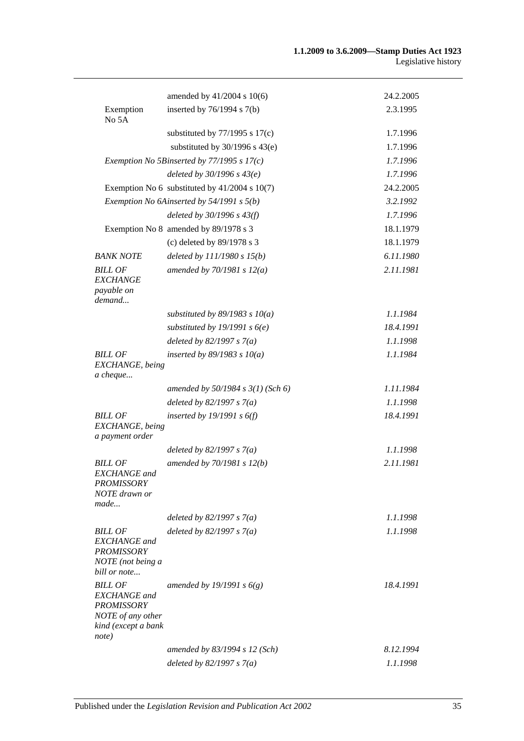| | | |
|---|---|---|
| | amended by 41/2004 s 10(6) | 24.2.2005 |
| Exemption No 5A | inserted by 76/1994 s 7(b) | 2.3.1995 |
| | substituted by 77/1995 s 17(c) | 1.7.1996 |
| | substituted by 30/1996 s 43(e) | 1.7.1996 |
| *Exemption No 5B* | *inserted by 77/1995 s 17(c)* | *1.7.1996* |
| | *deleted by 30/1996 s 43(e)* | *1.7.1996* |
| Exemption No 6 | substituted by 41/2004 s 10(7) | 24.2.2005 |
| *Exemption No 6A* | *inserted by 54/1991 s 5(b)* | *3.2.1992* |
| | *deleted by 30/1996 s 43(f)* | *1.7.1996* |
| Exemption No 8 | amended by 89/1978 s 3 | 18.1.1979 |
| | (c) deleted by 89/1978 s 3 | 18.1.1979 |
| *BANK NOTE* | *deleted by 111/1980 s 15(b)* | *6.11.1980* |
| *BILL OF EXCHANGE payable on demand...* | *amended by 70/1981 s 12(a)* | *2.11.1981* |
| | *substituted by 89/1983 s 10(a)* | *1.1.1984* |
| | *substituted by 19/1991 s 6(e)* | *18.4.1991* |
| | *deleted by 82/1997 s 7(a)* | *1.1.1998* |
| *BILL OF EXCHANGE, being a cheque...* | *inserted by 89/1983 s 10(a)* | *1.1.1984* |
| | *amended by 50/1984 s 3(1) (Sch 6)* | *1.11.1984* |
| | *deleted by 82/1997 s 7(a)* | *1.1.1998* |
| *BILL OF EXCHANGE, being a payment order* | *inserted by 19/1991 s 6(f)* | *18.4.1991* |
| | *deleted by 82/1997 s 7(a)* | *1.1.1998* |
| *BILL OF EXCHANGE and PROMISSORY NOTE drawn or made...* | *amended by 70/1981 s 12(b)* | *2.11.1981* |
| | *deleted by 82/1997 s 7(a)* | *1.1.1998* |
| *BILL OF EXCHANGE and PROMISSORY NOTE (not being a bill or note...* | *deleted by 82/1997 s 7(a)* | *1.1.1998* |
| *BILL OF EXCHANGE and PROMISSORY NOTE of any other kind (except a bank note)* | *amended by 19/1991 s 6(g)* | *18.4.1991* |
| | *amended by 83/1994 s 12 (Sch)* | *8.12.1994* |
| | *deleted by 82/1997 s 7(a)* | *1.1.1998* |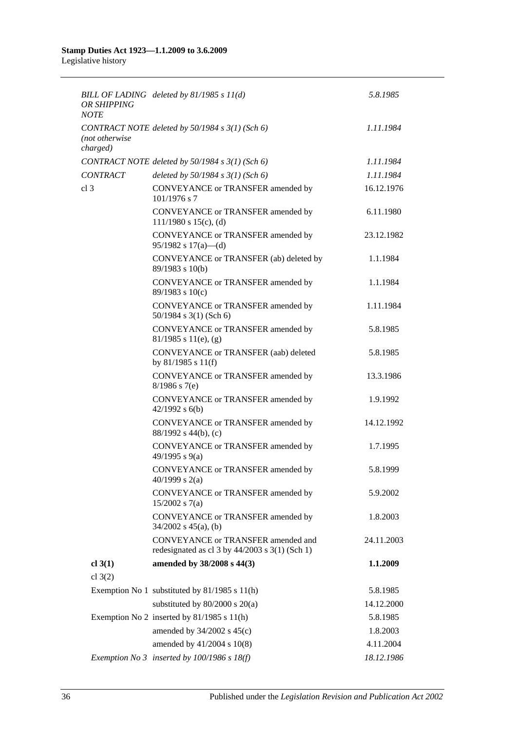| | | |
|---|---|---|
| *BILL OF LADING OR SHIPPING NOTE* | *deleted by 81/1985 s 11(d)* | *5.8.1985* |
| *CONTRACT NOTE (not otherwise charged)* | *deleted by 50/1984 s 3(1) (Sch 6)* | *1.11.1984* |
| *CONTRACT NOTE* | *deleted by 50/1984 s 3(1) (Sch 6)* | *1.11.1984* |
| *CONTRACT* | *deleted by 50/1984 s 3(1) (Sch 6)* | *1.11.1984* |
| cl 3 | CONVEYANCE or TRANSFER amended by 101/1976 s 7 | 16.12.1976 |
| | CONVEYANCE or TRANSFER amended by 111/1980 s 15(c), (d) | 6.11.1980 |
| | CONVEYANCE or TRANSFER amended by 95/1982 s 17(a)—(d) | 23.12.1982 |
| | CONVEYANCE or TRANSFER (ab) deleted by 89/1983 s 10(b) | 1.1.1984 |
| | CONVEYANCE or TRANSFER amended by 89/1983 s 10(c) | 1.1.1984 |
| | CONVEYANCE or TRANSFER amended by 50/1984 s 3(1) (Sch 6) | 1.11.1984 |
| | CONVEYANCE or TRANSFER amended by 81/1985 s 11(e), (g) | 5.8.1985 |
| | CONVEYANCE or TRANSFER (aab) deleted by 81/1985 s 11(f) | 5.8.1985 |
| | CONVEYANCE or TRANSFER amended by 8/1986 s 7(e) | 13.3.1986 |
| | CONVEYANCE or TRANSFER amended by 42/1992 s 6(b) | 1.9.1992 |
| | CONVEYANCE or TRANSFER amended by 88/1992 s 44(b), (c) | 14.12.1992 |
| | CONVEYANCE or TRANSFER amended by 49/1995 s 9(a) | 1.7.1995 |
| | CONVEYANCE or TRANSFER amended by 40/1999 s 2(a) | 5.8.1999 |
| | CONVEYANCE or TRANSFER amended by 15/2002 s 7(a) | 5.9.2002 |
| | CONVEYANCE or TRANSFER amended by 34/2002 s 45(a), (b) | 1.8.2003 |
| | CONVEYANCE or TRANSFER amended and redesignated as cl 3 by 44/2003 s 3(1) (Sch 1) | 24.11.2003 |
| **cl 3(1)** | **amended by 38/2008 s 44(3)** | **1.1.2009** |
| cl 3(2) | | |
| | Exemption No 1 substituted by 81/1985 s 11(h) | 5.8.1985 |
| | substituted by 80/2000 s 20(a) | 14.12.2000 |
| | Exemption No 2 inserted by 81/1985 s 11(h) | 5.8.1985 |
| | amended by 34/2002 s 45(c) | 1.8.2003 |
| | amended by 41/2004 s 10(8) | 4.11.2004 |
| | *Exemption No 3 inserted by 100/1986 s 18(f)* | *18.12.1986* |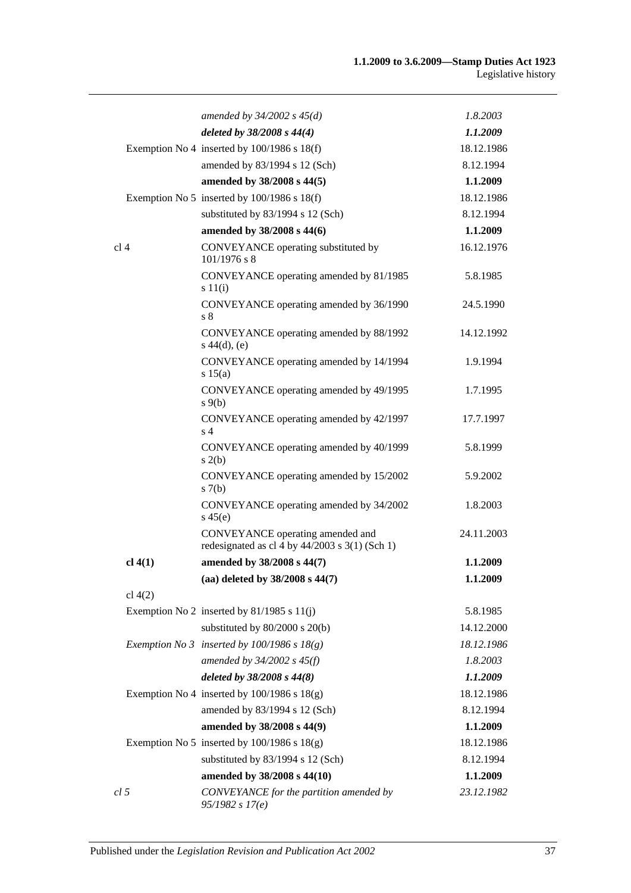| | | |
|---|---|---|
| | *amended by 34/2002 s 45(d)* | *1.8.2003* |
| | ***deleted by 38/2008 s 44(4)*** | ***1.1.2009*** |
| | Exemption No 4 inserted by 100/1986 s 18(f) | 18.12.1986 |
| | amended by 83/1994 s 12 (Sch) | 8.12.1994 |
| | **amended by 38/2008 s 44(5)** | **1.1.2009** |
| | Exemption No 5 inserted by 100/1986 s 18(f) | 18.12.1986 |
| | substituted by 83/1994 s 12 (Sch) | 8.12.1994 |
| | **amended by 38/2008 s 44(6)** | **1.1.2009** |
| cl 4 | CONVEYANCE operating substituted by 101/1976 s 8 | 16.12.1976 |
| | CONVEYANCE operating amended by 81/1985 s 11(i) | 5.8.1985 |
| | CONVEYANCE operating amended by 36/1990 s 8 | 24.5.1990 |
| | CONVEYANCE operating amended by 88/1992 s 44(d), (e) | 14.12.1992 |
| | CONVEYANCE operating amended by 14/1994 s 15(a) | 1.9.1994 |
| | CONVEYANCE operating amended by 49/1995 s 9(b) | 1.7.1995 |
| | CONVEYANCE operating amended by 42/1997 s 4 | 17.7.1997 |
| | CONVEYANCE operating amended by 40/1999 s 2(b) | 5.8.1999 |
| | CONVEYANCE operating amended by 15/2002 s 7(b) | 5.9.2002 |
| | CONVEYANCE operating amended by 34/2002 s 45(e) | 1.8.2003 |
| | CONVEYANCE operating amended and redesignated as cl 4 by 44/2003 s 3(1) (Sch 1) | 24.11.2003 |
| **cl 4(1)** | **amended by 38/2008 s 44(7)** | **1.1.2009** |
| | **(aa) deleted by 38/2008 s 44(7)** | **1.1.2009** |
| cl 4(2) | | |
| | Exemption No 2 inserted by 81/1985 s 11(j) | 5.8.1985 |
| | substituted by 80/2000 s 20(b) | 14.12.2000 |
| | *Exemption No 3 inserted by 100/1986 s 18(g)* | *18.12.1986* |
| | *amended by 34/2002 s 45(f)* | *1.8.2003* |
| | ***deleted by 38/2008 s 44(8)*** | ***1.1.2009*** |
| | Exemption No 4 inserted by 100/1986 s 18(g) | 18.12.1986 |
| | amended by 83/1994 s 12 (Sch) | 8.12.1994 |
| | **amended by 38/2008 s 44(9)** | **1.1.2009** |
| | Exemption No 5 inserted by 100/1986 s 18(g) | 18.12.1986 |
| | substituted by 83/1994 s 12 (Sch) | 8.12.1994 |
| | **amended by 38/2008 s 44(10)** | **1.1.2009** |
| *cl 5* | *CONVEYANCE for the partition amended by 95/1982 s 17(e)* | *23.12.1982* |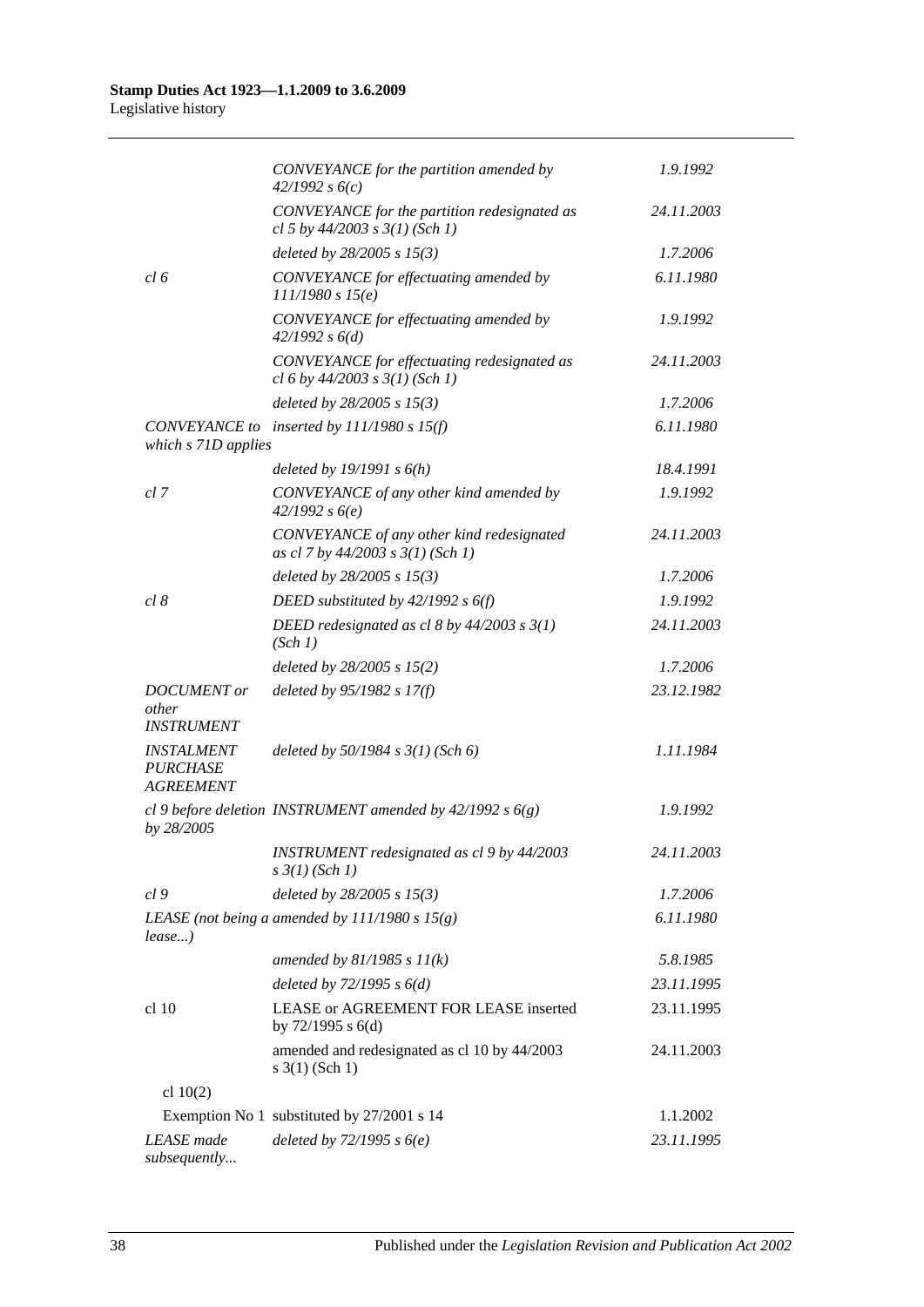| | | |
|---|---|---|
| | *CONVEYANCE for the partition amended by 42/1992 s 6(c)* | *1.9.1992* |
| | *CONVEYANCE for the partition redesignated as cl 5 by 44/2003 s 3(1) (Sch 1)* | *24.11.2003* |
| | *deleted by 28/2005 s 15(3)* | *1.7.2006* |
| *cl 6* | *CONVEYANCE for effectuating amended by 111/1980 s 15(e)* | *6.11.1980* |
| | *CONVEYANCE for effectuating amended by 42/1992 s 6(d)* | *1.9.1992* |
| | *CONVEYANCE for effectuating redesignated as cl 6 by 44/2003 s 3(1) (Sch 1)* | *24.11.2003* |
| | *deleted by 28/2005 s 15(3)* | *1.7.2006* |
| *CONVEYANCE to which s 71D applies* | *inserted by 111/1980 s 15(f)* | *6.11.1980* |
| | *deleted by 19/1991 s 6(h)* | *18.4.1991* |
| *cl 7* | *CONVEYANCE of any other kind amended by 42/1992 s 6(e)* | *1.9.1992* |
| | *CONVEYANCE of any other kind redesignated as cl 7 by 44/2003 s 3(1) (Sch 1)* | *24.11.2003* |
| | *deleted by 28/2005 s 15(3)* | *1.7.2006* |
| *cl 8* | *DEED substituted by 42/1992 s 6(f)* | *1.9.1992* |
| | *DEED redesignated as cl 8 by 44/2003 s 3(1) (Sch 1)* | *24.11.2003* |
| | *deleted by 28/2005 s 15(2)* | *1.7.2006* |
| *DOCUMENT or other INSTRUMENT* | *deleted by 95/1982 s 17(f)* | *23.12.1982* |
| *INSTALMENT PURCHASE AGREEMENT* | *deleted by 50/1984 s 3(1) (Sch 6)* | *1.11.1984* |
| *cl 9 before deletion by 28/2005* | *INSTRUMENT amended by 42/1992 s 6(g)* | *1.9.1992* |
| | *INSTRUMENT redesignated as cl 9 by 44/2003 s 3(1) (Sch 1)* | *24.11.2003* |
| *cl 9* | *deleted by 28/2005 s 15(3)* | *1.7.2006* |
| *LEASE (not being a lease...)* | *amended by 111/1980 s 15(g)* | *6.11.1980* |
| | *amended by 81/1985 s 11(k)* | *5.8.1985* |
| | *deleted by 72/1995 s 6(d)* | *23.11.1995* |
| cl 10 | LEASE or AGREEMENT FOR LEASE inserted by 72/1995 s 6(d) | 23.11.1995 |
| | amended and redesignated as cl 10 by 44/2003 s 3(1) (Sch 1) | 24.11.2003 |
| cl 10(2) | | |
| Exemption No 1 | substituted by 27/2001 s 14 | 1.1.2002 |
| *LEASE made subsequently...* | *deleted by 72/1995 s 6(e)* | *23.11.1995* |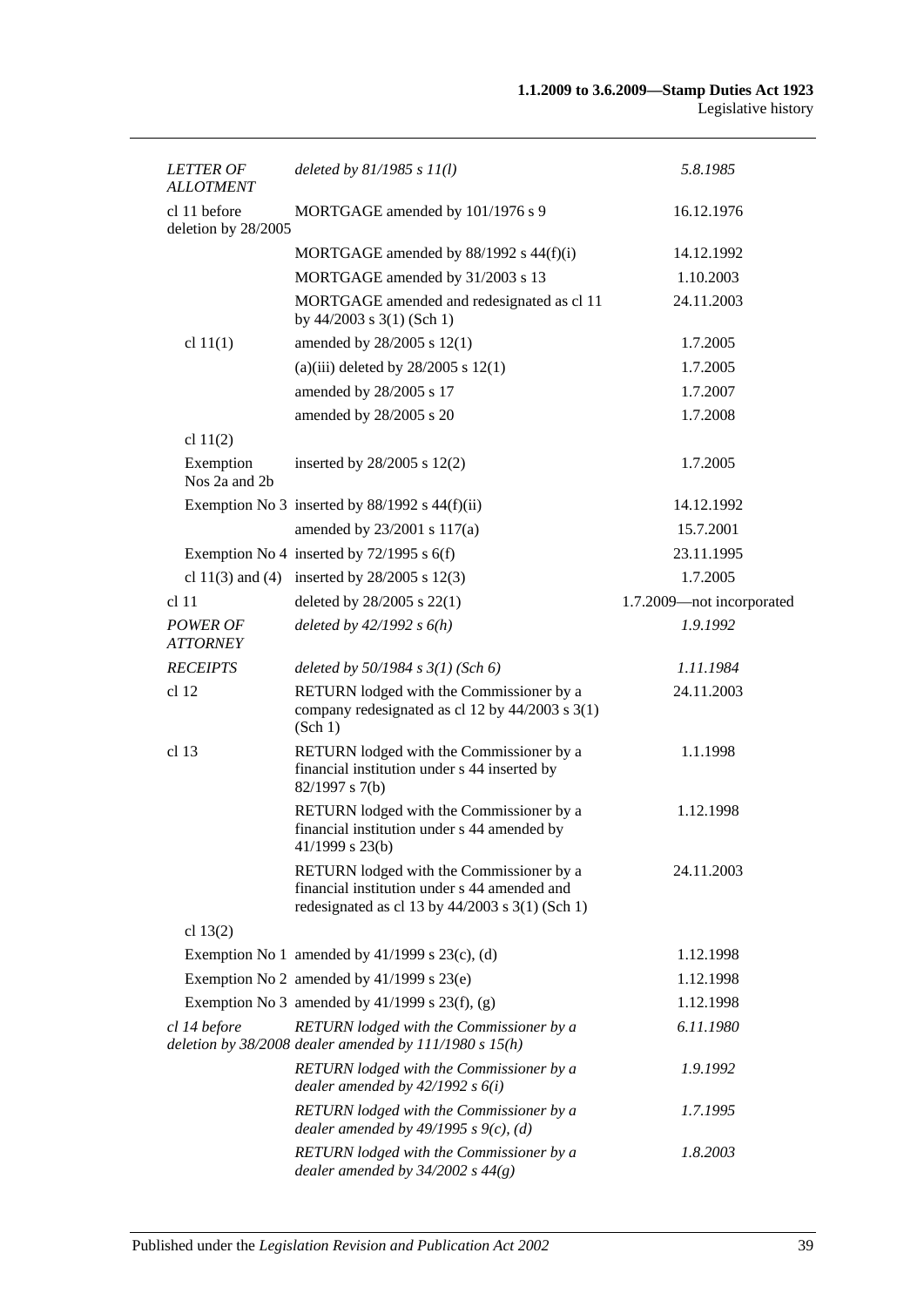| | | |
|---|---|---|
| *LETTER OF ALLOTMENT* | *deleted by 81/1985 s 11(l)* | *5.8.1985* |
| cl 11 before deletion by 28/2005 | MORTGAGE amended by 101/1976 s 9 | 16.12.1976 |
| | MORTGAGE amended by 88/1992 s 44(f)(i) | 14.12.1992 |
| | MORTGAGE amended by 31/2003 s 13 | 1.10.2003 |
| | MORTGAGE amended and redesignated as cl 11 by 44/2003 s 3(1) (Sch 1) | 24.11.2003 |
| cl 11(1) | amended by 28/2005 s 12(1) | 1.7.2005 |
| | (a)(iii) deleted by 28/2005 s 12(1) | 1.7.2005 |
| | amended by 28/2005 s 17 | 1.7.2007 |
| | amended by 28/2005 s 20 | 1.7.2008 |
| cl 11(2) | | |
| Exemption Nos 2a and 2b | inserted by 28/2005 s 12(2) | 1.7.2005 |
| | Exemption No 3 inserted by 88/1992 s 44(f)(ii) | 14.12.1992 |
| | amended by 23/2001 s 117(a) | 15.7.2001 |
| | Exemption No 4 inserted by 72/1995 s 6(f) | 23.11.1995 |
| cl 11(3) and (4) | inserted by 28/2005 s 12(3) | 1.7.2005 |
| cl 11 | deleted by 28/2005 s 22(1) | 1.7.2009—not incorporated |
| *POWER OF ATTORNEY* | *deleted by 42/1992 s 6(h)* | *1.9.1992* |
| *RECEIPTS* | *deleted by 50/1984 s 3(1) (Sch 6)* | *1.11.1984* |
| cl 12 | RETURN lodged with the Commissioner by a company redesignated as cl 12 by 44/2003 s 3(1) (Sch 1) | 24.11.2003 |
| cl 13 | RETURN lodged with the Commissioner by a financial institution under s 44 inserted by 82/1997 s 7(b) | 1.1.1998 |
| | RETURN lodged with the Commissioner by a financial institution under s 44 amended by 41/1999 s 23(b) | 1.12.1998 |
| | RETURN lodged with the Commissioner by a financial institution under s 44 amended and redesignated as cl 13 by 44/2003 s 3(1) (Sch 1) | 24.11.2003 |
| cl 13(2) | | |
| | Exemption No 1 amended by 41/1999 s 23(c), (d) | 1.12.1998 |
| | Exemption No 2 amended by 41/1999 s 23(e) | 1.12.1998 |
| | Exemption No 3 amended by 41/1999 s 23(f), (g) | 1.12.1998 |
| *cl 14 before deletion by 38/2008* | *RETURN lodged with the Commissioner by a dealer amended by 111/1980 s 15(h)* | *6.11.1980* |
| | *RETURN lodged with the Commissioner by a dealer amended by 42/1992 s 6(i)* | *1.9.1992* |
| | *RETURN lodged with the Commissioner by a dealer amended by 49/1995 s 9(c), (d)* | *1.7.1995* |
| | *RETURN lodged with the Commissioner by a dealer amended by 34/2002 s 44(g)* | *1.8.2003* |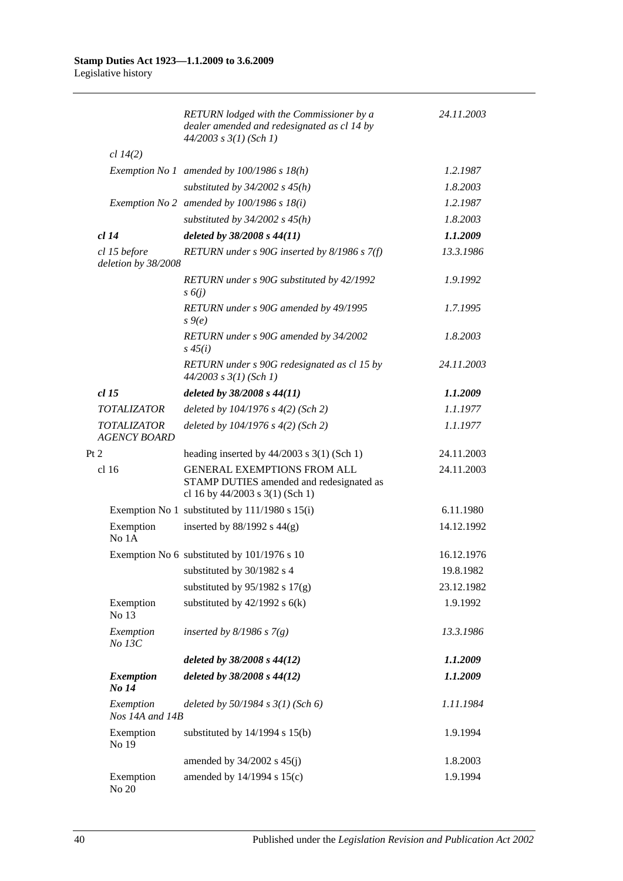| | | |
|---|---|---|
| | *RETURN lodged with the Commissioner by a dealer amended and redesignated as cl 14 by 44/2003 s 3(1) (Sch 1)* | *24.11.2003* |
| *cl 14(2)* | | |
| *Exemption No 1* | *amended by 100/1986 s 18(h)* | *1.2.1987* |
| | *substituted by 34/2002 s 45(h)* | *1.8.2003* |
| *Exemption No 2* | *amended by 100/1986 s 18(i)* | *1.2.1987* |
| | *substituted by 34/2002 s 45(h)* | *1.8.2003* |
| ***cl 14*** | ***deleted by 38/2008 s 44(11)*** | ***1.1.2009*** |
| *cl 15 before deletion by 38/2008* | *RETURN under s 90G inserted by 8/1986 s 7(f)* | *13.3.1986* |
| | *RETURN under s 90G substituted by 42/1992 s 6(j)* | *1.9.1992* |
| | *RETURN under s 90G amended by 49/1995 s 9(e)* | *1.7.1995* |
| | *RETURN under s 90G amended by 34/2002 s 45(i)* | *1.8.2003* |
| | *RETURN under s 90G redesignated as cl 15 by 44/2003 s 3(1) (Sch 1)* | *24.11.2003* |
| ***cl 15*** | ***deleted by 38/2008 s 44(11)*** | ***1.1.2009*** |
| *TOTALIZATOR* | *deleted by 104/1976 s 4(2) (Sch 2)* | *1.1.1977* |
| *TOTALIZATOR AGENCY BOARD* | *deleted by 104/1976 s 4(2) (Sch 2)* | *1.1.1977* |
| Pt 2 | heading inserted by 44/2003 s 3(1) (Sch 1) | 24.11.2003 |
| cl 16 | GENERAL EXEMPTIONS FROM ALL STAMP DUTIES amended and redesignated as cl 16 by 44/2003 s 3(1) (Sch 1) | 24.11.2003 |
| Exemption No 1 | substituted by 111/1980 s 15(i) | 6.11.1980 |
| Exemption No 1A | inserted by 88/1992 s 44(g) | 14.12.1992 |
| Exemption No 6 | substituted by 101/1976 s 10 | 16.12.1976 |
| | substituted by 30/1982 s 4 | 19.8.1982 |
| | substituted by 95/1982 s 17(g) | 23.12.1982 |
| Exemption No 13 | substituted by 42/1992 s 6(k) | 1.9.1992 |
| *Exemption No 13C* | *inserted by 8/1986 s 7(g)* | *13.3.1986* |
| | ***deleted by 38/2008 s 44(12)*** | ***1.1.2009*** |
| ***Exemption No 14*** | ***deleted by 38/2008 s 44(12)*** | ***1.1.2009*** |
| *Exemption Nos 14A and 14B* | *deleted by 50/1984 s 3(1) (Sch 6)* | *1.11.1984* |
| Exemption No 19 | substituted by 14/1994 s 15(b) | 1.9.1994 |
| | amended by 34/2002 s 45(j) | 1.8.2003 |
| Exemption No 20 | amended by 14/1994 s 15(c) | 1.9.1994 |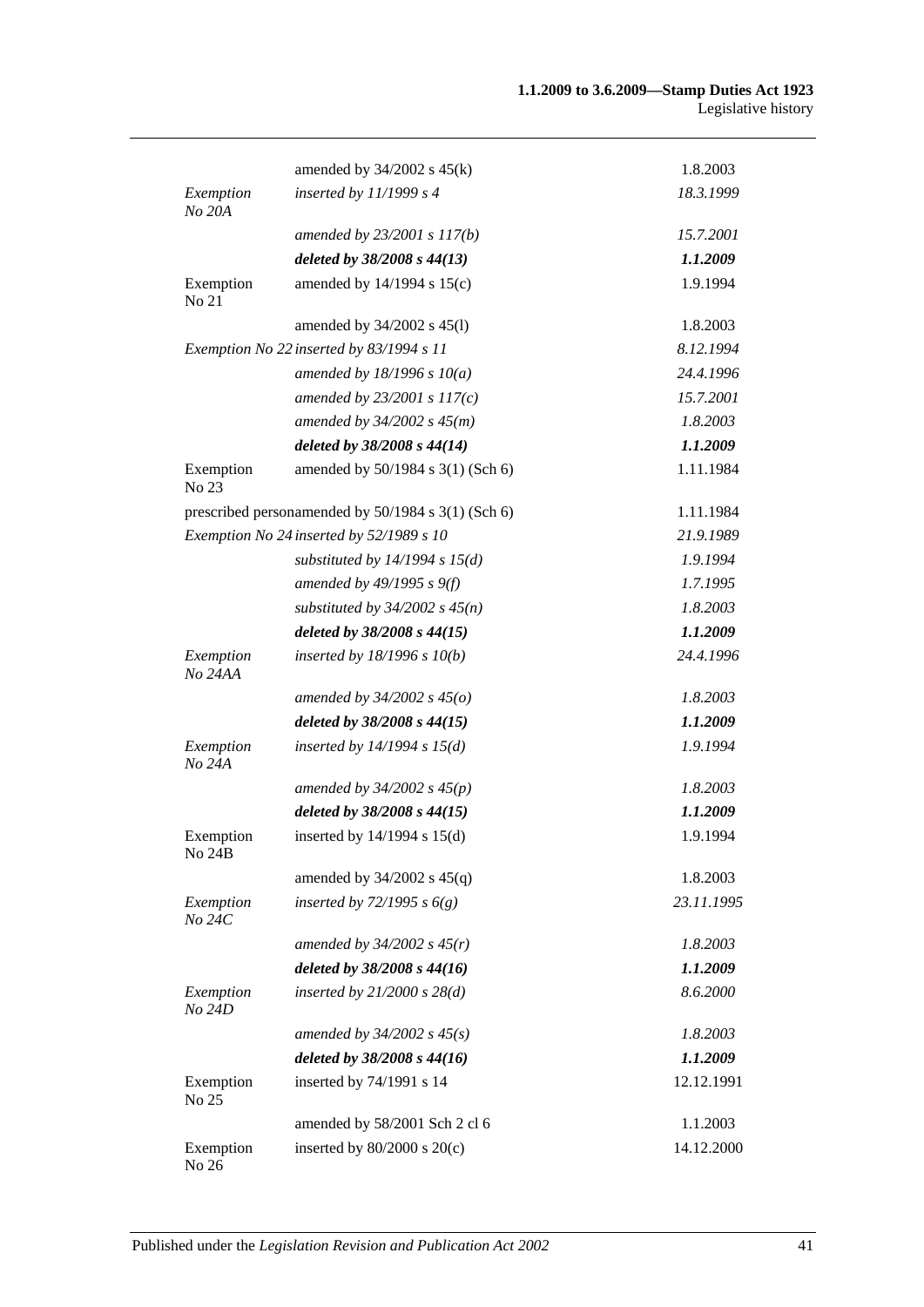| | | |
|---|---|---|
| | amended by 34/2002 s 45(k) | 1.8.2003 |
| *Exemption No 20A* | *inserted by 11/1999 s 4* | *18.3.1999* |
| | *amended by 23/2001 s 117(b)* | *15.7.2001* |
| | ***deleted by 38/2008 s 44(13)*** | ***1.1.2009*** |
| Exemption No 21 | amended by 14/1994 s 15(c) | 1.9.1994 |
| | amended by 34/2002 s 45(l) | 1.8.2003 |
| *Exemption No 22* | *inserted by 83/1994 s 11* | *8.12.1994* |
| | *amended by 18/1996 s 10(a)* | *24.4.1996* |
| | *amended by 23/2001 s 117(c)* | *15.7.2001* |
| | *amended by 34/2002 s 45(m)* | *1.8.2003* |
| | ***deleted by 38/2008 s 44(14)*** | ***1.1.2009*** |
| Exemption No 23 | amended by 50/1984 s 3(1) (Sch 6) | 1.11.1984 |
| prescribed person | amended by 50/1984 s 3(1) (Sch 6) | 1.11.1984 |
| *Exemption No 24* | *inserted by 52/1989 s 10* | *21.9.1989* |
| | *substituted by 14/1994 s 15(d)* | *1.9.1994* |
| | *amended by 49/1995 s 9(f)* | *1.7.1995* |
| | *substituted by 34/2002 s 45(n)* | *1.8.2003* |
| | ***deleted by 38/2008 s 44(15)*** | ***1.1.2009*** |
| *Exemption No 24AA* | *inserted by 18/1996 s 10(b)* | *24.4.1996* |
| | *amended by 34/2002 s 45(o)* | *1.8.2003* |
| | ***deleted by 38/2008 s 44(15)*** | ***1.1.2009*** |
| *Exemption No 24A* | *inserted by 14/1994 s 15(d)* | *1.9.1994* |
| | *amended by 34/2002 s 45(p)* | *1.8.2003* |
| | ***deleted by 38/2008 s 44(15)*** | ***1.1.2009*** |
| Exemption No 24B | inserted by 14/1994 s 15(d) | 1.9.1994 |
| | amended by 34/2002 s 45(q) | 1.8.2003 |
| *Exemption No 24C* | *inserted by 72/1995 s 6(g)* | *23.11.1995* |
| | *amended by 34/2002 s 45(r)* | *1.8.2003* |
| | ***deleted by 38/2008 s 44(16)*** | ***1.1.2009*** |
| *Exemption No 24D* | *inserted by 21/2000 s 28(d)* | *8.6.2000* |
| | *amended by 34/2002 s 45(s)* | *1.8.2003* |
| | ***deleted by 38/2008 s 44(16)*** | ***1.1.2009*** |
| Exemption No 25 | inserted by 74/1991 s 14 | 12.12.1991 |
| | amended by 58/2001 Sch 2 cl 6 | 1.1.2003 |
| Exemption No 26 | inserted by 80/2000 s 20(c) | 14.12.2000 |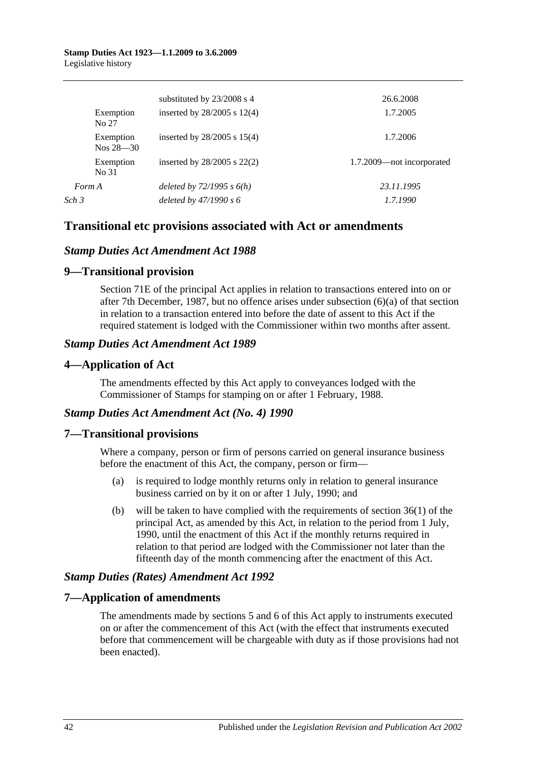| | | |
|---|---|---|
| | substituted by 23/2008 s 4 | 26.6.2008 |
| Exemption No 27 | inserted by 28/2005 s 12(4) | 1.7.2005 |
| Exemption Nos 28—30 | inserted by 28/2005 s 15(4) | 1.7.2006 |
| Exemption No 31 | inserted by 28/2005 s 22(2) | 1.7.2009—not incorporated |
| *Form A* | *deleted by 72/1995 s 6(h)* | *23.11.1995* |
| *Sch 3* | *deleted by 47/1990 s 6* | *1.7.1990* |

## Transitional etc provisions associated with Act or amendments

### *Stamp Duties Act Amendment Act 1988*

## 9—Transitional provision

Section 71E of the principal Act applies in relation to transactions entered into on or after 7th December, 1987, but no offence arises under subsection (6)(a) of that section in relation to a transaction entered into before the date of assent to this Act if the required statement is lodged with the Commissioner within two months after assent.

### *Stamp Duties Act Amendment Act 1989*

## 4—Application of Act

The amendments effected by this Act apply to conveyances lodged with the Commissioner of Stamps for stamping on or after 1 February, 1988.

### *Stamp Duties Act Amendment Act (No. 4) 1990*

## 7—Transitional provisions

Where a company, person or firm of persons carried on general insurance business before the enactment of this Act, the company, person or firm—

(a) is required to lodge monthly returns only in relation to general insurance business carried on by it on or after 1 July, 1990; and

(b) will be taken to have complied with the requirements of section 36(1) of the principal Act, as amended by this Act, in relation to the period from 1 July, 1990, until the enactment of this Act if the monthly returns required in relation to that period are lodged with the Commissioner not later than the fifteenth day of the month commencing after the enactment of this Act.

### *Stamp Duties (Rates) Amendment Act 1992*

## 7—Application of amendments

The amendments made by sections 5 and 6 of this Act apply to instruments executed on or after the commencement of this Act (with the effect that instruments executed before that commencement will be chargeable with duty as if those provisions had not been enacted).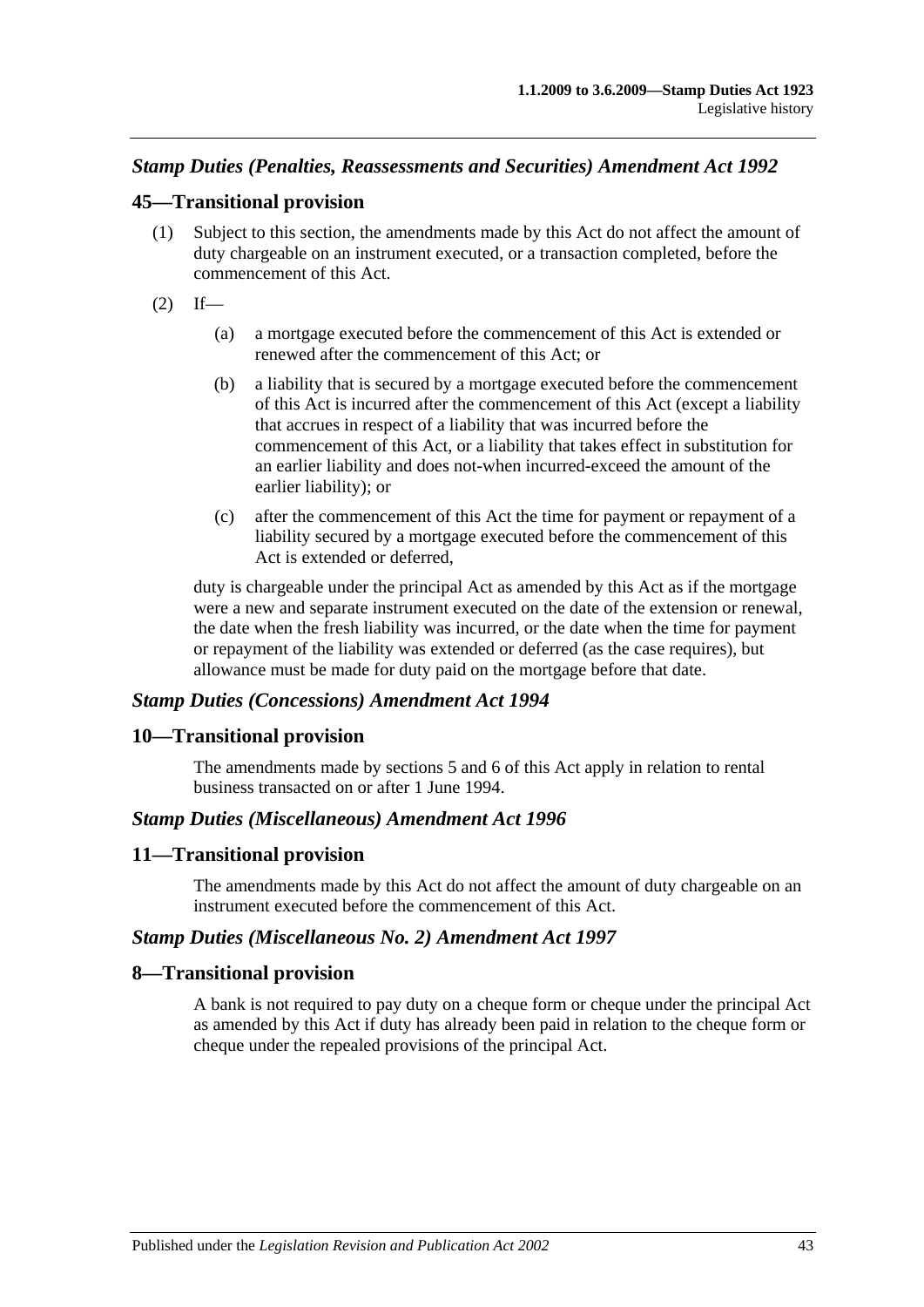### *Stamp Duties (Penalties, Reassessments and Securities) Amendment Act 1992*

## 45—Transitional provision

(1) Subject to this section, the amendments made by this Act do not affect the amount of duty chargeable on an instrument executed, or a transaction completed, before the commencement of this Act.

(2) If—

(a) a mortgage executed before the commencement of this Act is extended or renewed after the commencement of this Act; or

(b) a liability that is secured by a mortgage executed before the commencement of this Act is incurred after the commencement of this Act (except a liability that accrues in respect of a liability that was incurred before the commencement of this Act, or a liability that takes effect in substitution for an earlier liability and does not-when incurred-exceed the amount of the earlier liability); or

(c) after the commencement of this Act the time for payment or repayment of a liability secured by a mortgage executed before the commencement of this Act is extended or deferred,

duty is chargeable under the principal Act as amended by this Act as if the mortgage were a new and separate instrument executed on the date of the extension or renewal, the date when the fresh liability was incurred, or the date when the time for payment or repayment of the liability was extended or deferred (as the case requires), but allowance must be made for duty paid on the mortgage before that date.

### *Stamp Duties (Concessions) Amendment Act 1994*

## 10—Transitional provision

The amendments made by sections 5 and 6 of this Act apply in relation to rental business transacted on or after 1 June 1994.

### *Stamp Duties (Miscellaneous) Amendment Act 1996*

## 11—Transitional provision

The amendments made by this Act do not affect the amount of duty chargeable on an instrument executed before the commencement of this Act.

### *Stamp Duties (Miscellaneous No. 2) Amendment Act 1997*

## 8—Transitional provision

A bank is not required to pay duty on a cheque form or cheque under the principal Act as amended by this Act if duty has already been paid in relation to the cheque form or cheque under the repealed provisions of the principal Act.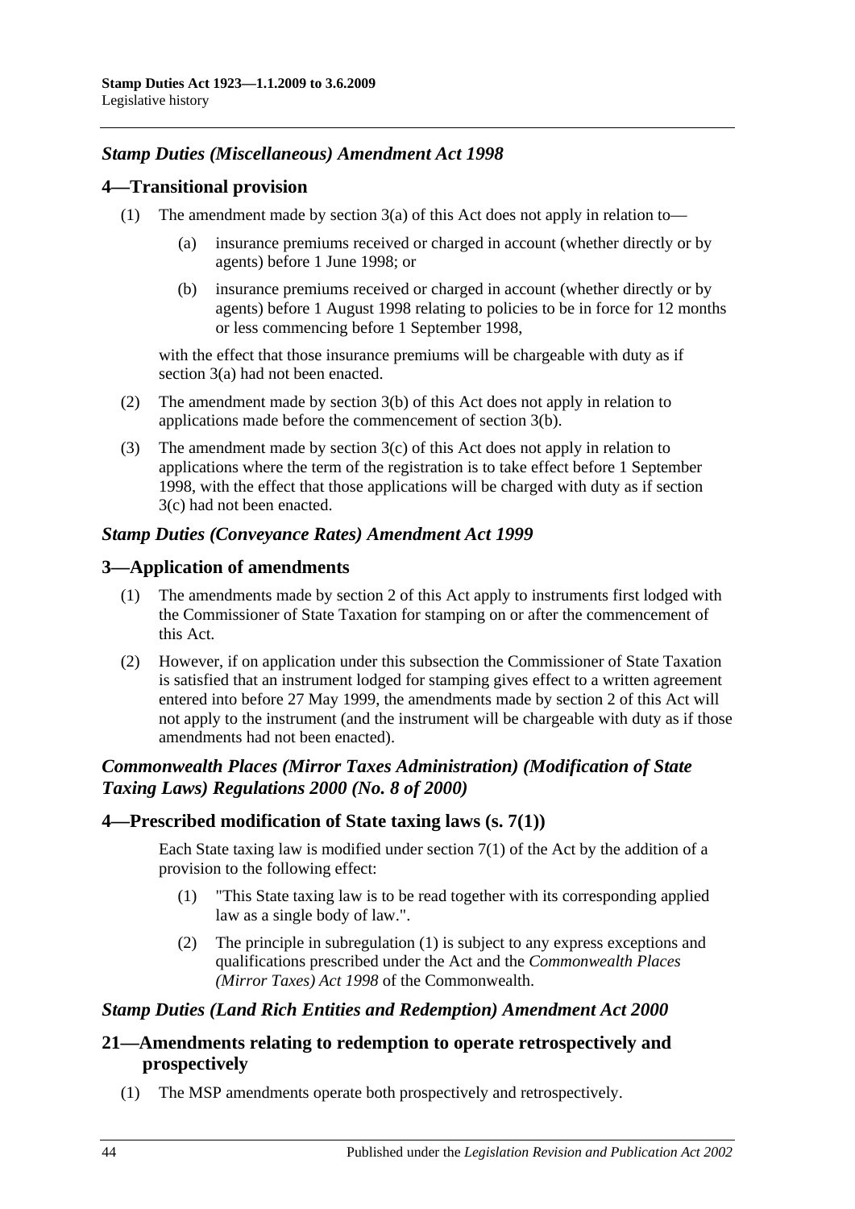### *Stamp Duties (Miscellaneous) Amendment Act 1998*

## 4—Transitional provision

(1) The amendment made by section 3(a) of this Act does not apply in relation to—

  (a) insurance premiums received or charged in account (whether directly or by agents) before 1 June 1998; or

  (b) insurance premiums received or charged in account (whether directly or by agents) before 1 August 1998 relating to policies to be in force for 12 months or less commencing before 1 September 1998,

with the effect that those insurance premiums will be chargeable with duty as if section 3(a) had not been enacted.

(2) The amendment made by section 3(b) of this Act does not apply in relation to applications made before the commencement of section 3(b).

(3) The amendment made by section 3(c) of this Act does not apply in relation to applications where the term of the registration is to take effect before 1 September 1998, with the effect that those applications will be charged with duty as if section 3(c) had not been enacted.

### *Stamp Duties (Conveyance Rates) Amendment Act 1999*

## 3—Application of amendments

(1) The amendments made by section 2 of this Act apply to instruments first lodged with the Commissioner of State Taxation for stamping on or after the commencement of this Act.

(2) However, if on application under this subsection the Commissioner of State Taxation is satisfied that an instrument lodged for stamping gives effect to a written agreement entered into before 27 May 1999, the amendments made by section 2 of this Act will not apply to the instrument (and the instrument will be chargeable with duty as if those amendments had not been enacted).

### *Commonwealth Places (Mirror Taxes Administration) (Modification of State Taxing Laws) Regulations 2000 (No. 8 of 2000)*

## 4—Prescribed modification of State taxing laws (s. 7(1))

Each State taxing law is modified under section 7(1) of the Act by the addition of a provision to the following effect:

(1) "This State taxing law is to be read together with its corresponding applied law as a single body of law.".

(2) The principle in subregulation (1) is subject to any express exceptions and qualifications prescribed under the Act and the *Commonwealth Places (Mirror Taxes) Act 1998* of the Commonwealth.

### *Stamp Duties (Land Rich Entities and Redemption) Amendment Act 2000*

## 21—Amendments relating to redemption to operate retrospectively and prospectively

(1) The MSP amendments operate both prospectively and retrospectively.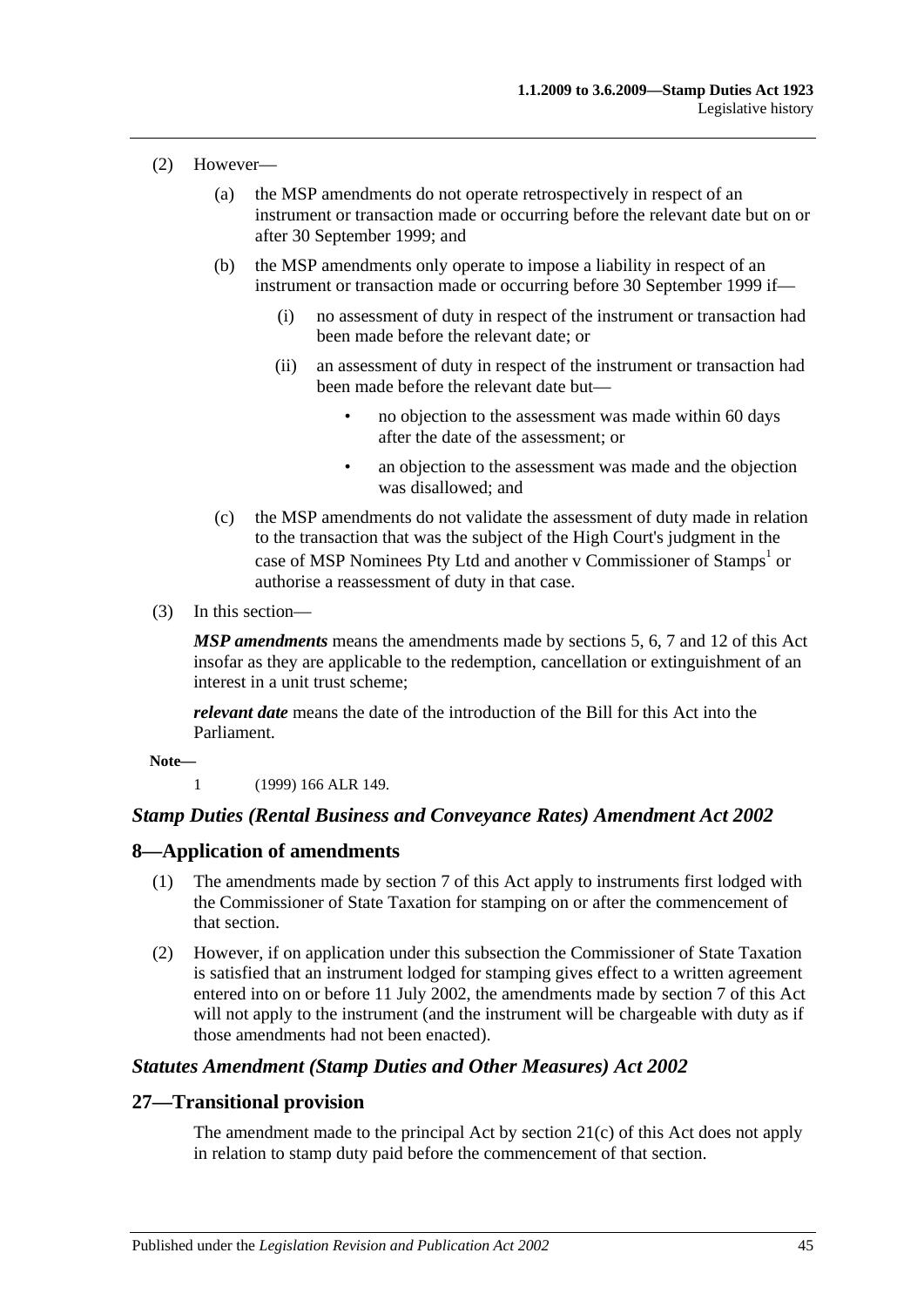(2) However—

(a) the MSP amendments do not operate retrospectively in respect of an instrument or transaction made or occurring before the relevant date but on or after 30 September 1999; and

(b) the MSP amendments only operate to impose a liability in respect of an instrument or transaction made or occurring before 30 September 1999 if—

(i) no assessment of duty in respect of the instrument or transaction had been made before the relevant date; or

(ii) an assessment of duty in respect of the instrument or transaction had been made before the relevant date but—

- no objection to the assessment was made within 60 days after the date of the assessment; or
- an objection to the assessment was made and the objection was disallowed; and

(c) the MSP amendments do not validate the assessment of duty made in relation to the transaction that was the subject of the High Court's judgment in the case of MSP Nominees Pty Ltd and another v Commissioner of Stamps[1] or authorise a reassessment of duty in that case.

(3) In this section—

***MSP amendments*** means the amendments made by sections 5, 6, 7 and 12 of this Act insofar as they are applicable to the redemption, cancellation or extinguishment of an interest in a unit trust scheme;

***relevant date*** means the date of the introduction of the Bill for this Act into the Parliament.

**Note—**

1 (1999) 166 ALR 149.

### *Stamp Duties (Rental Business and Conveyance Rates) Amendment Act 2002*

## 8—Application of amendments

(1) The amendments made by section 7 of this Act apply to instruments first lodged with the Commissioner of State Taxation for stamping on or after the commencement of that section.

(2) However, if on application under this subsection the Commissioner of State Taxation is satisfied that an instrument lodged for stamping gives effect to a written agreement entered into on or before 11 July 2002, the amendments made by section 7 of this Act will not apply to the instrument (and the instrument will be chargeable with duty as if those amendments had not been enacted).

### *Statutes Amendment (Stamp Duties and Other Measures) Act 2002*

## 27—Transitional provision

The amendment made to the principal Act by section 21(c) of this Act does not apply in relation to stamp duty paid before the commencement of that section.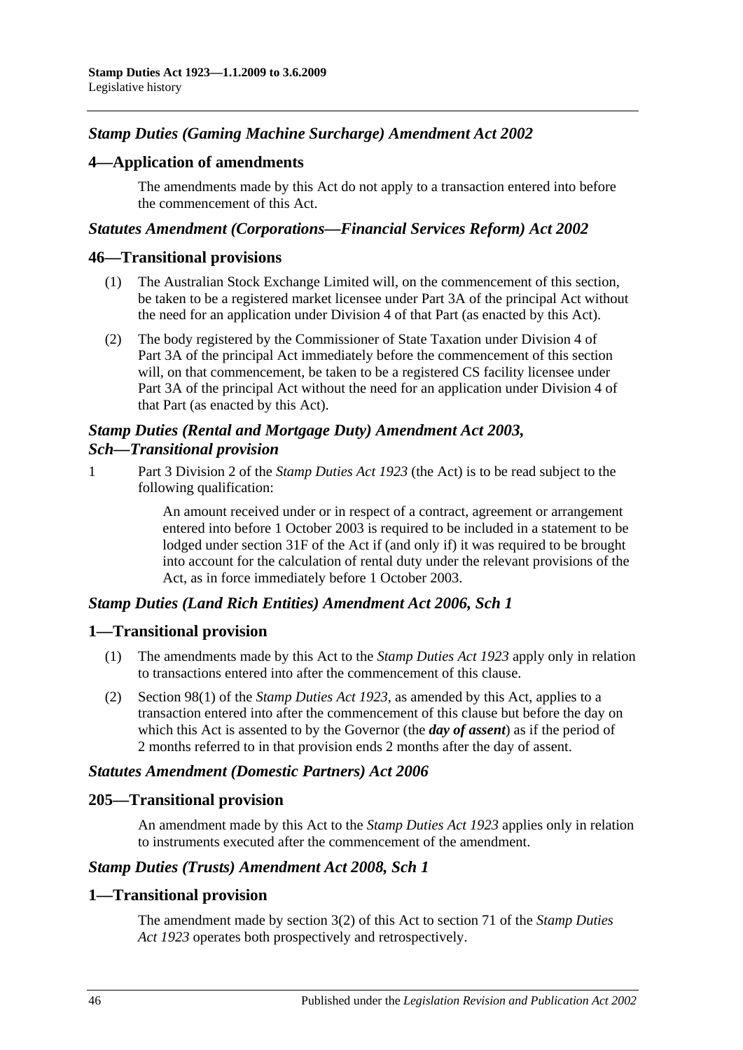### *Stamp Duties (Gaming Machine Surcharge) Amendment Act 2002*

## 4—Application of amendments

The amendments made by this Act do not apply to a transaction entered into before the commencement of this Act.

### *Statutes Amendment (Corporations—Financial Services Reform) Act 2002*

## 46—Transitional provisions

(1) The Australian Stock Exchange Limited will, on the commencement of this section, be taken to be a registered market licensee under Part 3A of the principal Act without the need for an application under Division 4 of that Part (as enacted by this Act).

(2) The body registered by the Commissioner of State Taxation under Division 4 of Part 3A of the principal Act immediately before the commencement of this section will, on that commencement, be taken to be a registered CS facility licensee under Part 3A of the principal Act without the need for an application under Division 4 of that Part (as enacted by this Act).

### *Stamp Duties (Rental and Mortgage Duty) Amendment Act 2003, Sch—Transitional provision*

1 Part 3 Division 2 of the *Stamp Duties Act 1923* (the Act) is to be read subject to the following qualification:

An amount received under or in respect of a contract, agreement or arrangement entered into before 1 October 2003 is required to be included in a statement to be lodged under section 31F of the Act if (and only if) it was required to be brought into account for the calculation of rental duty under the relevant provisions of the Act, as in force immediately before 1 October 2003.

### *Stamp Duties (Land Rich Entities) Amendment Act 2006, Sch 1*

## 1—Transitional provision

(1) The amendments made by this Act to the *Stamp Duties Act 1923* apply only in relation to transactions entered into after the commencement of this clause.

(2) Section 98(1) of the *Stamp Duties Act 1923*, as amended by this Act, applies to a transaction entered into after the commencement of this clause but before the day on which this Act is assented to by the Governor (the ***day of assent***) as if the period of 2 months referred to in that provision ends 2 months after the day of assent.

### *Statutes Amendment (Domestic Partners) Act 2006*

## 205—Transitional provision

An amendment made by this Act to the *Stamp Duties Act 1923* applies only in relation to instruments executed after the commencement of the amendment.

### *Stamp Duties (Trusts) Amendment Act 2008, Sch 1*

## 1—Transitional provision

The amendment made by section 3(2) of this Act to section 71 of the *Stamp Duties Act 1923* operates both prospectively and retrospectively.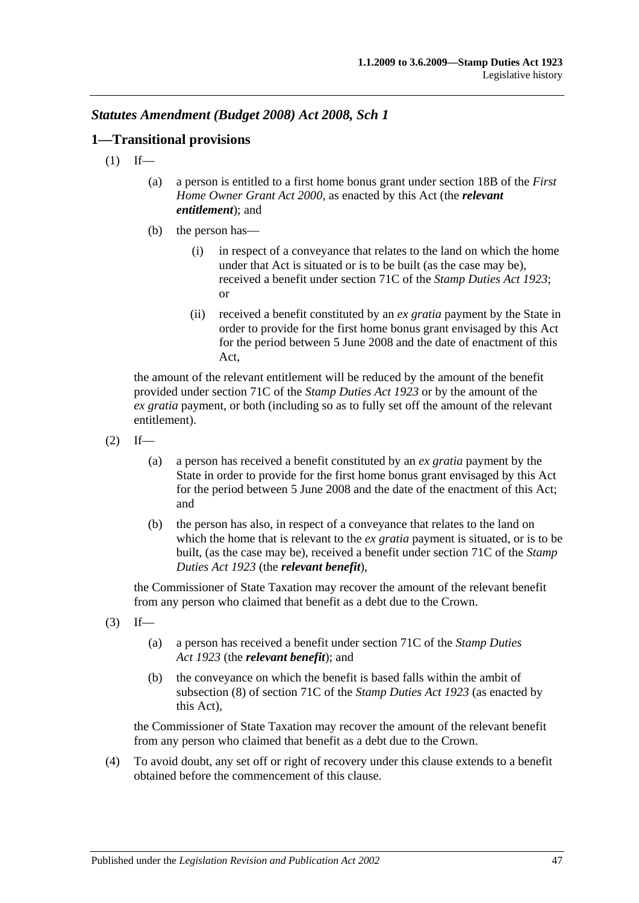## *Statutes Amendment (Budget 2008) Act 2008, Sch 1*

### 1—Transitional provisions

(1) If—

(a) a person is entitled to a first home bonus grant under section 18B of the *First Home Owner Grant Act 2000*, as enacted by this Act (the ***relevant entitlement***); and

(b) the person has—

(i) in respect of a conveyance that relates to the land on which the home under that Act is situated or is to be built (as the case may be), received a benefit under section 71C of the *Stamp Duties Act 1923*; or

(ii) received a benefit constituted by an *ex gratia* payment by the State in order to provide for the first home bonus grant envisaged by this Act for the period between 5 June 2008 and the date of enactment of this Act,

the amount of the relevant entitlement will be reduced by the amount of the benefit provided under section 71C of the *Stamp Duties Act 1923* or by the amount of the *ex gratia* payment, or both (including so as to fully set off the amount of the relevant entitlement).

(2) If—

(a) a person has received a benefit constituted by an *ex gratia* payment by the State in order to provide for the first home bonus grant envisaged by this Act for the period between 5 June 2008 and the date of the enactment of this Act; and

(b) the person has also, in respect of a conveyance that relates to the land on which the home that is relevant to the *ex gratia* payment is situated, or is to be built, (as the case may be), received a benefit under section 71C of the *Stamp Duties Act 1923* (the ***relevant benefit***),

the Commissioner of State Taxation may recover the amount of the relevant benefit from any person who claimed that benefit as a debt due to the Crown.

(3) If—

(a) a person has received a benefit under section 71C of the *Stamp Duties Act 1923* (the ***relevant benefit***); and

(b) the conveyance on which the benefit is based falls within the ambit of subsection (8) of section 71C of the *Stamp Duties Act 1923* (as enacted by this Act),

the Commissioner of State Taxation may recover the amount of the relevant benefit from any person who claimed that benefit as a debt due to the Crown.

(4) To avoid doubt, any set off or right of recovery under this clause extends to a benefit obtained before the commencement of this clause.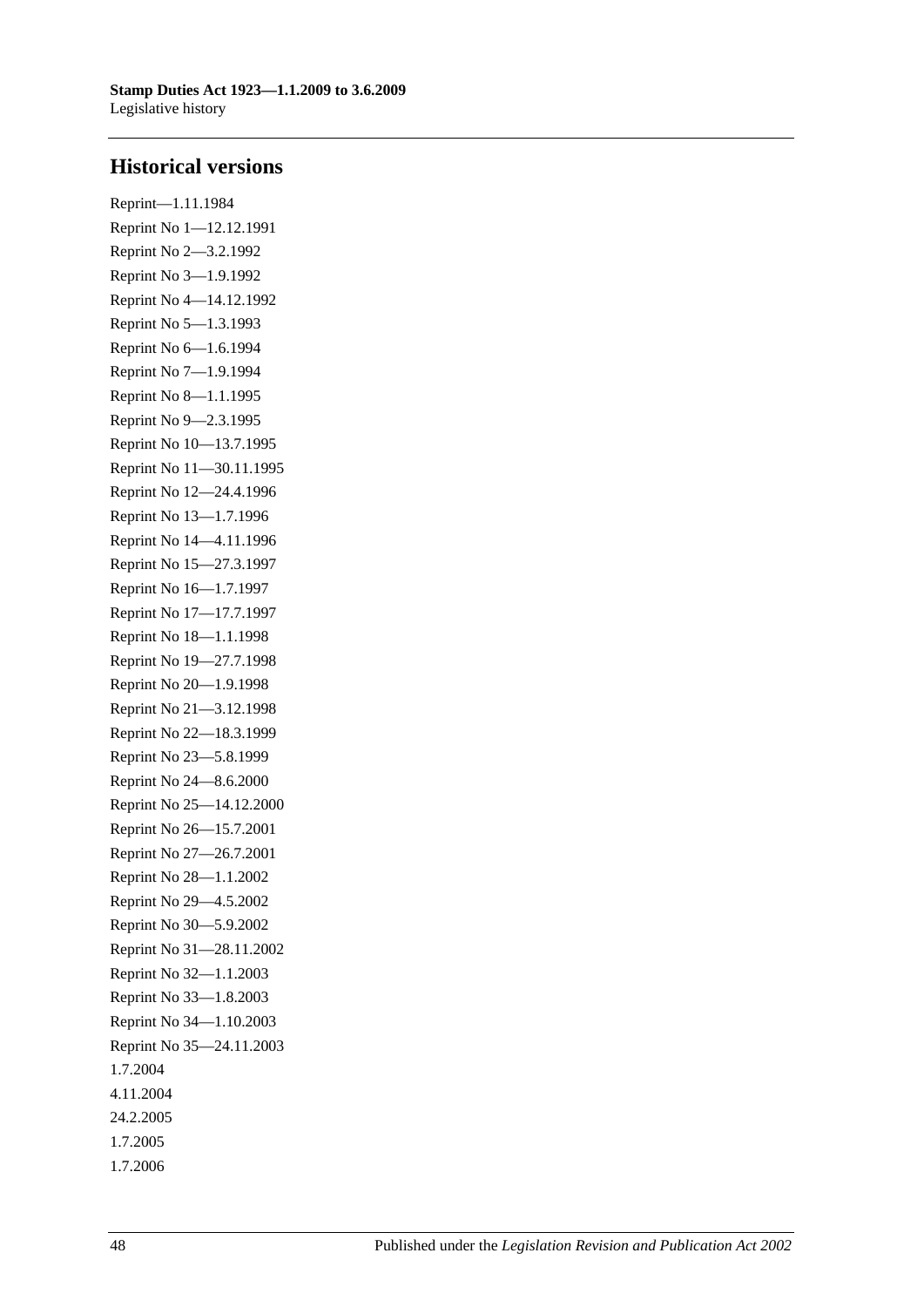## Historical versions

Reprint—1.11.1984

Reprint No 1—12.12.1991

Reprint No 2—3.2.1992

Reprint No 3—1.9.1992

Reprint No 4—14.12.1992

Reprint No 5—1.3.1993

Reprint No 6—1.6.1994

Reprint No 7—1.9.1994

Reprint No 8—1.1.1995

Reprint No 9—2.3.1995

Reprint No 10—13.7.1995

Reprint No 11—30.11.1995

Reprint No 12—24.4.1996

Reprint No 13—1.7.1996

Reprint No 14—4.11.1996

Reprint No 15—27.3.1997

Reprint No 16—1.7.1997

Reprint No 17—17.7.1997

Reprint No 18—1.1.1998

Reprint No 19—27.7.1998

Reprint No 20—1.9.1998

Reprint No 21—3.12.1998

Reprint No 22—18.3.1999

Reprint No 23—5.8.1999

Reprint No 24—8.6.2000

Reprint No 25—14.12.2000

Reprint No 26—15.7.2001

Reprint No 27—26.7.2001

Reprint No 28—1.1.2002

Reprint No 29—4.5.2002

Reprint No 30—5.9.2002

Reprint No 31—28.11.2002

Reprint No 32—1.1.2003

Reprint No 33—1.8.2003

Reprint No 34—1.10.2003

Reprint No 35—24.11.2003

1.7.2004

4.11.2004

24.2.2005

1.7.2005

1.7.2006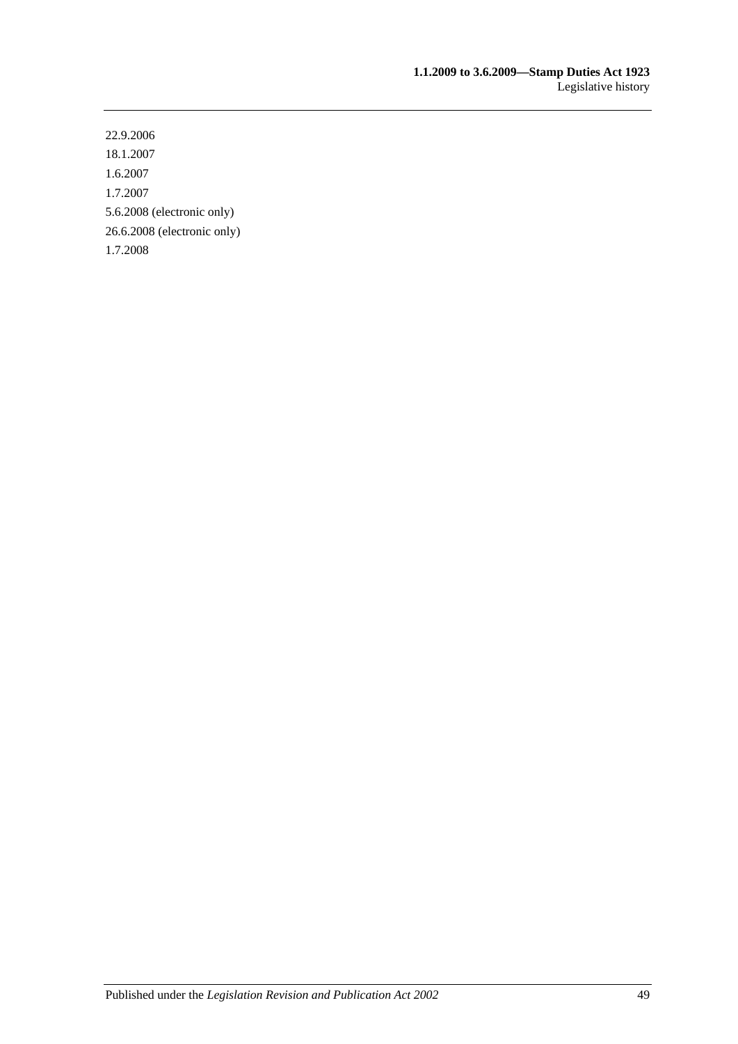22.9.2006

18.1.2007

1.6.2007

1.7.2007

5.6.2008 (electronic only)

26.6.2008 (electronic only)

1.7.2008